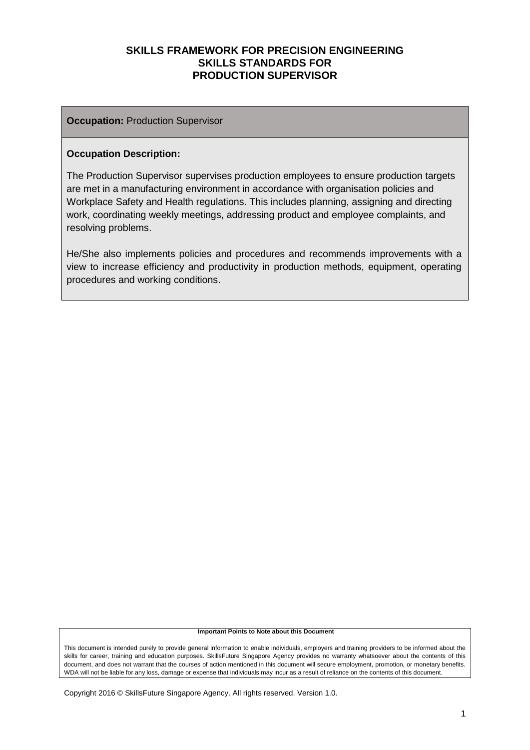# SKILLS FRAMEWORK FOR PRECISION ENGINEERING
# SKILLS STANDARDS FOR
# PRODUCTION SUPERVISOR

**Occupation:** Production Supervisor

**Occupation Description:**

The Production Supervisor supervises production employees to ensure production targets are met in a manufacturing environment in accordance with organisation policies and Workplace Safety and Health regulations. This includes planning, assigning and directing work, coordinating weekly meetings, addressing product and employee complaints, and resolving problems.

He/She also implements policies and procedures and recommends improvements with a view to increase efficiency and productivity in production methods, equipment, operating procedures and working conditions.

**Important Points to Note about this Document**

This document is intended purely to provide general information to enable individuals, employers and training providers to be informed about the skills for career, training and education purposes. SkillsFuture Singapore Agency provides no warranty whatsoever about the contents of this document, and does not warrant that the courses of action mentioned in this document will secure employment, promotion, or monetary benefits. WDA will not be liable for any loss, damage or expense that individuals may incur as a result of reliance on the contents of this document.

Copyright 2016 © SkillsFuture Singapore Agency. All rights reserved. Version 1.0.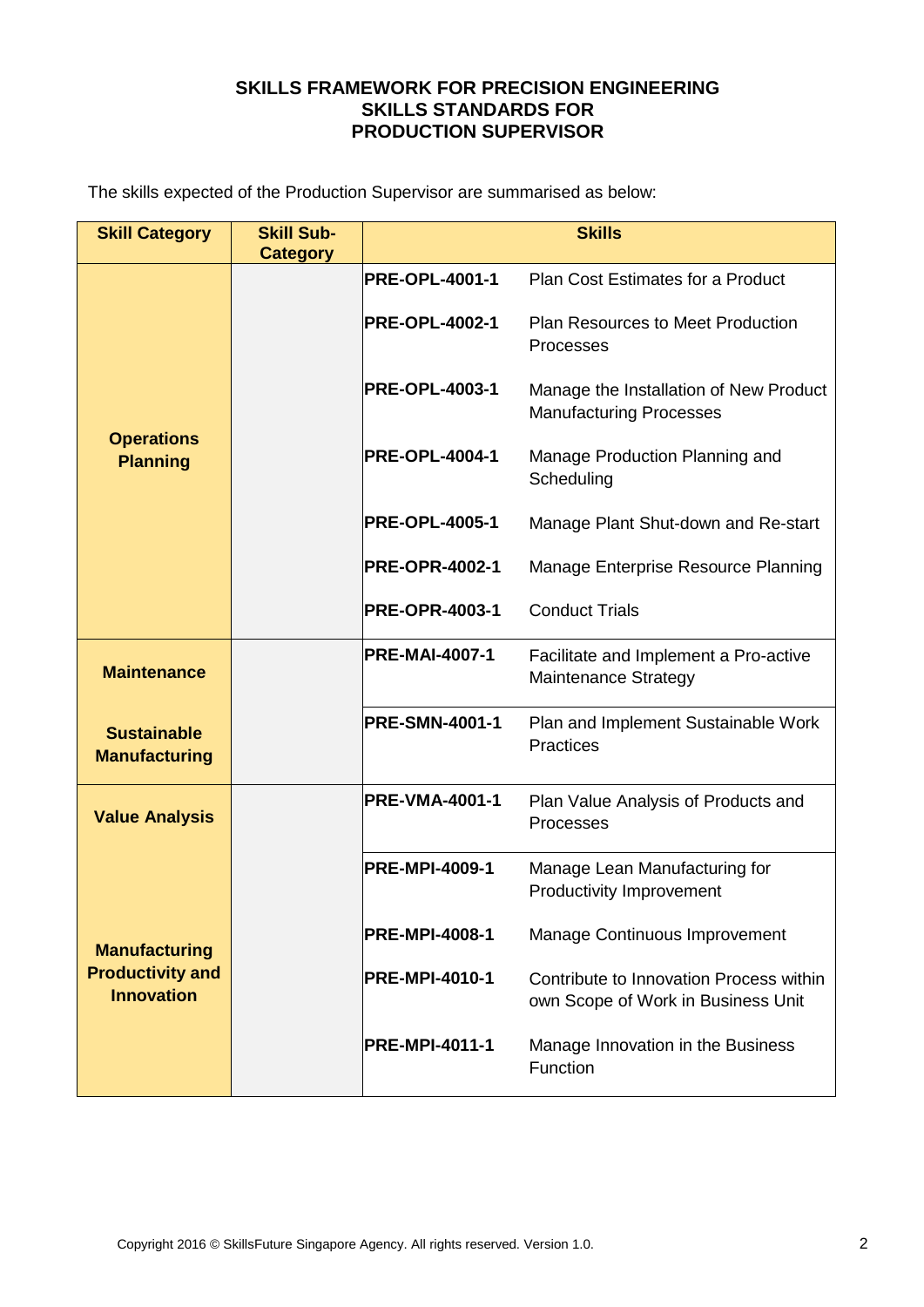**SKILLS FRAMEWORK FOR PRECISION ENGINEERING**
**SKILLS STANDARDS FOR**
**PRODUCTION SUPERVISOR**

The skills expected of the Production Supervisor are summarised as below:

| Skill Category | Skill Sub-Category | Skills | |
|---|---|---|---|
| **Operations Planning** | | **PRE-OPL-4001-1** | Plan Cost Estimates for a Product |
| | | **PRE-OPL-4002-1** | Plan Resources to Meet Production Processes |
| | | **PRE-OPL-4003-1** | Manage the Installation of New Product Manufacturing Processes |
| | | **PRE-OPL-4004-1** | Manage Production Planning and Scheduling |
| | | **PRE-OPL-4005-1** | Manage Plant Shut-down and Re-start |
| | | **PRE-OPR-4002-1** | Manage Enterprise Resource Planning |
| | | **PRE-OPR-4003-1** | Conduct Trials |
| **Maintenance** | | **PRE-MAI-4007-1** | Facilitate and Implement a Pro-active Maintenance Strategy |
| **Sustainable Manufacturing** | | **PRE-SMN-4001-1** | Plan and Implement Sustainable Work Practices |
| **Value Analysis** | | **PRE-VMA-4001-1** | Plan Value Analysis of Products and Processes |
| **Manufacturing Productivity and Innovation** | | **PRE-MPI-4009-1** | Manage Lean Manufacturing for Productivity Improvement |
| | | **PRE-MPI-4008-1** | Manage Continuous Improvement |
| | | **PRE-MPI-4010-1** | Contribute to Innovation Process within own Scope of Work in Business Unit |
| | | **PRE-MPI-4011-1** | Manage Innovation in the Business Function |

Copyright 2016 © SkillsFuture Singapore Agency. All rights reserved. Version 1.0.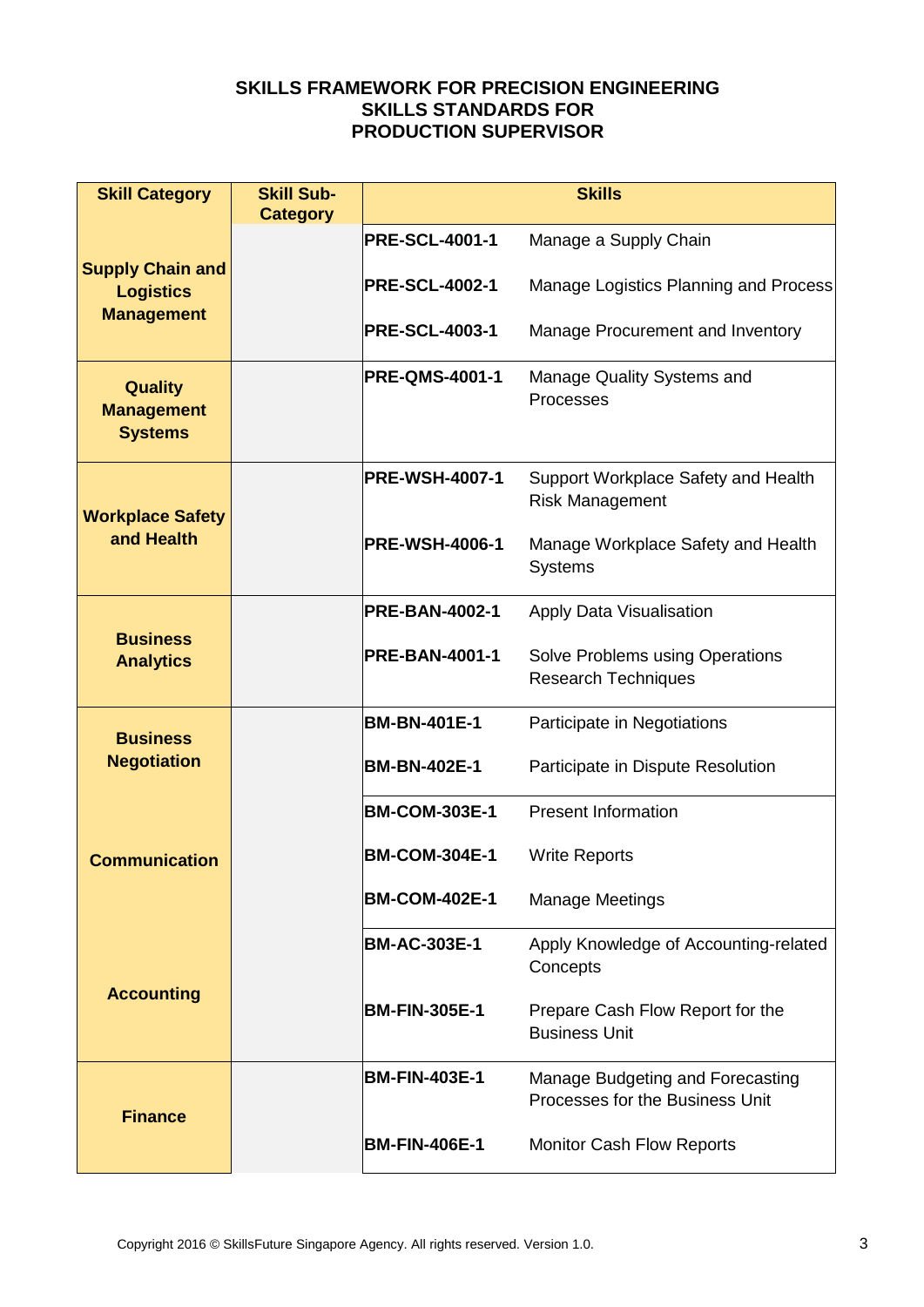**SKILLS FRAMEWORK FOR PRECISION ENGINEERING**
**SKILLS STANDARDS FOR**
**PRODUCTION SUPERVISOR**

| Skill Category | Skill Sub-Category | Skills | |
|---|---|---|---|
| Supply Chain and Logistics Management | | **PRE-SCL-4001-1** | Manage a Supply Chain |
| | | **PRE-SCL-4002-1** | Manage Logistics Planning and Process |
| | | **PRE-SCL-4003-1** | Manage Procurement and Inventory |
| Quality Management Systems | | **PRE-QMS-4001-1** | Manage Quality Systems and Processes |
| Workplace Safety and Health | | **PRE-WSH-4007-1** | Support Workplace Safety and Health Risk Management |
| | | **PRE-WSH-4006-1** | Manage Workplace Safety and Health Systems |
| Business Analytics | | **PRE-BAN-4002-1** | Apply Data Visualisation |
| | | **PRE-BAN-4001-1** | Solve Problems using Operations Research Techniques |
| Business Negotiation | | **BM-BN-401E-1** | Participate in Negotiations |
| | | **BM-BN-402E-1** | Participate in Dispute Resolution |
| Communication | | **BM-COM-303E-1** | Present Information |
| | | **BM-COM-304E-1** | Write Reports |
| | | **BM-COM-402E-1** | Manage Meetings |
| Accounting | | **BM-AC-303E-1** | Apply Knowledge of Accounting-related Concepts |
| | | **BM-FIN-305E-1** | Prepare Cash Flow Report for the Business Unit |
| Finance | | **BM-FIN-403E-1** | Manage Budgeting and Forecasting Processes for the Business Unit |
| | | **BM-FIN-406E-1** | Monitor Cash Flow Reports |

Copyright 2016 © SkillsFuture Singapore Agency. All rights reserved. Version 1.0.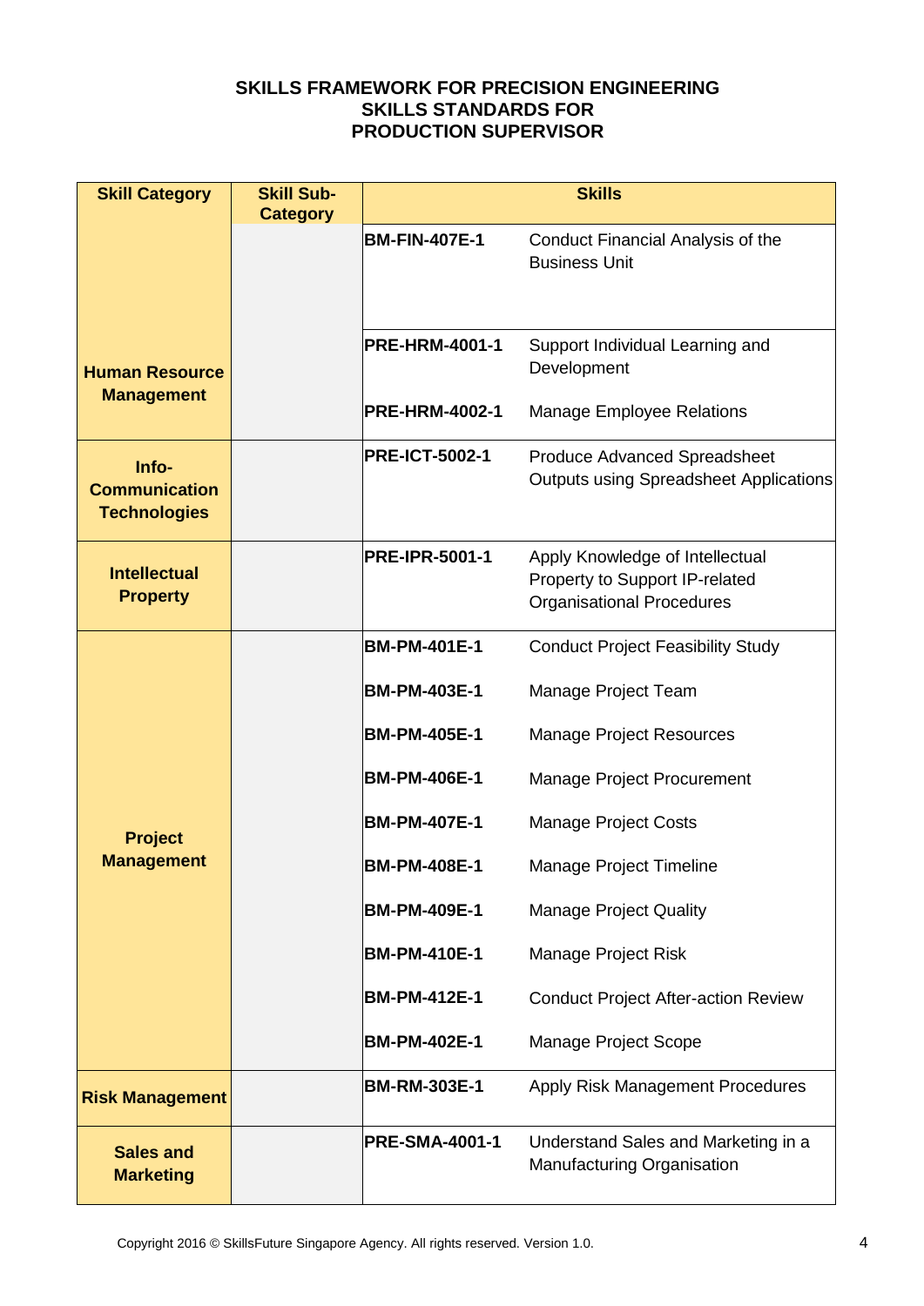**SKILLS FRAMEWORK FOR PRECISION ENGINEERING**
**SKILLS STANDARDS FOR**
**PRODUCTION SUPERVISOR**

| Skill Category | Skill Sub-Category | Skills | |
|---|---|---|---|
| Human Resource Management | | BM-FIN-407E-1 | Conduct Financial Analysis of the Business Unit |
| | | PRE-HRM-4001-1 | Support Individual Learning and Development |
| | | PRE-HRM-4002-1 | Manage Employee Relations |
| Info-Communication Technologies | | PRE-ICT-5002-1 | Produce Advanced Spreadsheet Outputs using Spreadsheet Applications |
| Intellectual Property | | PRE-IPR-5001-1 | Apply Knowledge of Intellectual Property to Support IP-related Organisational Procedures |
| Project Management | | BM-PM-401E-1 | Conduct Project Feasibility Study |
| | | BM-PM-403E-1 | Manage Project Team |
| | | BM-PM-405E-1 | Manage Project Resources |
| | | BM-PM-406E-1 | Manage Project Procurement |
| | | BM-PM-407E-1 | Manage Project Costs |
| | | BM-PM-408E-1 | Manage Project Timeline |
| | | BM-PM-409E-1 | Manage Project Quality |
| | | BM-PM-410E-1 | Manage Project Risk |
| | | BM-PM-412E-1 | Conduct Project After-action Review |
| | | BM-PM-402E-1 | Manage Project Scope |
| Risk Management | | BM-RM-303E-1 | Apply Risk Management Procedures |
| Sales and Marketing | | PRE-SMA-4001-1 | Understand Sales and Marketing in a Manufacturing Organisation |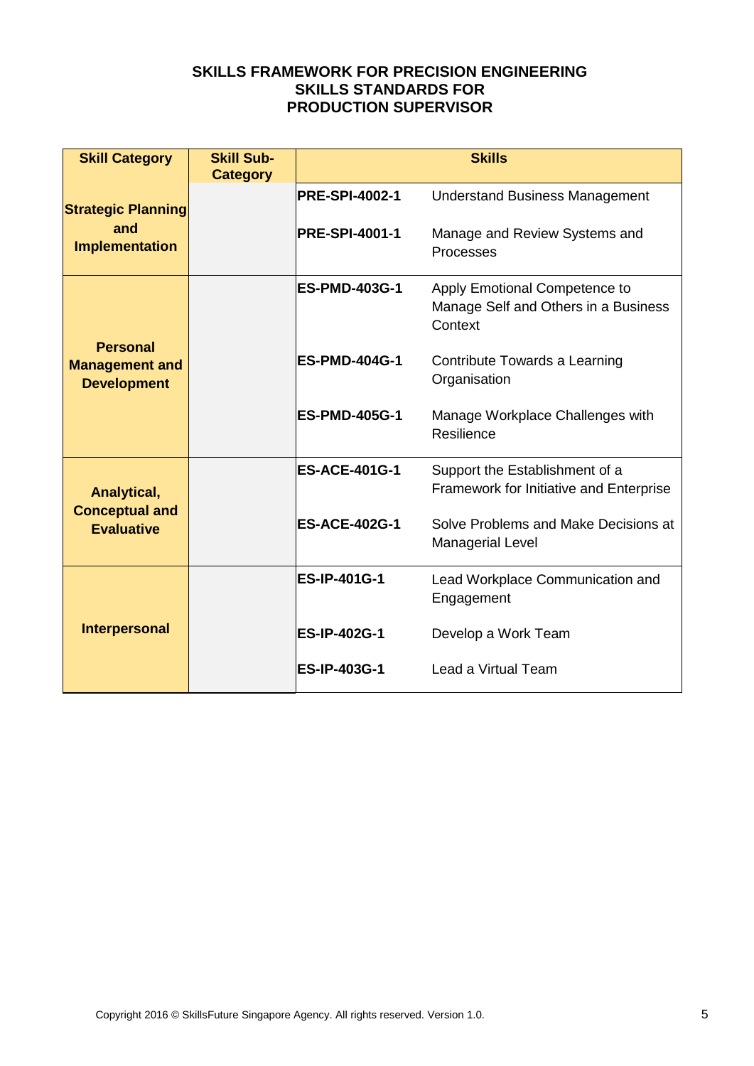# SKILLS FRAMEWORK FOR PRECISION ENGINEERING
## SKILLS STANDARDS FOR
## PRODUCTION SUPERVISOR

| Skill Category | Skill Sub-Category | Skills | |
|---|---|---|---|
| **Strategic Planning and Implementation** | | **PRE-SPI-4002-1** | Understand Business Management |
| | | **PRE-SPI-4001-1** | Manage and Review Systems and Processes |
| **Personal Management and Development** | | **ES-PMD-403G-1** | Apply Emotional Competence to Manage Self and Others in a Business Context |
| | | **ES-PMD-404G-1** | Contribute Towards a Learning Organisation |
| | | **ES-PMD-405G-1** | Manage Workplace Challenges with Resilience |
| **Analytical, Conceptual and Evaluative** | | **ES-ACE-401G-1** | Support the Establishment of a Framework for Initiative and Enterprise |
| | | **ES-ACE-402G-1** | Solve Problems and Make Decisions at Managerial Level |
| **Interpersonal** | | **ES-IP-401G-1** | Lead Workplace Communication and Engagement |
| | | **ES-IP-402G-1** | Develop a Work Team |
| | | **ES-IP-403G-1** | Lead a Virtual Team |

Copyright 2016 © SkillsFuture Singapore Agency. All rights reserved. Version 1.0.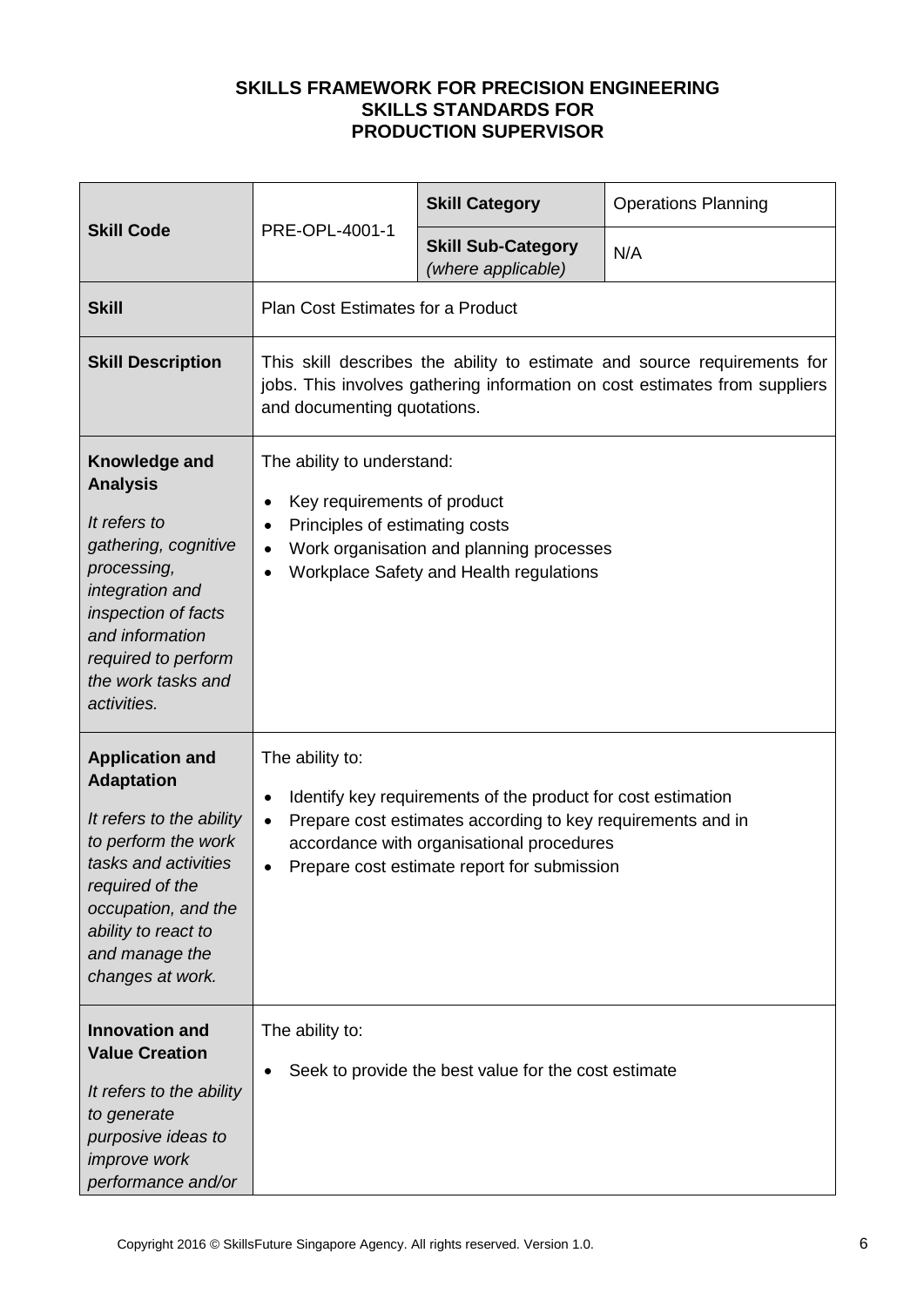**SKILLS FRAMEWORK FOR PRECISION ENGINEERING**
**SKILLS STANDARDS FOR**
**PRODUCTION SUPERVISOR**

| **Skill Code** | PRE-OPL-4001-1 | **Skill Category** | Operations Planning |
|---|---|---|---|
| | | **Skill Sub-Category** *(where applicable)* | N/A |
| **Skill** | Plan Cost Estimates for a Product | | |
| **Skill Description** | This skill describes the ability to estimate and source requirements for jobs. This involves gathering information on cost estimates from suppliers and documenting quotations. | | |
| **Knowledge and Analysis** *It refers to gathering, cognitive processing, integration and inspection of facts and information required to perform the work tasks and activities.* | The ability to understand: <br>• Key requirements of product <br>• Principles of estimating costs <br>• Work organisation and planning processes <br>• Workplace Safety and Health regulations | | |
| **Application and Adaptation** *It refers to the ability to perform the work tasks and activities required of the occupation, and the ability to react to and manage the changes at work.* | The ability to: <br>• Identify key requirements of the product for cost estimation <br>• Prepare cost estimates according to key requirements and in accordance with organisational procedures <br>• Prepare cost estimate report for submission | | |
| **Innovation and Value Creation** *It refers to the ability to generate purposive ideas to improve work performance and/or* | The ability to: <br>• Seek to provide the best value for the cost estimate | | |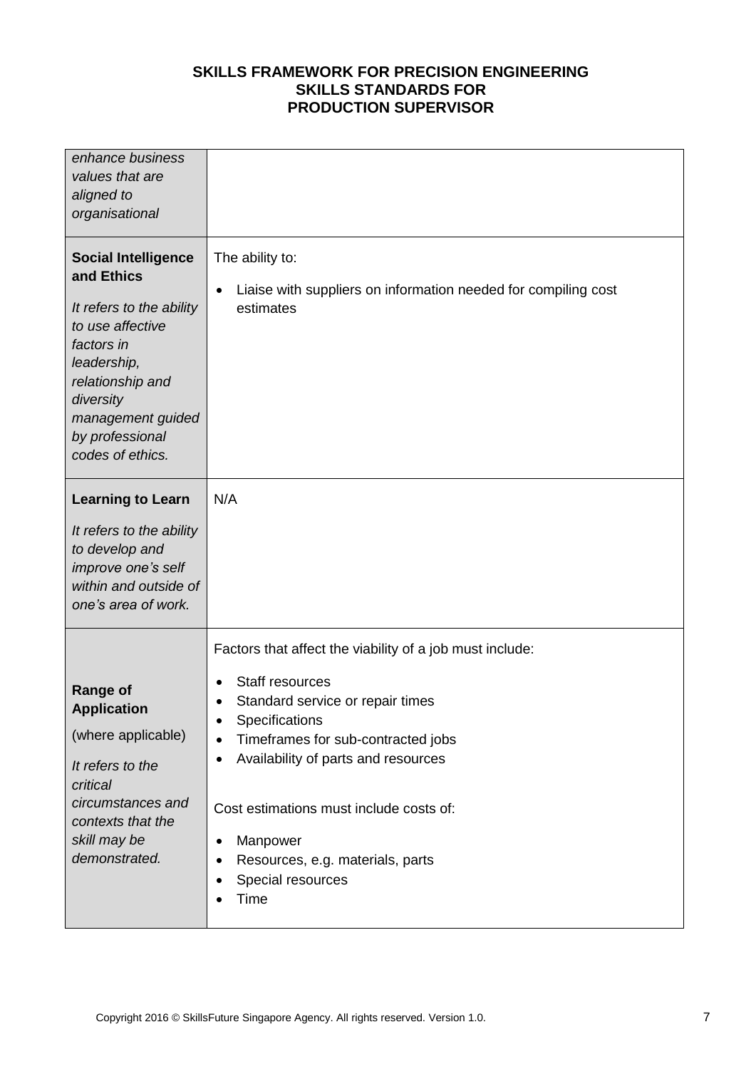| | |
|---|---|
| *enhance business values that are aligned to organisational* | |
| **Social Intelligence and Ethics**<br><br>*It refers to the ability to use affective factors in leadership, relationship and diversity management guided by professional codes of ethics.* | The ability to:<br><br>• Liaise with suppliers on information needed for compiling cost estimates |
| **Learning to Learn**<br><br>*It refers to the ability to develop and improve one's self within and outside of one's area of work.* | N/A |
| **Range of Application**<br><br>(where applicable)<br><br>*It refers to the critical circumstances and contexts that the skill may be demonstrated.* | Factors that affect the viability of a job must include:<br><br>• Staff resources<br>• Standard service or repair times<br>• Specifications<br>• Timeframes for sub-contracted jobs<br>• Availability of parts and resources<br><br>Cost estimations must include costs of:<br><br>• Manpower<br>• Resources, e.g. materials, parts<br>• Special resources<br>• Time |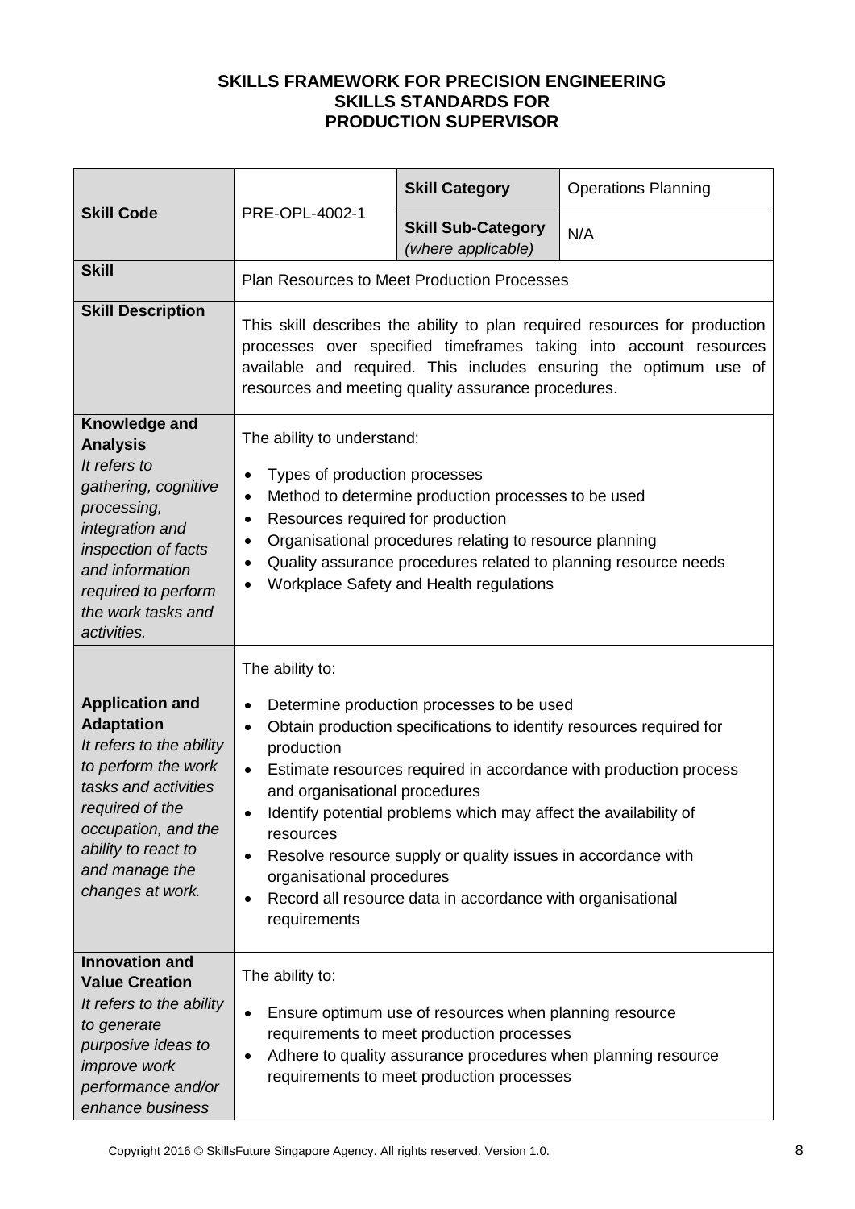**SKILLS FRAMEWORK FOR PRECISION ENGINEERING**
**SKILLS STANDARDS FOR**
**PRODUCTION SUPERVISOR**

| **Skill Code** | PRE-OPL-4002-1 | **Skill Category** | Operations Planning |
|---|---|---|---|
| | | **Skill Sub-Category** *(where applicable)* | N/A |
| **Skill** | Plan Resources to Meet Production Processes | | |
| **Skill Description** | This skill describes the ability to plan required resources for production processes over specified timeframes taking into account resources available and required. This includes ensuring the optimum use of resources and meeting quality assurance procedures. | | |
| **Knowledge and Analysis** *It refers to gathering, cognitive processing, integration and inspection of facts and information required to perform the work tasks and activities.* | The ability to understand:<br>• Types of production processes<br>• Method to determine production processes to be used<br>• Resources required for production<br>• Organisational procedures relating to resource planning<br>• Quality assurance procedures related to planning resource needs<br>• Workplace Safety and Health regulations | | |
| **Application and Adaptation** *It refers to the ability to perform the work tasks and activities required of the occupation, and the ability to react to and manage the changes at work.* | The ability to:<br>• Determine production processes to be used<br>• Obtain production specifications to identify resources required for production<br>• Estimate resources required in accordance with production process and organisational procedures<br>• Identify potential problems which may affect the availability of resources<br>• Resolve resource supply or quality issues in accordance with organisational procedures<br>• Record all resource data in accordance with organisational requirements | | |
| **Innovation and Value Creation** *It refers to the ability to generate purposive ideas to improve work performance and/or enhance business* | The ability to:<br>• Ensure optimum use of resources when planning resource requirements to meet production processes<br>• Adhere to quality assurance procedures when planning resource requirements to meet production processes | | |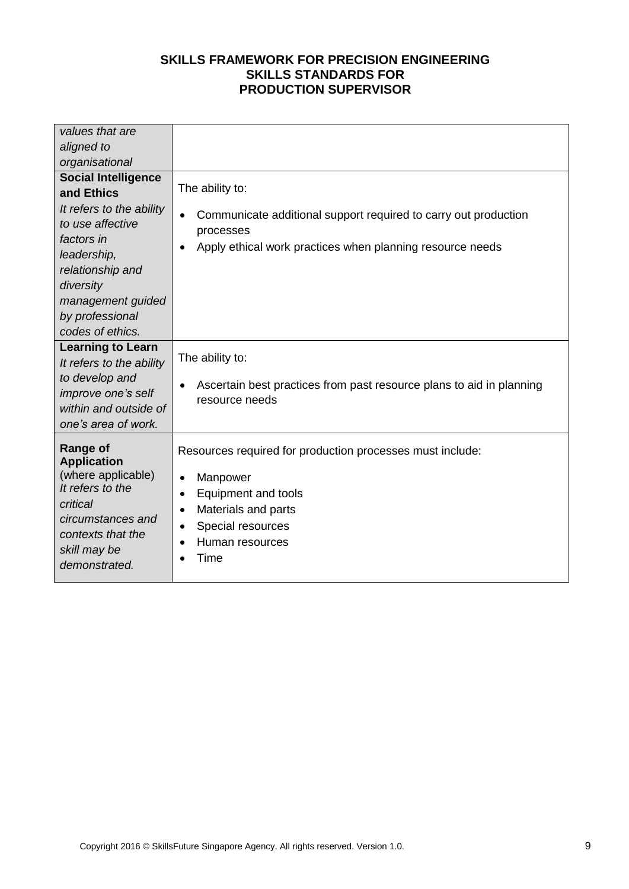| | |
|---|---|
| *values that are aligned to organisational* | |
| **Social Intelligence and Ethics** *It refers to the ability to use affective factors in leadership, relationship and diversity management guided by professional codes of ethics.* | The ability to: <br>• Communicate additional support required to carry out production processes <br>• Apply ethical work practices when planning resource needs |
| **Learning to Learn** *It refers to the ability to develop and improve one's self within and outside of one's area of work.* | The ability to: <br>• Ascertain best practices from past resource plans to aid in planning resource needs |
| **Range of Application** (where applicable) *It refers to the critical circumstances and contexts that the skill may be demonstrated.* | Resources required for production processes must include: <br>• Manpower <br>• Equipment and tools <br>• Materials and parts <br>• Special resources <br>• Human resources <br>• Time |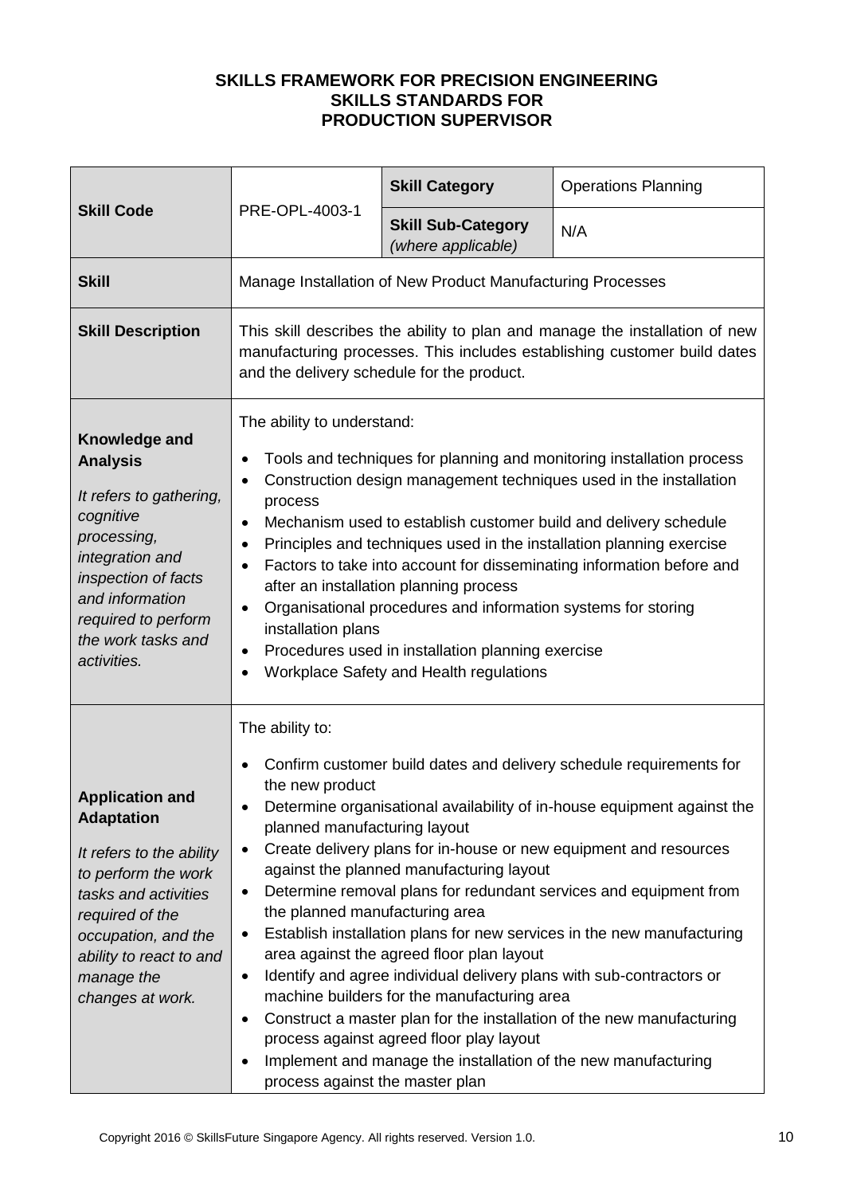**SKILLS FRAMEWORK FOR PRECISION ENGINEERING**
**SKILLS STANDARDS FOR**
**PRODUCTION SUPERVISOR**

| **Skill Code** | PRE-OPL-4003-1 | **Skill Category** | Operations Planning |
|---|---|---|---|
| | | **Skill Sub-Category** *(where applicable)* | N/A |
| **Skill** | Manage Installation of New Product Manufacturing Processes | | |
| **Skill Description** | This skill describes the ability to plan and manage the installation of new manufacturing processes. This includes establishing customer build dates and the delivery schedule for the product. | | |
| **Knowledge and Analysis**<br><br>*It refers to gathering, cognitive processing, integration and inspection of facts and information required to perform the work tasks and activities.* | The ability to understand:<br><br>• Tools and techniques for planning and monitoring installation process<br>• Construction design management techniques used in the installation process<br>• Mechanism used to establish customer build and delivery schedule<br>• Principles and techniques used in the installation planning exercise<br>• Factors to take into account for disseminating information before and after an installation planning process<br>• Organisational procedures and information systems for storing installation plans<br>• Procedures used in installation planning exercise<br>• Workplace Safety and Health regulations | | |
| **Application and Adaptation**<br><br>*It refers to the ability to perform the work tasks and activities required of the occupation, and the ability to react to and manage the changes at work.* | The ability to:<br><br>• Confirm customer build dates and delivery schedule requirements for the new product<br>• Determine organisational availability of in-house equipment against the planned manufacturing layout<br>• Create delivery plans for in-house or new equipment and resources against the planned manufacturing layout<br>• Determine removal plans for redundant services and equipment from the planned manufacturing area<br>• Establish installation plans for new services in the new manufacturing area against the agreed floor plan layout<br>• Identify and agree individual delivery plans with sub-contractors or machine builders for the manufacturing area<br>• Construct a master plan for the installation of the new manufacturing process against agreed floor play layout<br>• Implement and manage the installation of the new manufacturing process against the master plan | | |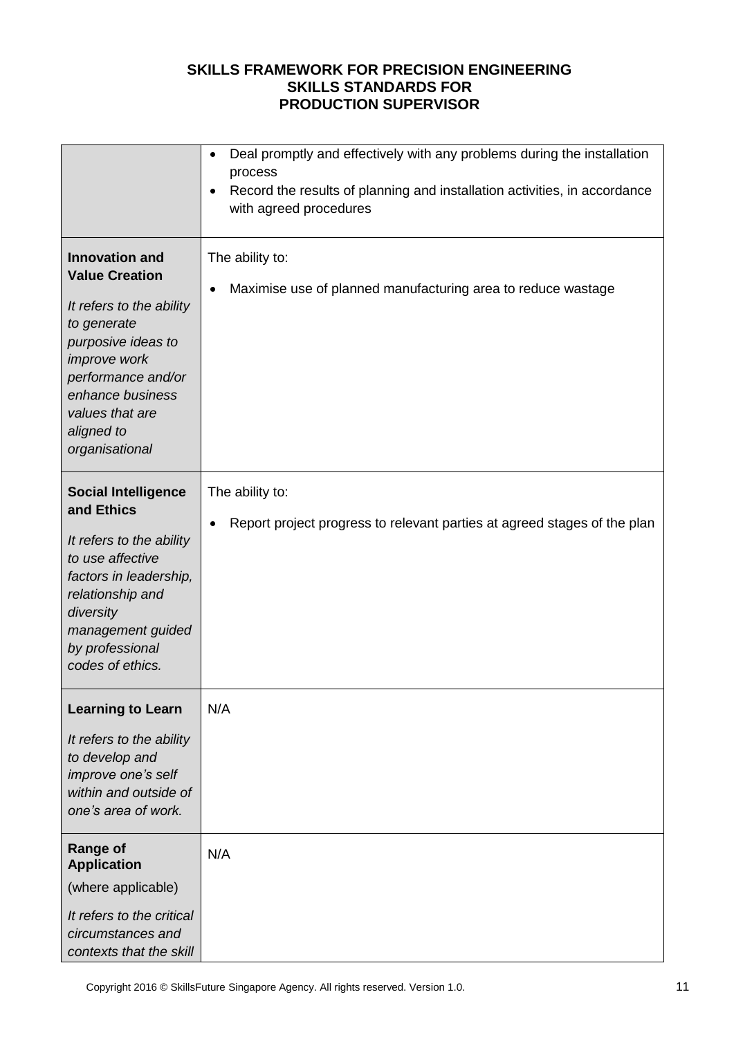**SKILLS FRAMEWORK FOR PRECISION ENGINEERING**
**SKILLS STANDARDS FOR**
**PRODUCTION SUPERVISOR**

| | |
|---|---|
| | • Deal promptly and effectively with any problems during the installation process<br>• Record the results of planning and installation activities, in accordance with agreed procedures |
| **Innovation and Value Creation**<br><br>*It refers to the ability to generate purposive ideas to improve work performance and/or enhance business values that are aligned to organisational* | The ability to:<br><br>• Maximise use of planned manufacturing area to reduce wastage |
| **Social Intelligence and Ethics**<br><br>*It refers to the ability to use affective factors in leadership, relationship and diversity management guided by professional codes of ethics.* | The ability to:<br><br>• Report project progress to relevant parties at agreed stages of the plan |
| **Learning to Learn**<br><br>*It refers to the ability to develop and improve one's self within and outside of one's area of work.* | N/A |
| **Range of Application**<br>(where applicable)<br><br>*It refers to the critical circumstances and contexts that the skill* | N/A |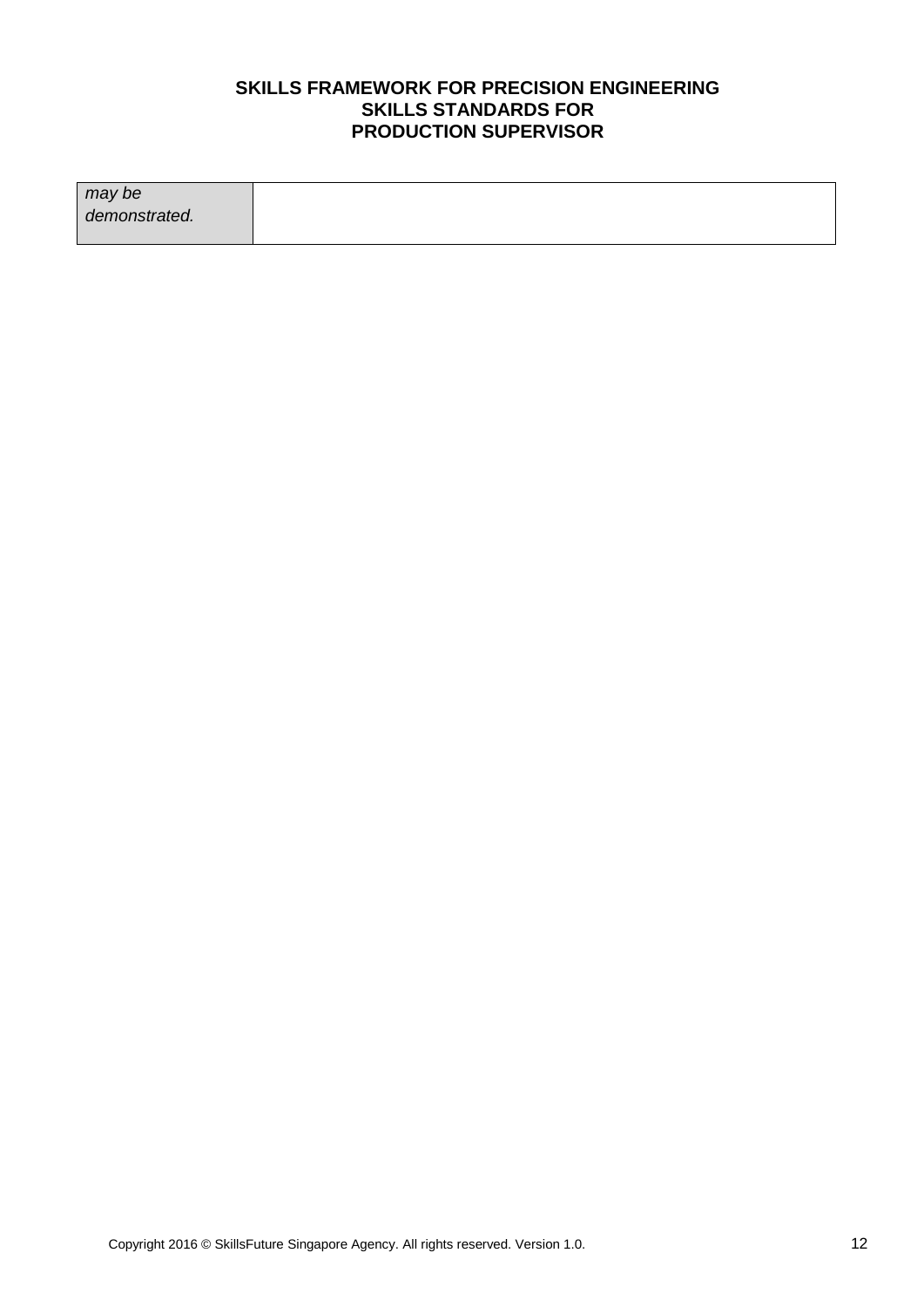| *may be demonstrated.* | |
|---|---|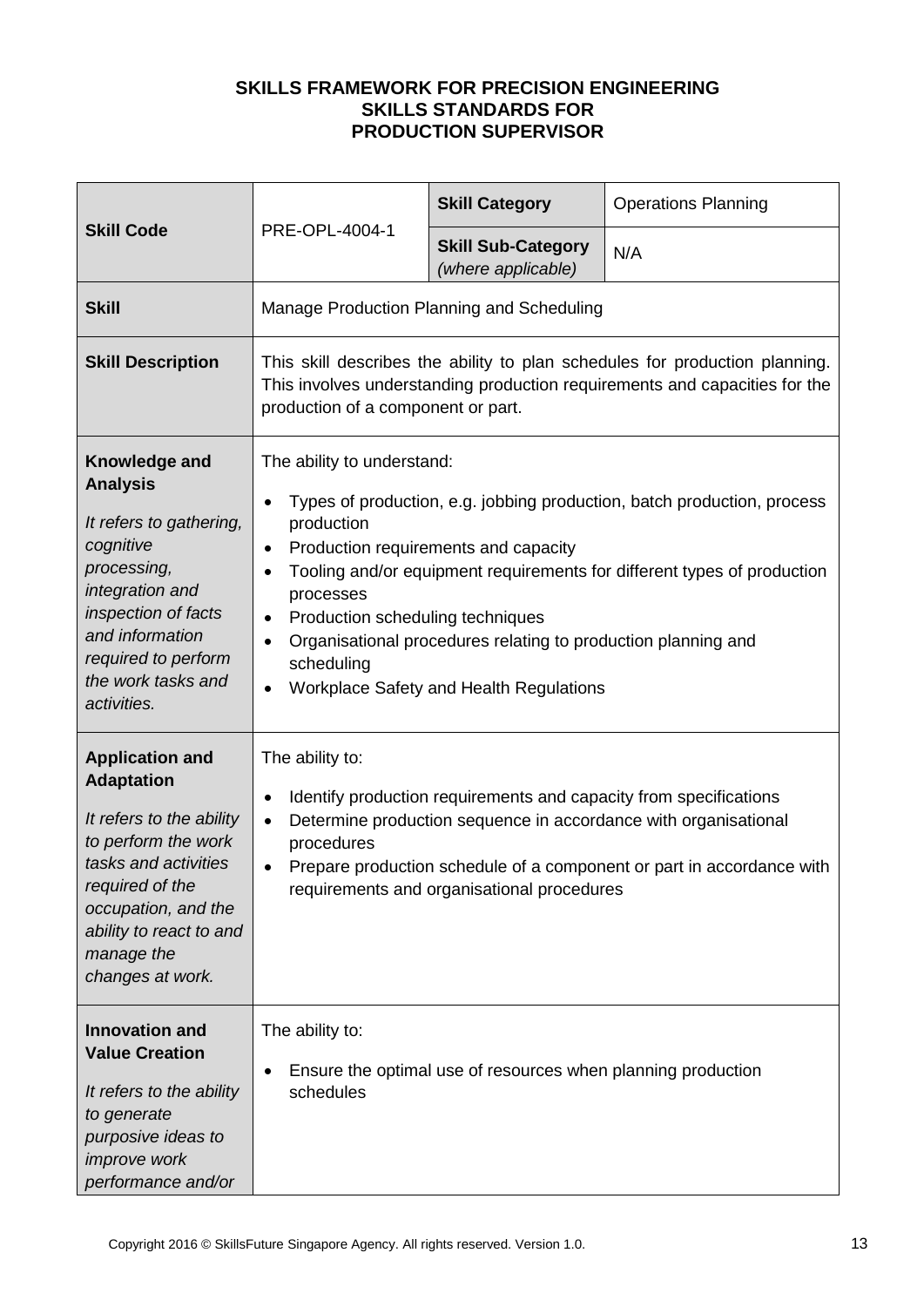**SKILLS FRAMEWORK FOR PRECISION ENGINEERING**
**SKILLS STANDARDS FOR**
**PRODUCTION SUPERVISOR**

| **Skill Code** | PRE-OPL-4004-1 | **Skill Category** | Operations Planning |
|---|---|---|---|
| | | **Skill Sub-Category** *(where applicable)* | N/A |
| **Skill** | Manage Production Planning and Scheduling | | |
| **Skill Description** | This skill describes the ability to plan schedules for production planning. This involves understanding production requirements and capacities for the production of a component or part. | | |
| **Knowledge and Analysis** *It refers to gathering, cognitive processing, integration and inspection of facts and information required to perform the work tasks and activities.* | The ability to understand: <br>• Types of production, e.g. jobbing production, batch production, process production <br>• Production requirements and capacity <br>• Tooling and/or equipment requirements for different types of production processes <br>• Production scheduling techniques <br>• Organisational procedures relating to production planning and scheduling <br>• Workplace Safety and Health Regulations | | |
| **Application and Adaptation** *It refers to the ability to perform the work tasks and activities required of the occupation, and the ability to react to and manage the changes at work.* | The ability to: <br>• Identify production requirements and capacity from specifications <br>• Determine production sequence in accordance with organisational procedures <br>• Prepare production schedule of a component or part in accordance with requirements and organisational procedures | | |
| **Innovation and Value Creation** *It refers to the ability to generate purposive ideas to improve work performance and/or* | The ability to: <br>• Ensure the optimal use of resources when planning production schedules | | |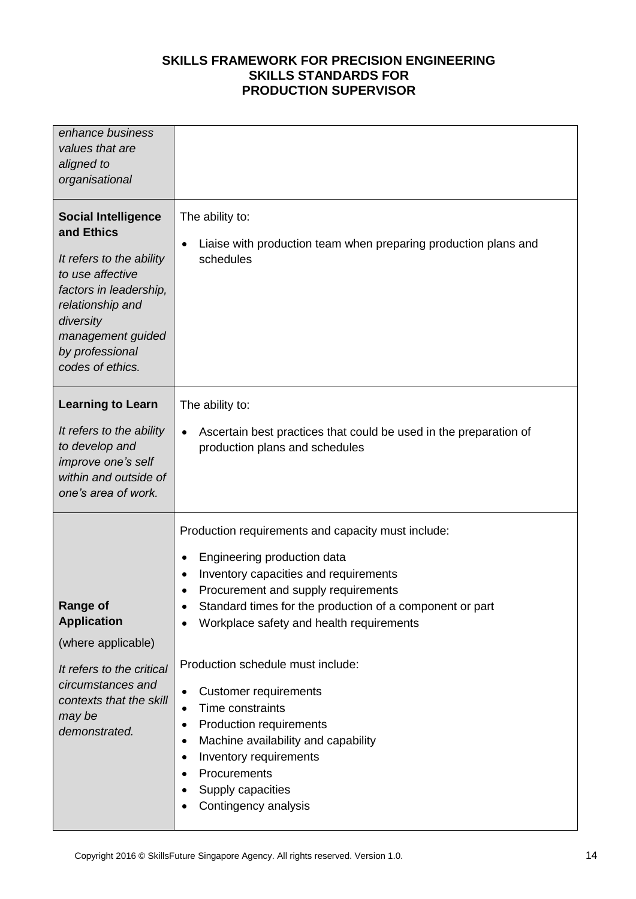| | |
|---|---|
| *enhance business values that are aligned to organisational* | |
| **Social Intelligence and Ethics**<br><br>*It refers to the ability to use affective factors in leadership, relationship and diversity management guided by professional codes of ethics.* | The ability to:<br><br>• Liaise with production team when preparing production plans and schedules |
| **Learning to Learn**<br><br>*It refers to the ability to develop and improve one's self within and outside of one's area of work.* | The ability to:<br><br>• Ascertain best practices that could be used in the preparation of production plans and schedules |
| **Range of Application**<br><br>(where applicable)<br><br>*It refers to the critical circumstances and contexts that the skill may be demonstrated.* | Production requirements and capacity must include:<br><br>• Engineering production data<br>• Inventory capacities and requirements<br>• Procurement and supply requirements<br>• Standard times for the production of a component or part<br>• Workplace safety and health requirements<br><br>Production schedule must include:<br><br>• Customer requirements<br>• Time constraints<br>• Production requirements<br>• Machine availability and capability<br>• Inventory requirements<br>• Procurements<br>• Supply capacities<br>• Contingency analysis |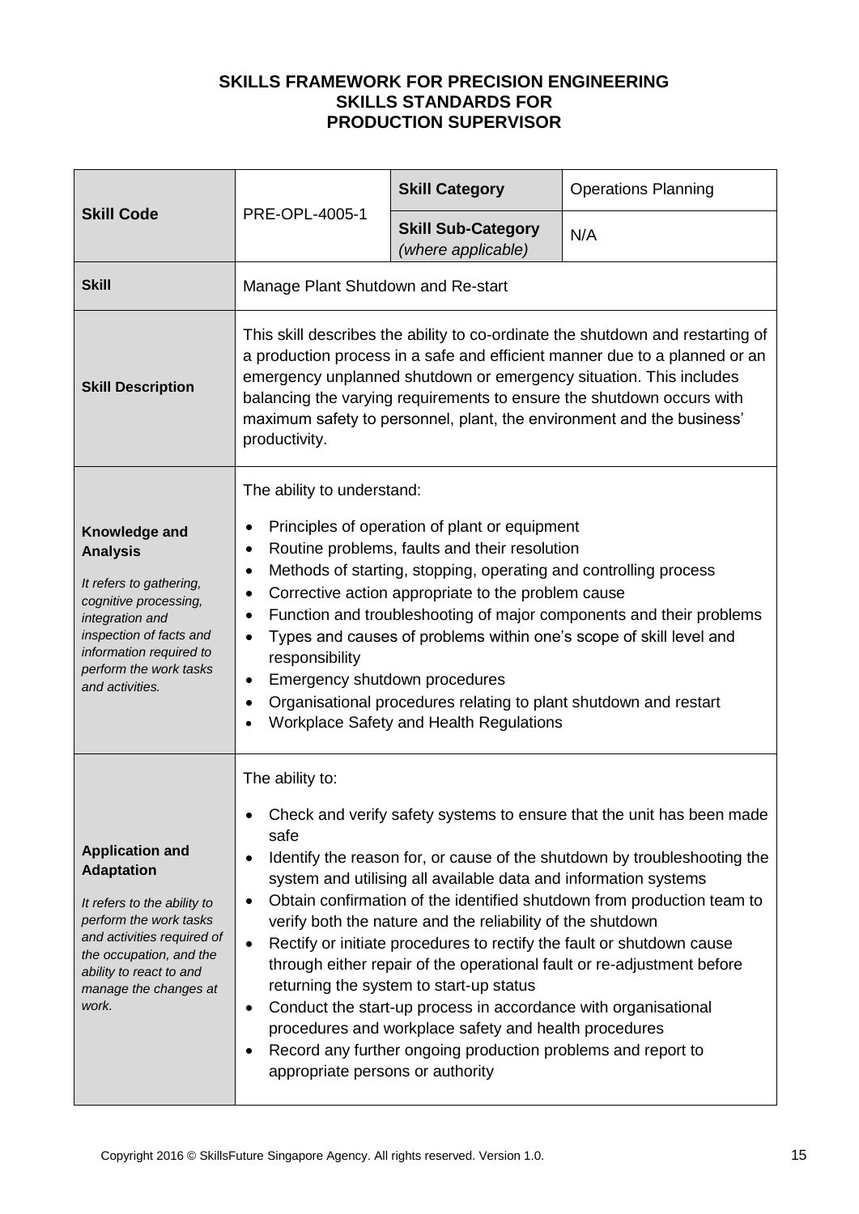**SKILLS FRAMEWORK FOR PRECISION ENGINEERING**
**SKILLS STANDARDS FOR**
**PRODUCTION SUPERVISOR**

| **Skill Code** | PRE-OPL-4005-1 | **Skill Category** | Operations Planning |
|---|---|---|---|
| | | **Skill Sub-Category** *(where applicable)* | N/A |
| **Skill** | Manage Plant Shutdown and Re-start | | |
| **Skill Description** | This skill describes the ability to co-ordinate the shutdown and restarting of a production process in a safe and efficient manner due to a planned or an emergency unplanned shutdown or emergency situation. This includes balancing the varying requirements to ensure the shutdown occurs with maximum safety to personnel, plant, the environment and the business' productivity. | | |
| **Knowledge and Analysis**<br><br>*It refers to gathering, cognitive processing, integration and inspection of facts and information required to perform the work tasks and activities.* | The ability to understand:<br><br>• Principles of operation of plant or equipment<br>• Routine problems, faults and their resolution<br>• Methods of starting, stopping, operating and controlling process<br>• Corrective action appropriate to the problem cause<br>• Function and troubleshooting of major components and their problems<br>• Types and causes of problems within one's scope of skill level and responsibility<br>• Emergency shutdown procedures<br>• Organisational procedures relating to plant shutdown and restart<br>• Workplace Safety and Health Regulations | | |
| **Application and Adaptation**<br><br>*It refers to the ability to perform the work tasks and activities required of the occupation, and the ability to react to and manage the changes at work.* | The ability to:<br><br>• Check and verify safety systems to ensure that the unit has been made safe<br>• Identify the reason for, or cause of the shutdown by troubleshooting the system and utilising all available data and information systems<br>• Obtain confirmation of the identified shutdown from production team to verify both the nature and the reliability of the shutdown<br>• Rectify or initiate procedures to rectify the fault or shutdown cause through either repair of the operational fault or re-adjustment before returning the system to start-up status<br>• Conduct the start-up process in accordance with organisational procedures and workplace safety and health procedures<br>• Record any further ongoing production problems and report to appropriate persons or authority | | |

Copyright 2016 © SkillsFuture Singapore Agency. All rights reserved. Version 1.0.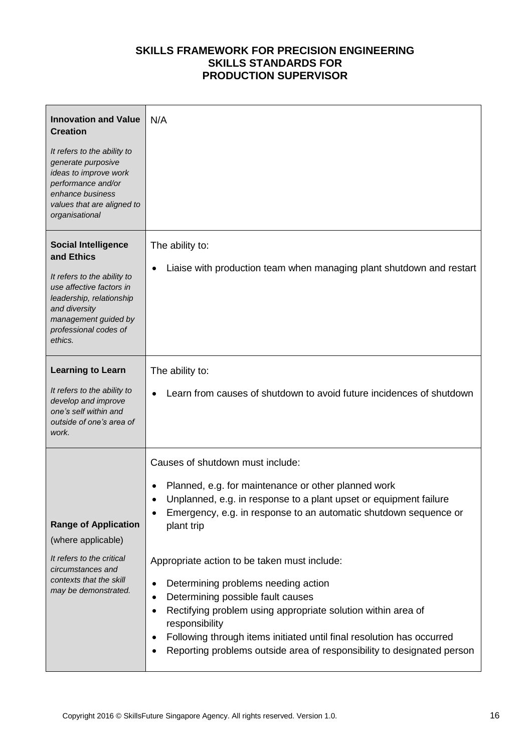**SKILLS FRAMEWORK FOR PRECISION ENGINEERING**
**SKILLS STANDARDS FOR**
**PRODUCTION SUPERVISOR**

| | |
|---|---|
| **Innovation and Value Creation**<br><br>*It refers to the ability to generate purposive ideas to improve work performance and/or enhance business values that are aligned to organisational* | N/A |
| **Social Intelligence and Ethics**<br><br>*It refers to the ability to use affective factors in leadership, relationship and diversity management guided by professional codes of ethics.* | The ability to:<br><br>• Liaise with production team when managing plant shutdown and restart |
| **Learning to Learn**<br><br>*It refers to the ability to develop and improve one's self within and outside of one's area of work.* | The ability to:<br><br>• Learn from causes of shutdown to avoid future incidences of shutdown |
| **Range of Application** (where applicable)<br><br>*It refers to the critical circumstances and contexts that the skill may be demonstrated.* | Causes of shutdown must include:<br><br>• Planned, e.g. for maintenance or other planned work<br>• Unplanned, e.g. in response to a plant upset or equipment failure<br>• Emergency, e.g. in response to an automatic shutdown sequence or plant trip<br><br>Appropriate action to be taken must include:<br><br>• Determining problems needing action<br>• Determining possible fault causes<br>• Rectifying problem using appropriate solution within area of responsibility<br>• Following through items initiated until final resolution has occurred<br>• Reporting problems outside area of responsibility to designated person |

Copyright 2016 © SkillsFuture Singapore Agency. All rights reserved. Version 1.0.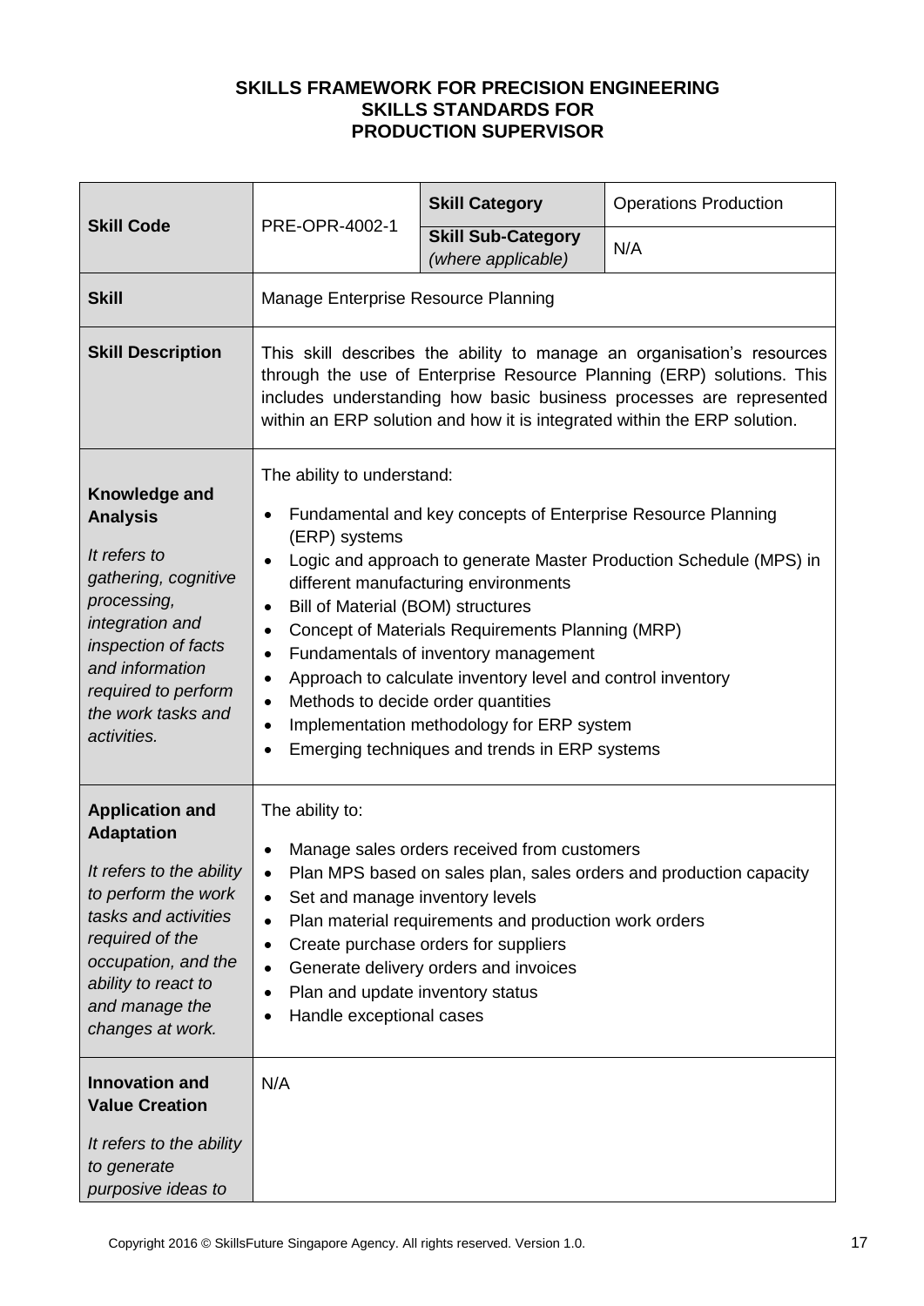**SKILLS FRAMEWORK FOR PRECISION ENGINEERING**
**SKILLS STANDARDS FOR**
**PRODUCTION SUPERVISOR**

| **Skill Code** | PRE-OPR-4002-1 | **Skill Category** | Operations Production |
|---|---|---|---|
| | | **Skill Sub-Category** *(where applicable)* | N/A |
| **Skill** | Manage Enterprise Resource Planning | | |
| **Skill Description** | This skill describes the ability to manage an organisation's resources through the use of Enterprise Resource Planning (ERP) solutions. This includes understanding how basic business processes are represented within an ERP solution and how it is integrated within the ERP solution. | | |
| **Knowledge and Analysis**<br><br>*It refers to gathering, cognitive processing, integration and inspection of facts and information required to perform the work tasks and activities.* | The ability to understand:<br>• Fundamental and key concepts of Enterprise Resource Planning (ERP) systems<br>• Logic and approach to generate Master Production Schedule (MPS) in different manufacturing environments<br>• Bill of Material (BOM) structures<br>• Concept of Materials Requirements Planning (MRP)<br>• Fundamentals of inventory management<br>• Approach to calculate inventory level and control inventory<br>• Methods to decide order quantities<br>• Implementation methodology for ERP system<br>• Emerging techniques and trends in ERP systems | | |
| **Application and Adaptation**<br><br>*It refers to the ability to perform the work tasks and activities required of the occupation, and the ability to react to and manage the changes at work.* | The ability to:<br>• Manage sales orders received from customers<br>• Plan MPS based on sales plan, sales orders and production capacity<br>• Set and manage inventory levels<br>• Plan material requirements and production work orders<br>• Create purchase orders for suppliers<br>• Generate delivery orders and invoices<br>• Plan and update inventory status<br>• Handle exceptional cases | | |
| **Innovation and Value Creation**<br><br>*It refers to the ability to generate purposive ideas to* | N/A | | |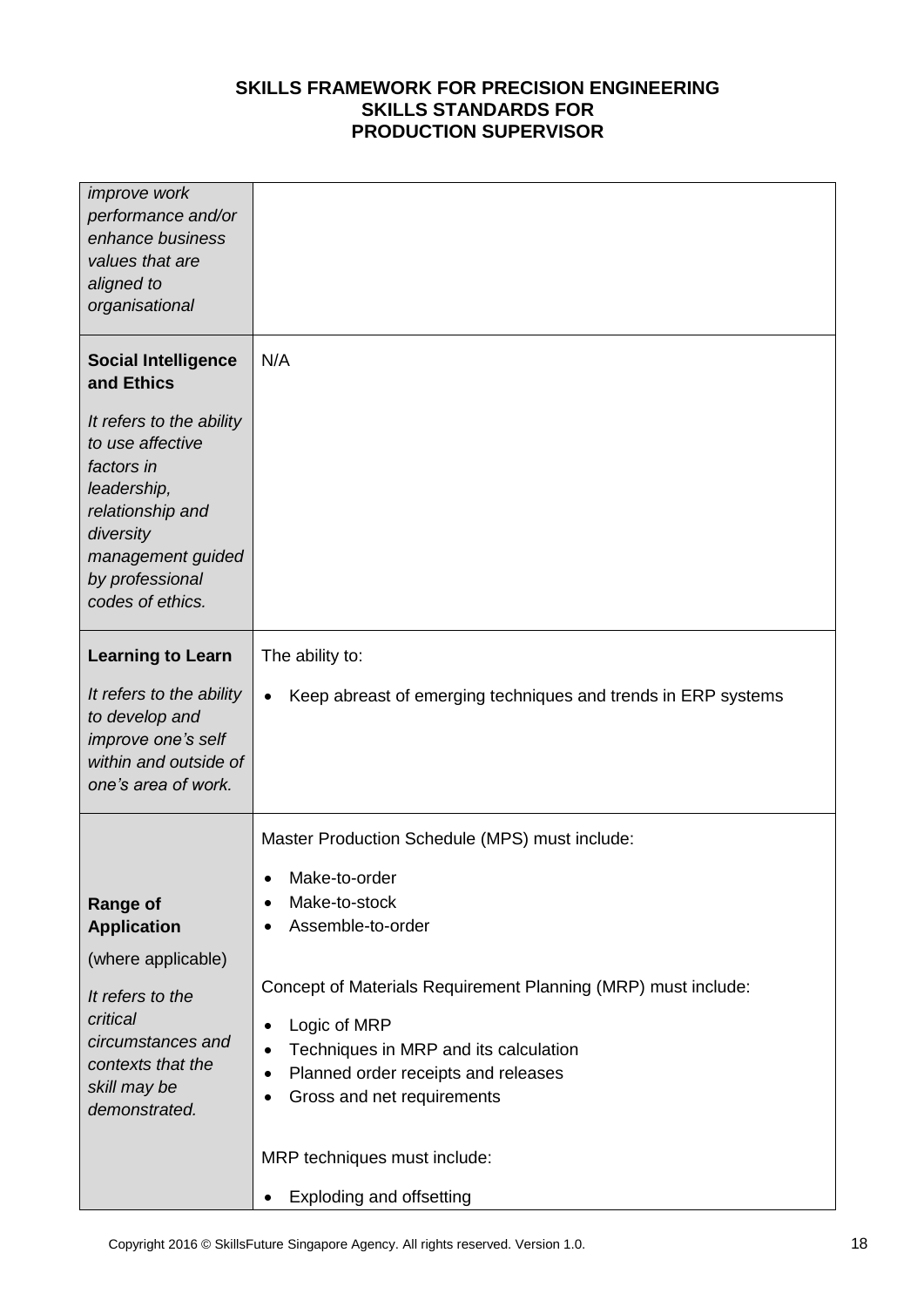| | |
|---|---|
| *improve work performance and/or enhance business values that are aligned to organisational* | |
| **Social Intelligence and Ethics**<br><br>*It refers to the ability to use affective factors in leadership, relationship and diversity management guided by professional codes of ethics.* | N/A |
| **Learning to Learn**<br><br>*It refers to the ability to develop and improve one's self within and outside of one's area of work.* | The ability to:<br><br>• Keep abreast of emerging techniques and trends in ERP systems |
| **Range of Application**<br><br>(where applicable)<br><br>*It refers to the critical circumstances and contexts that the skill may be demonstrated.* | Master Production Schedule (MPS) must include:<br><br>• Make-to-order<br>• Make-to-stock<br>• Assemble-to-order<br><br>Concept of Materials Requirement Planning (MRP) must include:<br><br>• Logic of MRP<br>• Techniques in MRP and its calculation<br>• Planned order receipts and releases<br>• Gross and net requirements<br><br>MRP techniques must include:<br><br>• Exploding and offsetting |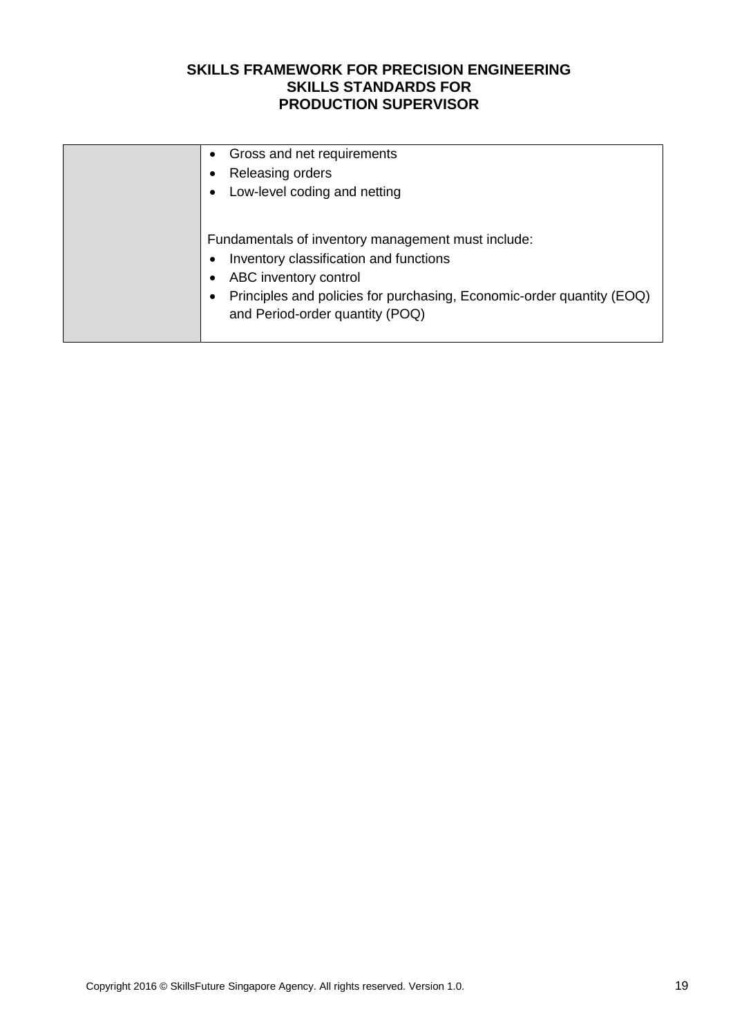| | |
|---|---|
| | • Gross and net requirements<br>• Releasing orders<br>• Low-level coding and netting<br><br>Fundamentals of inventory management must include:<br>• Inventory classification and functions<br>• ABC inventory control<br>• Principles and policies for purchasing, Economic-order quantity (EOQ) and Period-order quantity (POQ) |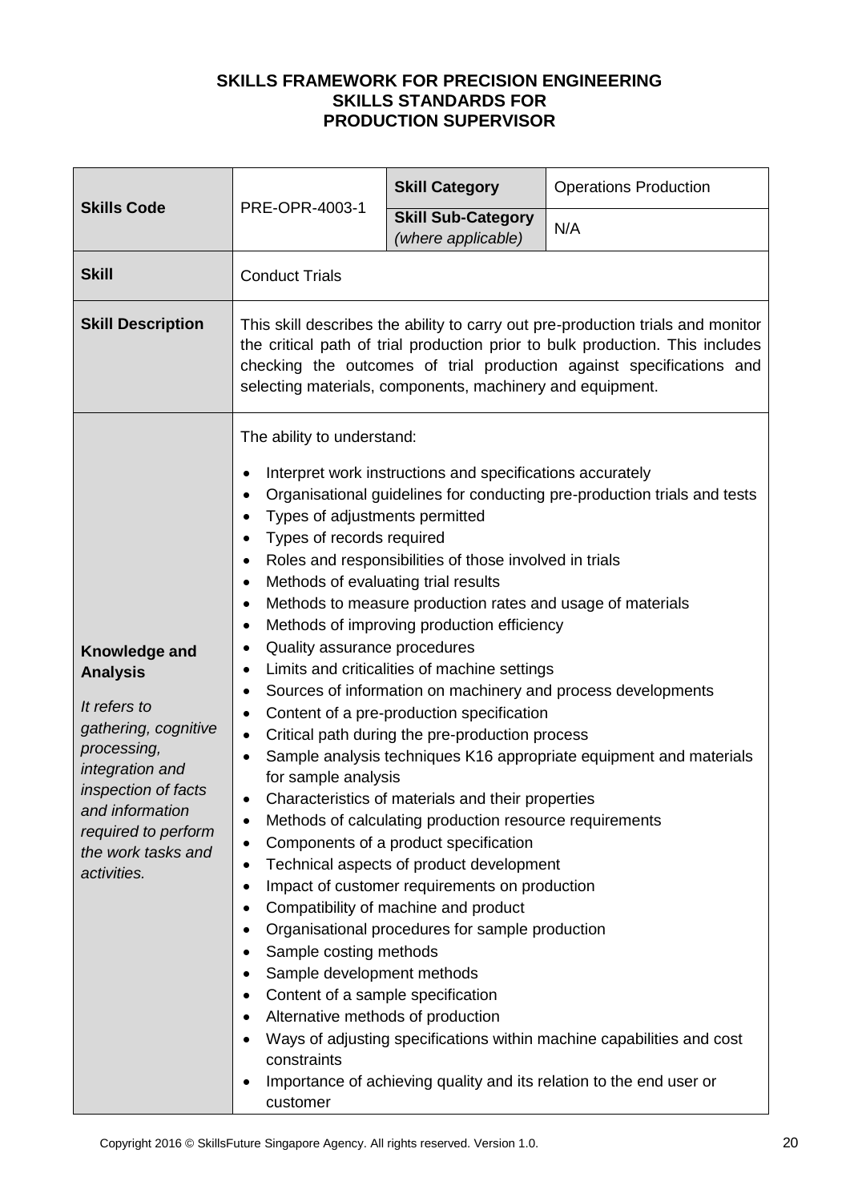**SKILLS FRAMEWORK FOR PRECISION ENGINEERING**
**SKILLS STANDARDS FOR**
**PRODUCTION SUPERVISOR**

| **Skills Code** | PRE-OPR-4003-1 | **Skill Category** | Operations Production |
|---|---|---|---|
| | | **Skill Sub-Category** *(where applicable)* | N/A |
| **Skill** | Conduct Trials | | |
| **Skill Description** | This skill describes the ability to carry out pre-production trials and monitor the critical path of trial production prior to bulk production. This includes checking the outcomes of trial production against specifications and selecting materials, components, machinery and equipment. | | |
| **Knowledge and Analysis** <br> *It refers to gathering, cognitive processing, integration and inspection of facts and information required to perform the work tasks and activities.* | The ability to understand: <br> • Interpret work instructions and specifications accurately <br> • Organisational guidelines for conducting pre-production trials and tests <br> • Types of adjustments permitted <br> • Types of records required <br> • Roles and responsibilities of those involved in trials <br> • Methods of evaluating trial results <br> • Methods to measure production rates and usage of materials <br> • Methods of improving production efficiency <br> • Quality assurance procedures <br> • Limits and criticalities of machine settings <br> • Sources of information on machinery and process developments <br> • Content of a pre-production specification <br> • Critical path during the pre-production process <br> • Sample analysis techniques K16 appropriate equipment and materials for sample analysis <br> • Characteristics of materials and their properties <br> • Methods of calculating production resource requirements <br> • Components of a product specification <br> • Technical aspects of product development <br> • Impact of customer requirements on production <br> • Compatibility of machine and product <br> • Organisational procedures for sample production <br> • Sample costing methods <br> • Sample development methods <br> • Content of a sample specification <br> • Alternative methods of production <br> • Ways of adjusting specifications within machine capabilities and cost constraints <br> • Importance of achieving quality and its relation to the end user or customer | | |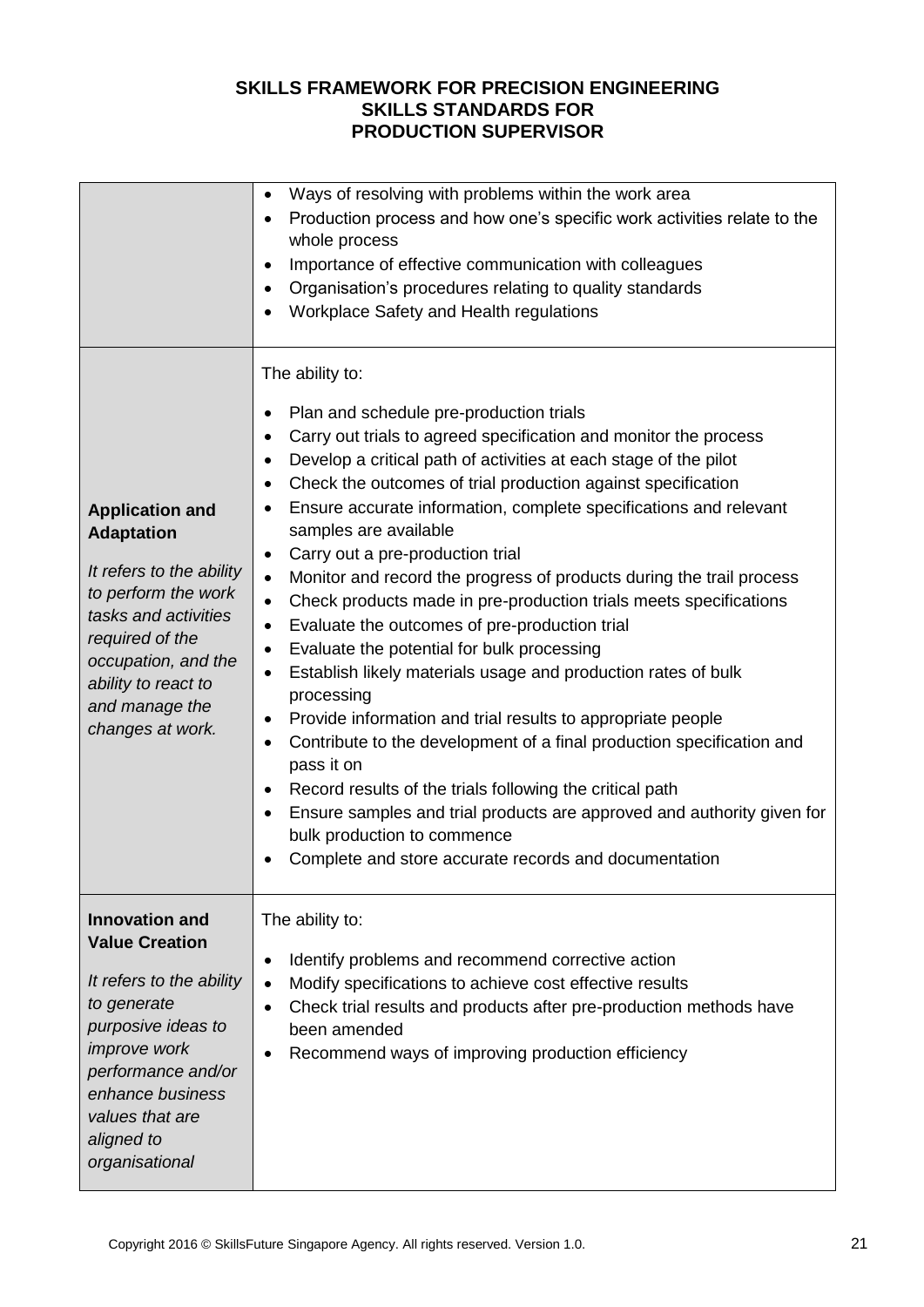| | |
|---|---|
| | • Ways of resolving with problems within the work area<br>• Production process and how one's specific work activities relate to the whole process<br>• Importance of effective communication with colleagues<br>• Organisation's procedures relating to quality standards<br>• Workplace Safety and Health regulations |
| **Application and Adaptation**<br><br>*It refers to the ability to perform the work tasks and activities required of the occupation, and the ability to react to and manage the changes at work.* | The ability to:<br><br>• Plan and schedule pre-production trials<br>• Carry out trials to agreed specification and monitor the process<br>• Develop a critical path of activities at each stage of the pilot<br>• Check the outcomes of trial production against specification<br>• Ensure accurate information, complete specifications and relevant samples are available<br>• Carry out a pre-production trial<br>• Monitor and record the progress of products during the trail process<br>• Check products made in pre-production trials meets specifications<br>• Evaluate the outcomes of pre-production trial<br>• Evaluate the potential for bulk processing<br>• Establish likely materials usage and production rates of bulk processing<br>• Provide information and trial results to appropriate people<br>• Contribute to the development of a final production specification and pass it on<br>• Record results of the trials following the critical path<br>• Ensure samples and trial products are approved and authority given for bulk production to commence<br>• Complete and store accurate records and documentation |
| **Innovation and Value Creation**<br><br>*It refers to the ability to generate purposive ideas to improve work performance and/or enhance business values that are aligned to organisational* | The ability to:<br><br>• Identify problems and recommend corrective action<br>• Modify specifications to achieve cost effective results<br>• Check trial results and products after pre-production methods have been amended<br>• Recommend ways of improving production efficiency |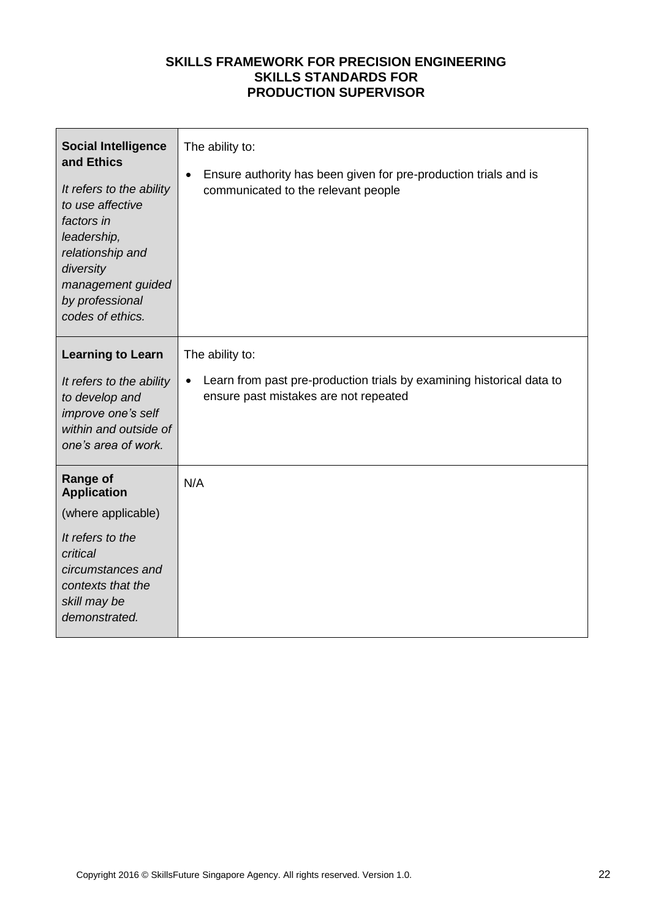**SKILLS FRAMEWORK FOR PRECISION ENGINEERING**
**SKILLS STANDARDS FOR**
**PRODUCTION SUPERVISOR**

| | |
|---|---|
| **Social Intelligence and Ethics**<br><br>*It refers to the ability to use affective factors in leadership, relationship and diversity management guided by professional codes of ethics.* | The ability to:<br><br>• Ensure authority has been given for pre-production trials and is communicated to the relevant people |
| **Learning to Learn**<br><br>*It refers to the ability to develop and improve one's self within and outside of one's area of work.* | The ability to:<br><br>• Learn from past pre-production trials by examining historical data to ensure past mistakes are not repeated |
| **Range of Application**<br><br>(where applicable)<br><br>*It refers to the critical circumstances and contexts that the skill may be demonstrated.* | N/A |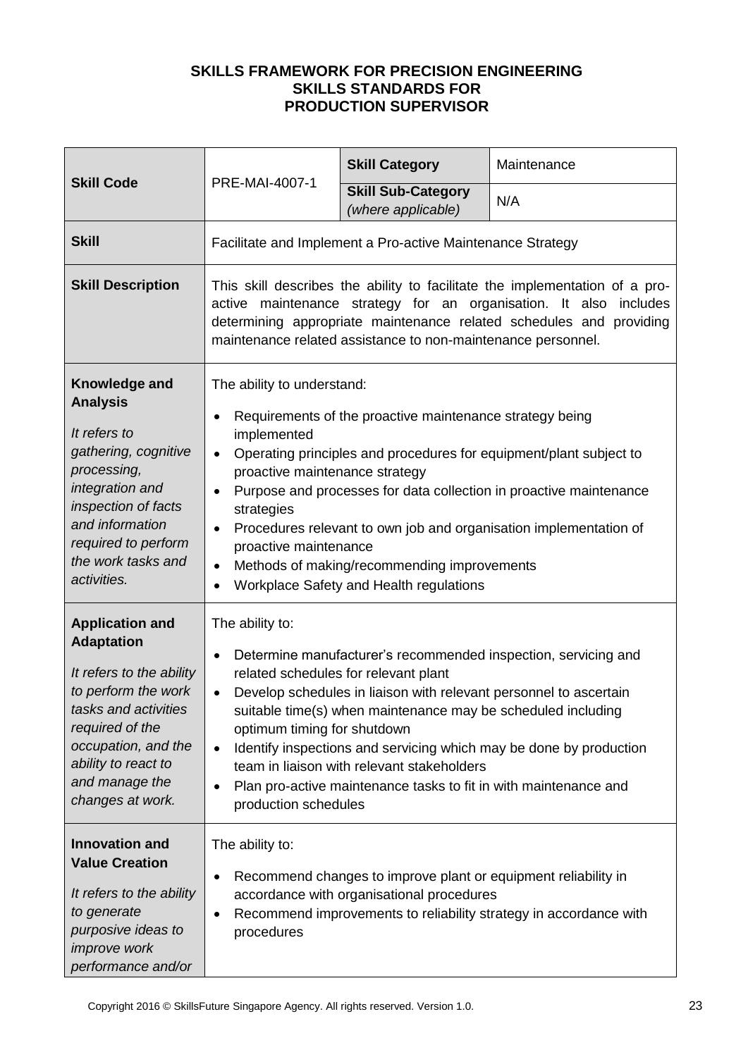**SKILLS FRAMEWORK FOR PRECISION ENGINEERING**
**SKILLS STANDARDS FOR**
**PRODUCTION SUPERVISOR**

| **Skill Code** | PRE-MAI-4007-1 | **Skill Category** | Maintenance |
|---|---|---|---|
| | | **Skill Sub-Category** *(where applicable)* | N/A |
| **Skill** | Facilitate and Implement a Pro-active Maintenance Strategy | | |
| **Skill Description** | This skill describes the ability to facilitate the implementation of a pro-active maintenance strategy for an organisation. It also includes determining appropriate maintenance related schedules and providing maintenance related assistance to non-maintenance personnel. | | |
| **Knowledge and Analysis**<br><br>*It refers to gathering, cognitive processing, integration and inspection of facts and information required to perform the work tasks and activities.* | The ability to understand:<br>• Requirements of the proactive maintenance strategy being implemented<br>• Operating principles and procedures for equipment/plant subject to proactive maintenance strategy<br>• Purpose and processes for data collection in proactive maintenance strategies<br>• Procedures relevant to own job and organisation implementation of proactive maintenance<br>• Methods of making/recommending improvements<br>• Workplace Safety and Health regulations | | |
| **Application and Adaptation**<br><br>*It refers to the ability to perform the work tasks and activities required of the occupation, and the ability to react to and manage the changes at work.* | The ability to:<br>• Determine manufacturer's recommended inspection, servicing and related schedules for relevant plant<br>• Develop schedules in liaison with relevant personnel to ascertain suitable time(s) when maintenance may be scheduled including optimum timing for shutdown<br>• Identify inspections and servicing which may be done by production team in liaison with relevant stakeholders<br>• Plan pro-active maintenance tasks to fit in with maintenance and production schedules | | |
| **Innovation and Value Creation**<br><br>*It refers to the ability to generate purposive ideas to improve work performance and/or* | The ability to:<br>• Recommend changes to improve plant or equipment reliability in accordance with organisational procedures<br>• Recommend improvements to reliability strategy in accordance with procedures | | |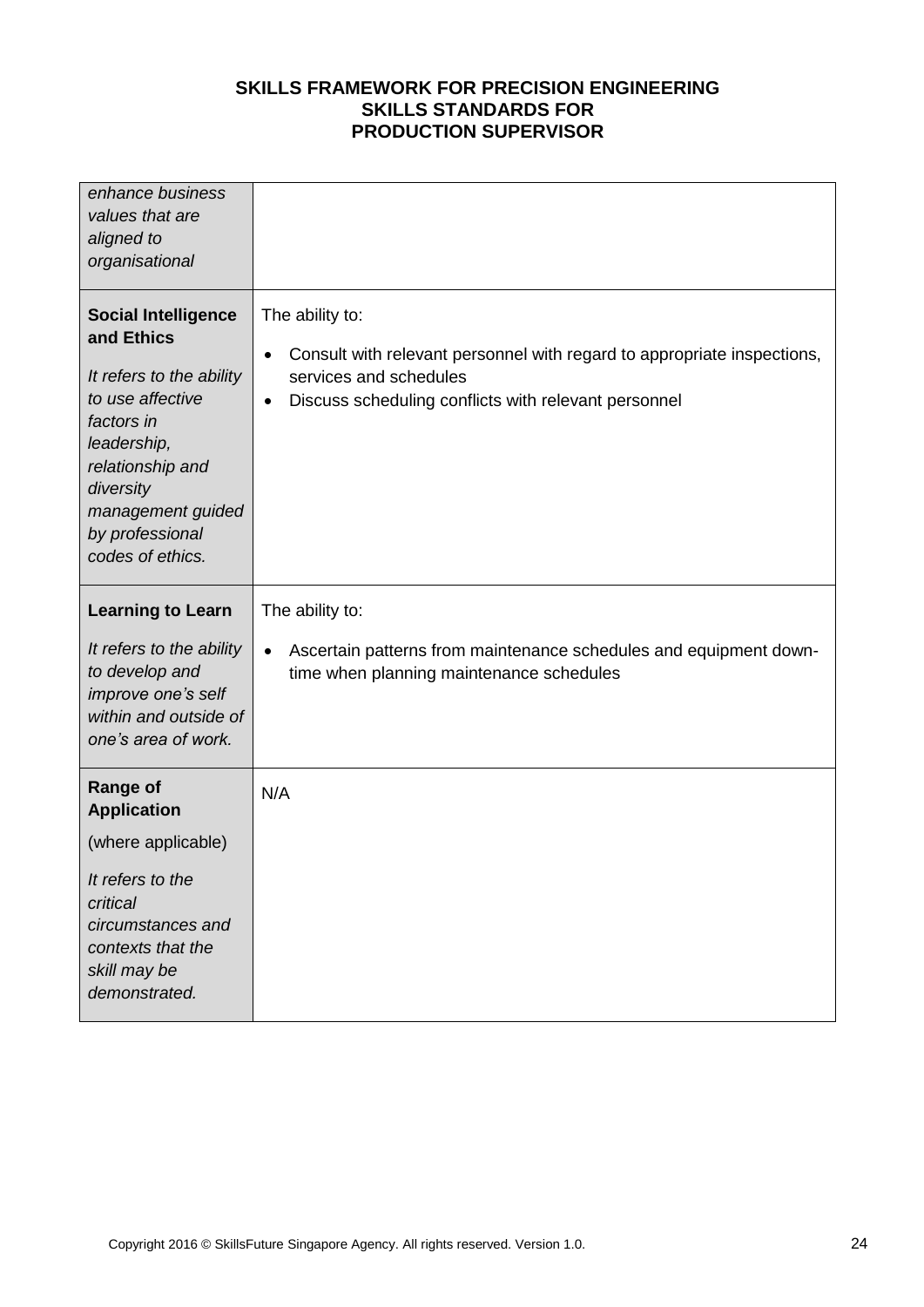| | |
|---|---|
| *enhance business values that are aligned to organisational* | |
| **Social Intelligence and Ethics**<br><br>*It refers to the ability to use affective factors in leadership, relationship and diversity management guided by professional codes of ethics.* | The ability to:<br><br>• Consult with relevant personnel with regard to appropriate inspections, services and schedules<br>• Discuss scheduling conflicts with relevant personnel |
| **Learning to Learn**<br><br>*It refers to the ability to develop and improve one's self within and outside of one's area of work.* | The ability to:<br><br>• Ascertain patterns from maintenance schedules and equipment down-time when planning maintenance schedules |
| **Range of Application**<br><br>(where applicable)<br><br>*It refers to the critical circumstances and contexts that the skill may be demonstrated.* | N/A |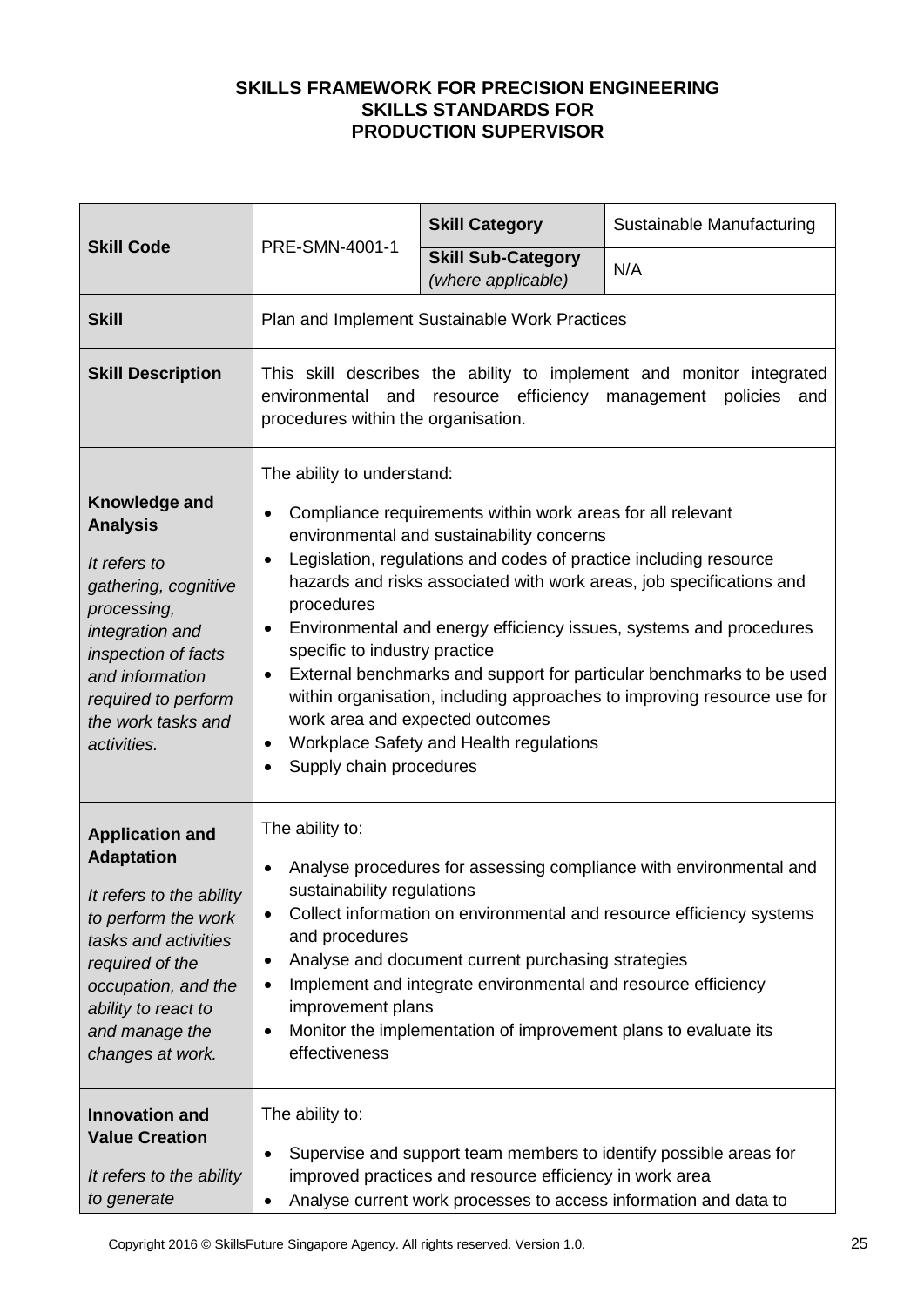**SKILLS FRAMEWORK FOR PRECISION ENGINEERING**
**SKILLS STANDARDS FOR**
**PRODUCTION SUPERVISOR**

| **Skill Code** | PRE-SMN-4001-1 | **Skill Category** | Sustainable Manufacturing |
|---|---|---|---|
| | | **Skill Sub-Category** *(where applicable)* | N/A |
| **Skill** | Plan and Implement Sustainable Work Practices | | |
| **Skill Description** | This skill describes the ability to implement and monitor integrated environmental and resource efficiency management policies and procedures within the organisation. | | |
| **Knowledge and Analysis** *It refers to gathering, cognitive processing, integration and inspection of facts and information required to perform the work tasks and activities.* | The ability to understand: <br>• Compliance requirements within work areas for all relevant environmental and sustainability concerns <br>• Legislation, regulations and codes of practice including resource hazards and risks associated with work areas, job specifications and procedures <br>• Environmental and energy efficiency issues, systems and procedures specific to industry practice <br>• External benchmarks and support for particular benchmarks to be used within organisation, including approaches to improving resource use for work area and expected outcomes <br>• Workplace Safety and Health regulations <br>• Supply chain procedures | | |
| **Application and Adaptation** *It refers to the ability to perform the work tasks and activities required of the occupation, and the ability to react to and manage the changes at work.* | The ability to: <br>• Analyse procedures for assessing compliance with environmental and sustainability regulations <br>• Collect information on environmental and resource efficiency systems and procedures <br>• Analyse and document current purchasing strategies <br>• Implement and integrate environmental and resource efficiency improvement plans <br>• Monitor the implementation of improvement plans to evaluate its effectiveness | | |
| **Innovation and Value Creation** *It refers to the ability to generate* | The ability to: <br>• Supervise and support team members to identify possible areas for improved practices and resource efficiency in work area <br>• Analyse current work processes to access information and data to | | |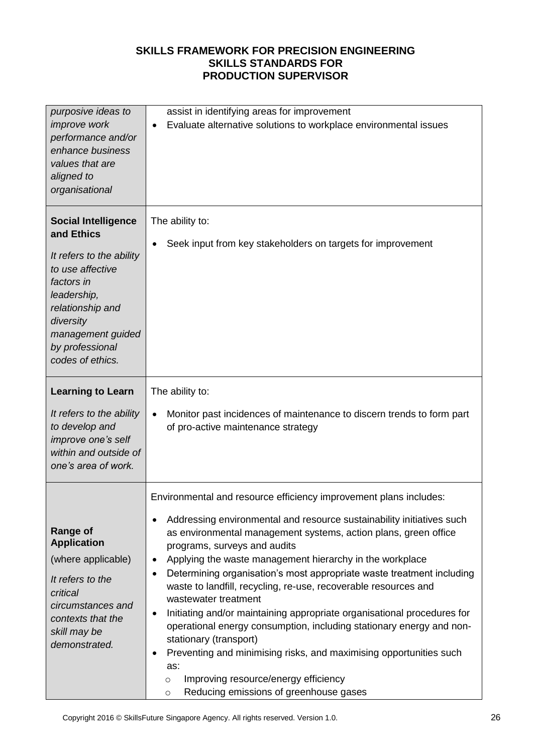| | |
|---|---|
| *purposive ideas to improve work performance and/or enhance business values that are aligned to organisational* | assist in identifying areas for improvement<br>• Evaluate alternative solutions to workplace environmental issues |
| **Social Intelligence and Ethics**<br><br>*It refers to the ability to use affective factors in leadership, relationship and diversity management guided by professional codes of ethics.* | The ability to:<br><br>• Seek input from key stakeholders on targets for improvement |
| **Learning to Learn**<br><br>*It refers to the ability to develop and improve one's self within and outside of one's area of work.* | The ability to:<br><br>• Monitor past incidences of maintenance to discern trends to form part of pro-active maintenance strategy |
| **Range of Application**<br>(where applicable)<br><br>*It refers to the critical circumstances and contexts that the skill may be demonstrated.* | Environmental and resource efficiency improvement plans includes:<br><br>• Addressing environmental and resource sustainability initiatives such as environmental management systems, action plans, green office programs, surveys and audits<br>• Applying the waste management hierarchy in the workplace<br>• Determining organisation's most appropriate waste treatment including waste to landfill, recycling, re-use, recoverable resources and wastewater treatment<br>• Initiating and/or maintaining appropriate organisational procedures for operational energy consumption, including stationary energy and non-stationary (transport)<br>• Preventing and minimising risks, and maximising opportunities such as:<br>  ○ Improving resource/energy efficiency<br>  ○ Reducing emissions of greenhouse gases |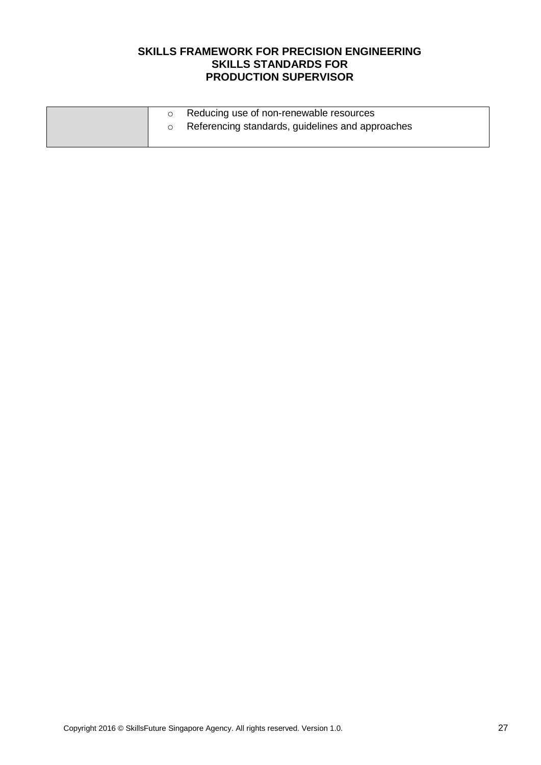| | |
|---|---|
| | ○ Reducing use of non-renewable resources<br>○ Referencing standards, guidelines and approaches |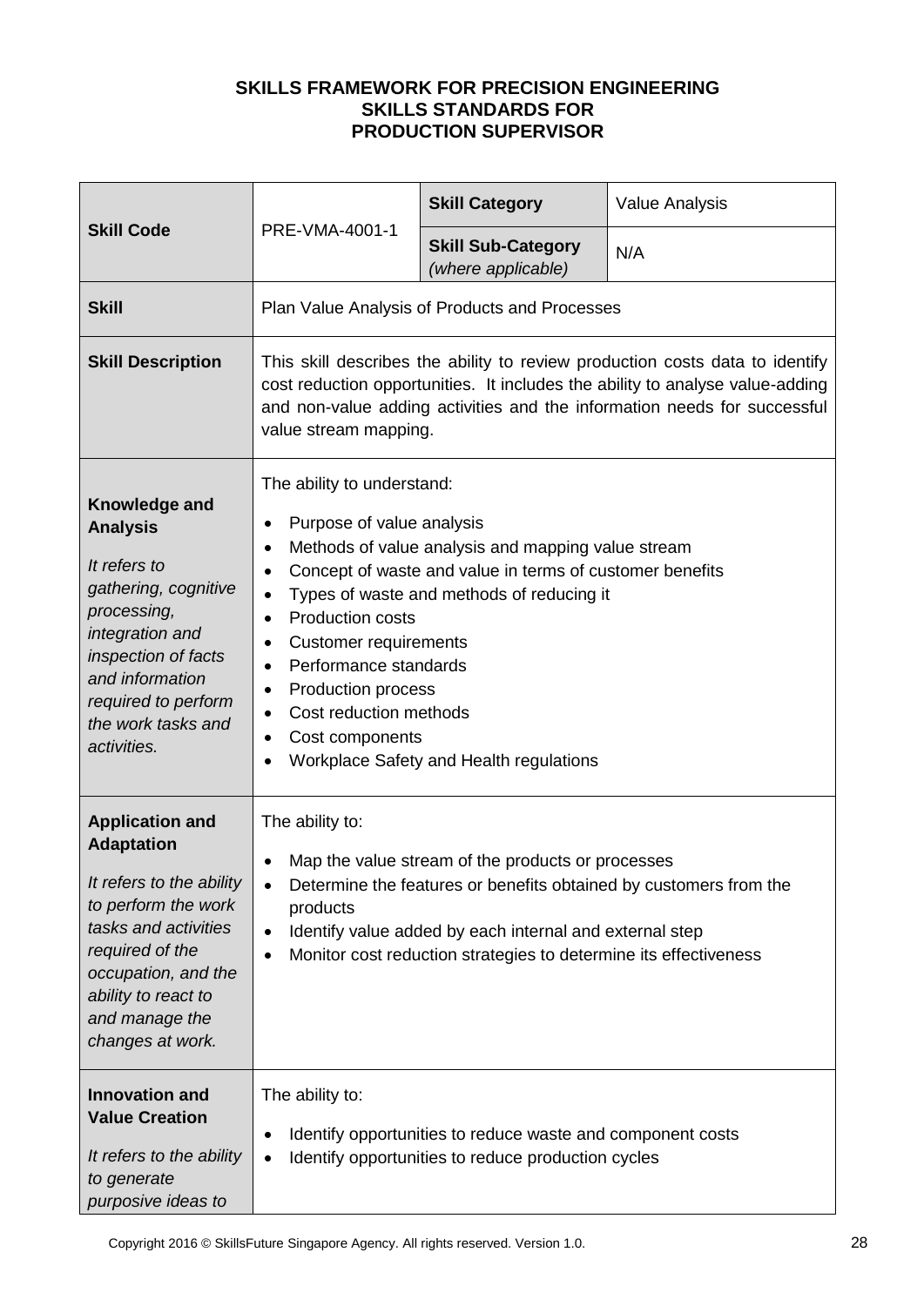**SKILLS FRAMEWORK FOR PRECISION ENGINEERING**
**SKILLS STANDARDS FOR**
**PRODUCTION SUPERVISOR**

| **Skill Code** | PRE-VMA-4001-1 | **Skill Category** | Value Analysis |
|---|---|---|---|
| | | **Skill Sub-Category** *(where applicable)* | N/A |
| **Skill** | Plan Value Analysis of Products and Processes | | |
| **Skill Description** | This skill describes the ability to review production costs data to identify cost reduction opportunities. It includes the ability to analyse value-adding and non-value adding activities and the information needs for successful value stream mapping. | | |
| **Knowledge and Analysis**<br><br>*It refers to gathering, cognitive processing, integration and inspection of facts and information required to perform the work tasks and activities.* | The ability to understand:<br><br>• Purpose of value analysis<br>• Methods of value analysis and mapping value stream<br>• Concept of waste and value in terms of customer benefits<br>• Types of waste and methods of reducing it<br>• Production costs<br>• Customer requirements<br>• Performance standards<br>• Production process<br>• Cost reduction methods<br>• Cost components<br>• Workplace Safety and Health regulations | | |
| **Application and Adaptation**<br><br>*It refers to the ability to perform the work tasks and activities required of the occupation, and the ability to react to and manage the changes at work.* | The ability to:<br><br>• Map the value stream of the products or processes<br>• Determine the features or benefits obtained by customers from the products<br>• Identify value added by each internal and external step<br>• Monitor cost reduction strategies to determine its effectiveness | | |
| **Innovation and Value Creation**<br><br>*It refers to the ability to generate purposive ideas to* | The ability to:<br><br>• Identify opportunities to reduce waste and component costs<br>• Identify opportunities to reduce production cycles | | |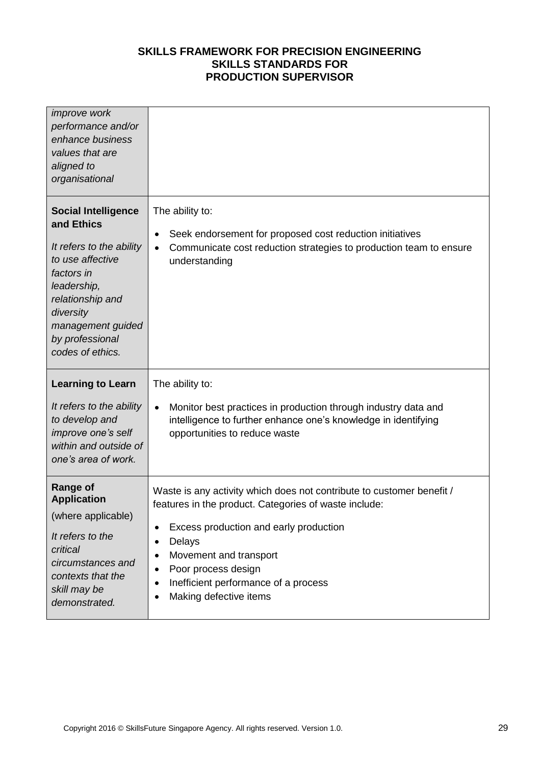**SKILLS FRAMEWORK FOR PRECISION ENGINEERING**
**SKILLS STANDARDS FOR**
**PRODUCTION SUPERVISOR**

| | |
|---|---|
| *improve work performance and/or enhance business values that are aligned to organisational* | |
| **Social Intelligence and Ethics**<br><br>*It refers to the ability to use affective factors in leadership, relationship and diversity management guided by professional codes of ethics.* | The ability to:<br><br>• Seek endorsement for proposed cost reduction initiatives<br>• Communicate cost reduction strategies to production team to ensure understanding |
| **Learning to Learn**<br><br>*It refers to the ability to develop and improve one's self within and outside of one's area of work.* | The ability to:<br><br>• Monitor best practices in production through industry data and intelligence to further enhance one's knowledge in identifying opportunities to reduce waste |
| **Range of Application** (where applicable)<br><br>*It refers to the critical circumstances and contexts that the skill may be demonstrated.* | Waste is any activity which does not contribute to customer benefit / features in the product. Categories of waste include:<br><br>• Excess production and early production<br>• Delays<br>• Movement and transport<br>• Poor process design<br>• Inefficient performance of a process<br>• Making defective items |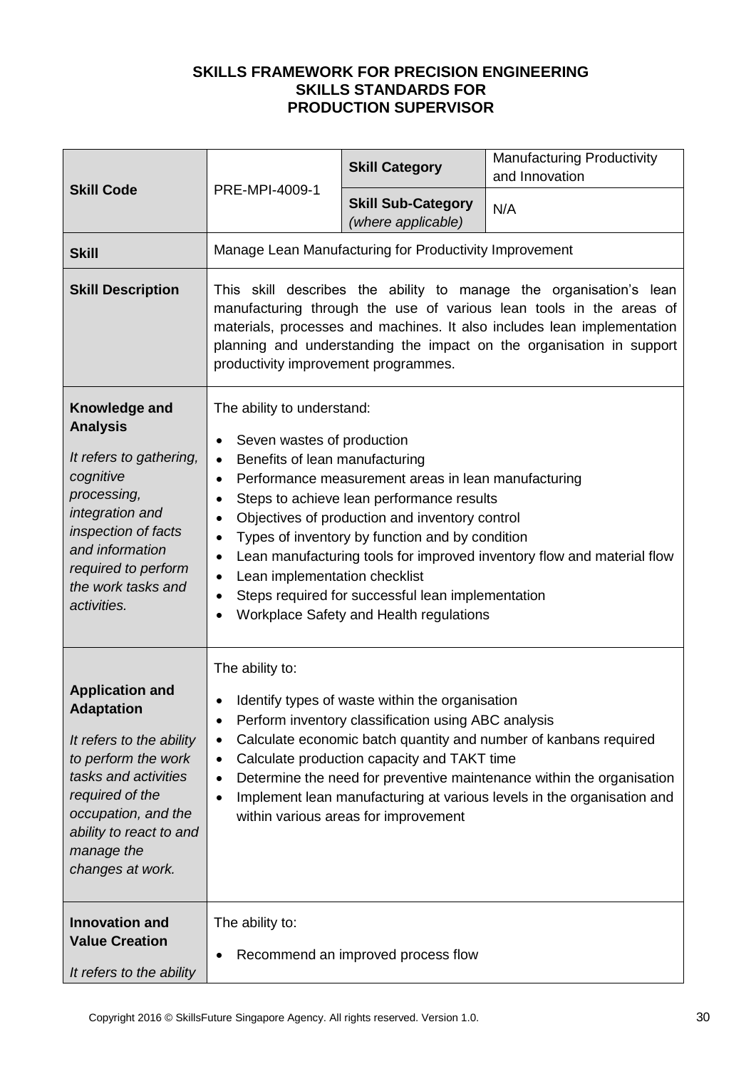**SKILLS FRAMEWORK FOR PRECISION ENGINEERING**
**SKILLS STANDARDS FOR**
**PRODUCTION SUPERVISOR**

| | | | |
|---|---|---|---|
| **Skill Code** | PRE-MPI-4009-1 | **Skill Category** | Manufacturing Productivity and Innovation |
| | | **Skill Sub-Category** *(where applicable)* | N/A |
| **Skill** | Manage Lean Manufacturing for Productivity Improvement | | |
| **Skill Description** | This skill describes the ability to manage the organisation's lean manufacturing through the use of various lean tools in the areas of materials, processes and machines. It also includes lean implementation planning and understanding the impact on the organisation in support productivity improvement programmes. | | |
| **Knowledge and Analysis**<br><br>*It refers to gathering, cognitive processing, integration and inspection of facts and information required to perform the work tasks and activities.* | The ability to understand:<br>• Seven wastes of production<br>• Benefits of lean manufacturing<br>• Performance measurement areas in lean manufacturing<br>• Steps to achieve lean performance results<br>• Objectives of production and inventory control<br>• Types of inventory by function and by condition<br>• Lean manufacturing tools for improved inventory flow and material flow<br>• Lean implementation checklist<br>• Steps required for successful lean implementation<br>• Workplace Safety and Health regulations | | |
| **Application and Adaptation**<br><br>*It refers to the ability to perform the work tasks and activities required of the occupation, and the ability to react to and manage the changes at work.* | The ability to:<br>• Identify types of waste within the organisation<br>• Perform inventory classification using ABC analysis<br>• Calculate economic batch quantity and number of kanbans required<br>• Calculate production capacity and TAKT time<br>• Determine the need for preventive maintenance within the organisation<br>• Implement lean manufacturing at various levels in the organisation and within various areas for improvement | | |
| **Innovation and Value Creation**<br><br>*It refers to the ability* | The ability to:<br>• Recommend an improved process flow | | |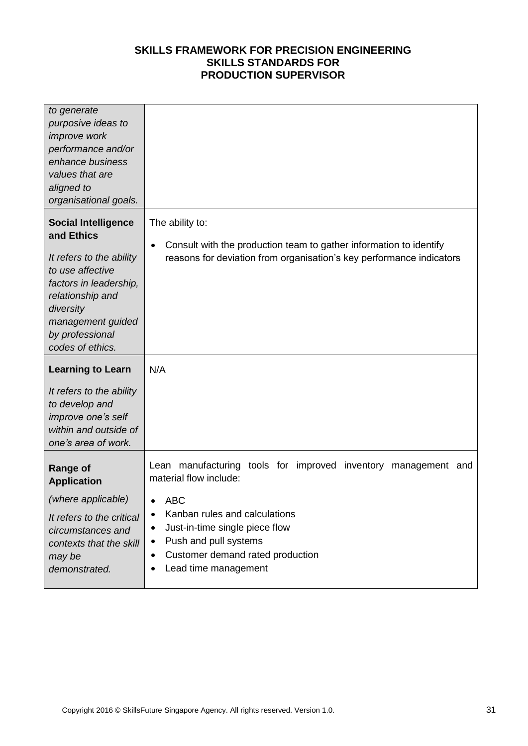| | |
|---|---|
| *to generate purposive ideas to improve work performance and/or enhance business values that are aligned to organisational goals.* | |
| **Social Intelligence and Ethics**<br><br>*It refers to the ability to use affective factors in leadership, relationship and diversity management guided by professional codes of ethics.* | The ability to:<br><br>• Consult with the production team to gather information to identify reasons for deviation from organisation's key performance indicators |
| **Learning to Learn**<br><br>*It refers to the ability to develop and improve one's self within and outside of one's area of work.* | N/A |
| **Range of Application**<br><br>*(where applicable)*<br><br>*It refers to the critical circumstances and contexts that the skill may be demonstrated.* | Lean manufacturing tools for improved inventory management and material flow include:<br><br>• ABC<br>• Kanban rules and calculations<br>• Just-in-time single piece flow<br>• Push and pull systems<br>• Customer demand rated production<br>• Lead time management |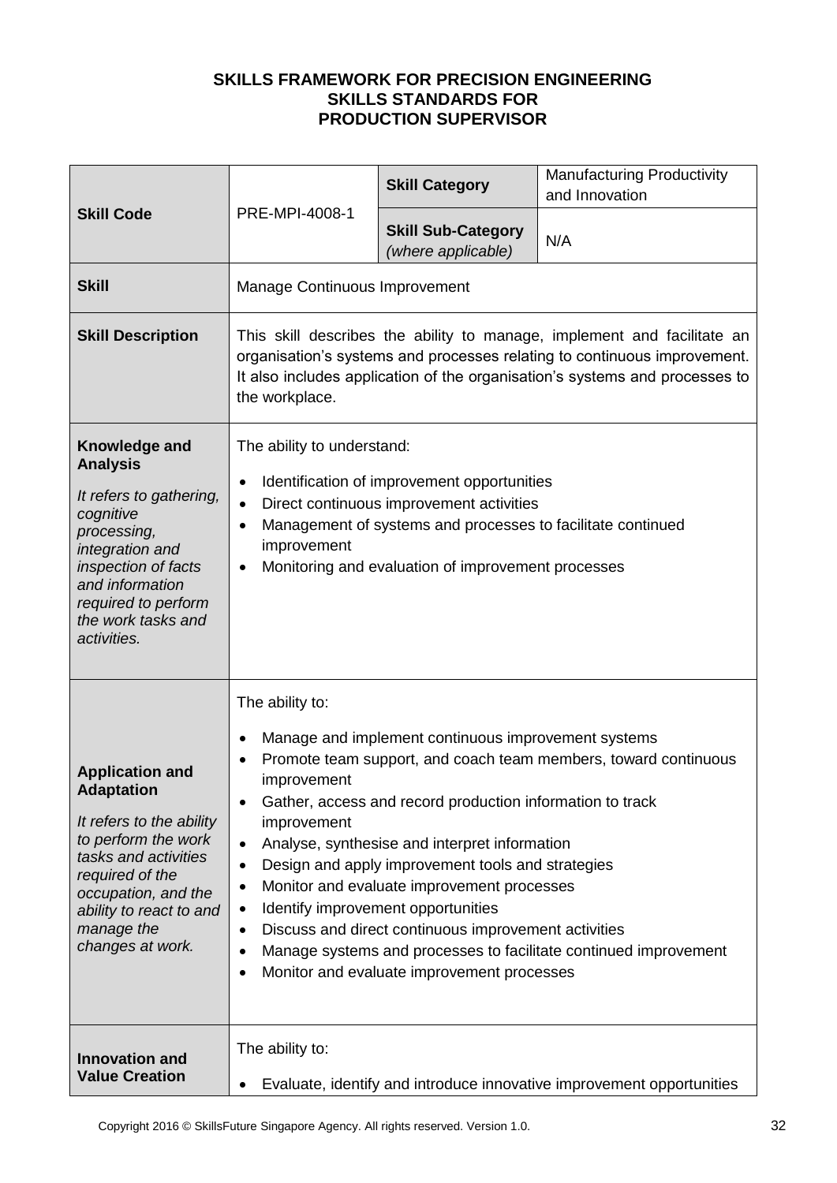**SKILLS FRAMEWORK FOR PRECISION ENGINEERING**
**SKILLS STANDARDS FOR**
**PRODUCTION SUPERVISOR**

| **Skill Code** | PRE-MPI-4008-1 | **Skill Category** | Manufacturing Productivity and Innovation |
|---|---|---|---|
| | | **Skill Sub-Category** *(where applicable)* | N/A |
| **Skill** | Manage Continuous Improvement | | |
| **Skill Description** | This skill describes the ability to manage, implement and facilitate an organisation's systems and processes relating to continuous improvement. It also includes application of the organisation's systems and processes to the workplace. | | |
| **Knowledge and Analysis** *It refers to gathering, cognitive processing, integration and inspection of facts and information required to perform the work tasks and activities.* | The ability to understand: <br>• Identification of improvement opportunities <br>• Direct continuous improvement activities <br>• Management of systems and processes to facilitate continued improvement <br>• Monitoring and evaluation of improvement processes | | |
| **Application and Adaptation** *It refers to the ability to perform the work tasks and activities required of the occupation, and the ability to react to and manage the changes at work.* | The ability to: <br>• Manage and implement continuous improvement systems <br>• Promote team support, and coach team members, toward continuous improvement <br>• Gather, access and record production information to track improvement <br>• Analyse, synthesise and interpret information <br>• Design and apply improvement tools and strategies <br>• Monitor and evaluate improvement processes <br>• Identify improvement opportunities <br>• Discuss and direct continuous improvement activities <br>• Manage systems and processes to facilitate continued improvement <br>• Monitor and evaluate improvement processes | | |
| **Innovation and Value Creation** | The ability to: <br>• Evaluate, identify and introduce innovative improvement opportunities | | |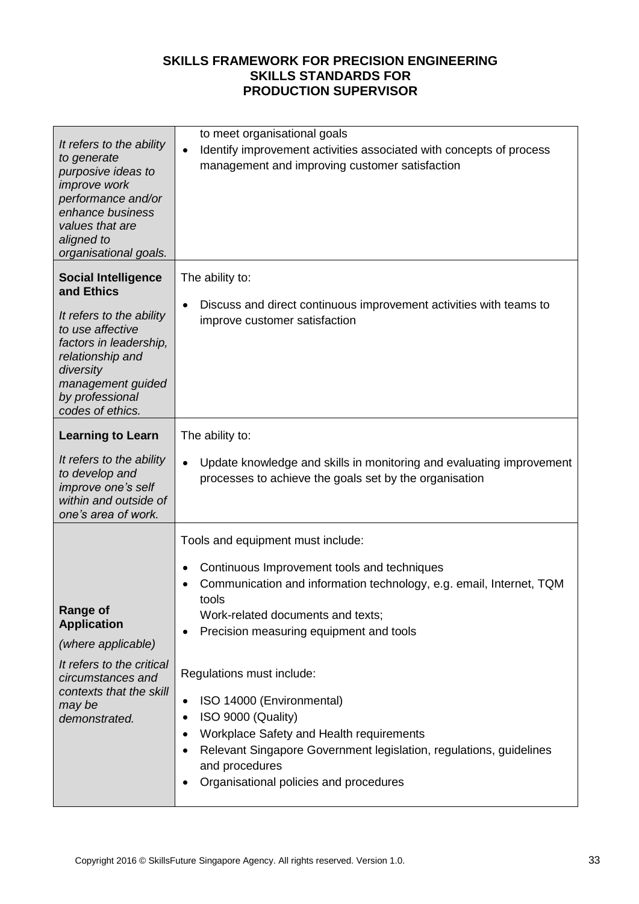| | |
|---|---|
| *It refers to the ability to generate purposive ideas to improve work performance and/or enhance business values that are aligned to organisational goals.* | to meet organisational goals<br>• Identify improvement activities associated with concepts of process management and improving customer satisfaction |
| **Social Intelligence and Ethics**<br><br>*It refers to the ability to use affective factors in leadership, relationship and diversity management guided by professional codes of ethics.* | The ability to:<br><br>• Discuss and direct continuous improvement activities with teams to improve customer satisfaction |
| **Learning to Learn**<br><br>*It refers to the ability to develop and improve one's self within and outside of one's area of work.* | The ability to:<br><br>• Update knowledge and skills in monitoring and evaluating improvement processes to achieve the goals set by the organisation |
| **Range of Application**<br><br>*(where applicable)*<br><br>*It refers to the critical circumstances and contexts that the skill may be demonstrated.* | Tools and equipment must include:<br><br>• Continuous Improvement tools and techniques<br>• Communication and information technology, e.g. email, Internet, TQM tools<br>Work-related documents and texts;<br>• Precision measuring equipment and tools<br><br>Regulations must include:<br><br>• ISO 14000 (Environmental)<br>• ISO 9000 (Quality)<br>• Workplace Safety and Health requirements<br>• Relevant Singapore Government legislation, regulations, guidelines and procedures<br>• Organisational policies and procedures |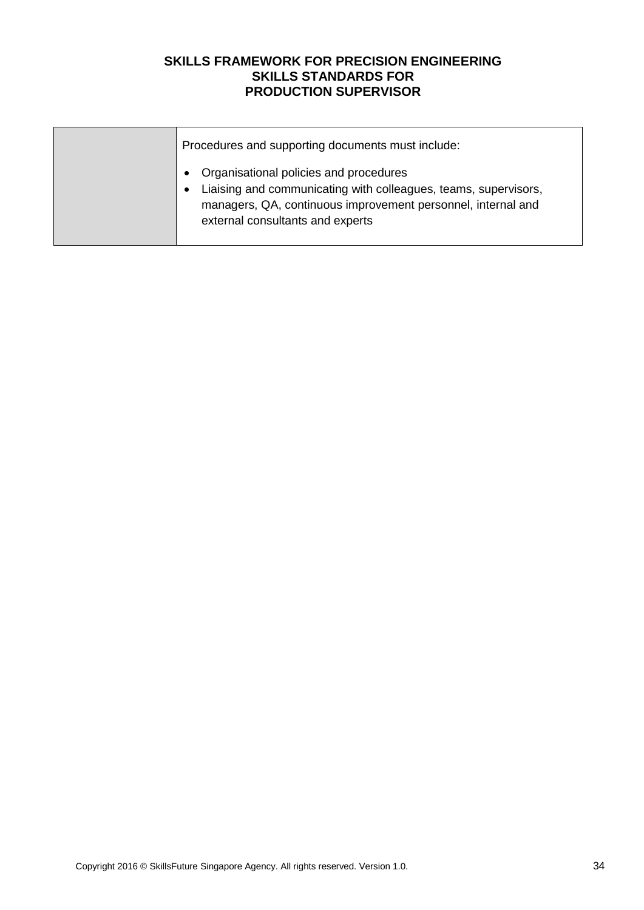|  | Procedures and supporting documents must include:<br><br>• Organisational policies and procedures<br>• Liaising and communicating with colleagues, teams, supervisors, managers, QA, continuous improvement personnel, internal and external consultants and experts |
| --- | --- |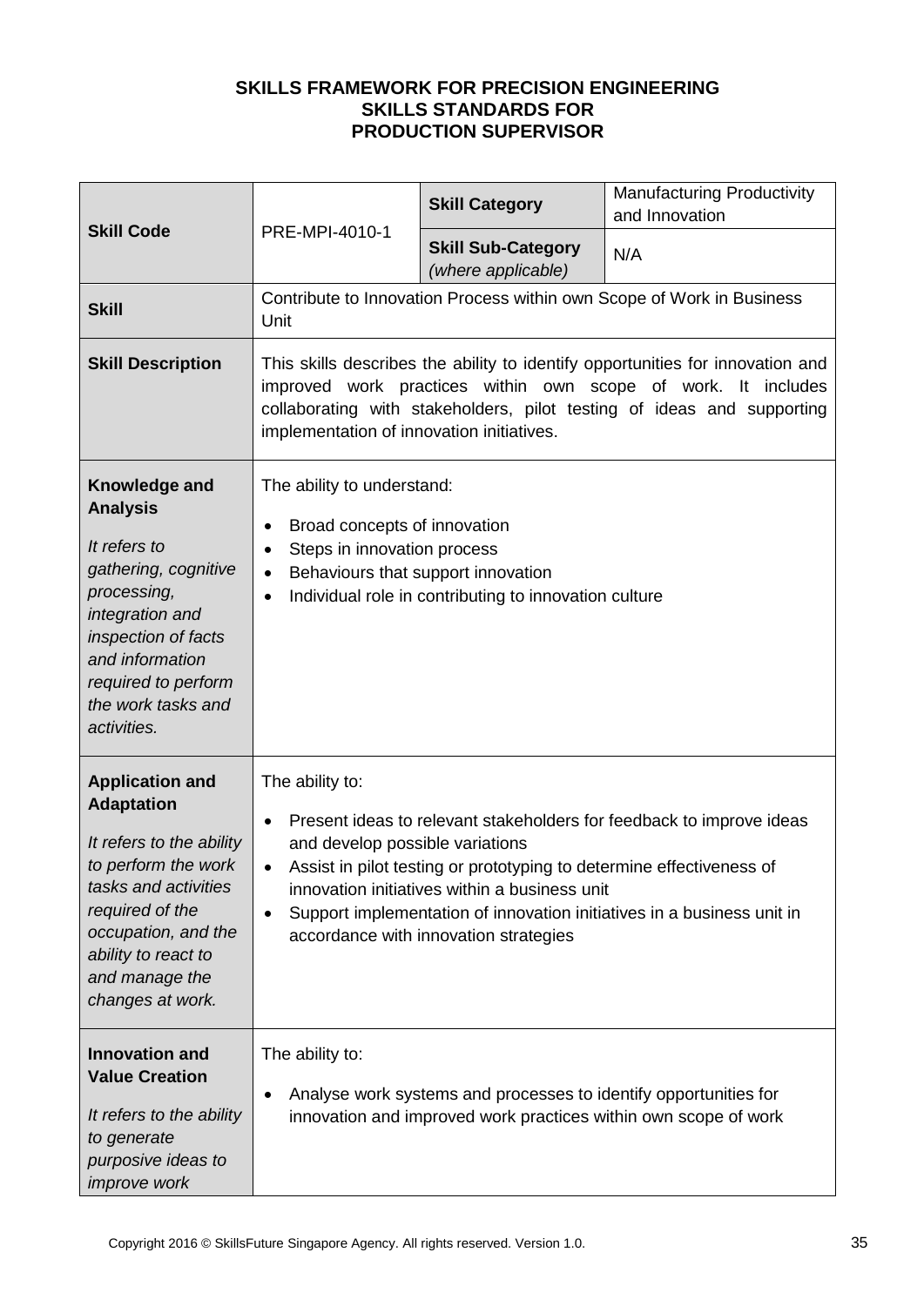**SKILLS FRAMEWORK FOR PRECISION ENGINEERING**
**SKILLS STANDARDS FOR**
**PRODUCTION SUPERVISOR**

| | | | |
|---|---|---|---|
| **Skill Code** | PRE-MPI-4010-1 | **Skill Category** | Manufacturing Productivity and Innovation |
| | | **Skill Sub-Category** *(where applicable)* | N/A |
| **Skill** | Contribute to Innovation Process within own Scope of Work in Business Unit | | |
| **Skill Description** | This skills describes the ability to identify opportunities for innovation and improved work practices within own scope of work. It includes collaborating with stakeholders, pilot testing of ideas and supporting implementation of innovation initiatives. | | |
| **Knowledge and Analysis**<br><br>*It refers to gathering, cognitive processing, integration and inspection of facts and information required to perform the work tasks and activities.* | The ability to understand:<br><br>• Broad concepts of innovation<br>• Steps in innovation process<br>• Behaviours that support innovation<br>• Individual role in contributing to innovation culture | | |
| **Application and Adaptation**<br><br>*It refers to the ability to perform the work tasks and activities required of the occupation, and the ability to react to and manage the changes at work.* | The ability to:<br><br>• Present ideas to relevant stakeholders for feedback to improve ideas and develop possible variations<br>• Assist in pilot testing or prototyping to determine effectiveness of innovation initiatives within a business unit<br>• Support implementation of innovation initiatives in a business unit in accordance with innovation strategies | | |
| **Innovation and Value Creation**<br><br>*It refers to the ability to generate purposive ideas to improve work* | The ability to:<br><br>• Analyse work systems and processes to identify opportunities for innovation and improved work practices within own scope of work | | |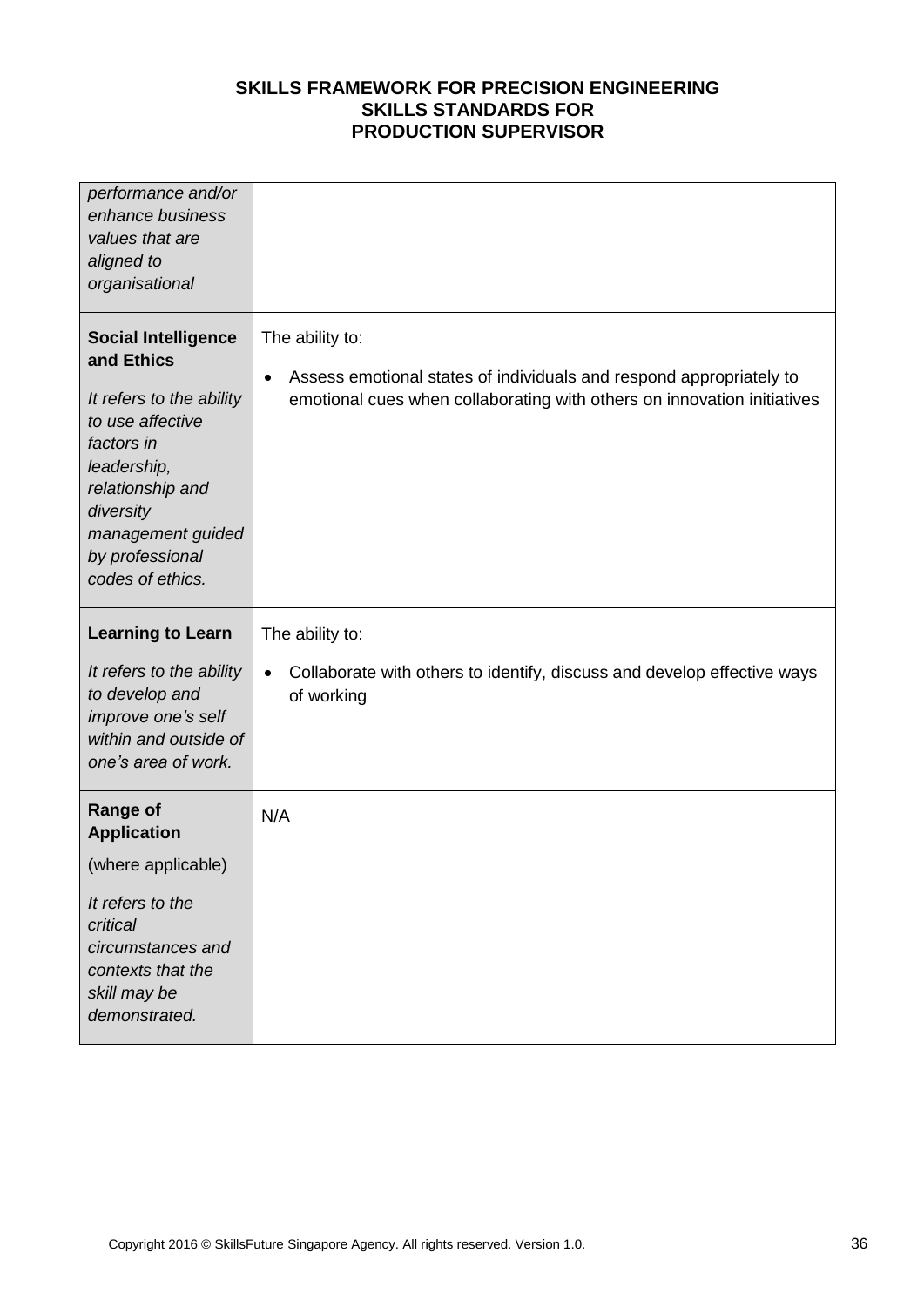| | |
|---|---|
| *performance and/or enhance business values that are aligned to organisational* | |
| **Social Intelligence and Ethics**<br><br>*It refers to the ability to use affective factors in leadership, relationship and diversity management guided by professional codes of ethics.* | The ability to:<br><br>• Assess emotional states of individuals and respond appropriately to emotional cues when collaborating with others on innovation initiatives |
| **Learning to Learn**<br><br>*It refers to the ability to develop and improve one's self within and outside of one's area of work.* | The ability to:<br><br>• Collaborate with others to identify, discuss and develop effective ways of working |
| **Range of Application**<br><br>(where applicable)<br><br>*It refers to the critical circumstances and contexts that the skill may be demonstrated.* | N/A |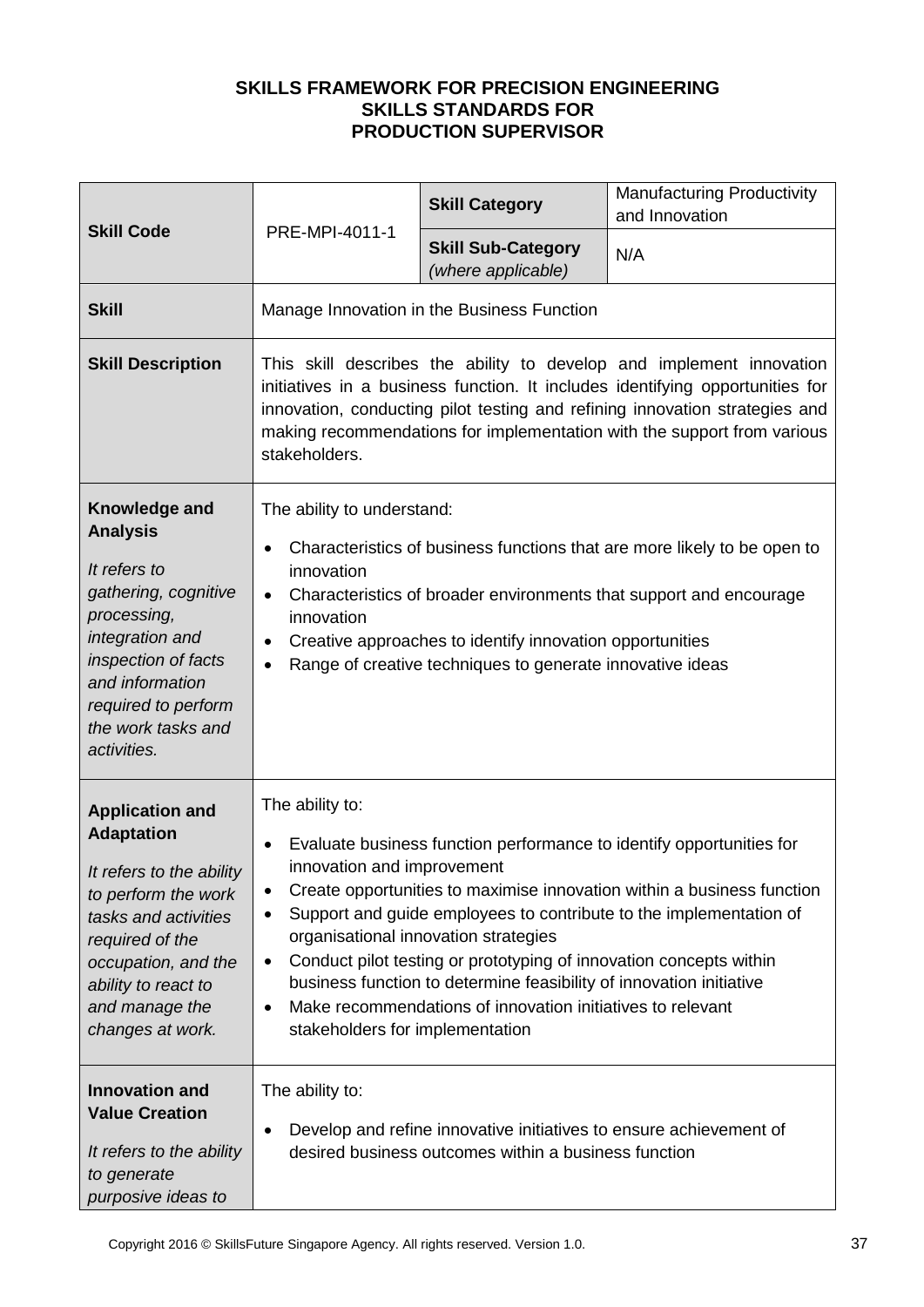**SKILLS FRAMEWORK FOR PRECISION ENGINEERING**
**SKILLS STANDARDS FOR**
**PRODUCTION SUPERVISOR**

| **Skill Code** | PRE-MPI-4011-1 | **Skill Category** | Manufacturing Productivity and Innovation |
|---|---|---|---|
| | | **Skill Sub-Category** *(where applicable)* | N/A |
| **Skill** | Manage Innovation in the Business Function | | |
| **Skill Description** | This skill describes the ability to develop and implement innovation initiatives in a business function. It includes identifying opportunities for innovation, conducting pilot testing and refining innovation strategies and making recommendations for implementation with the support from various stakeholders. | | |
| **Knowledge and Analysis**<br><br>*It refers to gathering, cognitive processing, integration and inspection of facts and information required to perform the work tasks and activities.* | The ability to understand:<br>• Characteristics of business functions that are more likely to be open to innovation<br>• Characteristics of broader environments that support and encourage innovation<br>• Creative approaches to identify innovation opportunities<br>• Range of creative techniques to generate innovative ideas | | |
| **Application and Adaptation**<br><br>*It refers to the ability to perform the work tasks and activities required of the occupation, and the ability to react to and manage the changes at work.* | The ability to:<br>• Evaluate business function performance to identify opportunities for innovation and improvement<br>• Create opportunities to maximise innovation within a business function<br>• Support and guide employees to contribute to the implementation of organisational innovation strategies<br>• Conduct pilot testing or prototyping of innovation concepts within business function to determine feasibility of innovation initiative<br>• Make recommendations of innovation initiatives to relevant stakeholders for implementation | | |
| **Innovation and Value Creation**<br><br>*It refers to the ability to generate purposive ideas to* | The ability to:<br>• Develop and refine innovative initiatives to ensure achievement of desired business outcomes within a business function | | |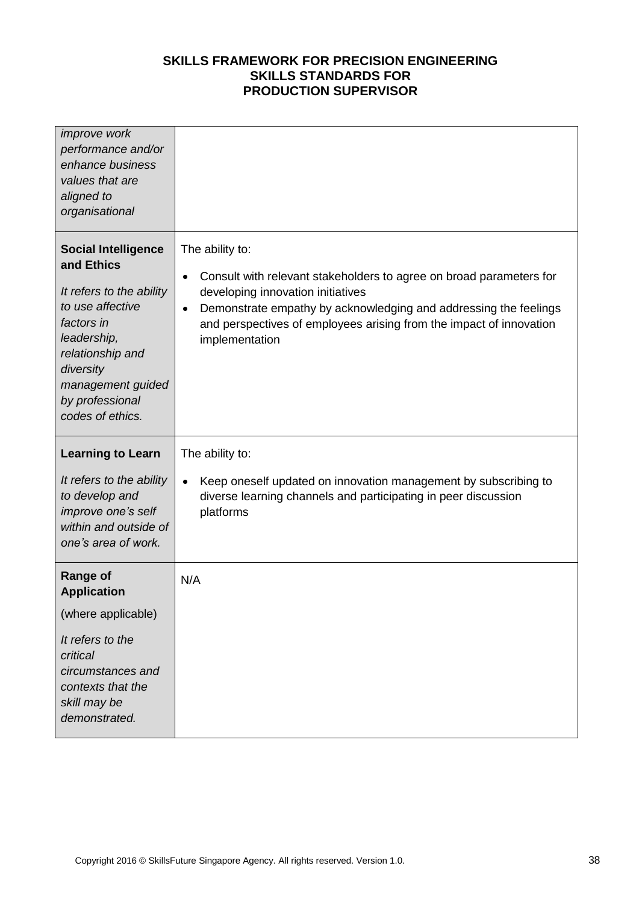| | |
|---|---|
| *improve work performance and/or enhance business values that are aligned to organisational* | |
| **Social Intelligence and Ethics**<br><br>*It refers to the ability to use affective factors in leadership, relationship and diversity management guided by professional codes of ethics.* | The ability to:<br><br>• Consult with relevant stakeholders to agree on broad parameters for developing innovation initiatives<br>• Demonstrate empathy by acknowledging and addressing the feelings and perspectives of employees arising from the impact of innovation implementation |
| **Learning to Learn**<br><br>*It refers to the ability to develop and improve one's self within and outside of one's area of work.* | The ability to:<br><br>• Keep oneself updated on innovation management by subscribing to diverse learning channels and participating in peer discussion platforms |
| **Range of Application**<br><br>(where applicable)<br><br>*It refers to the critical circumstances and contexts that the skill may be demonstrated.* | N/A |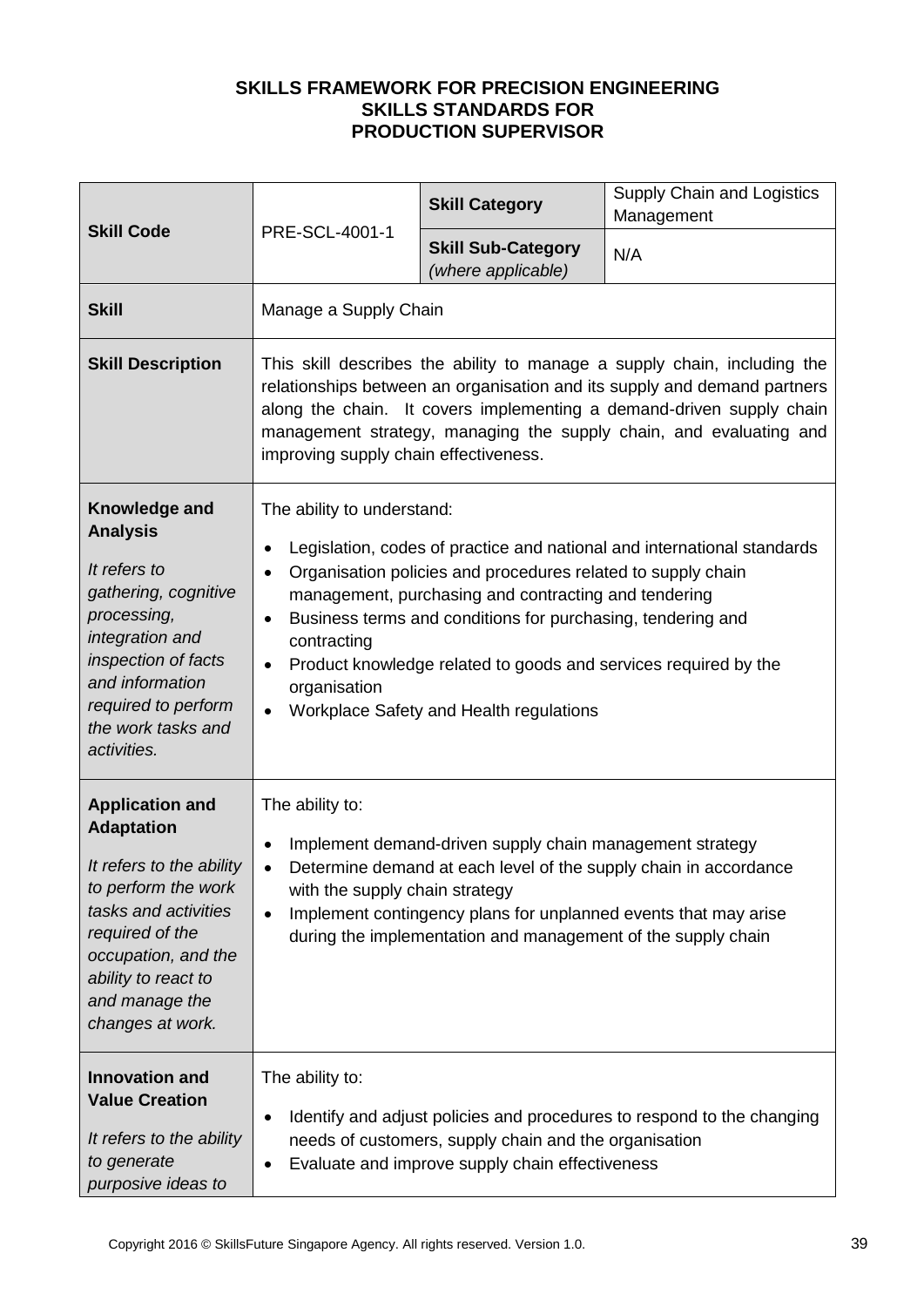**SKILLS FRAMEWORK FOR PRECISION ENGINEERING**
**SKILLS STANDARDS FOR**
**PRODUCTION SUPERVISOR**

| **Skill Code** | PRE-SCL-4001-1 | **Skill Category** | Supply Chain and Logistics Management |
|---|---|---|---|
| | | **Skill Sub-Category** *(where applicable)* | N/A |
| **Skill** | Manage a Supply Chain | | |
| **Skill Description** | This skill describes the ability to manage a supply chain, including the relationships between an organisation and its supply and demand partners along the chain. It covers implementing a demand-driven supply chain management strategy, managing the supply chain, and evaluating and improving supply chain effectiveness. | | |
| **Knowledge and Analysis** *It refers to gathering, cognitive processing, integration and inspection of facts and information required to perform the work tasks and activities.* | The ability to understand: <br>• Legislation, codes of practice and national and international standards <br>• Organisation policies and procedures related to supply chain management, purchasing and contracting and tendering <br>• Business terms and conditions for purchasing, tendering and contracting <br>• Product knowledge related to goods and services required by the organisation <br>• Workplace Safety and Health regulations | | |
| **Application and Adaptation** *It refers to the ability to perform the work tasks and activities required of the occupation, and the ability to react to and manage the changes at work.* | The ability to: <br>• Implement demand-driven supply chain management strategy <br>• Determine demand at each level of the supply chain in accordance with the supply chain strategy <br>• Implement contingency plans for unplanned events that may arise during the implementation and management of the supply chain | | |
| **Innovation and Value Creation** *It refers to the ability to generate purposive ideas to* | The ability to: <br>• Identify and adjust policies and procedures to respond to the changing needs of customers, supply chain and the organisation <br>• Evaluate and improve supply chain effectiveness | | |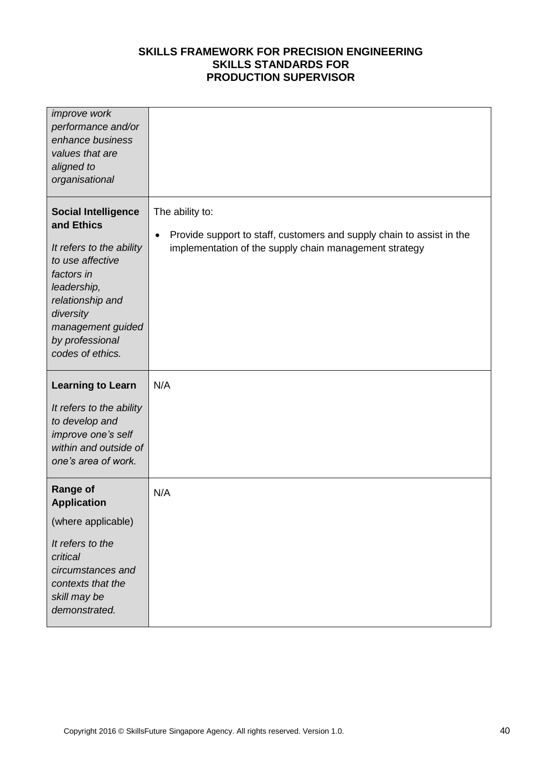| | |
|---|---|
| *improve work performance and/or enhance business values that are aligned to organisational* | |
| **Social Intelligence and Ethics**<br><br>*It refers to the ability to use affective factors in leadership, relationship and diversity management guided by professional codes of ethics.* | The ability to:<br><br>• Provide support to staff, customers and supply chain to assist in the implementation of the supply chain management strategy |
| **Learning to Learn**<br><br>*It refers to the ability to develop and improve one's self within and outside of one's area of work.* | N/A |
| **Range of Application**<br><br>(where applicable)<br><br>*It refers to the critical circumstances and contexts that the skill may be demonstrated.* | N/A |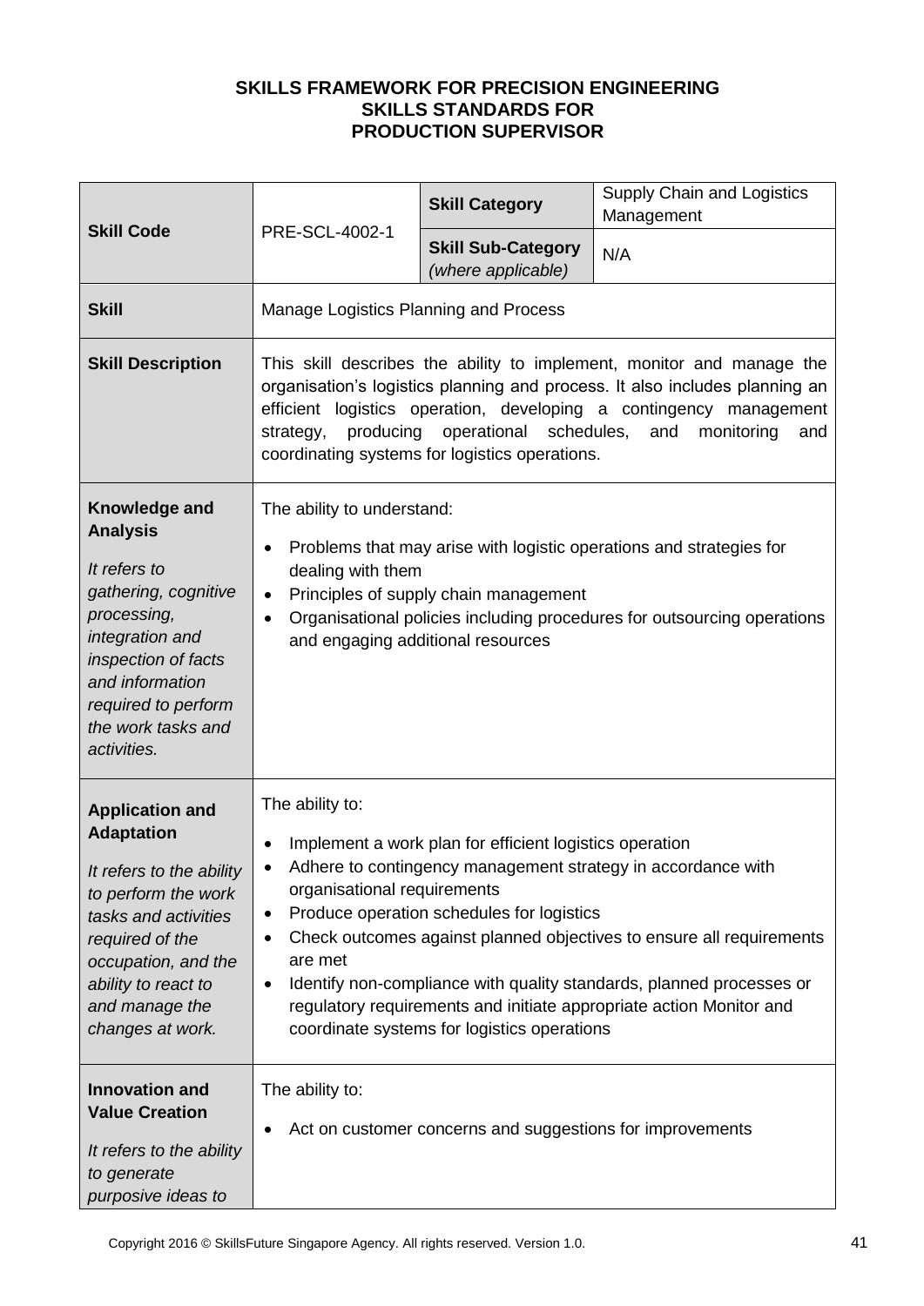**SKILLS FRAMEWORK FOR PRECISION ENGINEERING**
**SKILLS STANDARDS FOR**
**PRODUCTION SUPERVISOR**

| **Skill Code** | PRE-SCL-4002-1 | **Skill Category** | Supply Chain and Logistics Management |
|---|---|---|---|
| | | **Skill Sub-Category** *(where applicable)* | N/A |
| **Skill** | Manage Logistics Planning and Process | | |
| **Skill Description** | This skill describes the ability to implement, monitor and manage the organisation's logistics planning and process. It also includes planning an efficient logistics operation, developing a contingency management strategy, producing operational schedules, and monitoring and coordinating systems for logistics operations. | | |
| **Knowledge and Analysis**<br><br>*It refers to gathering, cognitive processing, integration and inspection of facts and information required to perform the work tasks and activities.* | The ability to understand:<br>• Problems that may arise with logistic operations and strategies for dealing with them<br>• Principles of supply chain management<br>• Organisational policies including procedures for outsourcing operations and engaging additional resources | | |
| **Application and Adaptation**<br><br>*It refers to the ability to perform the work tasks and activities required of the occupation, and the ability to react to and manage the changes at work.* | The ability to:<br>• Implement a work plan for efficient logistics operation<br>• Adhere to contingency management strategy in accordance with organisational requirements<br>• Produce operation schedules for logistics<br>• Check outcomes against planned objectives to ensure all requirements are met<br>• Identify non-compliance with quality standards, planned processes or regulatory requirements and initiate appropriate action Monitor and coordinate systems for logistics operations | | |
| **Innovation and Value Creation**<br><br>*It refers to the ability to generate purposive ideas to* | The ability to:<br>• Act on customer concerns and suggestions for improvements | | |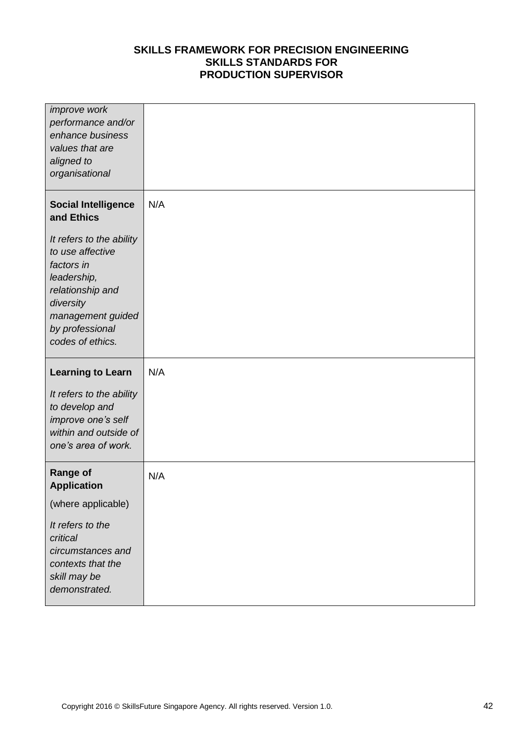| | |
|---|---|
| *improve work performance and/or enhance business values that are aligned to organisational* | |
| **Social Intelligence and Ethics**<br><br>*It refers to the ability to use affective factors in leadership, relationship and diversity management guided by professional codes of ethics.* | N/A |
| **Learning to Learn**<br><br>*It refers to the ability to develop and improve one's self within and outside of one's area of work.* | N/A |
| **Range of Application**<br><br>(where applicable)<br><br>*It refers to the critical circumstances and contexts that the skill may be demonstrated.* | N/A |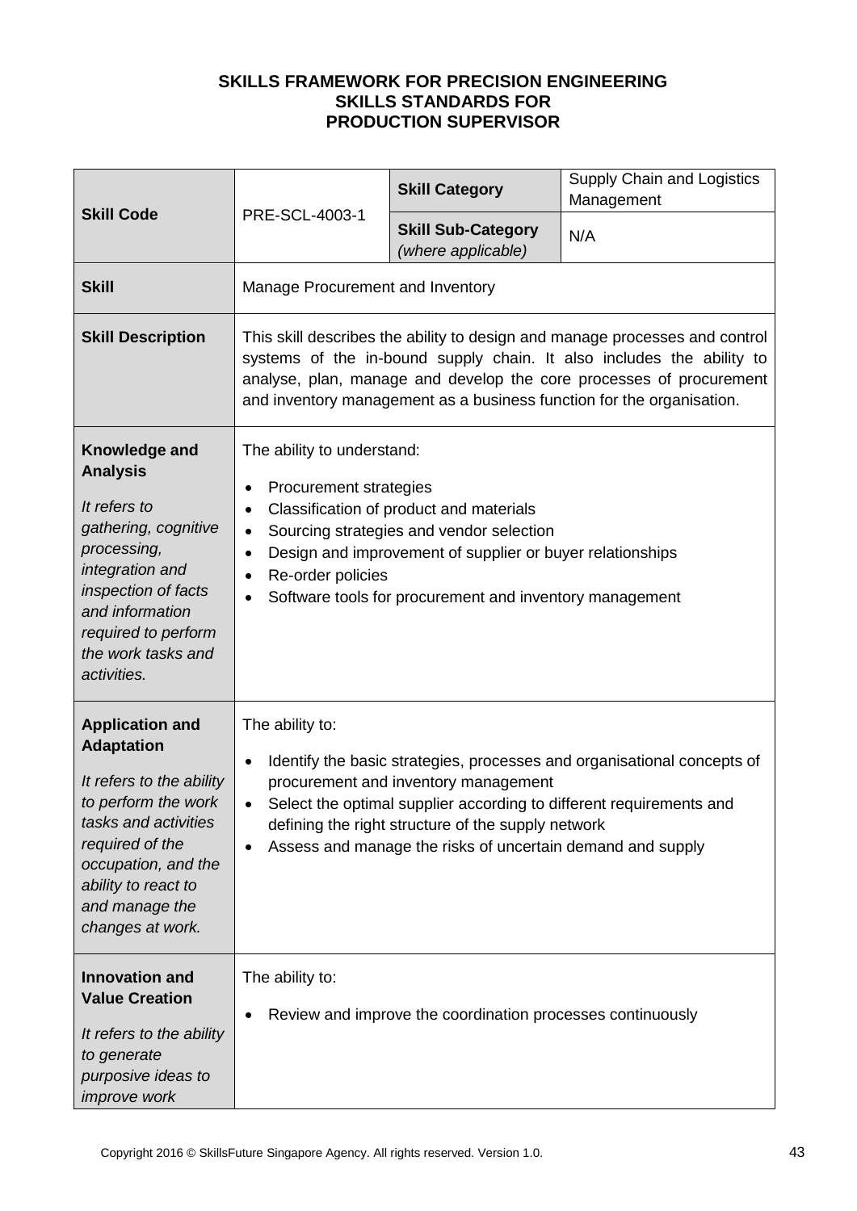**SKILLS FRAMEWORK FOR PRECISION ENGINEERING**
**SKILLS STANDARDS FOR**
**PRODUCTION SUPERVISOR**

| **Skill Code** | PRE-SCL-4003-1 | **Skill Category** | Supply Chain and Logistics Management |
|---|---|---|---|
| | | **Skill Sub-Category** *(where applicable)* | N/A |
| **Skill** | Manage Procurement and Inventory | | |
| **Skill Description** | This skill describes the ability to design and manage processes and control systems of the in-bound supply chain. It also includes the ability to analyse, plan, manage and develop the core processes of procurement and inventory management as a business function for the organisation. | | |
| **Knowledge and Analysis** <br><br> *It refers to gathering, cognitive processing, integration and inspection of facts and information required to perform the work tasks and activities.* | The ability to understand: <br><br> • Procurement strategies <br> • Classification of product and materials <br> • Sourcing strategies and vendor selection <br> • Design and improvement of supplier or buyer relationships <br> • Re-order policies <br> • Software tools for procurement and inventory management | | |
| **Application and Adaptation** <br><br> *It refers to the ability to perform the work tasks and activities required of the occupation, and the ability to react to and manage the changes at work.* | The ability to: <br><br> • Identify the basic strategies, processes and organisational concepts of procurement and inventory management <br> • Select the optimal supplier according to different requirements and defining the right structure of the supply network <br> • Assess and manage the risks of uncertain demand and supply | | |
| **Innovation and Value Creation** <br><br> *It refers to the ability to generate purposive ideas to improve work* | The ability to: <br><br> • Review and improve the coordination processes continuously | | |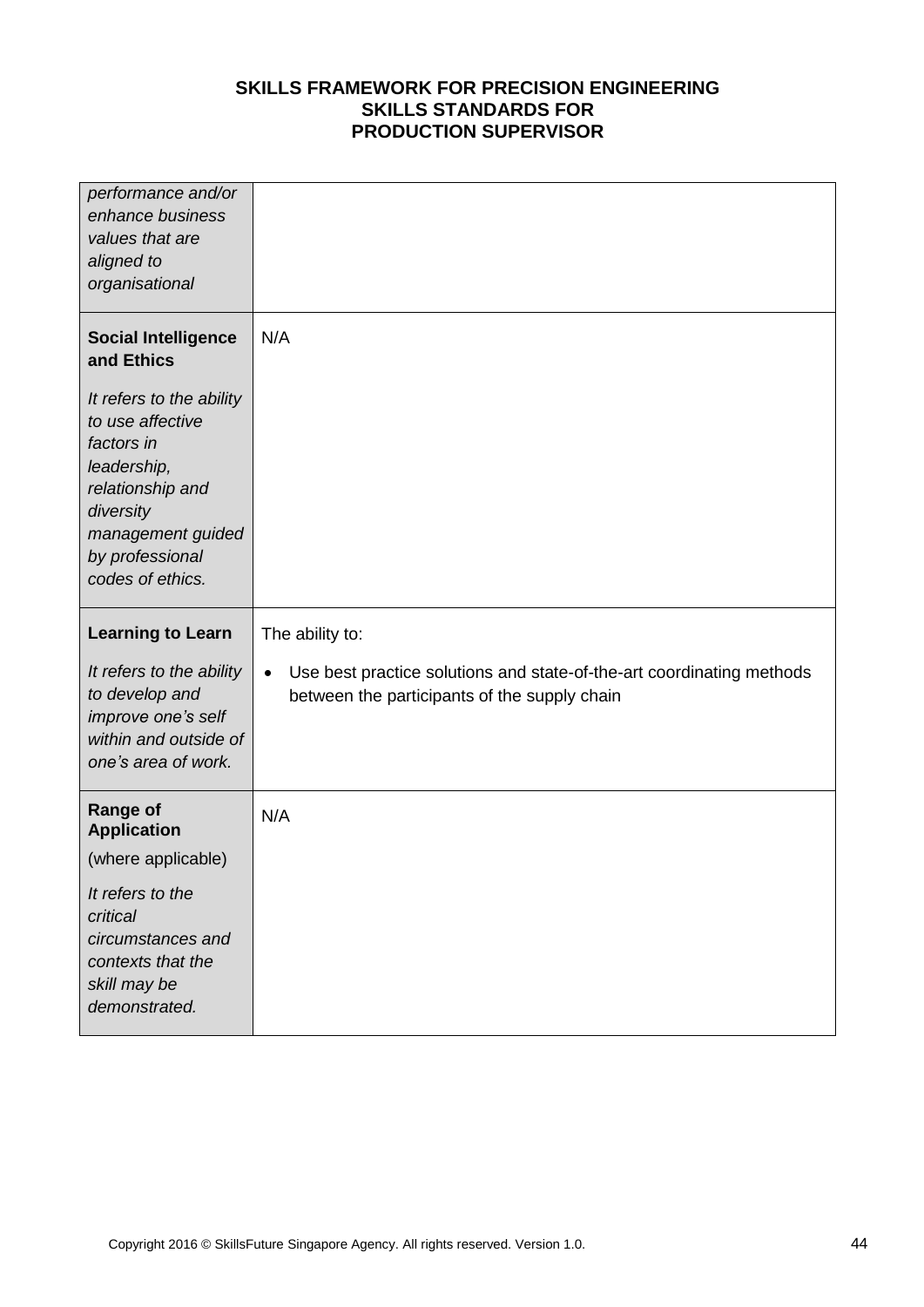| | |
|---|---|
| *performance and/or enhance business values that are aligned to organisational* | |
| **Social Intelligence and Ethics**<br><br>*It refers to the ability to use affective factors in leadership, relationship and diversity management guided by professional codes of ethics.* | N/A |
| **Learning to Learn**<br><br>*It refers to the ability to develop and improve one's self within and outside of one's area of work.* | The ability to:<br><br>• Use best practice solutions and state-of-the-art coordinating methods between the participants of the supply chain |
| **Range of Application**<br>(where applicable)<br><br>*It refers to the critical circumstances and contexts that the skill may be demonstrated.* | N/A |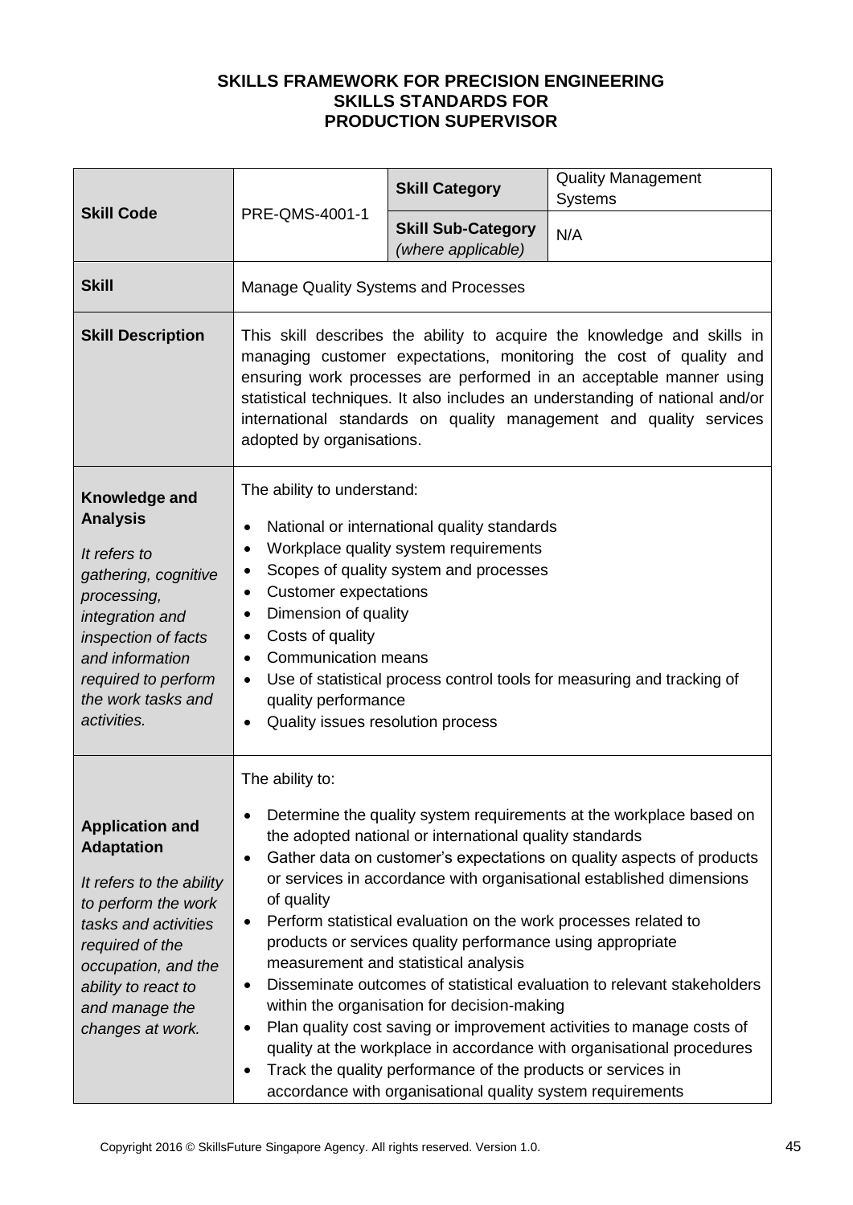**SKILLS FRAMEWORK FOR PRECISION ENGINEERING**
**SKILLS STANDARDS FOR**
**PRODUCTION SUPERVISOR**

| **Skill Code** | PRE-QMS-4001-1 | **Skill Category** | Quality Management Systems |
|---|---|---|---|
| | | **Skill Sub-Category** *(where applicable)* | N/A |
| **Skill** | Manage Quality Systems and Processes | | |
| **Skill Description** | This skill describes the ability to acquire the knowledge and skills in managing customer expectations, monitoring the cost of quality and ensuring work processes are performed in an acceptable manner using statistical techniques. It also includes an understanding of national and/or international standards on quality management and quality services adopted by organisations. | | |
| **Knowledge and Analysis**<br><br>*It refers to gathering, cognitive processing, integration and inspection of facts and information required to perform the work tasks and activities.* | The ability to understand:<br>• National or international quality standards<br>• Workplace quality system requirements<br>• Scopes of quality system and processes<br>• Customer expectations<br>• Dimension of quality<br>• Costs of quality<br>• Communication means<br>• Use of statistical process control tools for measuring and tracking of quality performance<br>• Quality issues resolution process | | |
| **Application and Adaptation**<br><br>*It refers to the ability to perform the work tasks and activities required of the occupation, and the ability to react to and manage the changes at work.* | The ability to:<br>• Determine the quality system requirements at the workplace based on the adopted national or international quality standards<br>• Gather data on customer's expectations on quality aspects of products or services in accordance with organisational established dimensions of quality<br>• Perform statistical evaluation on the work processes related to products or services quality performance using appropriate measurement and statistical analysis<br>• Disseminate outcomes of statistical evaluation to relevant stakeholders within the organisation for decision-making<br>• Plan quality cost saving or improvement activities to manage costs of quality at the workplace in accordance with organisational procedures<br>• Track the quality performance of the products or services in accordance with organisational quality system requirements | | |

Copyright 2016 © SkillsFuture Singapore Agency. All rights reserved. Version 1.0.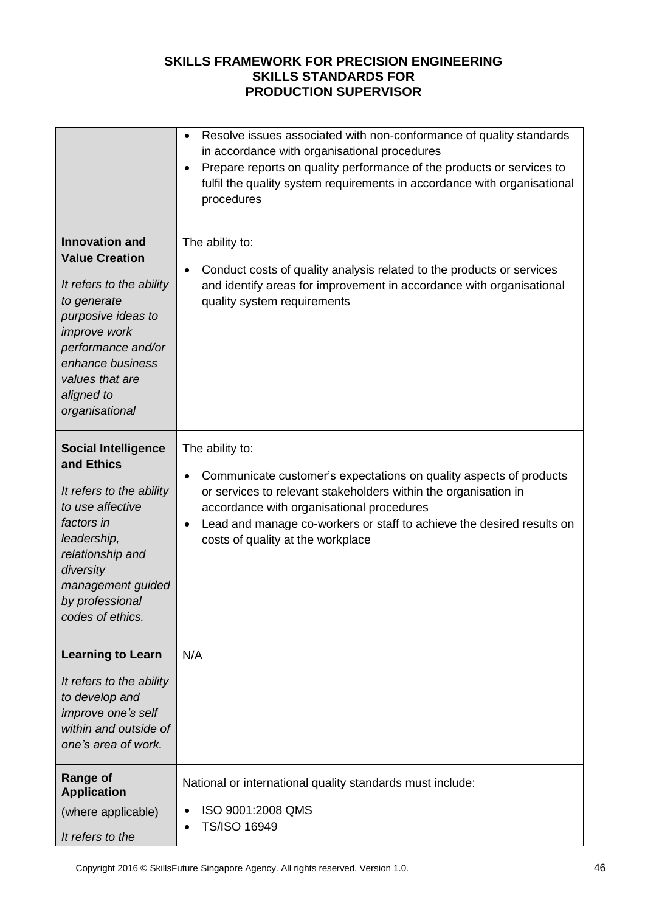**SKILLS FRAMEWORK FOR PRECISION ENGINEERING**
**SKILLS STANDARDS FOR**
**PRODUCTION SUPERVISOR**

| | |
|---|---|
| | • Resolve issues associated with non-conformance of quality standards in accordance with organisational procedures<br>• Prepare reports on quality performance of the products or services to fulfil the quality system requirements in accordance with organisational procedures |
| **Innovation and Value Creation**<br><br>*It refers to the ability to generate purposive ideas to improve work performance and/or enhance business values that are aligned to organisational* | The ability to:<br><br>• Conduct costs of quality analysis related to the products or services and identify areas for improvement in accordance with organisational quality system requirements |
| **Social Intelligence and Ethics**<br><br>*It refers to the ability to use affective factors in leadership, relationship and diversity management guided by professional codes of ethics.* | The ability to:<br><br>• Communicate customer's expectations on quality aspects of products or services to relevant stakeholders within the organisation in accordance with organisational procedures<br>• Lead and manage co-workers or staff to achieve the desired results on costs of quality at the workplace |
| **Learning to Learn**<br><br>*It refers to the ability to develop and improve one's self within and outside of one's area of work.* | N/A |
| **Range of Application**<br>(where applicable)<br><br>*It refers to the* | National or international quality standards must include:<br><br>• ISO 9001:2008 QMS<br>• TS/ISO 16949 |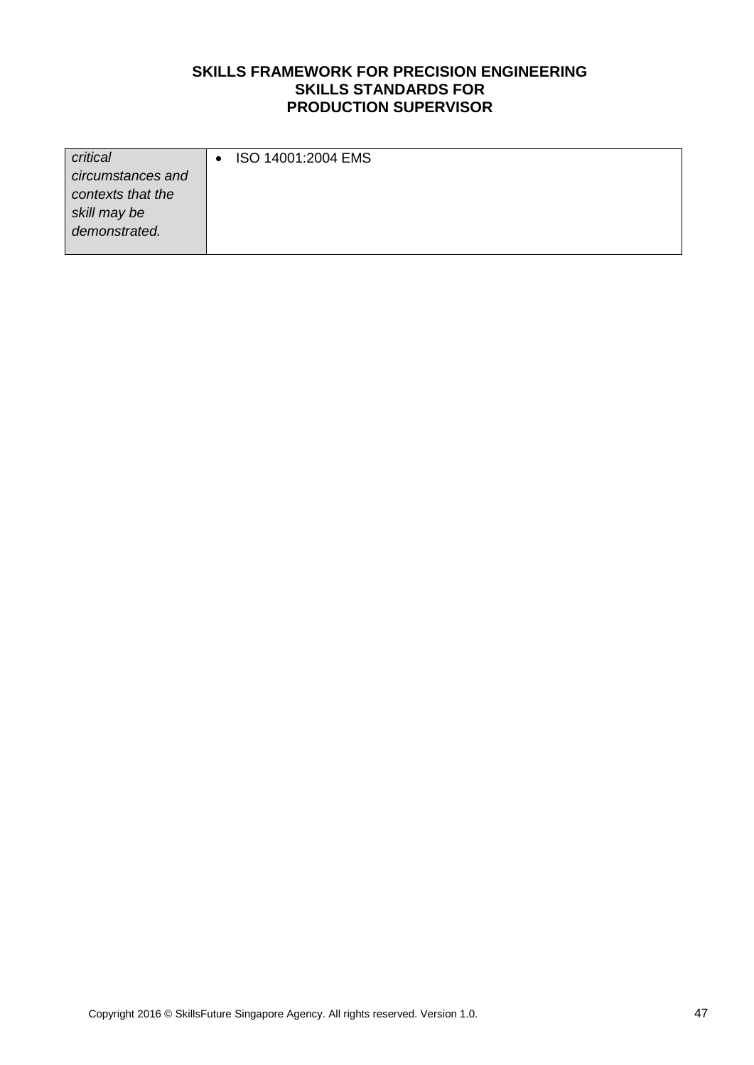| | |
|---|---|
| *critical circumstances and contexts that the skill may be demonstrated.* | • ISO 14001:2004 EMS |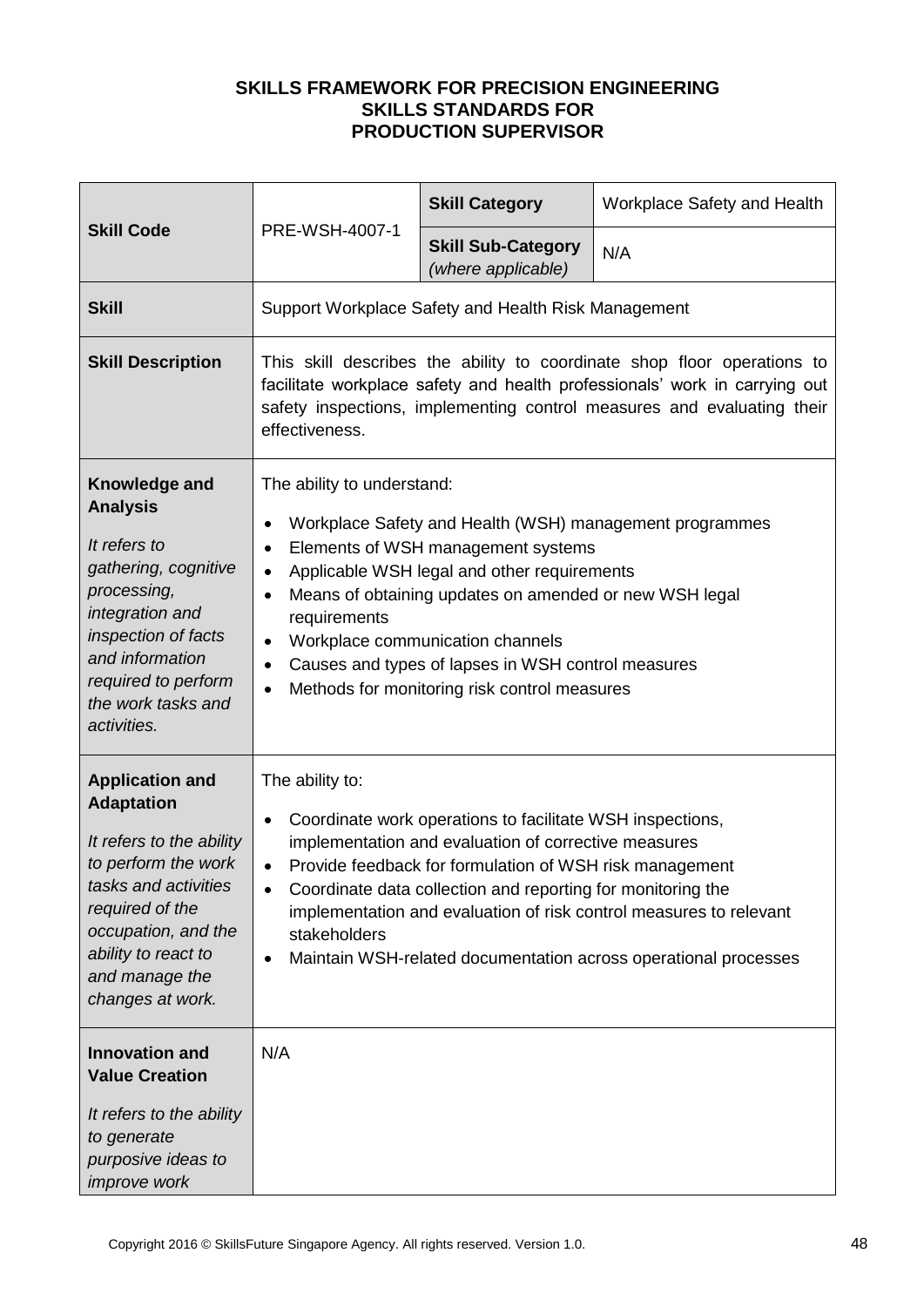**SKILLS FRAMEWORK FOR PRECISION ENGINEERING**
**SKILLS STANDARDS FOR**
**PRODUCTION SUPERVISOR**

| **Skill Code** | PRE-WSH-4007-1 | **Skill Category** | Workplace Safety and Health |
|---|---|---|---|
| | | **Skill Sub-Category** *(where applicable)* | N/A |
| **Skill** | Support Workplace Safety and Health Risk Management | | |
| **Skill Description** | This skill describes the ability to coordinate shop floor operations to facilitate workplace safety and health professionals' work in carrying out safety inspections, implementing control measures and evaluating their effectiveness. | | |
| **Knowledge and Analysis**<br><br>*It refers to gathering, cognitive processing, integration and inspection of facts and information required to perform the work tasks and activities.* | The ability to understand:<br>• Workplace Safety and Health (WSH) management programmes<br>• Elements of WSH management systems<br>• Applicable WSH legal and other requirements<br>• Means of obtaining updates on amended or new WSH legal requirements<br>• Workplace communication channels<br>• Causes and types of lapses in WSH control measures<br>• Methods for monitoring risk control measures | | |
| **Application and Adaptation**<br><br>*It refers to the ability to perform the work tasks and activities required of the occupation, and the ability to react to and manage the changes at work.* | The ability to:<br>• Coordinate work operations to facilitate WSH inspections, implementation and evaluation of corrective measures<br>• Provide feedback for formulation of WSH risk management<br>• Coordinate data collection and reporting for monitoring the implementation and evaluation of risk control measures to relevant stakeholders<br>• Maintain WSH-related documentation across operational processes | | |
| **Innovation and Value Creation**<br><br>*It refers to the ability to generate purposive ideas to improve work* | N/A | | |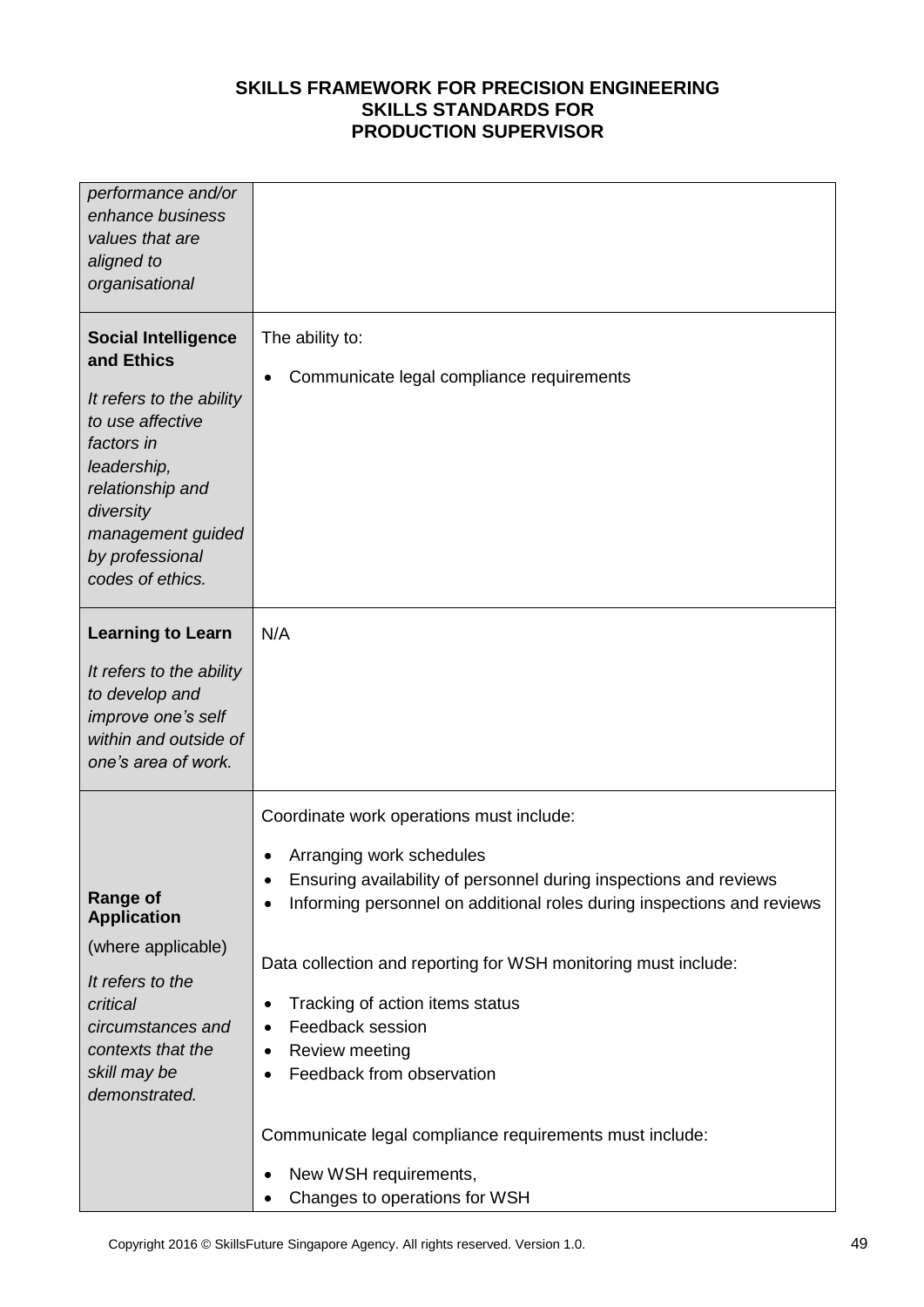| | |
|---|---|
| *performance and/or enhance business values that are aligned to organisational* | |
| **Social Intelligence and Ethics**<br><br>*It refers to the ability to use affective factors in leadership, relationship and diversity management guided by professional codes of ethics.* | The ability to:<br><br>• Communicate legal compliance requirements |
| **Learning to Learn**<br><br>*It refers to the ability to develop and improve one's self within and outside of one's area of work.* | N/A |
| **Range of Application**<br><br>(where applicable)<br><br>*It refers to the critical circumstances and contexts that the skill may be demonstrated.* | Coordinate work operations must include:<br><br>• Arranging work schedules<br>• Ensuring availability of personnel during inspections and reviews<br>• Informing personnel on additional roles during inspections and reviews<br><br>Data collection and reporting for WSH monitoring must include:<br><br>• Tracking of action items status<br>• Feedback session<br>• Review meeting<br>• Feedback from observation<br><br>Communicate legal compliance requirements must include:<br><br>• New WSH requirements,<br>• Changes to operations for WSH |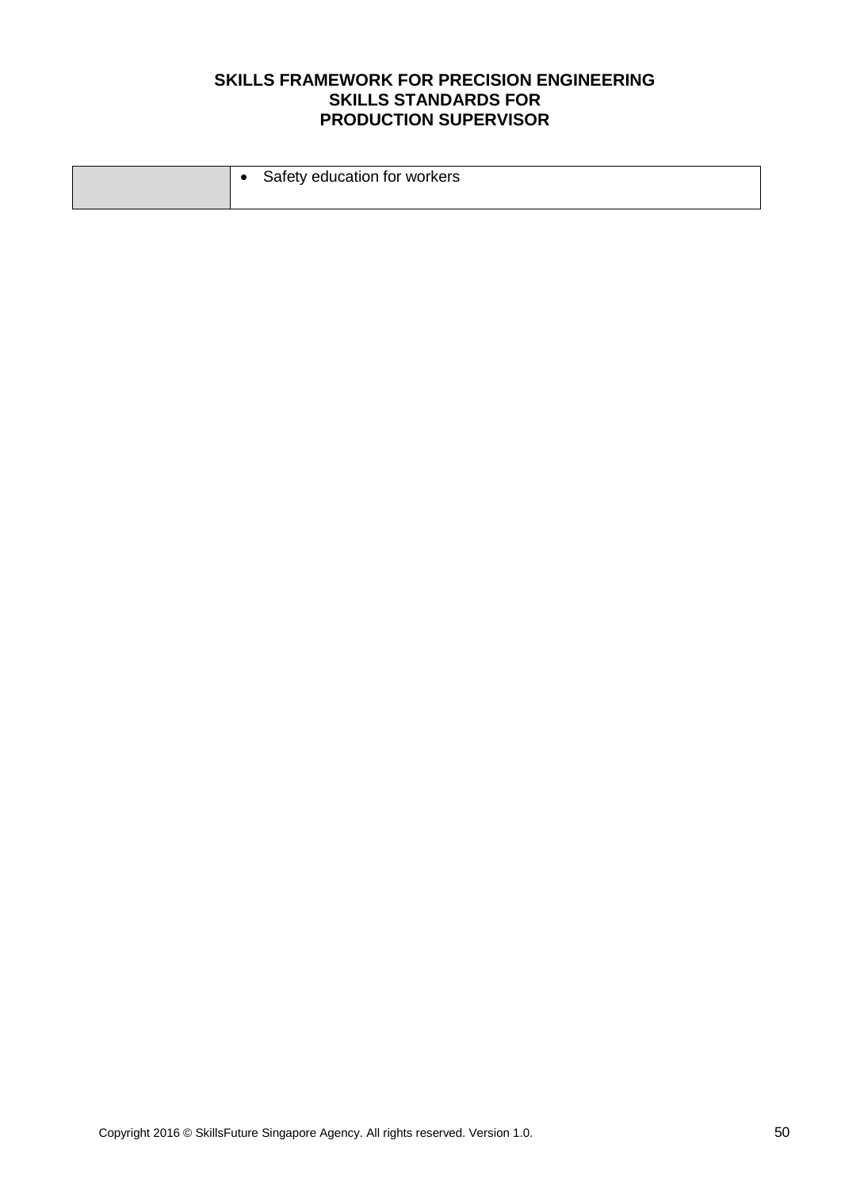| | |
|---|---|
| | • Safety education for workers |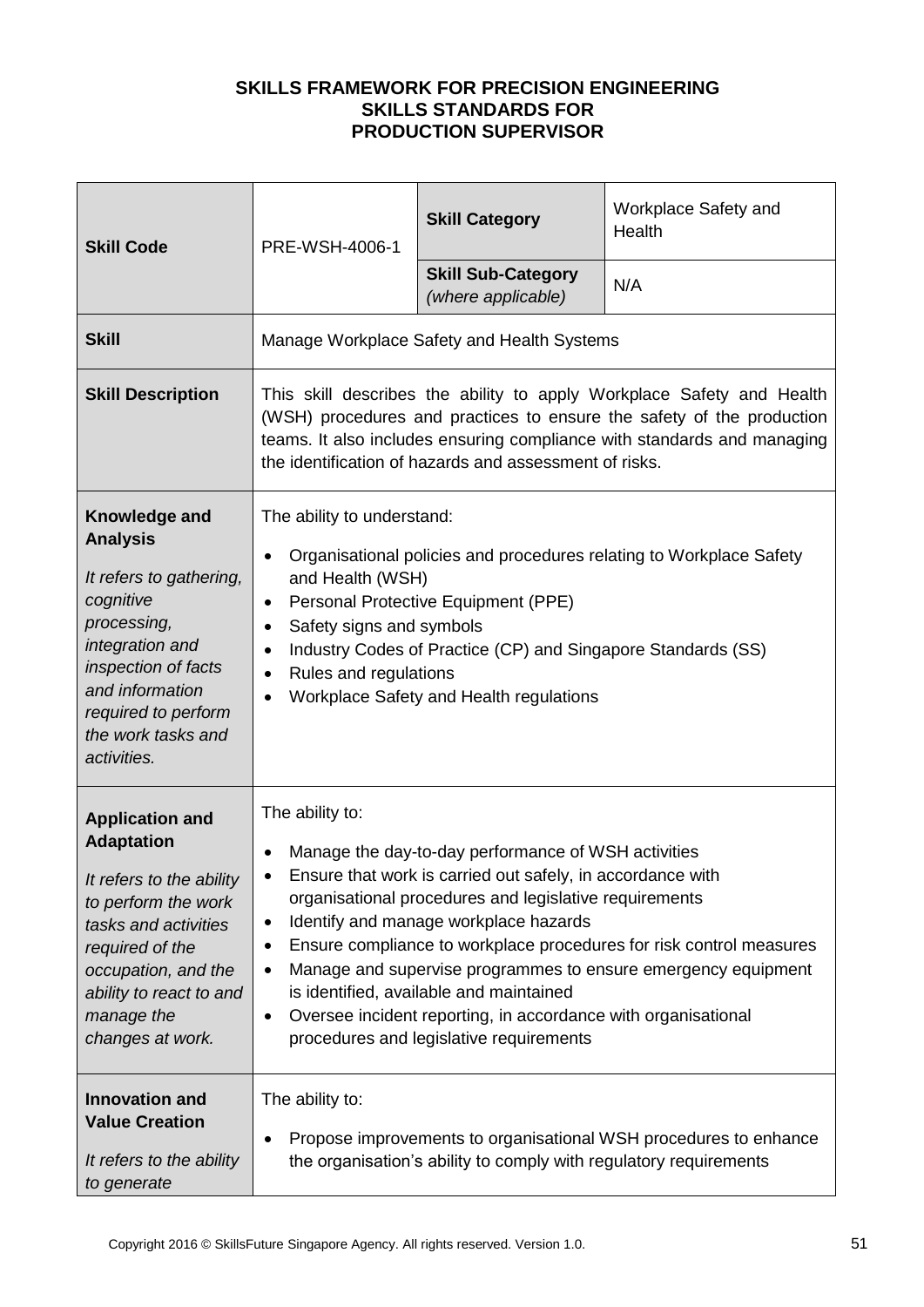**SKILLS FRAMEWORK FOR PRECISION ENGINEERING**
**SKILLS STANDARDS FOR**
**PRODUCTION SUPERVISOR**

| **Skill Code** | PRE-WSH-4006-1 | **Skill Category** | Workplace Safety and Health |
|---|---|---|---|
| | | **Skill Sub-Category** *(where applicable)* | N/A |
| **Skill** | Manage Workplace Safety and Health Systems | | |
| **Skill Description** | This skill describes the ability to apply Workplace Safety and Health (WSH) procedures and practices to ensure the safety of the production teams. It also includes ensuring compliance with standards and managing the identification of hazards and assessment of risks. | | |
| **Knowledge and Analysis**<br><br>*It refers to gathering, cognitive processing, integration and inspection of facts and information required to perform the work tasks and activities.* | The ability to understand:<br>• Organisational policies and procedures relating to Workplace Safety and Health (WSH)<br>• Personal Protective Equipment (PPE)<br>• Safety signs and symbols<br>• Industry Codes of Practice (CP) and Singapore Standards (SS)<br>• Rules and regulations<br>• Workplace Safety and Health regulations | | |
| **Application and Adaptation**<br><br>*It refers to the ability to perform the work tasks and activities required of the occupation, and the ability to react to and manage the changes at work.* | The ability to:<br>• Manage the day-to-day performance of WSH activities<br>• Ensure that work is carried out safely, in accordance with organisational procedures and legislative requirements<br>• Identify and manage workplace hazards<br>• Ensure compliance to workplace procedures for risk control measures<br>• Manage and supervise programmes to ensure emergency equipment is identified, available and maintained<br>• Oversee incident reporting, in accordance with organisational procedures and legislative requirements | | |
| **Innovation and Value Creation**<br><br>*It refers to the ability to generate* | The ability to:<br>• Propose improvements to organisational WSH procedures to enhance the organisation's ability to comply with regulatory requirements | | |

Copyright 2016 © SkillsFuture Singapore Agency. All rights reserved. Version 1.0.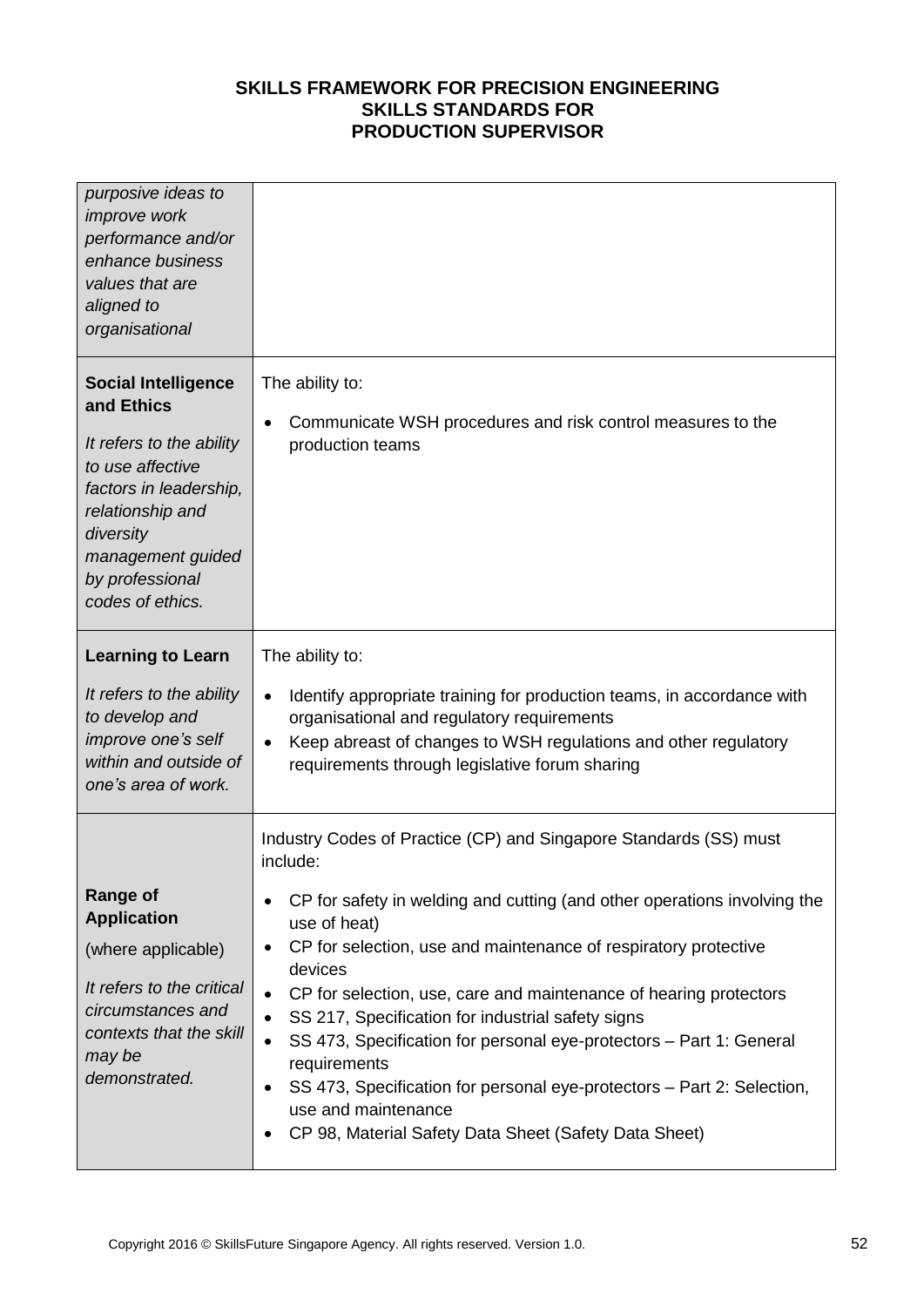**SKILLS FRAMEWORK FOR PRECISION ENGINEERING**
**SKILLS STANDARDS FOR**
**PRODUCTION SUPERVISOR**

| | |
|---|---|
| *purposive ideas to improve work performance and/or enhance business values that are aligned to organisational* | |
| **Social Intelligence and Ethics**<br><br>*It refers to the ability to use affective factors in leadership, relationship and diversity management guided by professional codes of ethics.* | The ability to:<br><br>• Communicate WSH procedures and risk control measures to the production teams |
| **Learning to Learn**<br><br>*It refers to the ability to develop and improve one's self within and outside of one's area of work.* | The ability to:<br><br>• Identify appropriate training for production teams, in accordance with organisational and regulatory requirements<br>• Keep abreast of changes to WSH regulations and other regulatory requirements through legislative forum sharing |
| **Range of Application**<br><br>(where applicable)<br><br>*It refers to the critical circumstances and contexts that the skill may be demonstrated.* | Industry Codes of Practice (CP) and Singapore Standards (SS) must include:<br><br>• CP for safety in welding and cutting (and other operations involving the use of heat)<br>• CP for selection, use and maintenance of respiratory protective devices<br>• CP for selection, use, care and maintenance of hearing protectors<br>• SS 217, Specification for industrial safety signs<br>• SS 473, Specification for personal eye-protectors – Part 1: General requirements<br>• SS 473, Specification for personal eye-protectors – Part 2: Selection, use and maintenance<br>• CP 98, Material Safety Data Sheet (Safety Data Sheet) |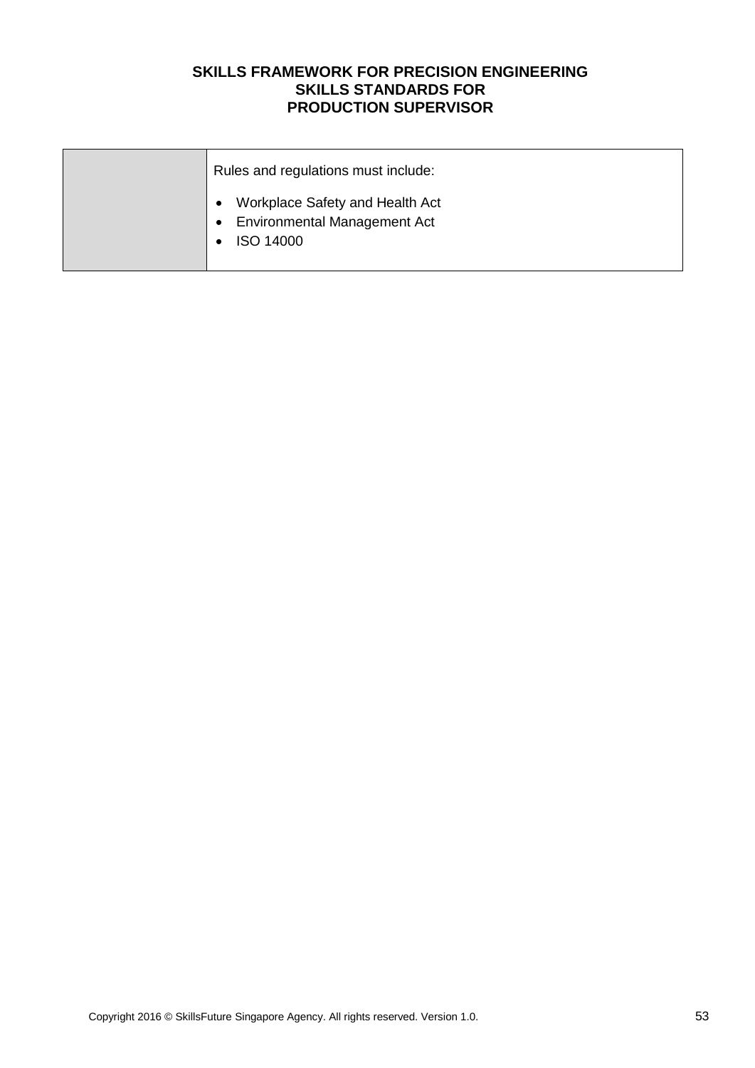|  | Rules and regulations must include:<br><br>• Workplace Safety and Health Act<br>• Environmental Management Act<br>• ISO 14000 |
|---|---|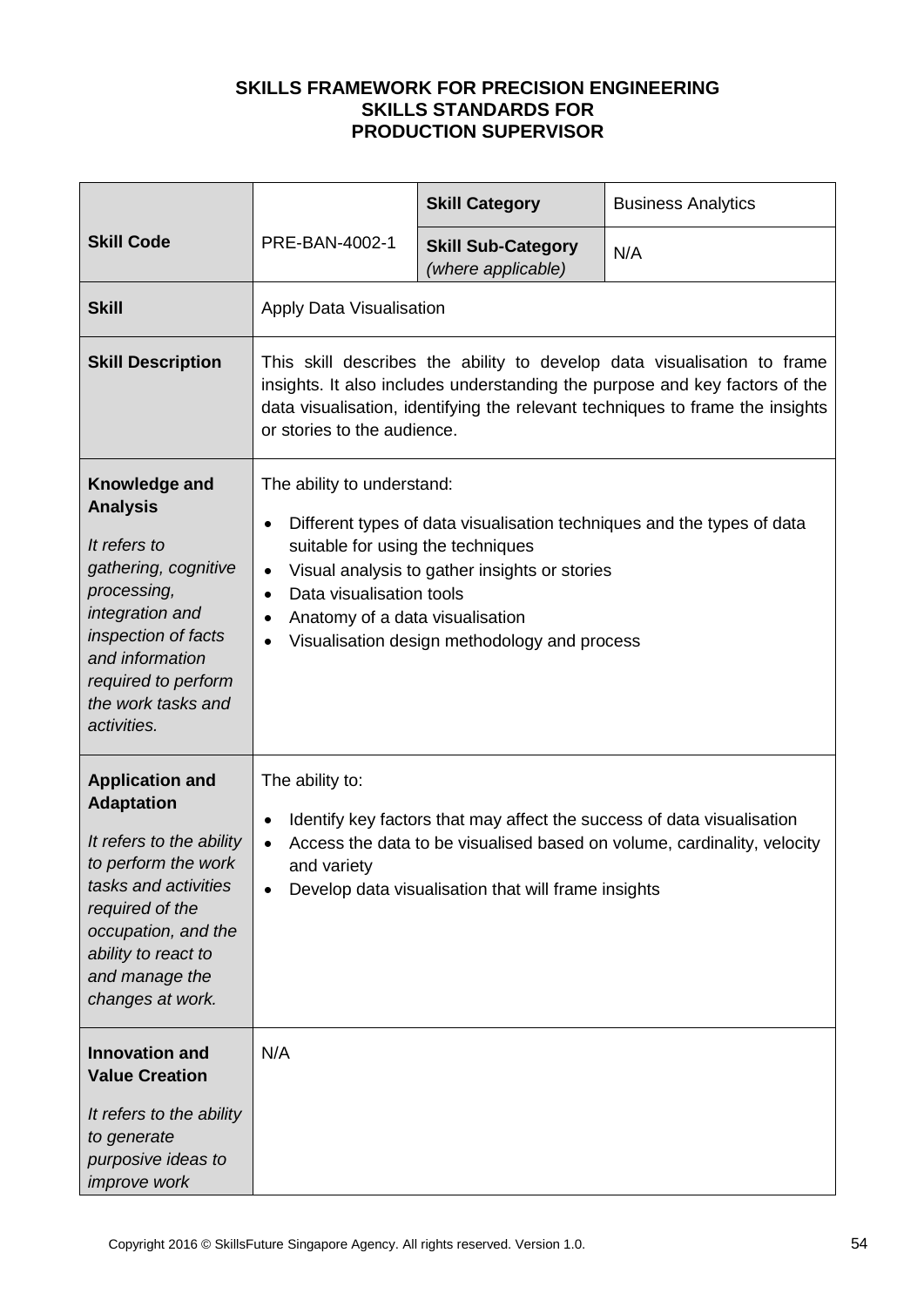**SKILLS FRAMEWORK FOR PRECISION ENGINEERING**
**SKILLS STANDARDS FOR**
**PRODUCTION SUPERVISOR**

| **Skill Code** | PRE-BAN-4002-1 | **Skill Category** | Business Analytics |
|---|---|---|---|
| | | **Skill Sub-Category** *(where applicable)* | N/A |
| **Skill** | Apply Data Visualisation | | |
| **Skill Description** | This skill describes the ability to develop data visualisation to frame insights. It also includes understanding the purpose and key factors of the data visualisation, identifying the relevant techniques to frame the insights or stories to the audience. | | |
| **Knowledge and Analysis** *It refers to gathering, cognitive processing, integration and inspection of facts and information required to perform the work tasks and activities.* | The ability to understand: <br>• Different types of data visualisation techniques and the types of data suitable for using the techniques <br>• Visual analysis to gather insights or stories <br>• Data visualisation tools <br>• Anatomy of a data visualisation <br>• Visualisation design methodology and process | | |
| **Application and Adaptation** *It refers to the ability to perform the work tasks and activities required of the occupation, and the ability to react to and manage the changes at work.* | The ability to: <br>• Identify key factors that may affect the success of data visualisation <br>• Access the data to be visualised based on volume, cardinality, velocity and variety <br>• Develop data visualisation that will frame insights | | |
| **Innovation and Value Creation** *It refers to the ability to generate purposive ideas to improve work* | N/A | | |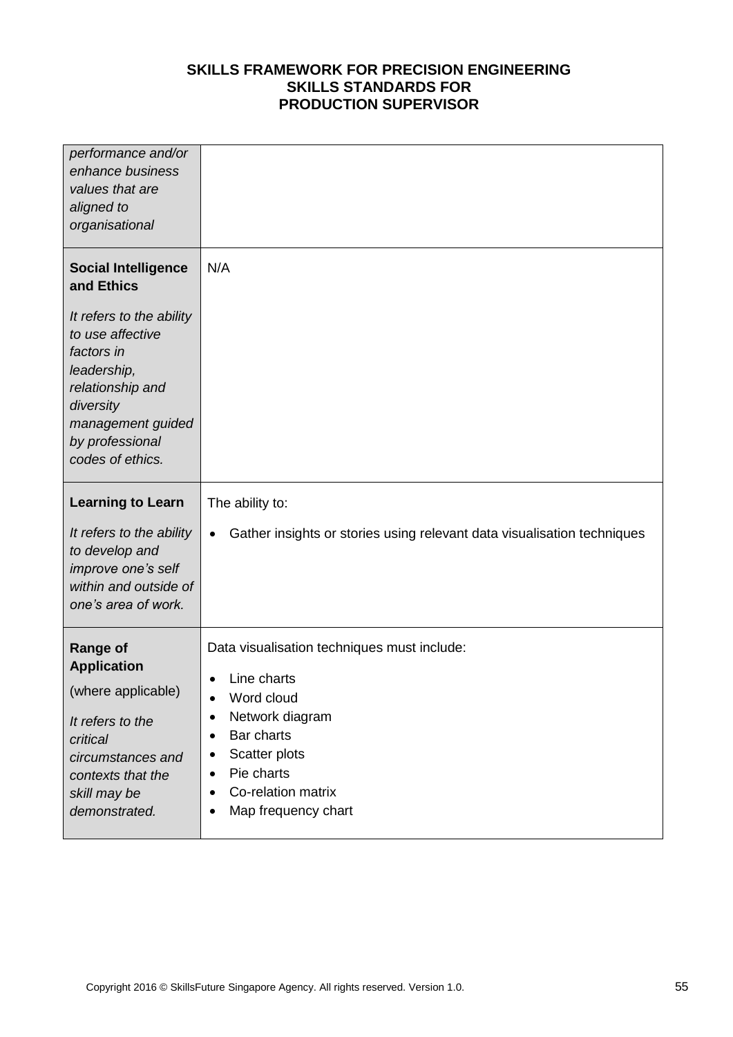| | |
|---|---|
| *performance and/or enhance business values that are aligned to organisational* | |
| **Social Intelligence and Ethics**<br><br>*It refers to the ability to use affective factors in leadership, relationship and diversity management guided by professional codes of ethics.* | N/A |
| **Learning to Learn**<br><br>*It refers to the ability to develop and improve one's self within and outside of one's area of work.* | The ability to:<br><br>• Gather insights or stories using relevant data visualisation techniques |
| **Range of Application**<br><br>(where applicable)<br><br>*It refers to the critical circumstances and contexts that the skill may be demonstrated.* | Data visualisation techniques must include:<br><br>• Line charts<br>• Word cloud<br>• Network diagram<br>• Bar charts<br>• Scatter plots<br>• Pie charts<br>• Co-relation matrix<br>• Map frequency chart |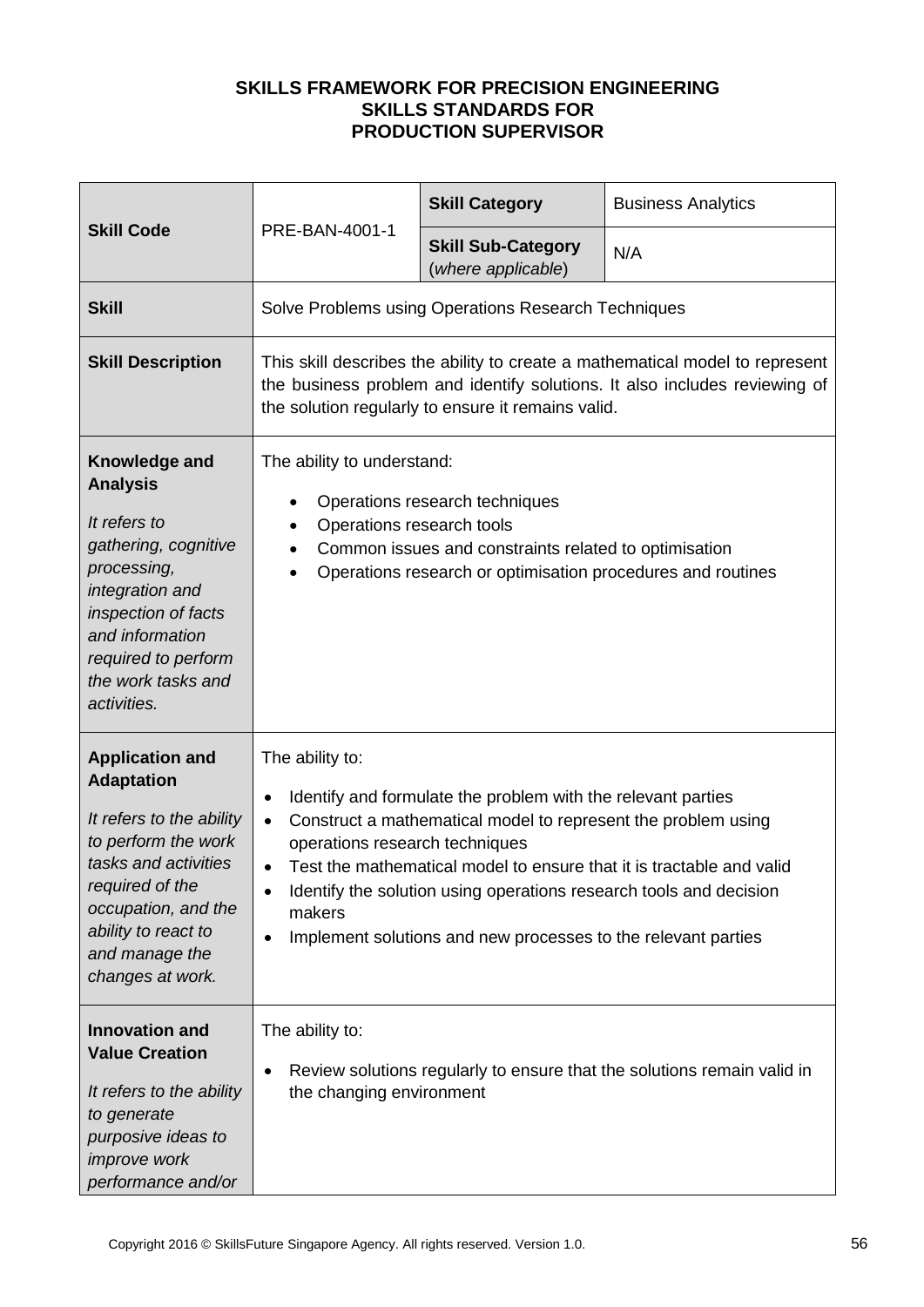**SKILLS FRAMEWORK FOR PRECISION ENGINEERING**
**SKILLS STANDARDS FOR**
**PRODUCTION SUPERVISOR**

| | | | |
|---|---|---|---|
| **Skill Code** | PRE-BAN-4001-1 | **Skill Category** | Business Analytics |
| | | **Skill Sub-Category** (*where applicable*) | N/A |
| **Skill** | Solve Problems using Operations Research Techniques | | |
| **Skill Description** | This skill describes the ability to create a mathematical model to represent the business problem and identify solutions. It also includes reviewing of the solution regularly to ensure it remains valid. | | |
| **Knowledge and Analysis**<br><br>*It refers to gathering, cognitive processing, integration and inspection of facts and information required to perform the work tasks and activities.* | The ability to understand:<br>• Operations research techniques<br>• Operations research tools<br>• Common issues and constraints related to optimisation<br>• Operations research or optimisation procedures and routines | | |
| **Application and Adaptation**<br><br>*It refers to the ability to perform the work tasks and activities required of the occupation, and the ability to react to and manage the changes at work.* | The ability to:<br>• Identify and formulate the problem with the relevant parties<br>• Construct a mathematical model to represent the problem using operations research techniques<br>• Test the mathematical model to ensure that it is tractable and valid<br>• Identify the solution using operations research tools and decision makers<br>• Implement solutions and new processes to the relevant parties | | |
| **Innovation and Value Creation**<br><br>*It refers to the ability to generate purposive ideas to improve work performance and/or* | The ability to:<br>• Review solutions regularly to ensure that the solutions remain valid in the changing environment | | |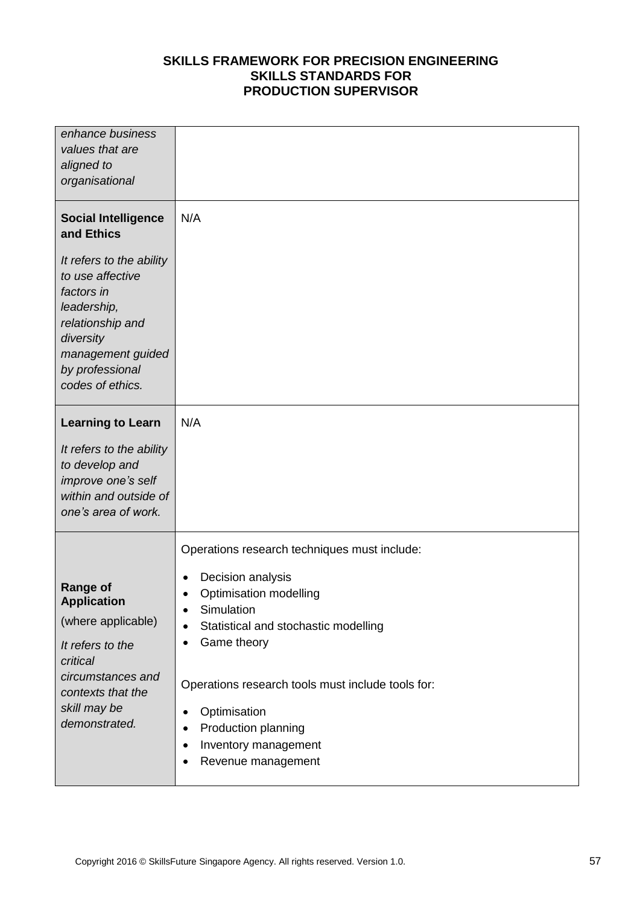| | |
|---|---|
| *enhance business values that are aligned to organisational* | |
| **Social Intelligence and Ethics**<br><br>*It refers to the ability to use affective factors in leadership, relationship and diversity management guided by professional codes of ethics.* | N/A |
| **Learning to Learn**<br><br>*It refers to the ability to develop and improve one's self within and outside of one's area of work.* | N/A |
| **Range of Application**<br><br>(where applicable)<br><br>*It refers to the critical circumstances and contexts that the skill may be demonstrated.* | Operations research techniques must include:<br><br>• Decision analysis<br>• Optimisation modelling<br>• Simulation<br>• Statistical and stochastic modelling<br>• Game theory<br><br>Operations research tools must include tools for:<br><br>• Optimisation<br>• Production planning<br>• Inventory management<br>• Revenue management |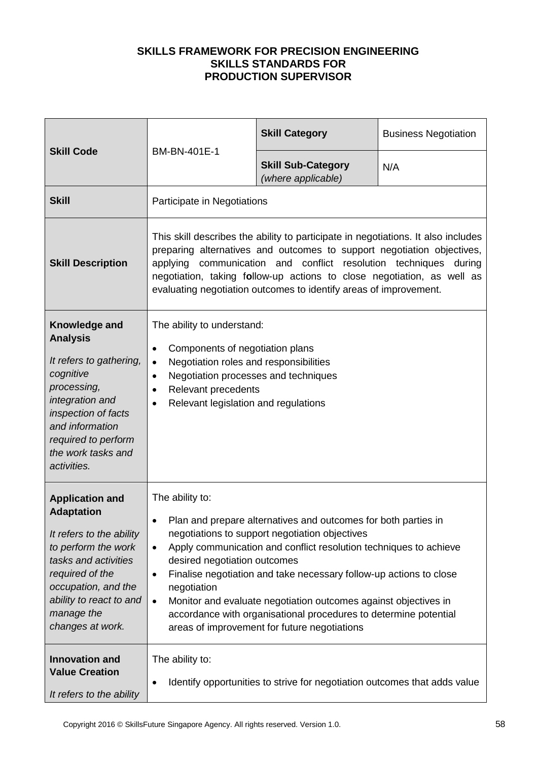**SKILLS FRAMEWORK FOR PRECISION ENGINEERING**
**SKILLS STANDARDS FOR**
**PRODUCTION SUPERVISOR**

| **Skill Code** | BM-BN-401E-1 | **Skill Category** | Business Negotiation |
|---|---|---|---|
| | | **Skill Sub-Category** *(where applicable)* | N/A |
| **Skill** | Participate in Negotiations | | |
| **Skill Description** | This skill describes the ability to participate in negotiations. It also includes preparing alternatives and outcomes to support negotiation objectives, applying communication and conflict resolution techniques during negotiation, taking follow-up actions to close negotiation, as well as evaluating negotiation outcomes to identify areas of improvement. | | |
| **Knowledge and Analysis** *It refers to gathering, cognitive processing, integration and inspection of facts and information required to perform the work tasks and activities.* | The ability to understand: <br>• Components of negotiation plans <br>• Negotiation roles and responsibilities <br>• Negotiation processes and techniques <br>• Relevant precedents <br>• Relevant legislation and regulations | | |
| **Application and Adaptation** *It refers to the ability to perform the work tasks and activities required of the occupation, and the ability to react to and manage the changes at work.* | The ability to: <br>• Plan and prepare alternatives and outcomes for both parties in negotiations to support negotiation objectives <br>• Apply communication and conflict resolution techniques to achieve desired negotiation outcomes <br>• Finalise negotiation and take necessary follow-up actions to close negotiation <br>• Monitor and evaluate negotiation outcomes against objectives in accordance with organisational procedures to determine potential areas of improvement for future negotiations | | |
| **Innovation and Value Creation** *It refers to the ability* | The ability to: <br>• Identify opportunities to strive for negotiation outcomes that adds value | | |

Copyright 2016 © SkillsFuture Singapore Agency. All rights reserved. Version 1.0.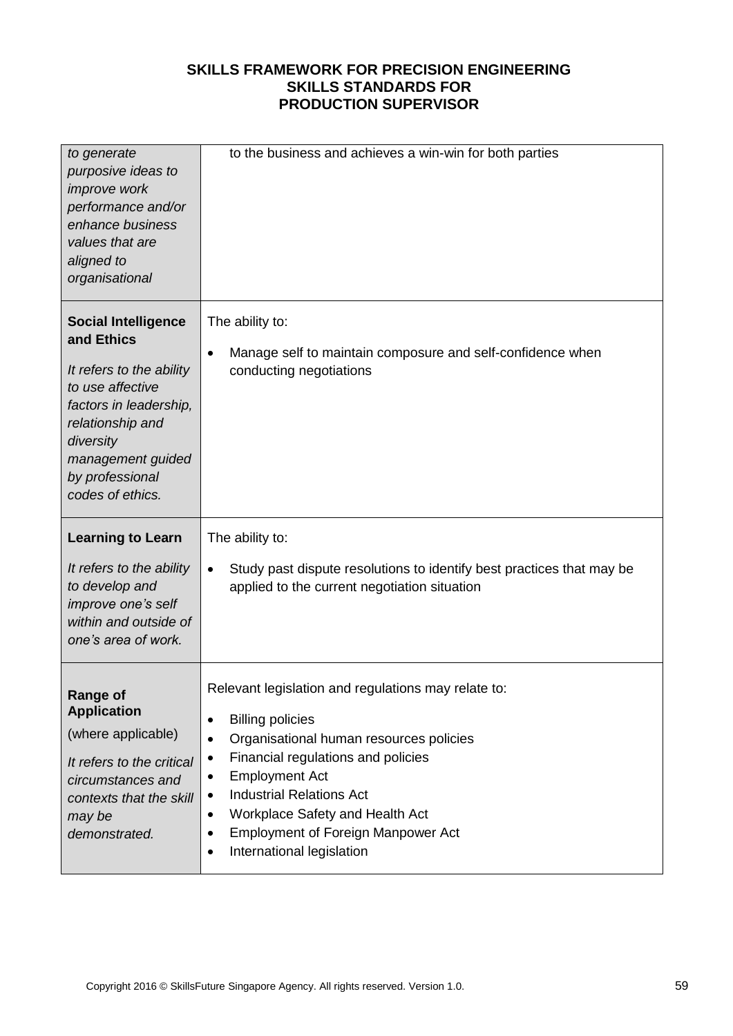| | |
|---|---|
| *to generate purposive ideas to improve work performance and/or enhance business values that are aligned to organisational* | to the business and achieves a win-win for both parties |
| **Social Intelligence and Ethics**<br><br>*It refers to the ability to use affective factors in leadership, relationship and diversity management guided by professional codes of ethics.* | The ability to:<br><br>• Manage self to maintain composure and self-confidence when conducting negotiations |
| **Learning to Learn**<br><br>*It refers to the ability to develop and improve one's self within and outside of one's area of work.* | The ability to:<br><br>• Study past dispute resolutions to identify best practices that may be applied to the current negotiation situation |
| **Range of Application**<br>(where applicable)<br><br>*It refers to the critical circumstances and contexts that the skill may be demonstrated.* | Relevant legislation and regulations may relate to:<br><br>• Billing policies<br>• Organisational human resources policies<br>• Financial regulations and policies<br>• Employment Act<br>• Industrial Relations Act<br>• Workplace Safety and Health Act<br>• Employment of Foreign Manpower Act<br>• International legislation |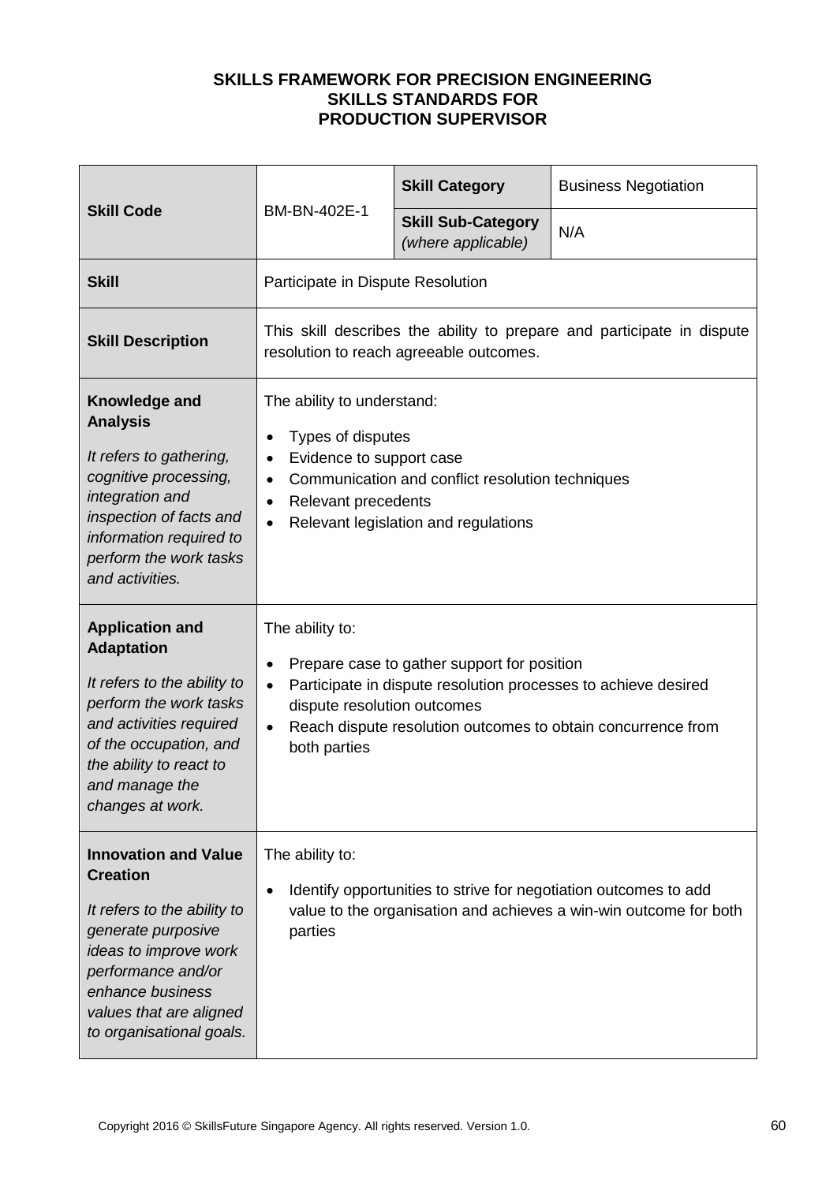# SKILLS FRAMEWORK FOR PRECISION ENGINEERING
## SKILLS STANDARDS FOR
## PRODUCTION SUPERVISOR

| **Skill Code** | BM-BN-402E-1 | **Skill Category** | Business Negotiation |
|---|---|---|---|
| | | **Skill Sub-Category** *(where applicable)* | N/A |
| **Skill** | Participate in Dispute Resolution | | |
| **Skill Description** | This skill describes the ability to prepare and participate in dispute resolution to reach agreeable outcomes. | | |
| **Knowledge and Analysis** *It refers to gathering, cognitive processing, integration and inspection of facts and information required to perform the work tasks and activities.* | The ability to understand: <br>• Types of disputes <br>• Evidence to support case <br>• Communication and conflict resolution techniques <br>• Relevant precedents <br>• Relevant legislation and regulations | | |
| **Application and Adaptation** *It refers to the ability to perform the work tasks and activities required of the occupation, and the ability to react to and manage the changes at work.* | The ability to: <br>• Prepare case to gather support for position <br>• Participate in dispute resolution processes to achieve desired dispute resolution outcomes <br>• Reach dispute resolution outcomes to obtain concurrence from both parties | | |
| **Innovation and Value Creation** *It refers to the ability to generate purposive ideas to improve work performance and/or enhance business values that are aligned to organisational goals.* | The ability to: <br>• Identify opportunities to strive for negotiation outcomes to add value to the organisation and achieves a win-win outcome for both parties | | |

Copyright 2016 © SkillsFuture Singapore Agency. All rights reserved. Version 1.0.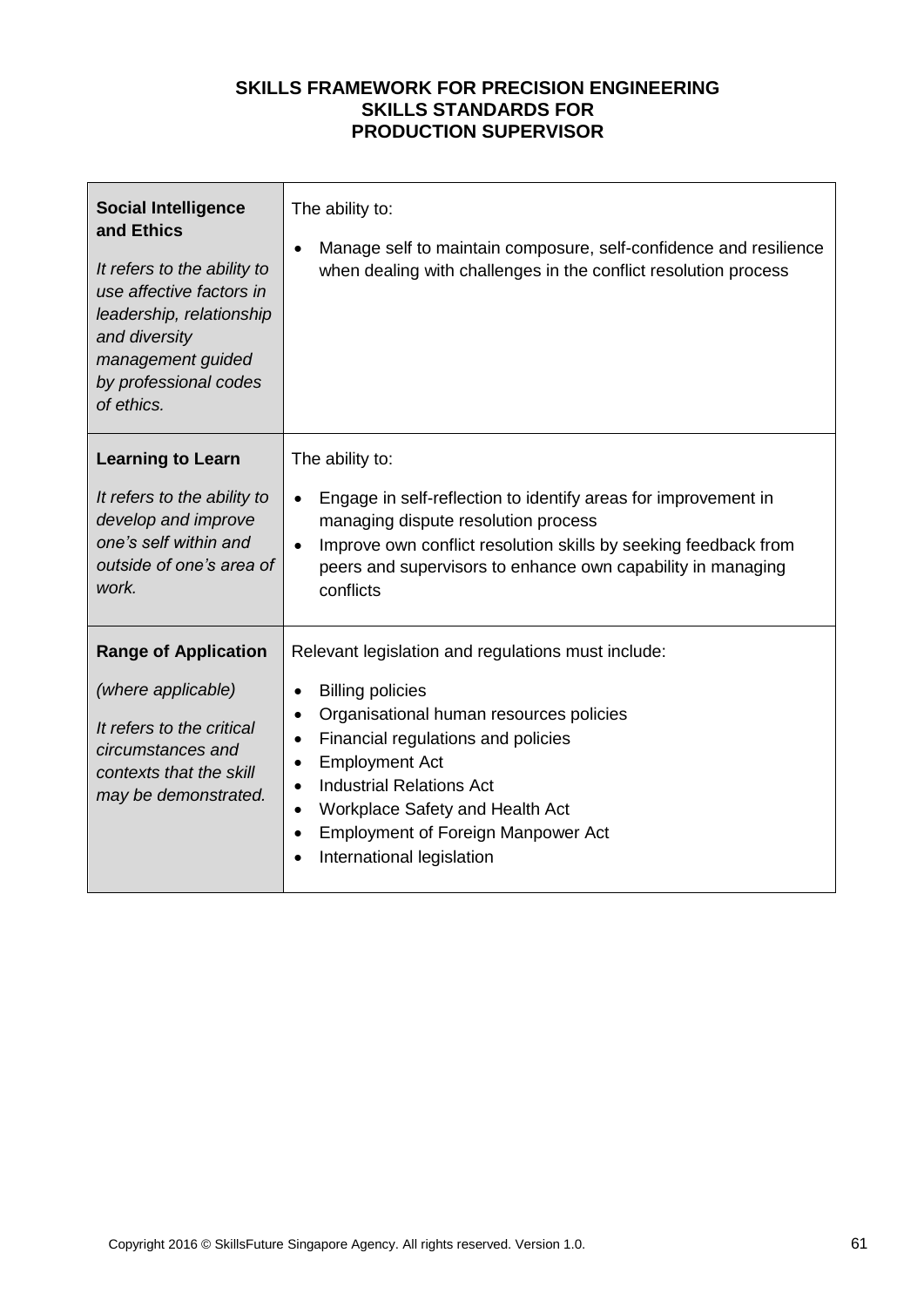**SKILLS FRAMEWORK FOR PRECISION ENGINEERING**
**SKILLS STANDARDS FOR**
**PRODUCTION SUPERVISOR**

| | |
|---|---|
| **Social Intelligence and Ethics**<br><br>*It refers to the ability to use affective factors in leadership, relationship and diversity management guided by professional codes of ethics.* | The ability to:<br><br>• Manage self to maintain composure, self-confidence and resilience when dealing with challenges in the conflict resolution process |
| **Learning to Learn**<br><br>*It refers to the ability to develop and improve one's self within and outside of one's area of work.* | The ability to:<br><br>• Engage in self-reflection to identify areas for improvement in managing dispute resolution process<br>• Improve own conflict resolution skills by seeking feedback from peers and supervisors to enhance own capability in managing conflicts |
| **Range of Application**<br><br>*(where applicable)*<br><br>*It refers to the critical circumstances and contexts that the skill may be demonstrated.* | Relevant legislation and regulations must include:<br><br>• Billing policies<br>• Organisational human resources policies<br>• Financial regulations and policies<br>• Employment Act<br>• Industrial Relations Act<br>• Workplace Safety and Health Act<br>• Employment of Foreign Manpower Act<br>• International legislation |

Copyright 2016 © SkillsFuture Singapore Agency. All rights reserved. Version 1.0.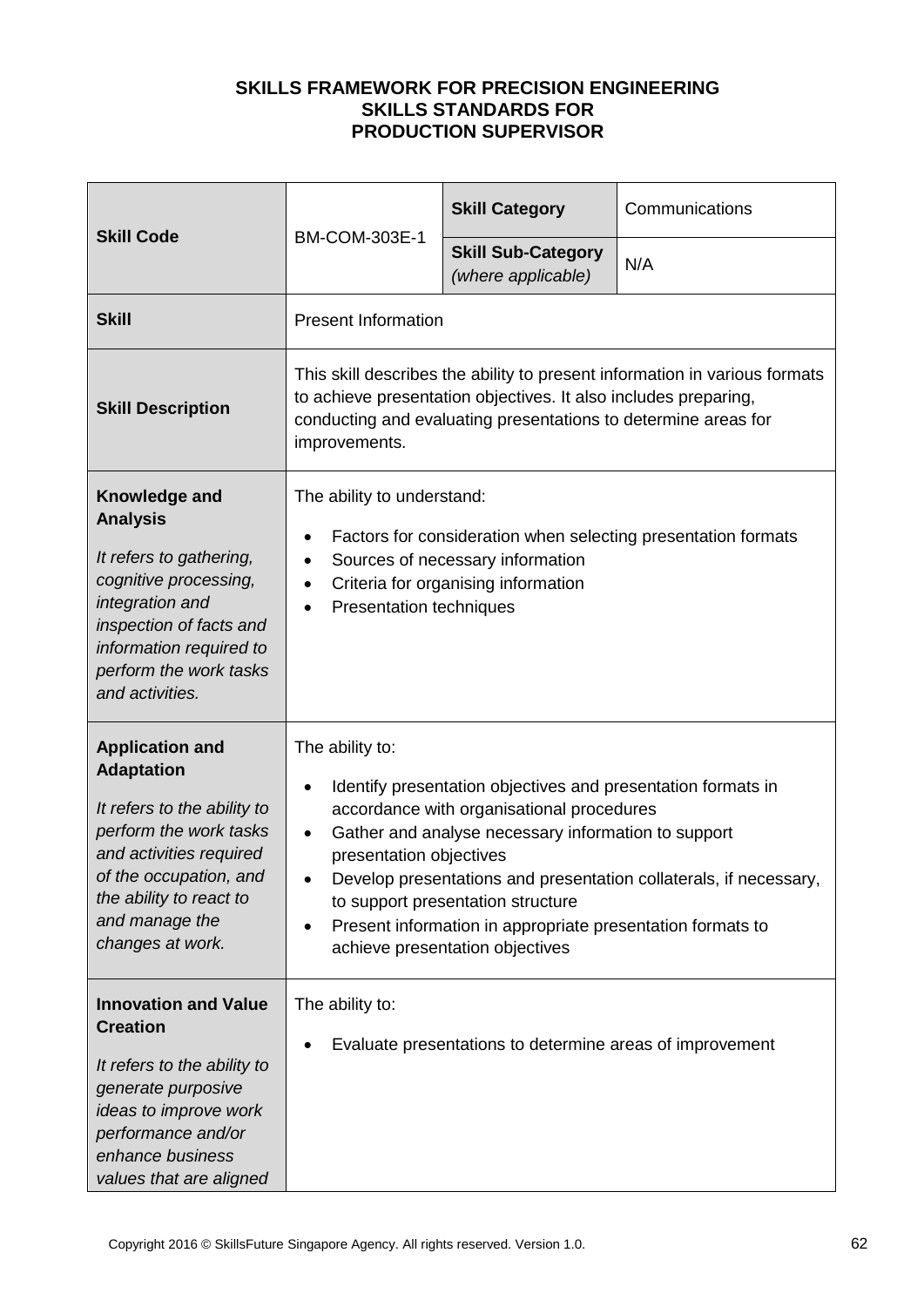**SKILLS FRAMEWORK FOR PRECISION ENGINEERING**
**SKILLS STANDARDS FOR**
**PRODUCTION SUPERVISOR**

| **Skill Code** | BM-COM-303E-1 | **Skill Category** | Communications |
|---|---|---|---|
| | | **Skill Sub-Category** *(where applicable)* | N/A |
| **Skill** | Present Information | | |
| **Skill Description** | This skill describes the ability to present information in various formats to achieve presentation objectives. It also includes preparing, conducting and evaluating presentations to determine areas for improvements. | | |
| **Knowledge and Analysis**<br><br>*It refers to gathering, cognitive processing, integration and inspection of facts and information required to perform the work tasks and activities.* | The ability to understand:<br><br>• Factors for consideration when selecting presentation formats<br>• Sources of necessary information<br>• Criteria for organising information<br>• Presentation techniques | | |
| **Application and Adaptation**<br><br>*It refers to the ability to perform the work tasks and activities required of the occupation, and the ability to react to and manage the changes at work.* | The ability to:<br><br>• Identify presentation objectives and presentation formats in accordance with organisational procedures<br>• Gather and analyse necessary information to support presentation objectives<br>• Develop presentations and presentation collaterals, if necessary, to support presentation structure<br>• Present information in appropriate presentation formats to achieve presentation objectives | | |
| **Innovation and Value Creation**<br><br>*It refers to the ability to generate purposive ideas to improve work performance and/or enhance business values that are aligned* | The ability to:<br><br>• Evaluate presentations to determine areas of improvement | | |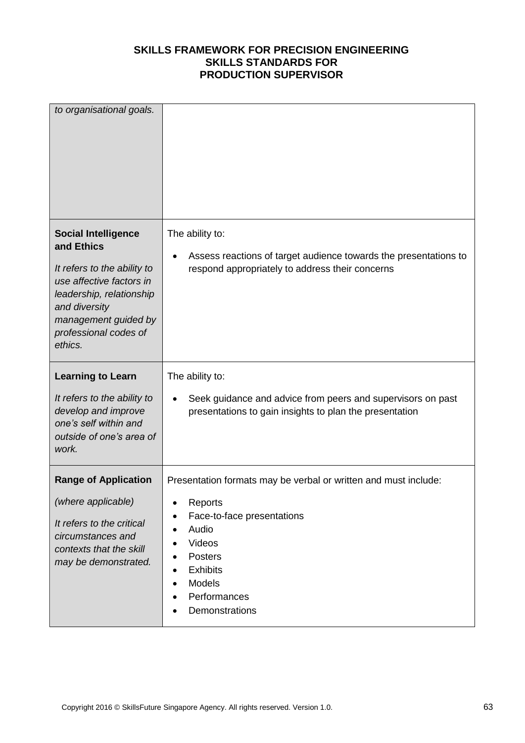| | |
|---|---|
| *to organisational goals.* | |
| **Social Intelligence and Ethics**<br><br>*It refers to the ability to use affective factors in leadership, relationship and diversity management guided by professional codes of ethics.* | The ability to:<br><br>• Assess reactions of target audience towards the presentations to respond appropriately to address their concerns |
| **Learning to Learn**<br><br>*It refers to the ability to develop and improve one's self within and outside of one's area of work.* | The ability to:<br><br>• Seek guidance and advice from peers and supervisors on past presentations to gain insights to plan the presentation |
| **Range of Application**<br><br>*(where applicable)*<br><br>*It refers to the critical circumstances and contexts that the skill may be demonstrated.* | Presentation formats may be verbal or written and must include:<br><br>• Reports<br>• Face-to-face presentations<br>• Audio<br>• Videos<br>• Posters<br>• Exhibits<br>• Models<br>• Performances<br>• Demonstrations |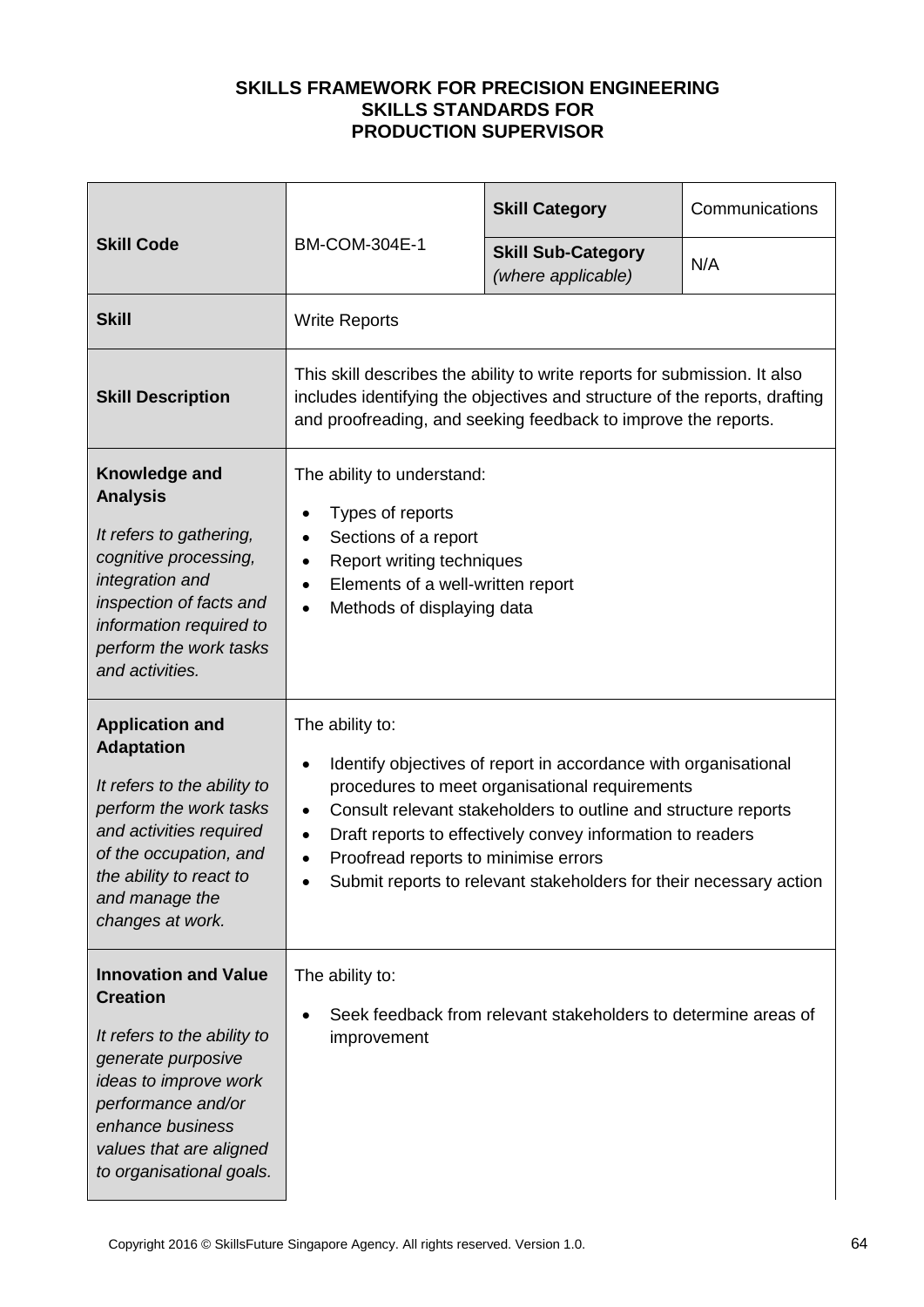**SKILLS FRAMEWORK FOR PRECISION ENGINEERING**
**SKILLS STANDARDS FOR**
**PRODUCTION SUPERVISOR**

| **Skill Code** | BM-COM-304E-1 | **Skill Category** | Communications |
|---|---|---|---|
| | | **Skill Sub-Category** *(where applicable)* | N/A |
| **Skill** | Write Reports | | |
| **Skill Description** | This skill describes the ability to write reports for submission. It also includes identifying the objectives and structure of the reports, drafting and proofreading, and seeking feedback to improve the reports. | | |
| **Knowledge and Analysis** *It refers to gathering, cognitive processing, integration and inspection of facts and information required to perform the work tasks and activities.* | The ability to understand:<br>• Types of reports<br>• Sections of a report<br>• Report writing techniques<br>• Elements of a well-written report<br>• Methods of displaying data | | |
| **Application and Adaptation** *It refers to the ability to perform the work tasks and activities required of the occupation, and the ability to react to and manage the changes at work.* | The ability to:<br>• Identify objectives of report in accordance with organisational procedures to meet organisational requirements<br>• Consult relevant stakeholders to outline and structure reports<br>• Draft reports to effectively convey information to readers<br>• Proofread reports to minimise errors<br>• Submit reports to relevant stakeholders for their necessary action | | |
| **Innovation and Value Creation** *It refers to the ability to generate purposive ideas to improve work performance and/or enhance business values that are aligned to organisational goals.* | The ability to:<br>• Seek feedback from relevant stakeholders to determine areas of improvement | | |

Copyright 2016 © SkillsFuture Singapore Agency. All rights reserved. Version 1.0.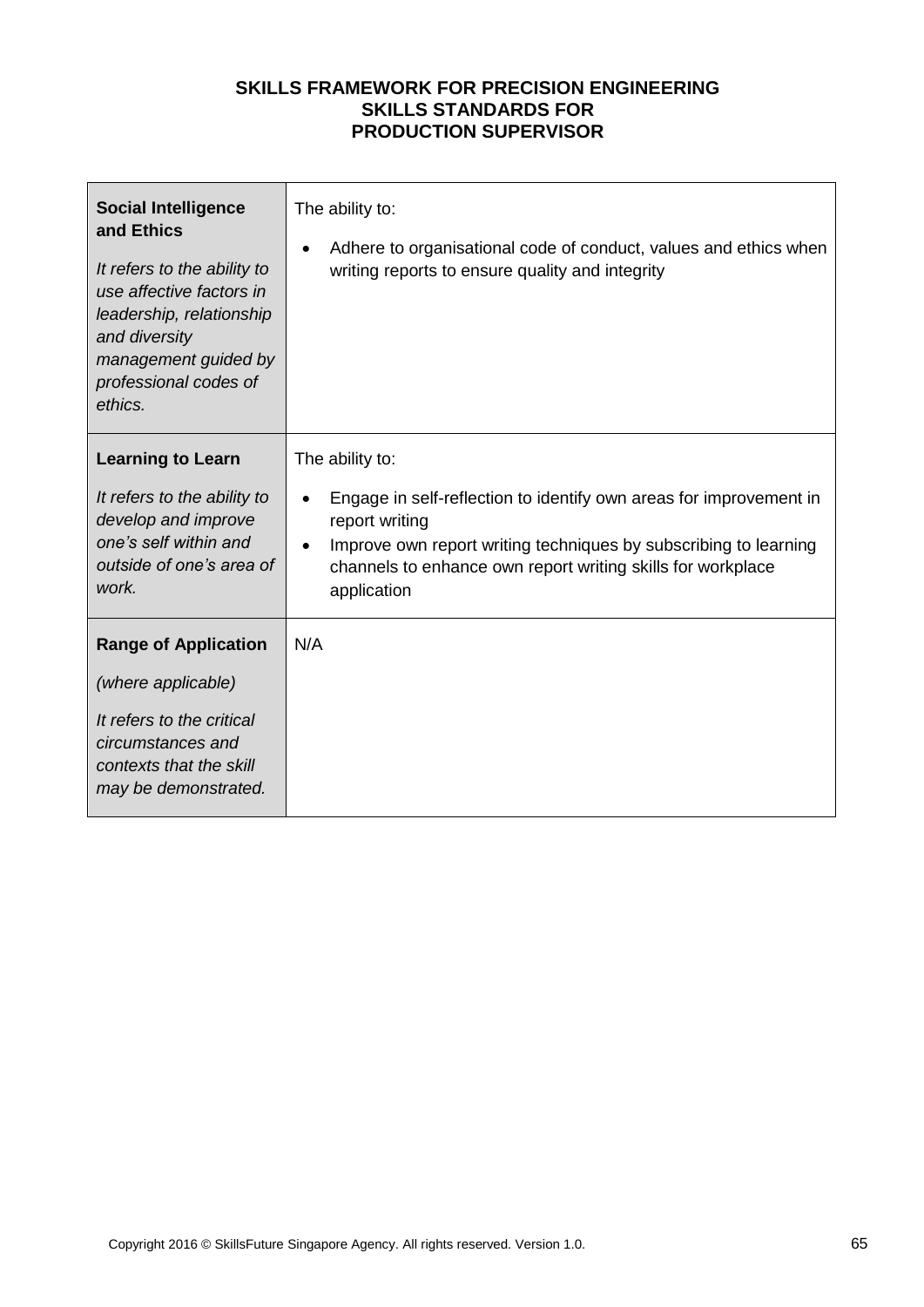**SKILLS FRAMEWORK FOR PRECISION ENGINEERING**
**SKILLS STANDARDS FOR**
**PRODUCTION SUPERVISOR**

| | |
|---|---|
| **Social Intelligence and Ethics**<br><br>*It refers to the ability to use affective factors in leadership, relationship and diversity management guided by professional codes of ethics.* | The ability to:<br><br>• Adhere to organisational code of conduct, values and ethics when writing reports to ensure quality and integrity |
| **Learning to Learn**<br><br>*It refers to the ability to develop and improve one's self within and outside of one's area of work.* | The ability to:<br><br>• Engage in self-reflection to identify own areas for improvement in report writing<br>• Improve own report writing techniques by subscribing to learning channels to enhance own report writing skills for workplace application |
| **Range of Application**<br><br>*(where applicable)*<br><br>*It refers to the critical circumstances and contexts that the skill may be demonstrated.* | N/A |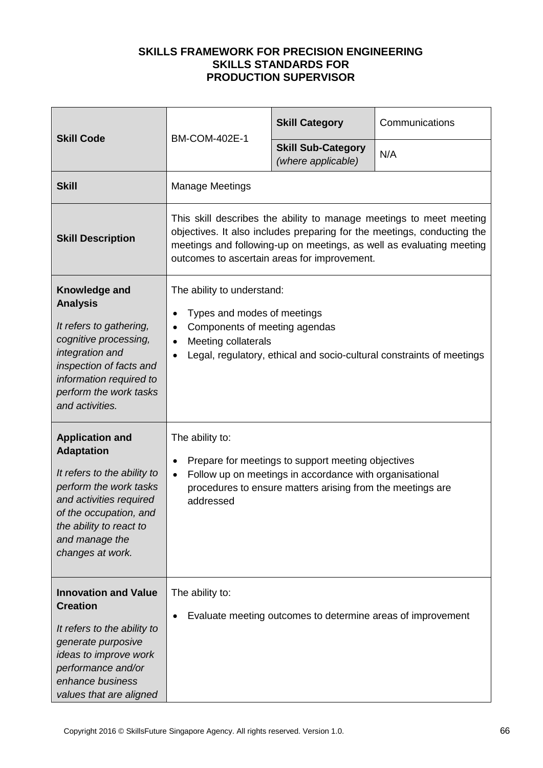**SKILLS FRAMEWORK FOR PRECISION ENGINEERING**
**SKILLS STANDARDS FOR**
**PRODUCTION SUPERVISOR**

| **Skill Code** | BM-COM-402E-1 | **Skill Category** | Communications |
|---|---|---|---|
| | | **Skill Sub-Category** *(where applicable)* | N/A |
| **Skill** | Manage Meetings | | |
| **Skill Description** | This skill describes the ability to manage meetings to meet meeting objectives. It also includes preparing for the meetings, conducting the meetings and following-up on meetings, as well as evaluating meeting outcomes to ascertain areas for improvement. | | |
| **Knowledge and Analysis**<br><br>*It refers to gathering, cognitive processing, integration and inspection of facts and information required to perform the work tasks and activities.* | The ability to understand:<br>• Types and modes of meetings<br>• Components of meeting agendas<br>• Meeting collaterals<br>• Legal, regulatory, ethical and socio-cultural constraints of meetings | | |
| **Application and Adaptation**<br><br>*It refers to the ability to perform the work tasks and activities required of the occupation, and the ability to react to and manage the changes at work.* | The ability to:<br>• Prepare for meetings to support meeting objectives<br>• Follow up on meetings in accordance with organisational procedures to ensure matters arising from the meetings are addressed | | |
| **Innovation and Value Creation**<br><br>*It refers to the ability to generate purposive ideas to improve work performance and/or enhance business values that are aligned* | The ability to:<br>• Evaluate meeting outcomes to determine areas of improvement | | |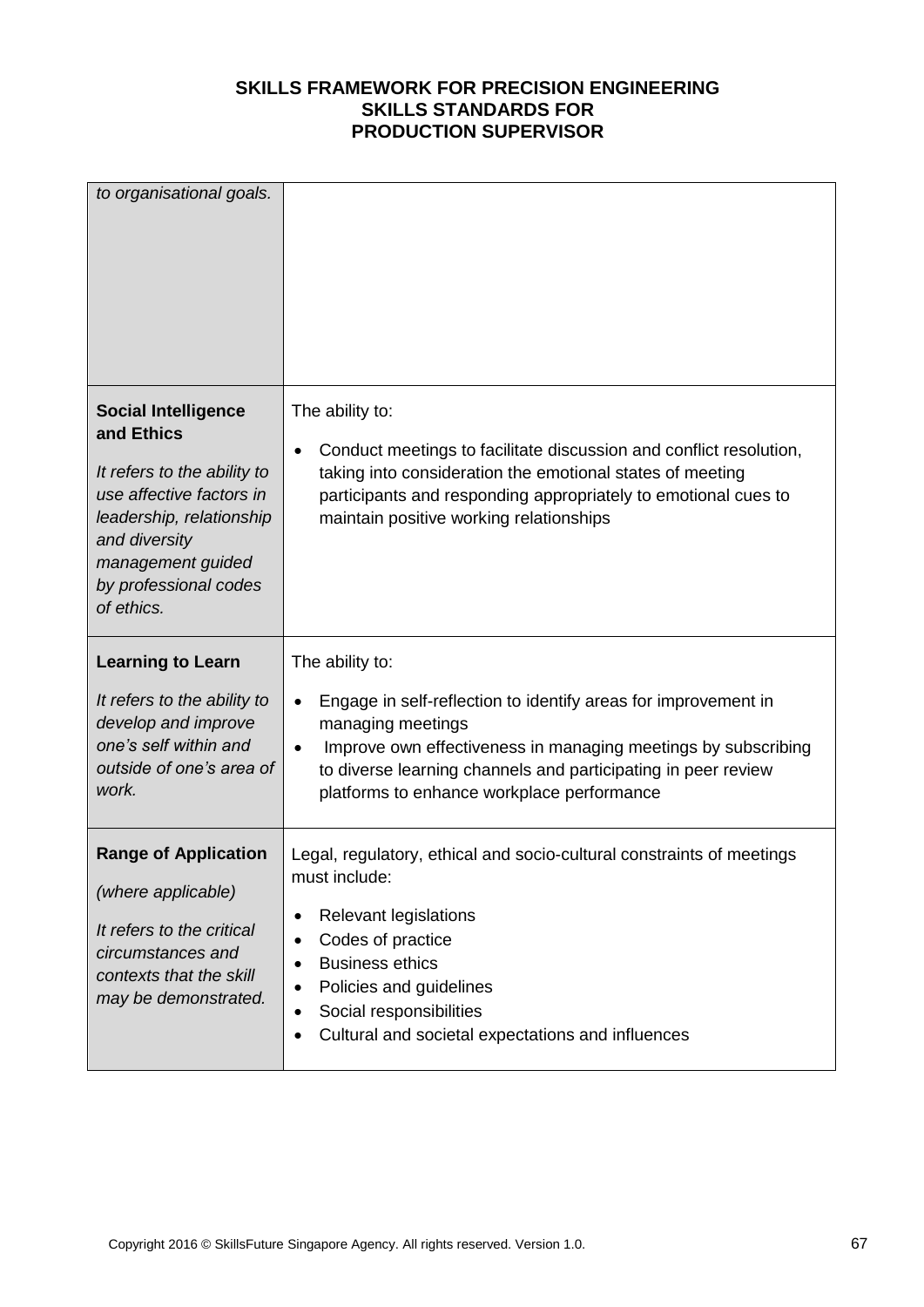| | |
|---|---|
| *to organisational goals.* | |
| **Social Intelligence and Ethics**<br><br>*It refers to the ability to use affective factors in leadership, relationship and diversity management guided by professional codes of ethics.* | The ability to:<br><br>• Conduct meetings to facilitate discussion and conflict resolution, taking into consideration the emotional states of meeting participants and responding appropriately to emotional cues to maintain positive working relationships |
| **Learning to Learn**<br><br>*It refers to the ability to develop and improve one's self within and outside of one's area of work.* | The ability to:<br><br>• Engage in self-reflection to identify areas for improvement in managing meetings<br>• Improve own effectiveness in managing meetings by subscribing to diverse learning channels and participating in peer review platforms to enhance workplace performance |
| **Range of Application**<br><br>*(where applicable)*<br><br>*It refers to the critical circumstances and contexts that the skill may be demonstrated.* | Legal, regulatory, ethical and socio-cultural constraints of meetings must include:<br><br>• Relevant legislations<br>• Codes of practice<br>• Business ethics<br>• Policies and guidelines<br>• Social responsibilities<br>• Cultural and societal expectations and influences |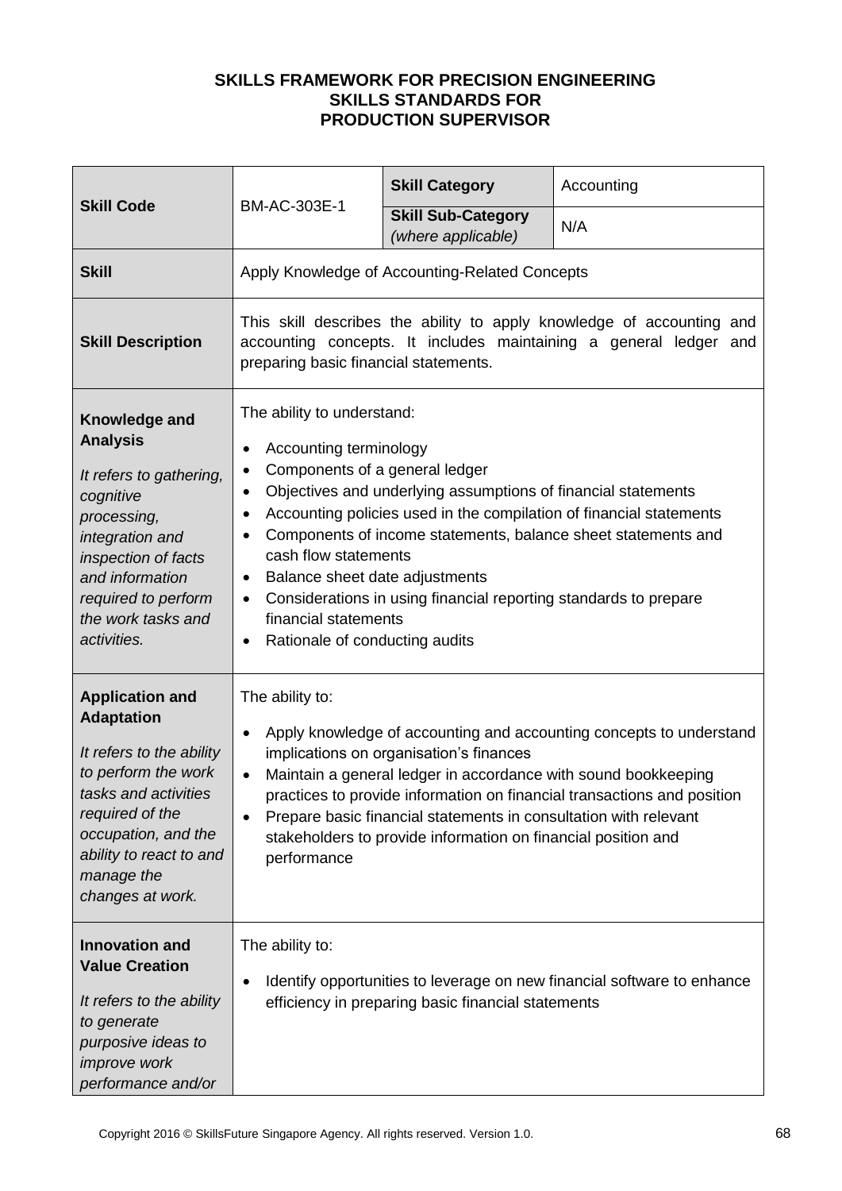**SKILLS FRAMEWORK FOR PRECISION ENGINEERING**
**SKILLS STANDARDS FOR**
**PRODUCTION SUPERVISOR**

| **Skill Code** | BM-AC-303E-1 | **Skill Category** | Accounting |
|---|---|---|---|
| | | **Skill Sub-Category** *(where applicable)* | N/A |
| **Skill** | Apply Knowledge of Accounting-Related Concepts | | |
| **Skill Description** | This skill describes the ability to apply knowledge of accounting and accounting concepts. It includes maintaining a general ledger and preparing basic financial statements. | | |
| **Knowledge and Analysis** <br> *It refers to gathering, cognitive processing, integration and inspection of facts and information required to perform the work tasks and activities.* | The ability to understand: <br> • Accounting terminology <br> • Components of a general ledger <br> • Objectives and underlying assumptions of financial statements <br> • Accounting policies used in the compilation of financial statements <br> • Components of income statements, balance sheet statements and cash flow statements <br> • Balance sheet date adjustments <br> • Considerations in using financial reporting standards to prepare financial statements <br> • Rationale of conducting audits | | |
| **Application and Adaptation** <br> *It refers to the ability to perform the work tasks and activities required of the occupation, and the ability to react to and manage the changes at work.* | The ability to: <br> • Apply knowledge of accounting and accounting concepts to understand implications on organisation's finances <br> • Maintain a general ledger in accordance with sound bookkeeping practices to provide information on financial transactions and position <br> • Prepare basic financial statements in consultation with relevant stakeholders to provide information on financial position and performance | | |
| **Innovation and Value Creation** <br> *It refers to the ability to generate purposive ideas to improve work performance and/or* | The ability to: <br> • Identify opportunities to leverage on new financial software to enhance efficiency in preparing basic financial statements | | |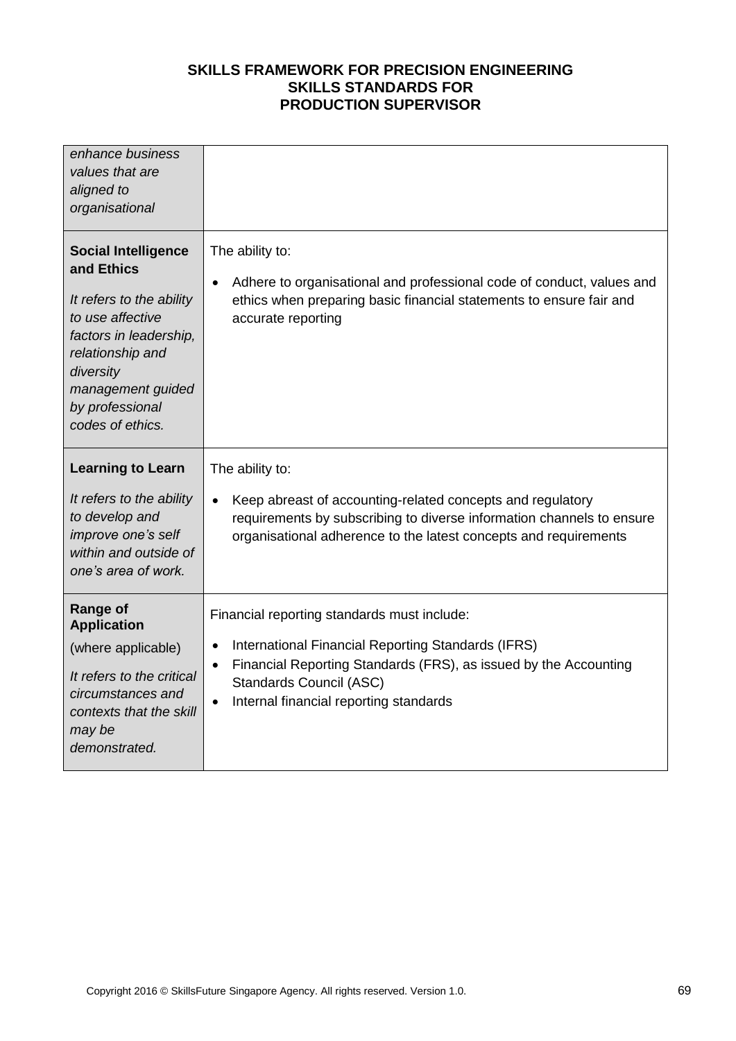| | |
|---|---|
| *enhance business values that are aligned to organisational* | |
| **Social Intelligence and Ethics**<br><br>*It refers to the ability to use affective factors in leadership, relationship and diversity management guided by professional codes of ethics.* | The ability to:<br><br>• Adhere to organisational and professional code of conduct, values and ethics when preparing basic financial statements to ensure fair and accurate reporting |
| **Learning to Learn**<br><br>*It refers to the ability to develop and improve one's self within and outside of one's area of work.* | The ability to:<br><br>• Keep abreast of accounting-related concepts and regulatory requirements by subscribing to diverse information channels to ensure organisational adherence to the latest concepts and requirements |
| **Range of Application**<br><br>(where applicable)<br><br>*It refers to the critical circumstances and contexts that the skill may be demonstrated.* | Financial reporting standards must include:<br><br>• International Financial Reporting Standards (IFRS)<br>• Financial Reporting Standards (FRS), as issued by the Accounting Standards Council (ASC)<br>• Internal financial reporting standards |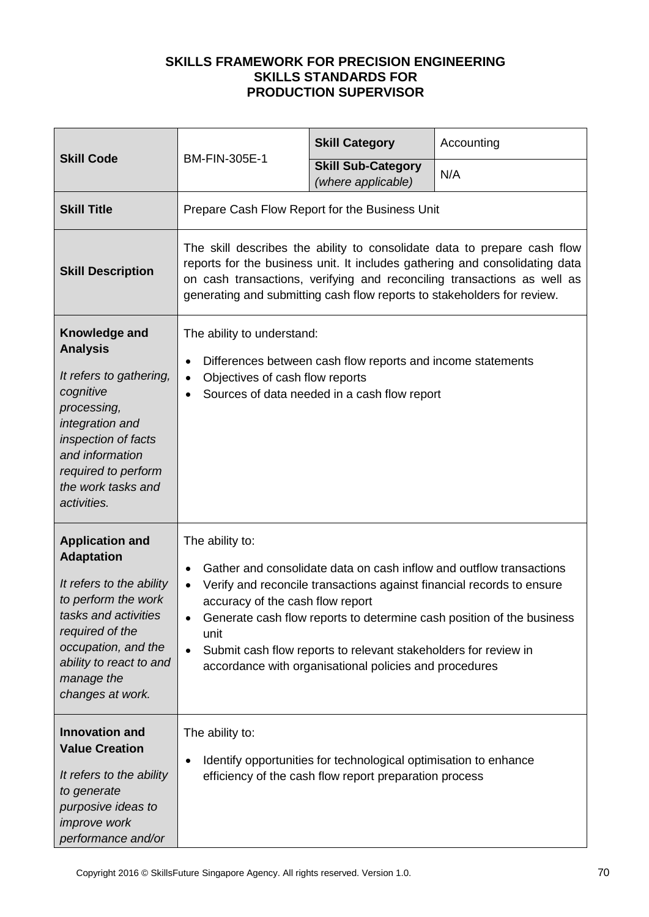**SKILLS FRAMEWORK FOR PRECISION ENGINEERING**
**SKILLS STANDARDS FOR**
**PRODUCTION SUPERVISOR**

| **Skill Code** | BM-FIN-305E-1 | **Skill Category** | Accounting |
|---|---|---|---|
| | | **Skill Sub-Category** *(where applicable)* | N/A |
| **Skill Title** | Prepare Cash Flow Report for the Business Unit | | |
| **Skill Description** | The skill describes the ability to consolidate data to prepare cash flow reports for the business unit. It includes gathering and consolidating data on cash transactions, verifying and reconciling transactions as well as generating and submitting cash flow reports to stakeholders for review. | | |
| **Knowledge and Analysis** *It refers to gathering, cognitive processing, integration and inspection of facts and information required to perform the work tasks and activities.* | The ability to understand: <br>• Differences between cash flow reports and income statements <br>• Objectives of cash flow reports <br>• Sources of data needed in a cash flow report | | |
| **Application and Adaptation** *It refers to the ability to perform the work tasks and activities required of the occupation, and the ability to react to and manage the changes at work.* | The ability to: <br>• Gather and consolidate data on cash inflow and outflow transactions <br>• Verify and reconcile transactions against financial records to ensure accuracy of the cash flow report <br>• Generate cash flow reports to determine cash position of the business unit <br>• Submit cash flow reports to relevant stakeholders for review in accordance with organisational policies and procedures | | |
| **Innovation and Value Creation** *It refers to the ability to generate purposive ideas to improve work performance and/or* | The ability to: <br>• Identify opportunities for technological optimisation to enhance efficiency of the cash flow report preparation process | | |

Copyright 2016 © SkillsFuture Singapore Agency. All rights reserved. Version 1.0.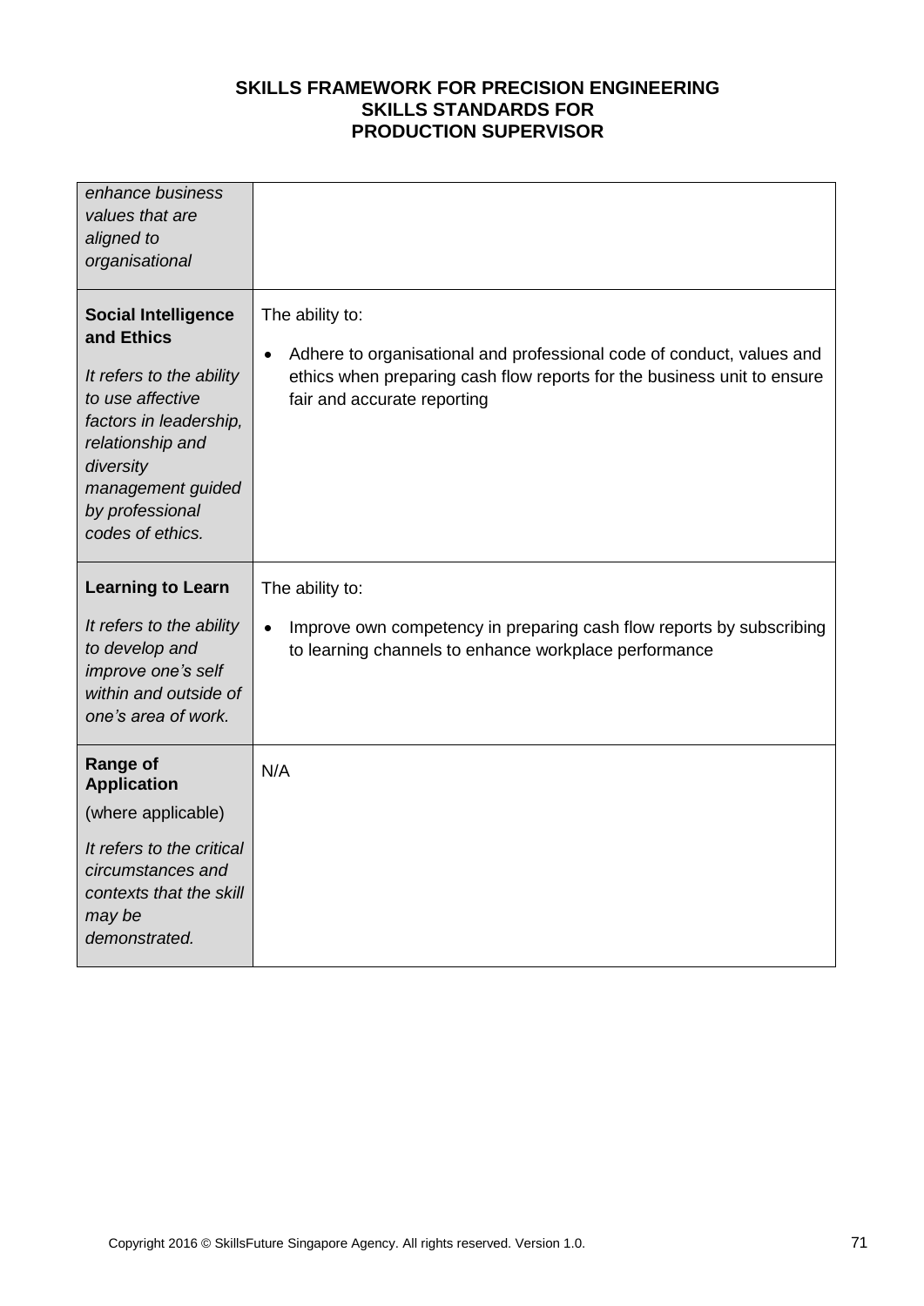| | |
|---|---|
| *enhance business values that are aligned to organisational* | |
| **Social Intelligence and Ethics**<br><br>*It refers to the ability to use affective factors in leadership, relationship and diversity management guided by professional codes of ethics.* | The ability to:<br><br>• Adhere to organisational and professional code of conduct, values and ethics when preparing cash flow reports for the business unit to ensure fair and accurate reporting |
| **Learning to Learn**<br><br>*It refers to the ability to develop and improve one's self within and outside of one's area of work.* | The ability to:<br><br>• Improve own competency in preparing cash flow reports by subscribing to learning channels to enhance workplace performance |
| **Range of Application**<br><br>(where applicable)<br><br>*It refers to the critical circumstances and contexts that the skill may be demonstrated.* | N/A |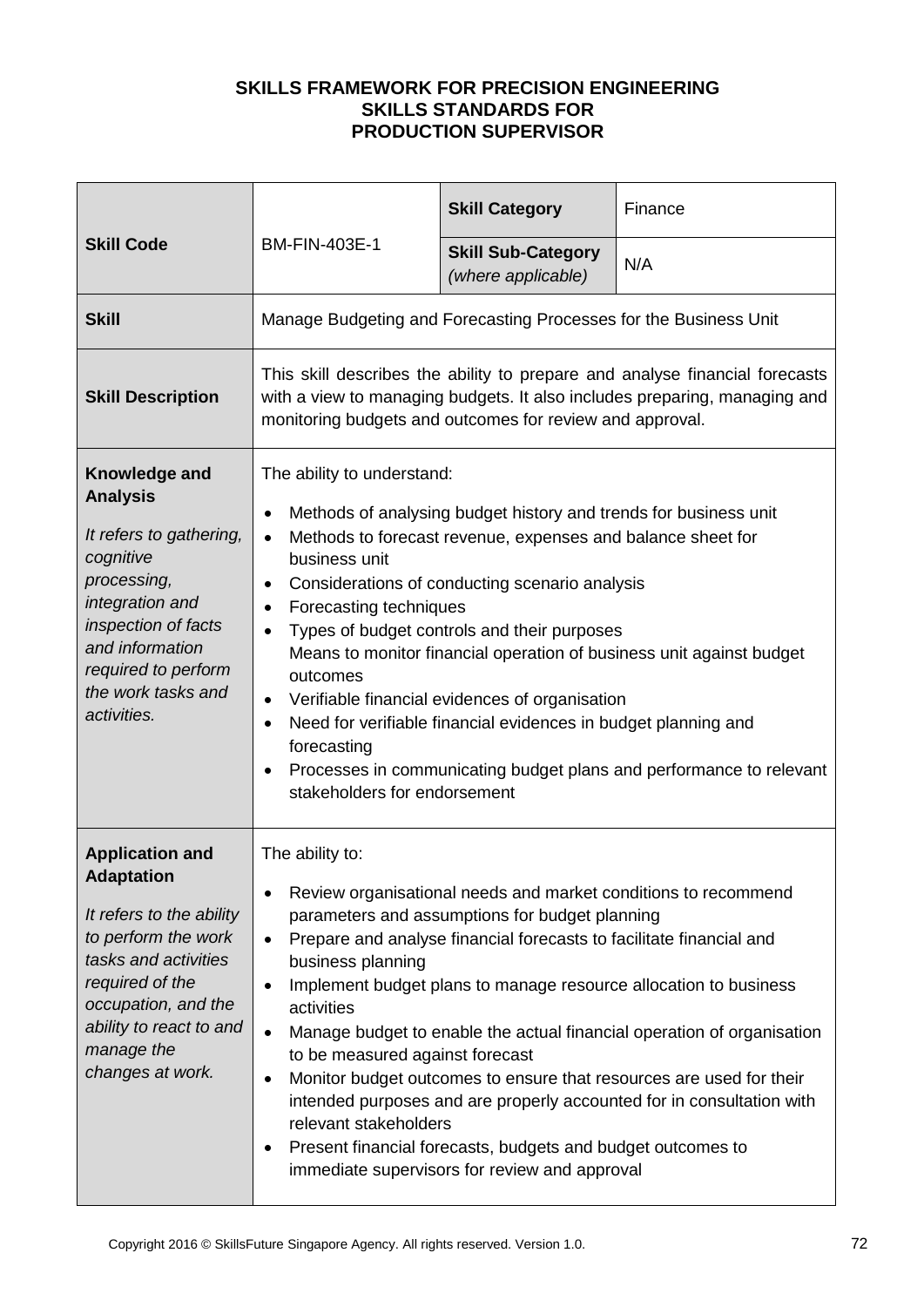**SKILLS FRAMEWORK FOR PRECISION ENGINEERING**
**SKILLS STANDARDS FOR**
**PRODUCTION SUPERVISOR**

| **Skill Code** | BM-FIN-403E-1 | **Skill Category** | Finance |
|---|---|---|---|
| | | **Skill Sub-Category** *(where applicable)* | N/A |
| **Skill** | Manage Budgeting and Forecasting Processes for the Business Unit | | |
| **Skill Description** | This skill describes the ability to prepare and analyse financial forecasts with a view to managing budgets. It also includes preparing, managing and monitoring budgets and outcomes for review and approval. | | |
| **Knowledge and Analysis** *It refers to gathering, cognitive processing, integration and inspection of facts and information required to perform the work tasks and activities.* | The ability to understand:<br>• Methods of analysing budget history and trends for business unit<br>• Methods to forecast revenue, expenses and balance sheet for business unit<br>• Considerations of conducting scenario analysis<br>• Forecasting techniques<br>• Types of budget controls and their purposes<br>Means to monitor financial operation of business unit against budget outcomes<br>• Verifiable financial evidences of organisation<br>• Need for verifiable financial evidences in budget planning and forecasting<br>• Processes in communicating budget plans and performance to relevant stakeholders for endorsement | | |
| **Application and Adaptation** *It refers to the ability to perform the work tasks and activities required of the occupation, and the ability to react to and manage the changes at work.* | The ability to:<br>• Review organisational needs and market conditions to recommend parameters and assumptions for budget planning<br>• Prepare and analyse financial forecasts to facilitate financial and business planning<br>• Implement budget plans to manage resource allocation to business activities<br>• Manage budget to enable the actual financial operation of organisation to be measured against forecast<br>• Monitor budget outcomes to ensure that resources are used for their intended purposes and are properly accounted for in consultation with relevant stakeholders<br>• Present financial forecasts, budgets and budget outcomes to immediate supervisors for review and approval | | |

Copyright 2016 © SkillsFuture Singapore Agency. All rights reserved. Version 1.0.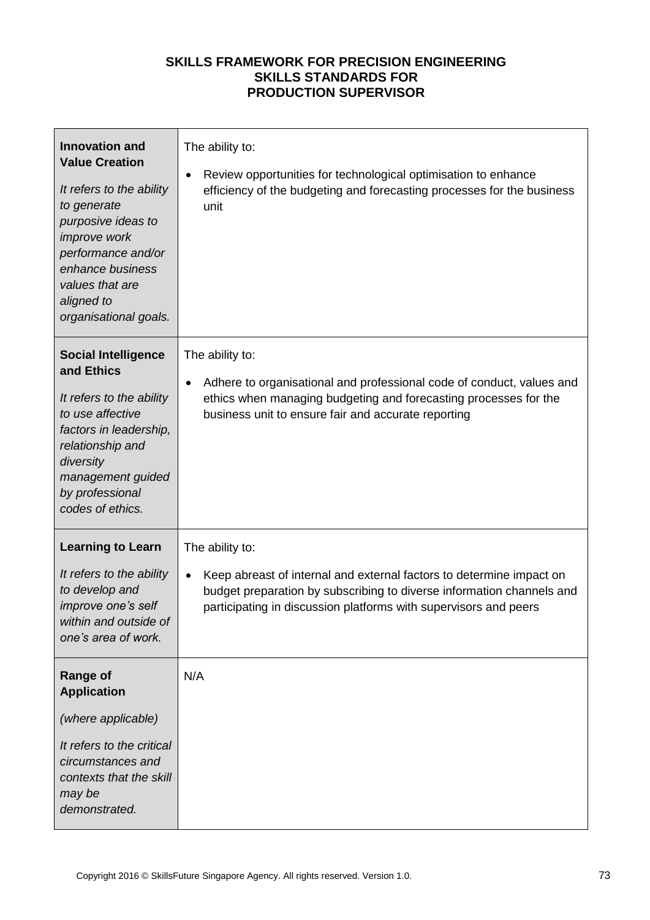| **Innovation and Value Creation**<br><br>*It refers to the ability to generate purposive ideas to improve work performance and/or enhance business values that are aligned to organisational goals.* | The ability to:<br><br>• Review opportunities for technological optimisation to enhance efficiency of the budgeting and forecasting processes for the business unit |
|---|---|
| **Social Intelligence and Ethics**<br><br>*It refers to the ability to use affective factors in leadership, relationship and diversity management guided by professional codes of ethics.* | The ability to:<br><br>• Adhere to organisational and professional code of conduct, values and ethics when managing budgeting and forecasting processes for the business unit to ensure fair and accurate reporting |
| **Learning to Learn**<br><br>*It refers to the ability to develop and improve one's self within and outside of one's area of work.* | The ability to:<br><br>• Keep abreast of internal and external factors to determine impact on budget preparation by subscribing to diverse information channels and participating in discussion platforms with supervisors and peers |
| **Range of Application**<br><br>*(where applicable)*<br><br>*It refers to the critical circumstances and contexts that the skill may be demonstrated.* | N/A |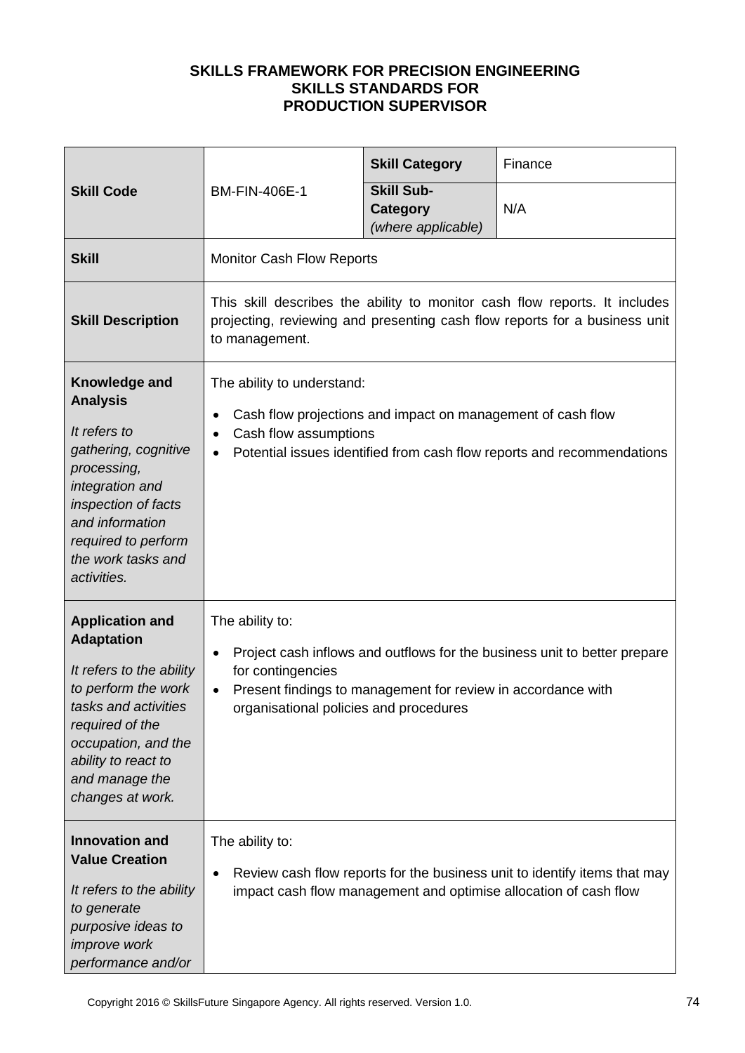**SKILLS FRAMEWORK FOR PRECISION ENGINEERING**
**SKILLS STANDARDS FOR**
**PRODUCTION SUPERVISOR**

| **Skill Code** | BM-FIN-406E-1 | **Skill Category** | Finance |
|---|---|---|---|
| | | **Skill Sub-Category** *(where applicable)* | N/A |
| **Skill** | Monitor Cash Flow Reports | | |
| **Skill Description** | This skill describes the ability to monitor cash flow reports. It includes projecting, reviewing and presenting cash flow reports for a business unit to management. | | |
| **Knowledge and Analysis** *It refers to gathering, cognitive processing, integration and inspection of facts and information required to perform the work tasks and activities.* | The ability to understand:<br>• Cash flow projections and impact on management of cash flow<br>• Cash flow assumptions<br>• Potential issues identified from cash flow reports and recommendations | | |
| **Application and Adaptation** *It refers to the ability to perform the work tasks and activities required of the occupation, and the ability to react to and manage the changes at work.* | The ability to:<br>• Project cash inflows and outflows for the business unit to better prepare for contingencies<br>• Present findings to management for review in accordance with organisational policies and procedures | | |
| **Innovation and Value Creation** *It refers to the ability to generate purposive ideas to improve work performance and/or* | The ability to:<br>• Review cash flow reports for the business unit to identify items that may impact cash flow management and optimise allocation of cash flow | | |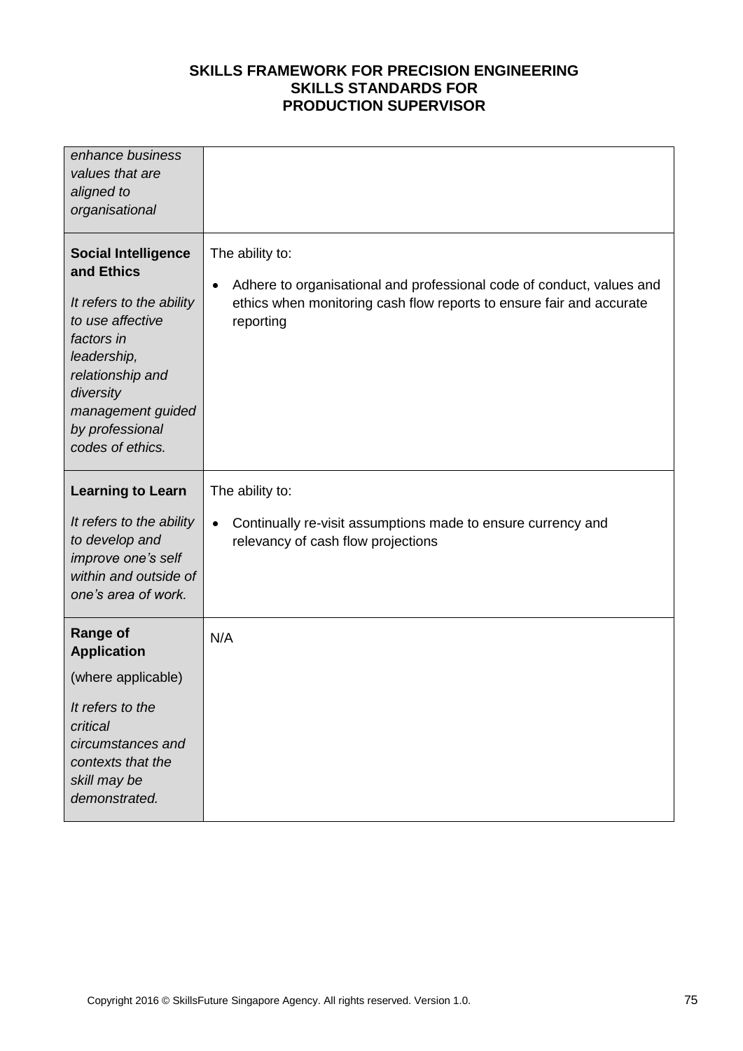| | |
|---|---|
| *enhance business values that are aligned to organisational* | |
| **Social Intelligence and Ethics**<br><br>*It refers to the ability to use affective factors in leadership, relationship and diversity management guided by professional codes of ethics.* | The ability to:<br><br>• Adhere to organisational and professional code of conduct, values and ethics when monitoring cash flow reports to ensure fair and accurate reporting |
| **Learning to Learn**<br><br>*It refers to the ability to develop and improve one's self within and outside of one's area of work.* | The ability to:<br><br>• Continually re-visit assumptions made to ensure currency and relevancy of cash flow projections |
| **Range of Application**<br><br>(where applicable)<br><br>*It refers to the critical circumstances and contexts that the skill may be demonstrated.* | N/A |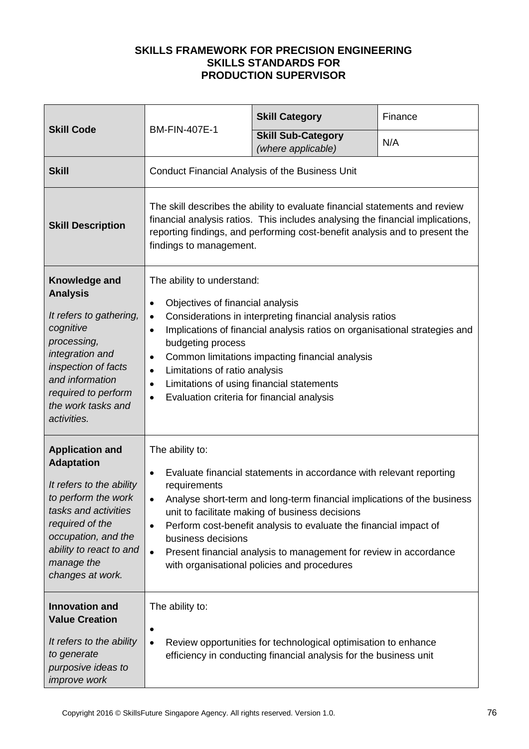**SKILLS FRAMEWORK FOR PRECISION ENGINEERING**
**SKILLS STANDARDS FOR**
**PRODUCTION SUPERVISOR**

| **Skill Code** | BM-FIN-407E-1 | **Skill Category** | Finance |
|---|---|---|---|
| | | **Skill Sub-Category** *(where applicable)* | N/A |
| **Skill** | Conduct Financial Analysis of the Business Unit | | |
| **Skill Description** | The skill describes the ability to evaluate financial statements and review financial analysis ratios. This includes analysing the financial implications, reporting findings, and performing cost-benefit analysis and to present the findings to management. | | |
| **Knowledge and Analysis**<br><br>*It refers to gathering, cognitive processing, integration and inspection of facts and information required to perform the work tasks and activities.* | The ability to understand:<br><br>• Objectives of financial analysis<br>• Considerations in interpreting financial analysis ratios<br>• Implications of financial analysis ratios on organisational strategies and budgeting process<br>• Common limitations impacting financial analysis<br>• Limitations of ratio analysis<br>• Limitations of using financial statements<br>• Evaluation criteria for financial analysis | | |
| **Application and Adaptation**<br><br>*It refers to the ability to perform the work tasks and activities required of the occupation, and the ability to react to and manage the changes at work.* | The ability to:<br><br>• Evaluate financial statements in accordance with relevant reporting requirements<br>• Analyse short-term and long-term financial implications of the business unit to facilitate making of business decisions<br>• Perform cost-benefit analysis to evaluate the financial impact of business decisions<br>• Present financial analysis to management for review in accordance with organisational policies and procedures | | |
| **Innovation and Value Creation**<br><br>*It refers to the ability to generate purposive ideas to improve work* | The ability to:<br><br>•<br>• Review opportunities for technological optimisation to enhance efficiency in conducting financial analysis for the business unit | | |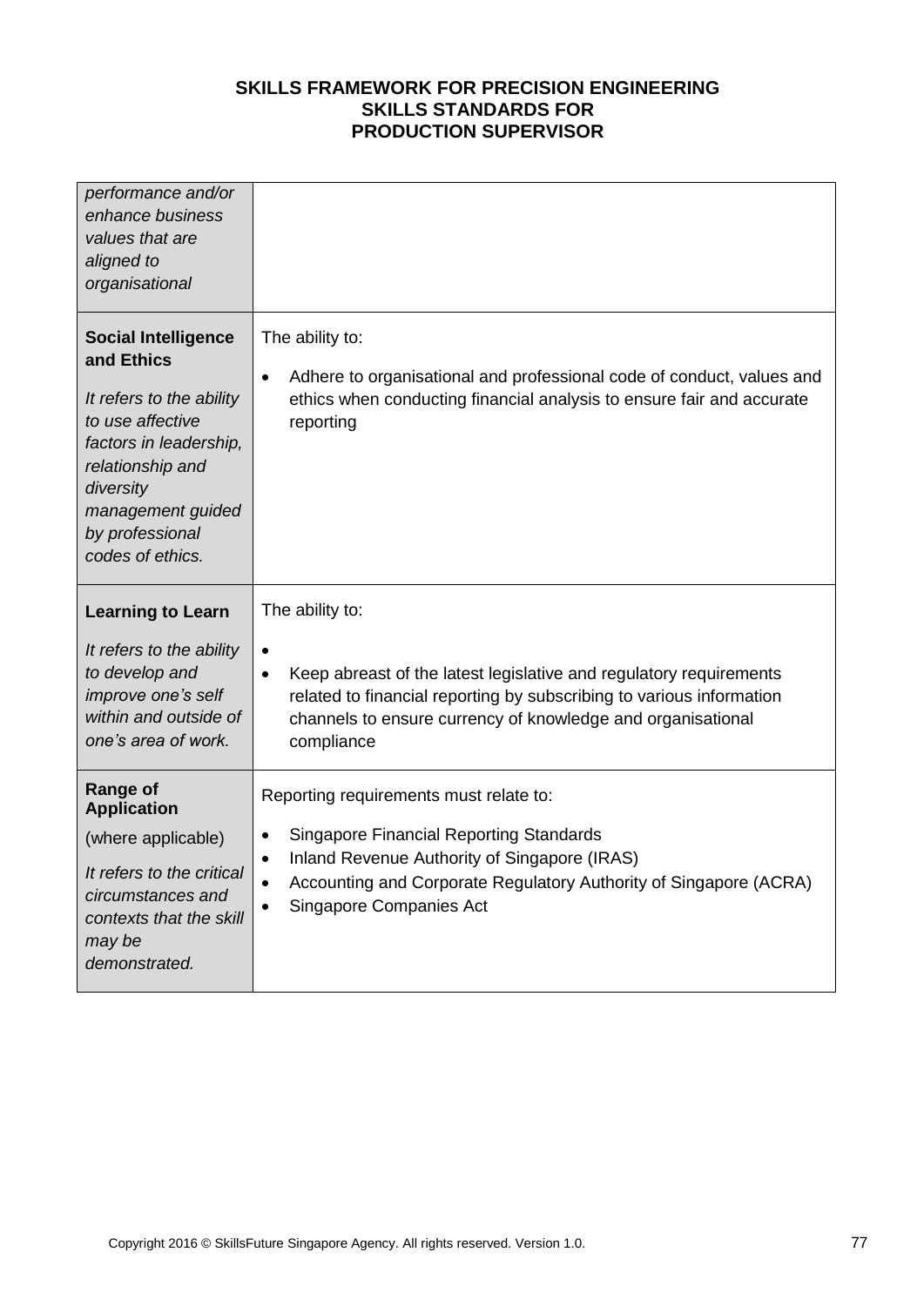| | |
|---|---|
| *performance and/or enhance business values that are aligned to organisational* | |
| **Social Intelligence and Ethics**<br><br>*It refers to the ability to use affective factors in leadership, relationship and diversity management guided by professional codes of ethics.* | The ability to:<br><br>• Adhere to organisational and professional code of conduct, values and ethics when conducting financial analysis to ensure fair and accurate reporting |
| **Learning to Learn**<br><br>*It refers to the ability to develop and improve one's self within and outside of one's area of work.* | The ability to:<br><br>•<br>• Keep abreast of the latest legislative and regulatory requirements related to financial reporting by subscribing to various information channels to ensure currency of knowledge and organisational compliance |
| **Range of Application**<br><br>(where applicable)<br><br>*It refers to the critical circumstances and contexts that the skill may be demonstrated.* | Reporting requirements must relate to:<br><br>• Singapore Financial Reporting Standards<br>• Inland Revenue Authority of Singapore (IRAS)<br>• Accounting and Corporate Regulatory Authority of Singapore (ACRA)<br>• Singapore Companies Act |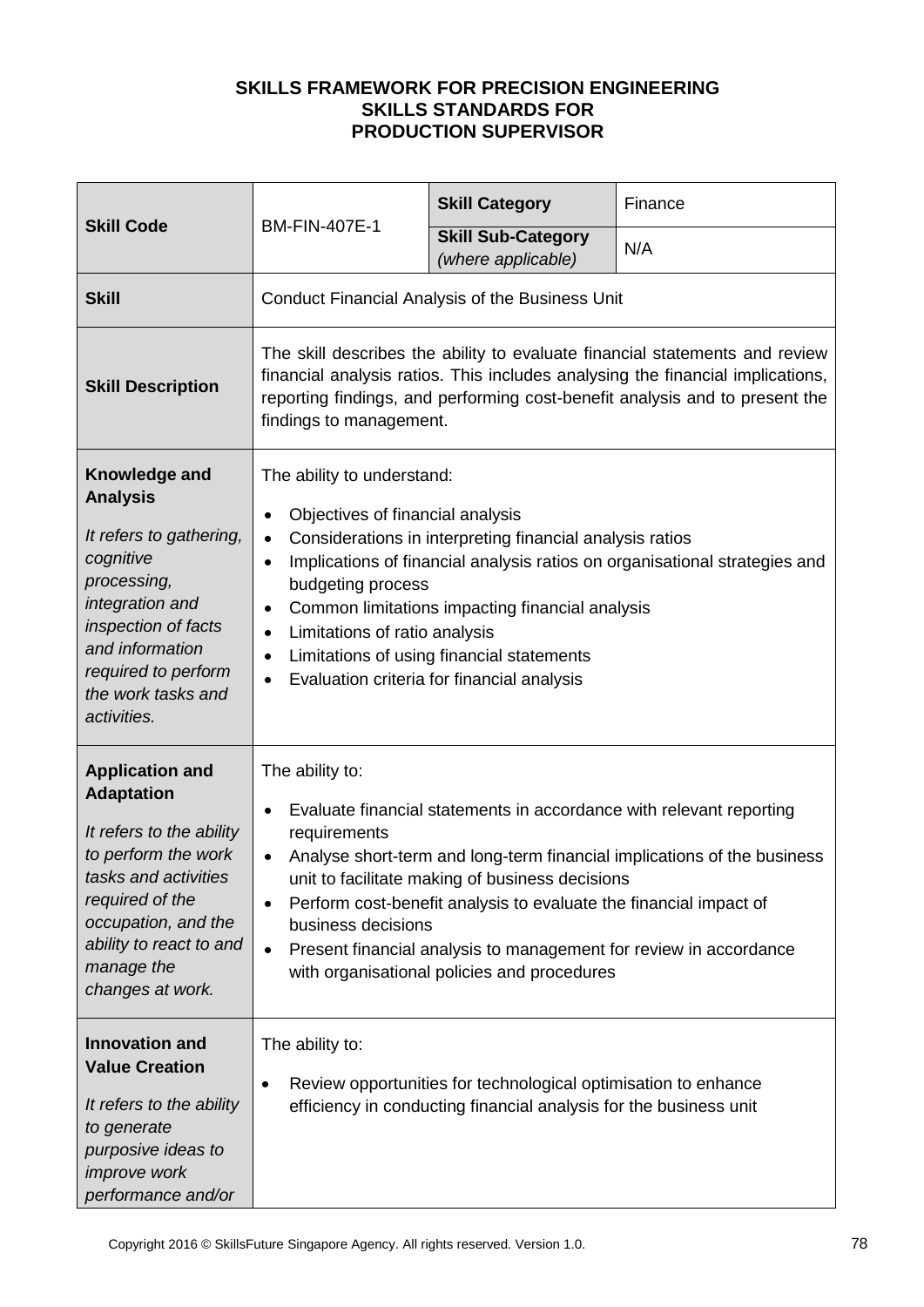**SKILLS FRAMEWORK FOR PRECISION ENGINEERING**
**SKILLS STANDARDS FOR**
**PRODUCTION SUPERVISOR**

| **Skill Code** | BM-FIN-407E-1 | **Skill Category** | Finance |
|---|---|---|---|
| | | **Skill Sub-Category** *(where applicable)* | N/A |
| **Skill** | Conduct Financial Analysis of the Business Unit | | |
| **Skill Description** | The skill describes the ability to evaluate financial statements and review financial analysis ratios. This includes analysing the financial implications, reporting findings, and performing cost-benefit analysis and to present the findings to management. | | |
| **Knowledge and Analysis** *It refers to gathering, cognitive processing, integration and inspection of facts and information required to perform the work tasks and activities.* | The ability to understand:<br>• Objectives of financial analysis<br>• Considerations in interpreting financial analysis ratios<br>• Implications of financial analysis ratios on organisational strategies and budgeting process<br>• Common limitations impacting financial analysis<br>• Limitations of ratio analysis<br>• Limitations of using financial statements<br>• Evaluation criteria for financial analysis | | |
| **Application and Adaptation** *It refers to the ability to perform the work tasks and activities required of the occupation, and the ability to react to and manage the changes at work.* | The ability to:<br>• Evaluate financial statements in accordance with relevant reporting requirements<br>• Analyse short-term and long-term financial implications of the business unit to facilitate making of business decisions<br>• Perform cost-benefit analysis to evaluate the financial impact of business decisions<br>• Present financial analysis to management for review in accordance with organisational policies and procedures | | |
| **Innovation and Value Creation** *It refers to the ability to generate purposive ideas to improve work performance and/or* | The ability to:<br>• Review opportunities for technological optimisation to enhance efficiency in conducting financial analysis for the business unit | | |

Copyright 2016 © SkillsFuture Singapore Agency. All rights reserved. Version 1.0.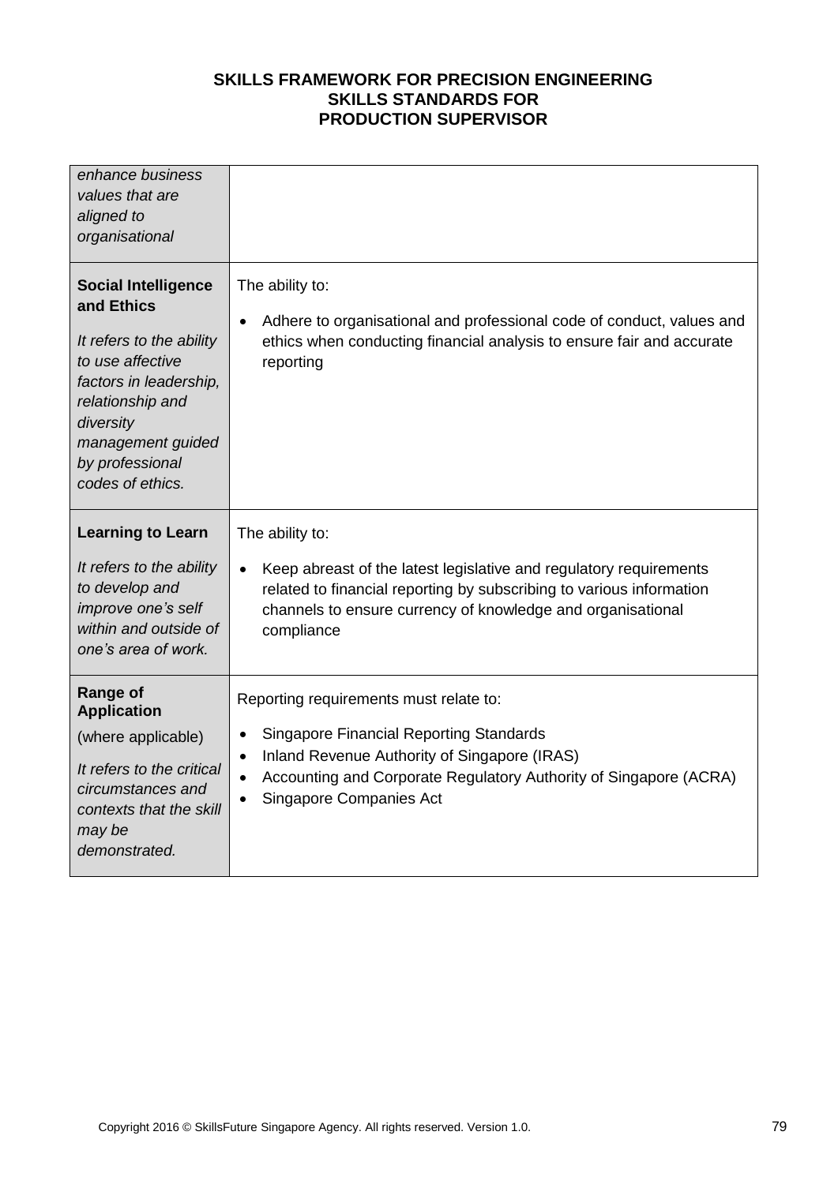| | |
|---|---|
| *enhance business values that are aligned to organisational* | |
| **Social Intelligence and Ethics**<br><br>*It refers to the ability to use affective factors in leadership, relationship and diversity management guided by professional codes of ethics.* | The ability to:<br><br>• Adhere to organisational and professional code of conduct, values and ethics when conducting financial analysis to ensure fair and accurate reporting |
| **Learning to Learn**<br><br>*It refers to the ability to develop and improve one's self within and outside of one's area of work.* | The ability to:<br><br>• Keep abreast of the latest legislative and regulatory requirements related to financial reporting by subscribing to various information channels to ensure currency of knowledge and organisational compliance |
| **Range of Application**<br><br>(where applicable)<br><br>*It refers to the critical circumstances and contexts that the skill may be demonstrated.* | Reporting requirements must relate to:<br><br>• Singapore Financial Reporting Standards<br>• Inland Revenue Authority of Singapore (IRAS)<br>• Accounting and Corporate Regulatory Authority of Singapore (ACRA)<br>• Singapore Companies Act |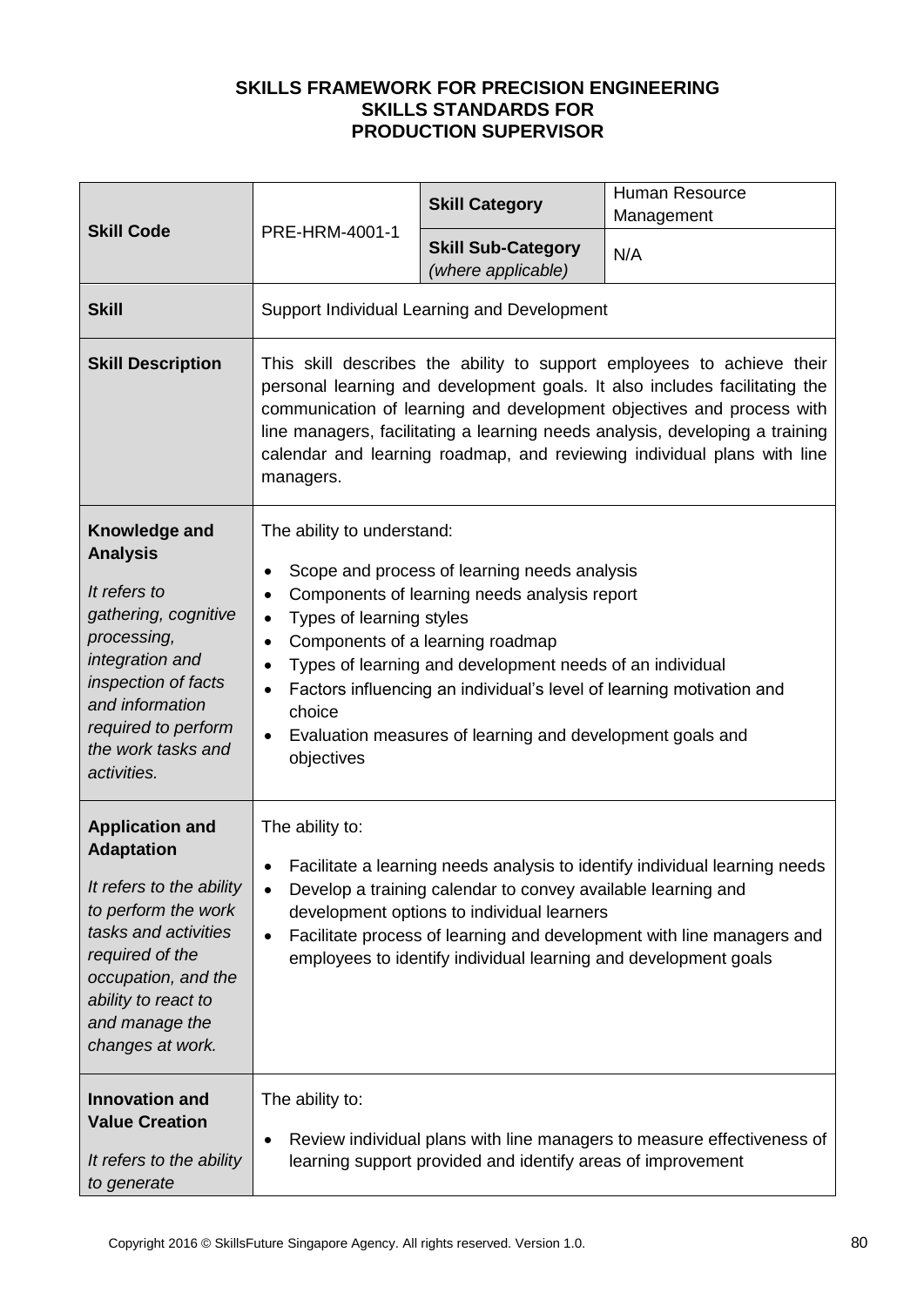**SKILLS FRAMEWORK FOR PRECISION ENGINEERING**
**SKILLS STANDARDS FOR**
**PRODUCTION SUPERVISOR**

| **Skill Code** | PRE-HRM-4001-1 | **Skill Category** | Human Resource Management |
|---|---|---|---|
| | | **Skill Sub-Category** *(where applicable)* | N/A |
| **Skill** | Support Individual Learning and Development | | |
| **Skill Description** | This skill describes the ability to support employees to achieve their personal learning and development goals. It also includes facilitating the communication of learning and development objectives and process with line managers, facilitating a learning needs analysis, developing a training calendar and learning roadmap, and reviewing individual plans with line managers. | | |
| **Knowledge and Analysis** <br> *It refers to gathering, cognitive processing, integration and inspection of facts and information required to perform the work tasks and activities.* | The ability to understand: <br> • Scope and process of learning needs analysis <br> • Components of learning needs analysis report <br> • Types of learning styles <br> • Components of a learning roadmap <br> • Types of learning and development needs of an individual <br> • Factors influencing an individual's level of learning motivation and choice <br> • Evaluation measures of learning and development goals and objectives | | |
| **Application and Adaptation** <br> *It refers to the ability to perform the work tasks and activities required of the occupation, and the ability to react to and manage the changes at work.* | The ability to: <br> • Facilitate a learning needs analysis to identify individual learning needs <br> • Develop a training calendar to convey available learning and development options to individual learners <br> • Facilitate process of learning and development with line managers and employees to identify individual learning and development goals | | |
| **Innovation and Value Creation** <br> *It refers to the ability to generate* | The ability to: <br> • Review individual plans with line managers to measure effectiveness of learning support provided and identify areas of improvement | | |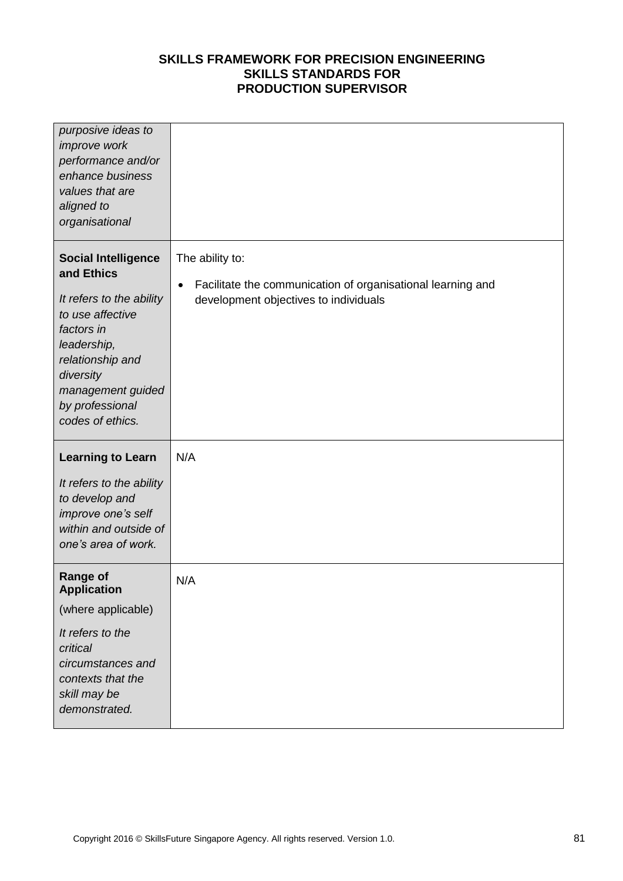| | |
|---|---|
| *purposive ideas to improve work performance and/or enhance business values that are aligned to organisational* | |
| **Social Intelligence and Ethics**<br><br>*It refers to the ability to use affective factors in leadership, relationship and diversity management guided by professional codes of ethics.* | The ability to:<br><br>• Facilitate the communication of organisational learning and development objectives to individuals |
| **Learning to Learn**<br><br>*It refers to the ability to develop and improve one's self within and outside of one's area of work.* | N/A |
| **Range of Application**<br><br>(where applicable)<br><br>*It refers to the critical circumstances and contexts that the skill may be demonstrated.* | N/A |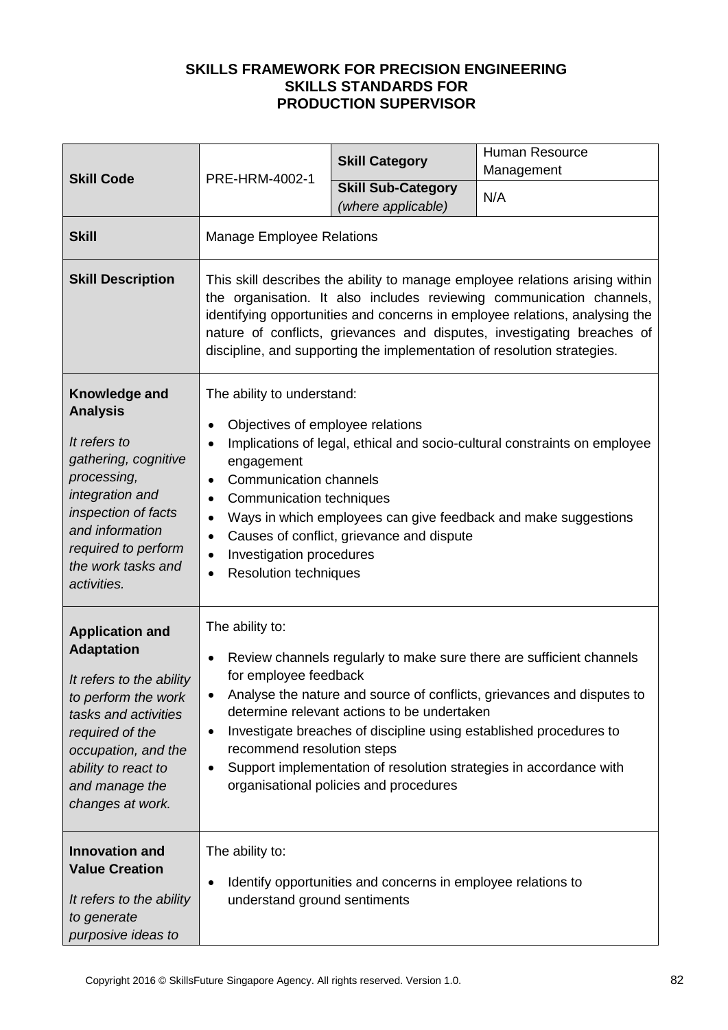**SKILLS FRAMEWORK FOR PRECISION ENGINEERING**
**SKILLS STANDARDS FOR**
**PRODUCTION SUPERVISOR**

| **Skill Code** | PRE-HRM-4002-1 | **Skill Category** | Human Resource Management |
|---|---|---|---|
| | | **Skill Sub-Category** *(where applicable)* | N/A |
| **Skill** | Manage Employee Relations | | |
| **Skill Description** | This skill describes the ability to manage employee relations arising within the organisation. It also includes reviewing communication channels, identifying opportunities and concerns in employee relations, analysing the nature of conflicts, grievances and disputes, investigating breaches of discipline, and supporting the implementation of resolution strategies. | | |
| **Knowledge and Analysis** *It refers to gathering, cognitive processing, integration and inspection of facts and information required to perform the work tasks and activities.* | The ability to understand: <br>• Objectives of employee relations <br>• Implications of legal, ethical and socio-cultural constraints on employee engagement <br>• Communication channels <br>• Communication techniques <br>• Ways in which employees can give feedback and make suggestions <br>• Causes of conflict, grievance and dispute <br>• Investigation procedures <br>• Resolution techniques | | |
| **Application and Adaptation** *It refers to the ability to perform the work tasks and activities required of the occupation, and the ability to react to and manage the changes at work.* | The ability to: <br>• Review channels regularly to make sure there are sufficient channels for employee feedback <br>• Analyse the nature and source of conflicts, grievances and disputes to determine relevant actions to be undertaken <br>• Investigate breaches of discipline using established procedures to recommend resolution steps <br>• Support implementation of resolution strategies in accordance with organisational policies and procedures | | |
| **Innovation and Value Creation** *It refers to the ability to generate purposive ideas to* | The ability to: <br>• Identify opportunities and concerns in employee relations to understand ground sentiments | | |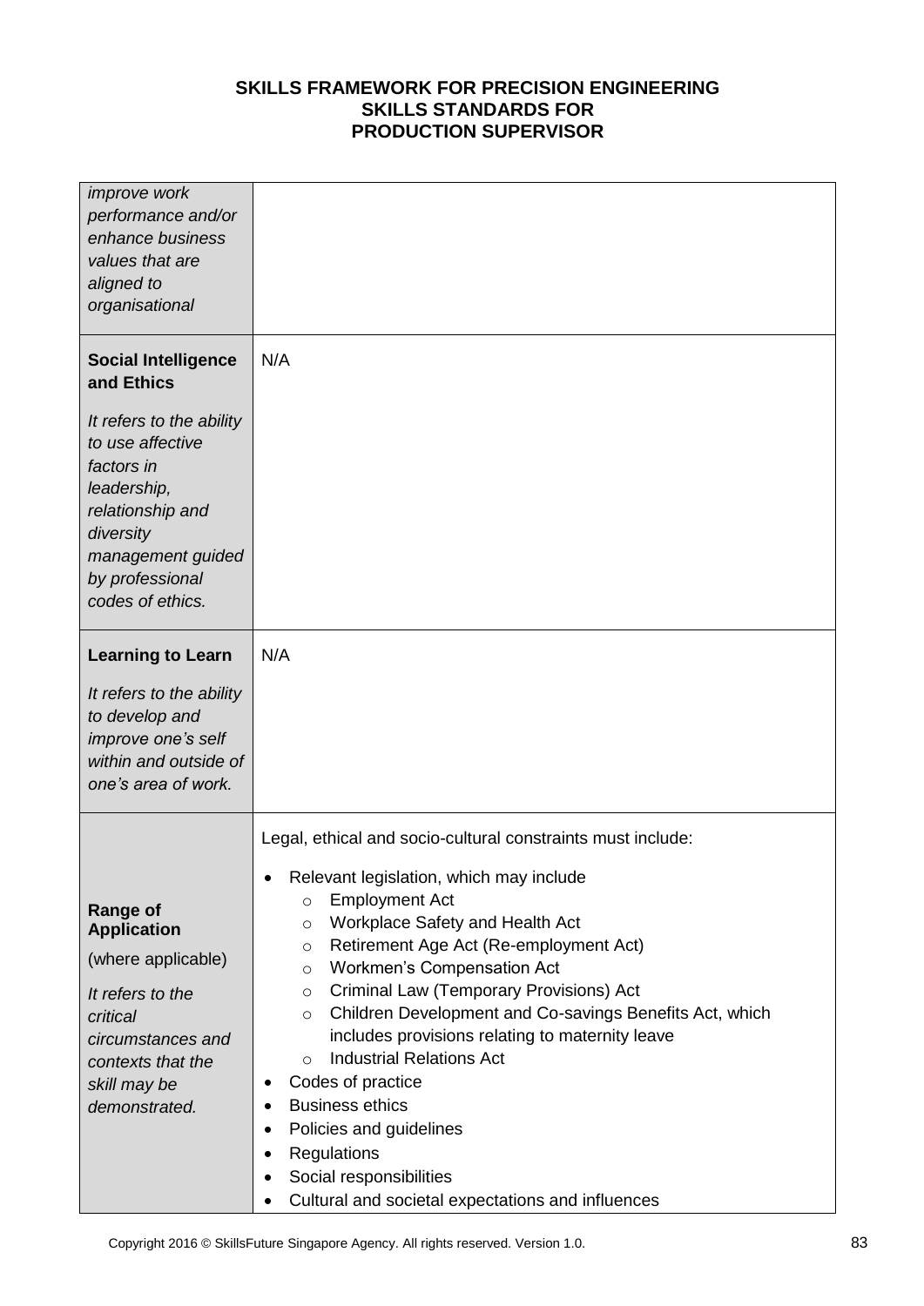| | |
|---|---|
| *improve work performance and/or enhance business values that are aligned to organisational* | |
| **Social Intelligence and Ethics**<br><br>*It refers to the ability to use affective factors in leadership, relationship and diversity management guided by professional codes of ethics.* | N/A |
| **Learning to Learn**<br><br>*It refers to the ability to develop and improve one's self within and outside of one's area of work.* | N/A |
| **Range of Application**<br><br>(where applicable)<br><br>*It refers to the critical circumstances and contexts that the skill may be demonstrated.* | Legal, ethical and socio-cultural constraints must include:<br><br>• Relevant legislation, which may include<br>&nbsp;&nbsp;&nbsp;&nbsp;○ Employment Act<br>&nbsp;&nbsp;&nbsp;&nbsp;○ Workplace Safety and Health Act<br>&nbsp;&nbsp;&nbsp;&nbsp;○ Retirement Age Act (Re-employment Act)<br>&nbsp;&nbsp;&nbsp;&nbsp;○ Workmen's Compensation Act<br>&nbsp;&nbsp;&nbsp;&nbsp;○ Criminal Law (Temporary Provisions) Act<br>&nbsp;&nbsp;&nbsp;&nbsp;○ Children Development and Co-savings Benefits Act, which includes provisions relating to maternity leave<br>&nbsp;&nbsp;&nbsp;&nbsp;○ Industrial Relations Act<br>• Codes of practice<br>• Business ethics<br>• Policies and guidelines<br>• Regulations<br>• Social responsibilities<br>• Cultural and societal expectations and influences |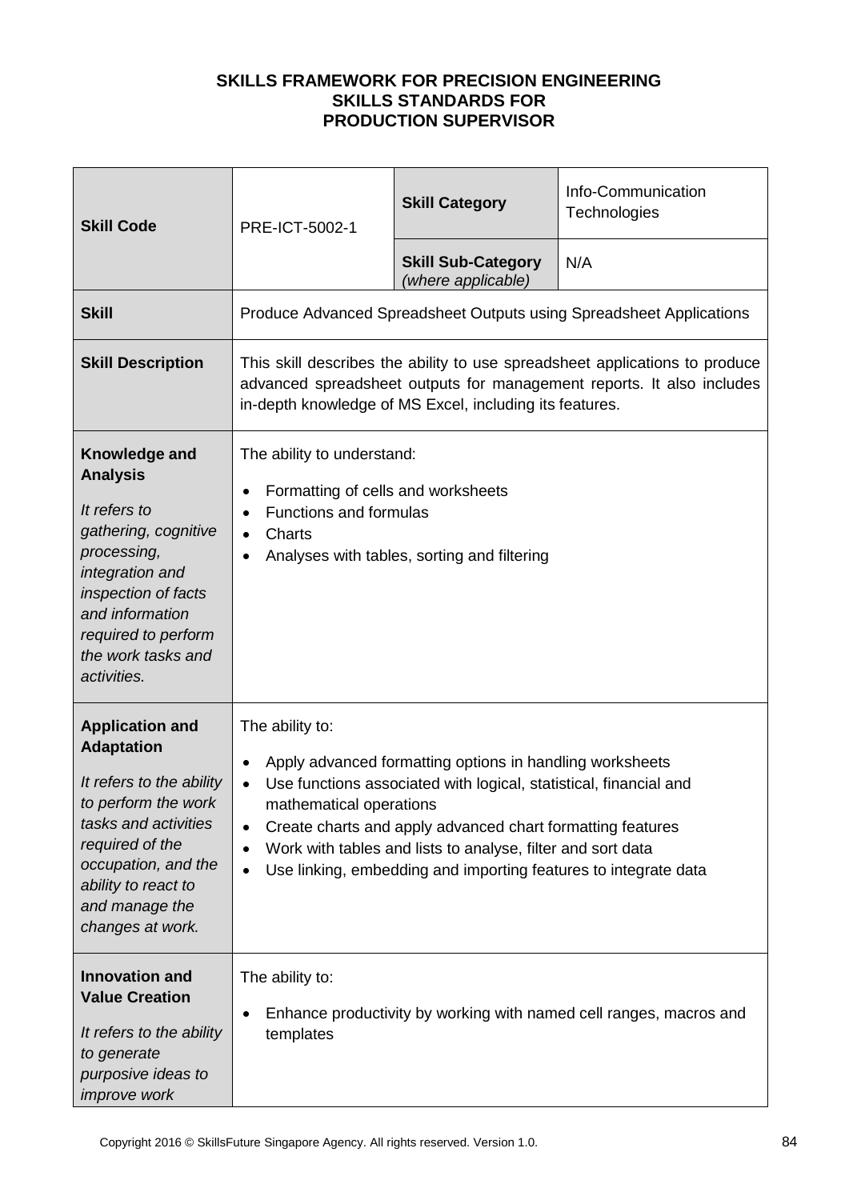**SKILLS FRAMEWORK FOR PRECISION ENGINEERING**
**SKILLS STANDARDS FOR**
**PRODUCTION SUPERVISOR**

| **Skill Code** | PRE-ICT-5002-1 | **Skill Category** | Info-Communication Technologies |
|---|---|---|---|
| | | **Skill Sub-Category** *(where applicable)* | N/A |
| **Skill** | Produce Advanced Spreadsheet Outputs using Spreadsheet Applications | | |
| **Skill Description** | This skill describes the ability to use spreadsheet applications to produce advanced spreadsheet outputs for management reports. It also includes in-depth knowledge of MS Excel, including its features. | | |
| **Knowledge and Analysis** *It refers to gathering, cognitive processing, integration and inspection of facts and information required to perform the work tasks and activities.* | The ability to understand: <br>• Formatting of cells and worksheets <br>• Functions and formulas <br>• Charts <br>• Analyses with tables, sorting and filtering | | |
| **Application and Adaptation** *It refers to the ability to perform the work tasks and activities required of the occupation, and the ability to react to and manage the changes at work.* | The ability to: <br>• Apply advanced formatting options in handling worksheets <br>• Use functions associated with logical, statistical, financial and mathematical operations <br>• Create charts and apply advanced chart formatting features <br>• Work with tables and lists to analyse, filter and sort data <br>• Use linking, embedding and importing features to integrate data | | |
| **Innovation and Value Creation** *It refers to the ability to generate purposive ideas to improve work* | The ability to: <br>• Enhance productivity by working with named cell ranges, macros and templates | | |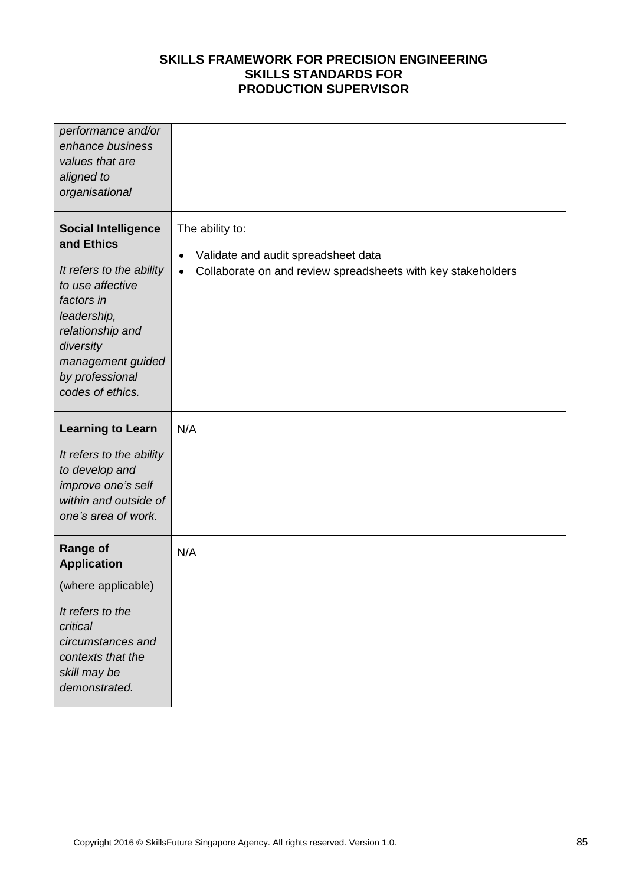| | |
|---|---|
| *performance and/or enhance business values that are aligned to organisational* | |
| **Social Intelligence and Ethics**<br><br>*It refers to the ability to use affective factors in leadership, relationship and diversity management guided by professional codes of ethics.* | The ability to:<br><br>• Validate and audit spreadsheet data<br>• Collaborate on and review spreadsheets with key stakeholders |
| **Learning to Learn**<br><br>*It refers to the ability to develop and improve one's self within and outside of one's area of work.* | N/A |
| **Range of Application**<br><br>(where applicable)<br><br>*It refers to the critical circumstances and contexts that the skill may be demonstrated.* | N/A |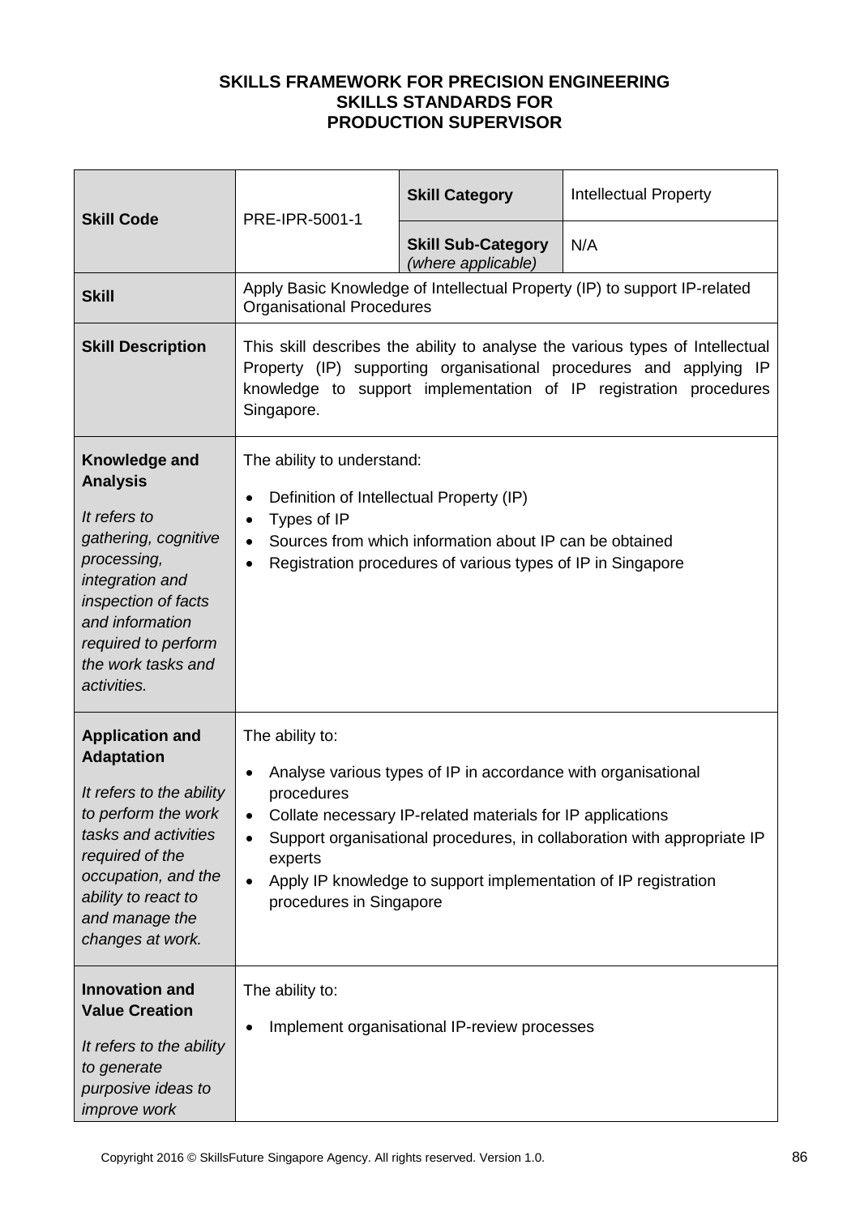**SKILLS FRAMEWORK FOR PRECISION ENGINEERING**
**SKILLS STANDARDS FOR**
**PRODUCTION SUPERVISOR**

| **Skill Code** | PRE-IPR-5001-1 | **Skill Category** | Intellectual Property |
|---|---|---|---|
| | | **Skill Sub-Category** *(where applicable)* | N/A |
| **Skill** | Apply Basic Knowledge of Intellectual Property (IP) to support IP-related Organisational Procedures | | |
| **Skill Description** | This skill describes the ability to analyse the various types of Intellectual Property (IP) supporting organisational procedures and applying IP knowledge to support implementation of IP registration procedures Singapore. | | |
| **Knowledge and Analysis** <br><br> *It refers to gathering, cognitive processing, integration and inspection of facts and information required to perform the work tasks and activities.* | The ability to understand: <br><br> • Definition of Intellectual Property (IP) <br> • Types of IP <br> • Sources from which information about IP can be obtained <br> • Registration procedures of various types of IP in Singapore | | |
| **Application and Adaptation** <br><br> *It refers to the ability to perform the work tasks and activities required of the occupation, and the ability to react to and manage the changes at work.* | The ability to: <br><br> • Analyse various types of IP in accordance with organisational procedures <br> • Collate necessary IP-related materials for IP applications <br> • Support organisational procedures, in collaboration with appropriate IP experts <br> • Apply IP knowledge to support implementation of IP registration procedures in Singapore | | |
| **Innovation and Value Creation** <br><br> *It refers to the ability to generate purposive ideas to improve work* | The ability to: <br><br> • Implement organisational IP-review processes | | |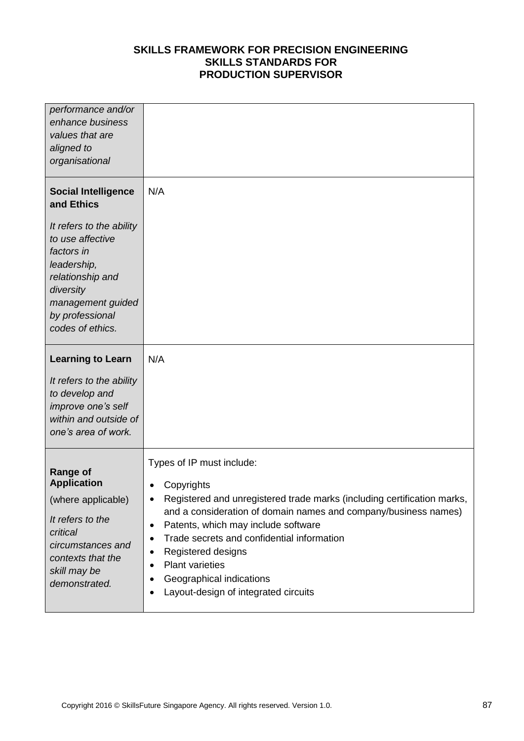| | |
|---|---|
| *performance and/or enhance business values that are aligned to organisational* | |
| **Social Intelligence and Ethics**<br><br>*It refers to the ability to use affective factors in leadership, relationship and diversity management guided by professional codes of ethics.* | N/A |
| **Learning to Learn**<br><br>*It refers to the ability to develop and improve one's self within and outside of one's area of work.* | N/A |
| **Range of Application**<br><br>(where applicable)<br><br>*It refers to the critical circumstances and contexts that the skill may be demonstrated.* | Types of IP must include:<br><br>• Copyrights<br>• Registered and unregistered trade marks (including certification marks, and a consideration of domain names and company/business names)<br>• Patents, which may include software<br>• Trade secrets and confidential information<br>• Registered designs<br>• Plant varieties<br>• Geographical indications<br>• Layout-design of integrated circuits |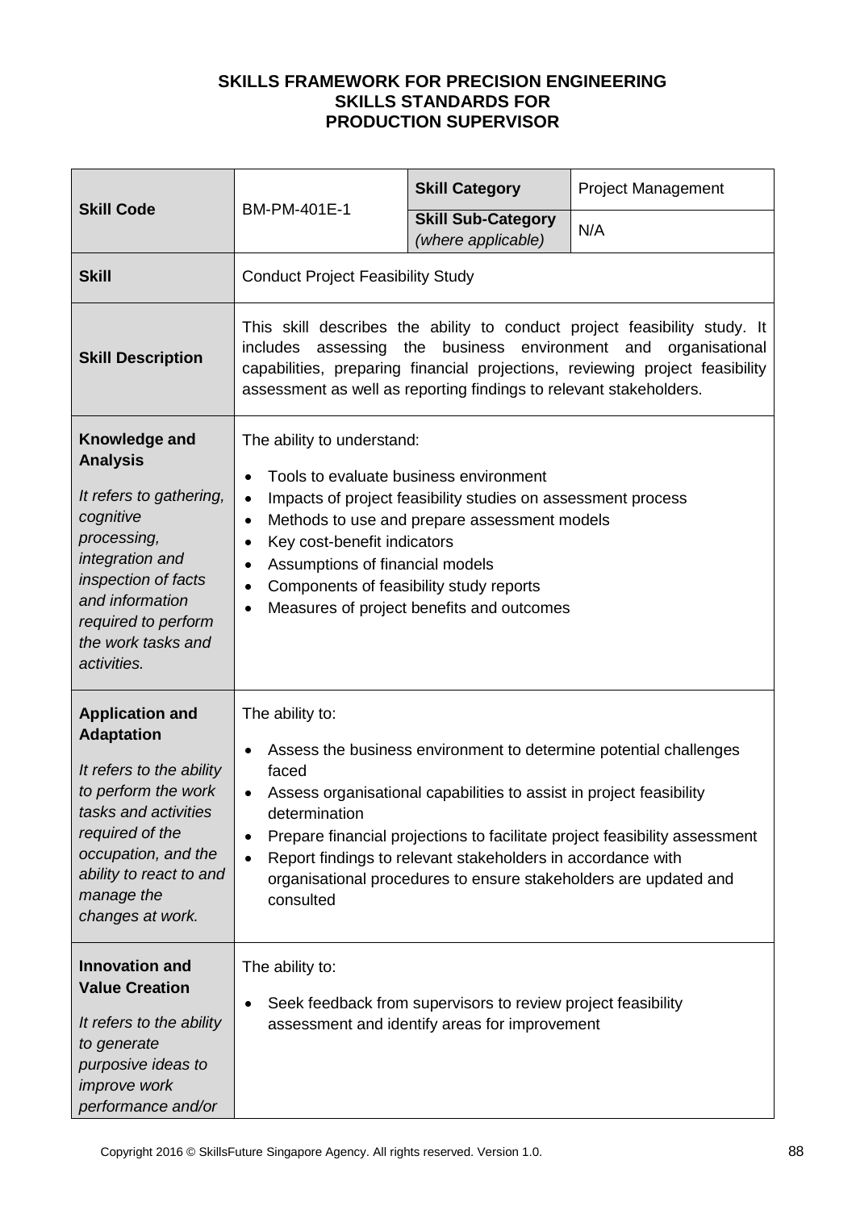**SKILLS FRAMEWORK FOR PRECISION ENGINEERING**
**SKILLS STANDARDS FOR**
**PRODUCTION SUPERVISOR**

| **Skill Code** | BM-PM-401E-1 | **Skill Category** | Project Management |
|---|---|---|---|
| | | **Skill Sub-Category** *(where applicable)* | N/A |
| **Skill** | Conduct Project Feasibility Study | | |
| **Skill Description** | This skill describes the ability to conduct project feasibility study. It includes assessing the business environment and organisational capabilities, preparing financial projections, reviewing project feasibility assessment as well as reporting findings to relevant stakeholders. | | |
| **Knowledge and Analysis** *It refers to gathering, cognitive processing, integration and inspection of facts and information required to perform the work tasks and activities.* | The ability to understand: <br>• Tools to evaluate business environment <br>• Impacts of project feasibility studies on assessment process <br>• Methods to use and prepare assessment models <br>• Key cost-benefit indicators <br>• Assumptions of financial models <br>• Components of feasibility study reports <br>• Measures of project benefits and outcomes | | |
| **Application and Adaptation** *It refers to the ability to perform the work tasks and activities required of the occupation, and the ability to react to and manage the changes at work.* | The ability to: <br>• Assess the business environment to determine potential challenges faced <br>• Assess organisational capabilities to assist in project feasibility determination <br>• Prepare financial projections to facilitate project feasibility assessment <br>• Report findings to relevant stakeholders in accordance with organisational procedures to ensure stakeholders are updated and consulted | | |
| **Innovation and Value Creation** *It refers to the ability to generate purposive ideas to improve work performance and/or* | The ability to: <br>• Seek feedback from supervisors to review project feasibility assessment and identify areas for improvement | | |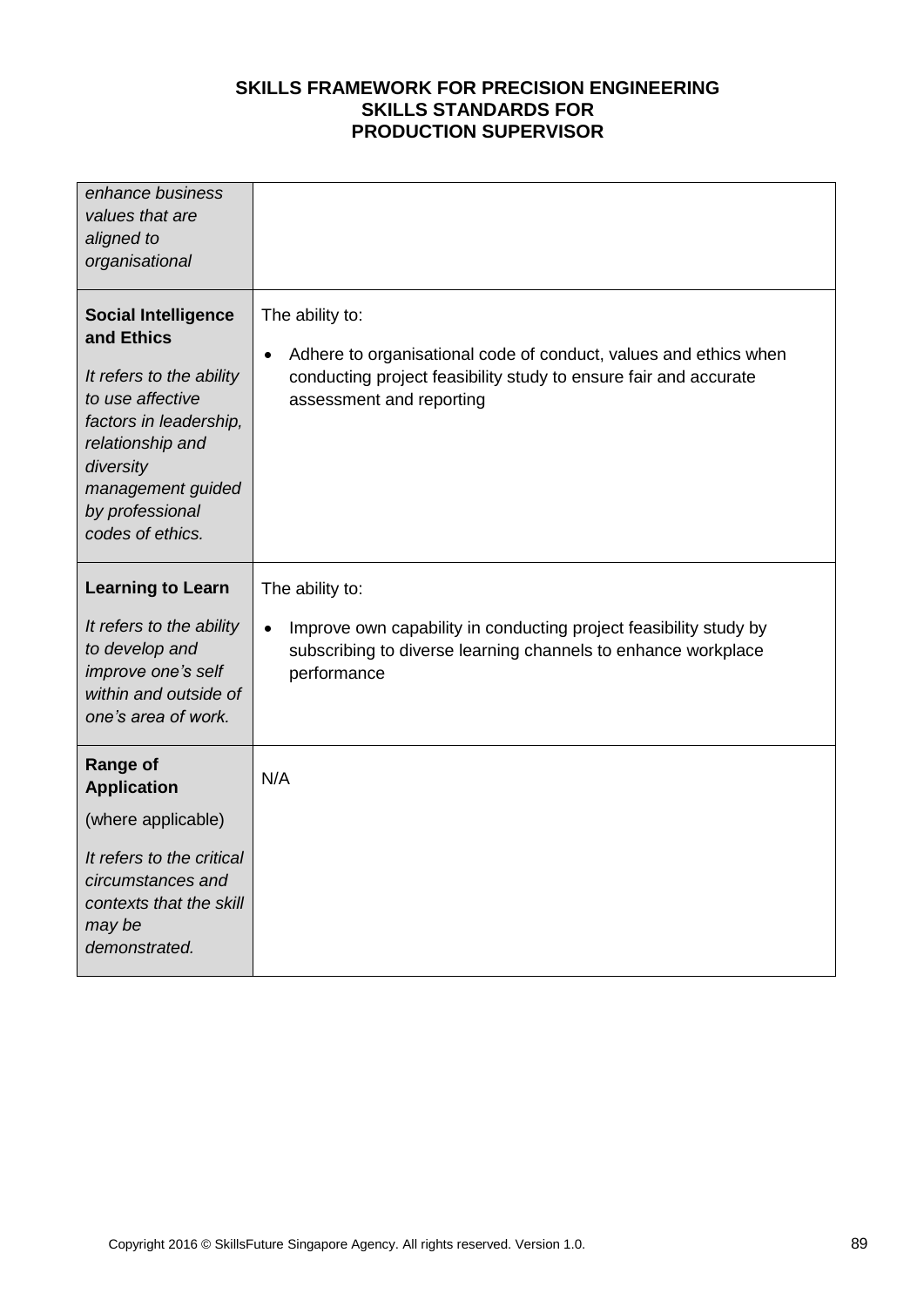| | |
|---|---|
| *enhance business values that are aligned to organisational* | |
| **Social Intelligence and Ethics**<br><br>*It refers to the ability to use affective factors in leadership, relationship and diversity management guided by professional codes of ethics.* | The ability to:<br><br>• Adhere to organisational code of conduct, values and ethics when conducting project feasibility study to ensure fair and accurate assessment and reporting |
| **Learning to Learn**<br><br>*It refers to the ability to develop and improve one's self within and outside of one's area of work.* | The ability to:<br><br>• Improve own capability in conducting project feasibility study by subscribing to diverse learning channels to enhance workplace performance |
| **Range of Application**<br><br>(where applicable)<br><br>*It refers to the critical circumstances and contexts that the skill may be demonstrated.* | N/A |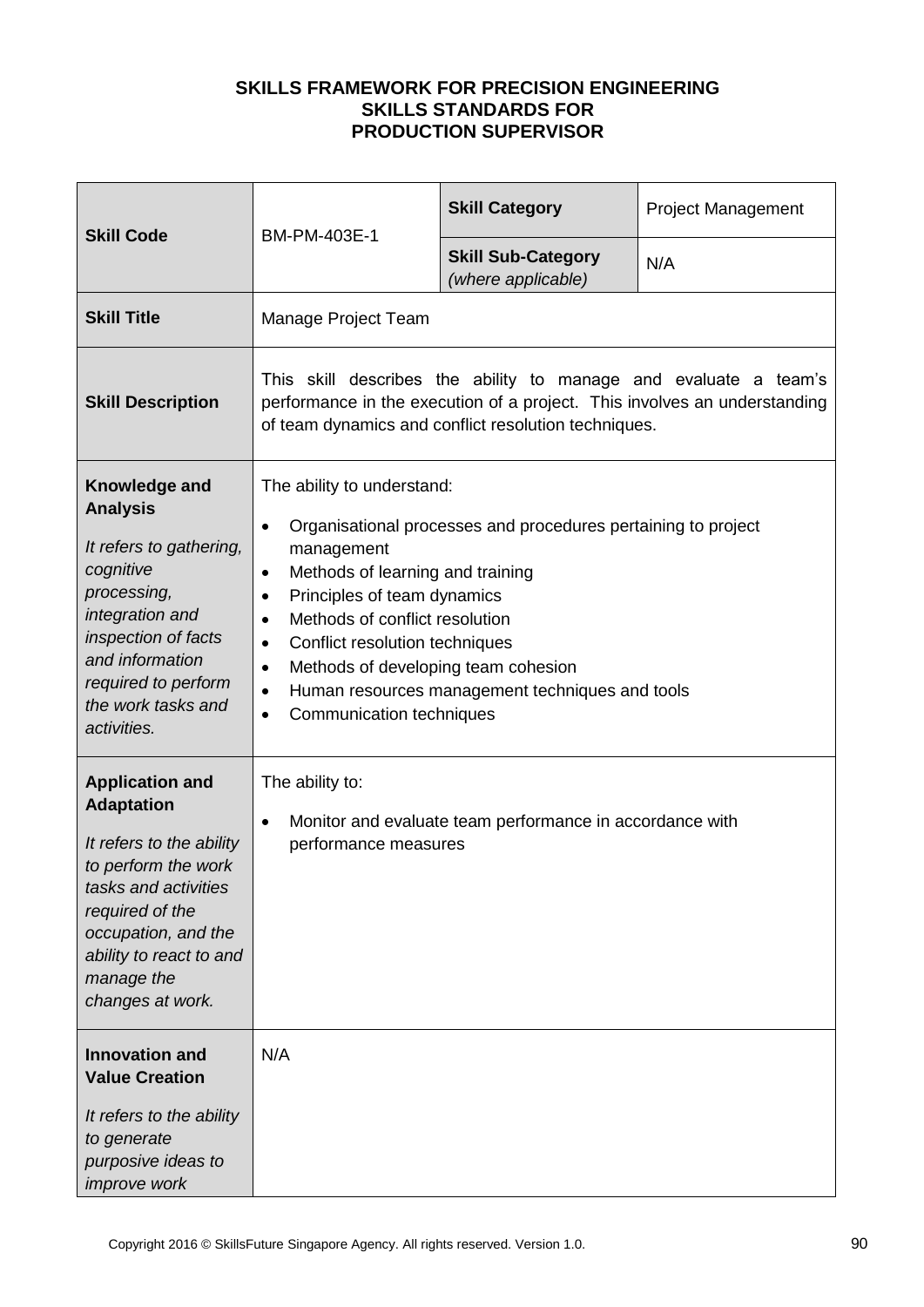**SKILLS FRAMEWORK FOR PRECISION ENGINEERING**
**SKILLS STANDARDS FOR**
**PRODUCTION SUPERVISOR**

| **Skill Code** | BM-PM-403E-1 | **Skill Category** | Project Management |
|---|---|---|---|
| | | **Skill Sub-Category** *(where applicable)* | N/A |
| **Skill Title** | Manage Project Team | | |
| **Skill Description** | This skill describes the ability to manage and evaluate a team's performance in the execution of a project. This involves an understanding of team dynamics and conflict resolution techniques. | | |
| **Knowledge and Analysis** *It refers to gathering, cognitive processing, integration and inspection of facts and information required to perform the work tasks and activities.* | The ability to understand: <br>• Organisational processes and procedures pertaining to project management <br>• Methods of learning and training <br>• Principles of team dynamics <br>• Methods of conflict resolution <br>• Conflict resolution techniques <br>• Methods of developing team cohesion <br>• Human resources management techniques and tools <br>• Communication techniques | | |
| **Application and Adaptation** *It refers to the ability to perform the work tasks and activities required of the occupation, and the ability to react to and manage the changes at work.* | The ability to: <br>• Monitor and evaluate team performance in accordance with performance measures | | |
| **Innovation and Value Creation** *It refers to the ability to generate purposive ideas to improve work* | N/A | | |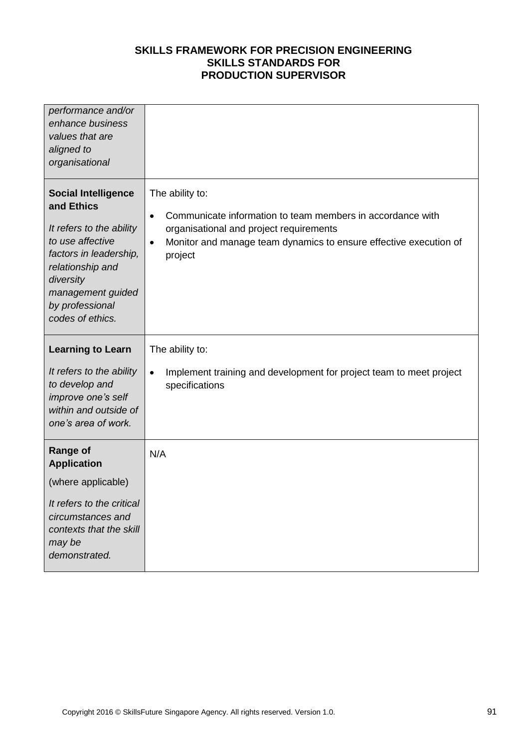| | |
|---|---|
| *performance and/or enhance business values that are aligned to organisational* | |
| **Social Intelligence and Ethics**<br><br>*It refers to the ability to use affective factors in leadership, relationship and diversity management guided by professional codes of ethics.* | The ability to:<br><br>• Communicate information to team members in accordance with organisational and project requirements<br>• Monitor and manage team dynamics to ensure effective execution of project |
| **Learning to Learn**<br><br>*It refers to the ability to develop and improve one's self within and outside of one's area of work.* | The ability to:<br><br>• Implement training and development for project team to meet project specifications |
| **Range of Application**<br><br>(where applicable)<br><br>*It refers to the critical circumstances and contexts that the skill may be demonstrated.* | N/A |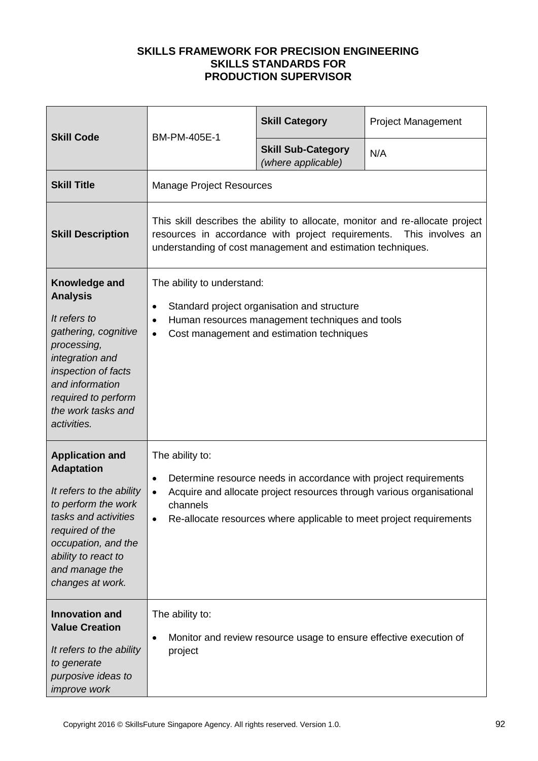**SKILLS FRAMEWORK FOR PRECISION ENGINEERING**
**SKILLS STANDARDS FOR**
**PRODUCTION SUPERVISOR**

| **Skill Code** | BM-PM-405E-1 | **Skill Category** | Project Management |
|---|---|---|---|
| | | **Skill Sub-Category** *(where applicable)* | N/A |
| **Skill Title** | Manage Project Resources | | |
| **Skill Description** | This skill describes the ability to allocate, monitor and re-allocate project resources in accordance with project requirements. This involves an understanding of cost management and estimation techniques. | | |
| **Knowledge and Analysis** *It refers to gathering, cognitive processing, integration and inspection of facts and information required to perform the work tasks and activities.* | The ability to understand:<br>• Standard project organisation and structure<br>• Human resources management techniques and tools<br>• Cost management and estimation techniques | | |
| **Application and Adaptation** *It refers to the ability to perform the work tasks and activities required of the occupation, and the ability to react to and manage the changes at work.* | The ability to:<br>• Determine resource needs in accordance with project requirements<br>• Acquire and allocate project resources through various organisational channels<br>• Re-allocate resources where applicable to meet project requirements | | |
| **Innovation and Value Creation** *It refers to the ability to generate purposive ideas to improve work* | The ability to:<br>• Monitor and review resource usage to ensure effective execution of project | | |

Copyright 2016 © SkillsFuture Singapore Agency. All rights reserved. Version 1.0.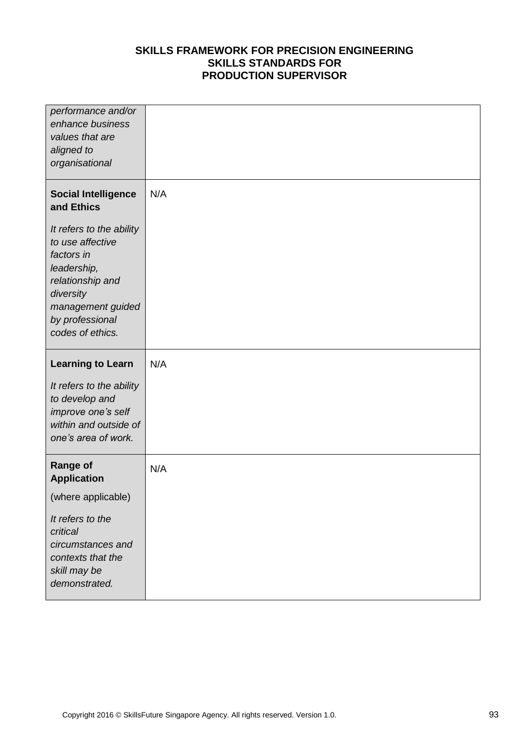| | |
|---|---|
| *performance and/or enhance business values that are aligned to organisational* | |
| **Social Intelligence and Ethics**<br><br>*It refers to the ability to use affective factors in leadership, relationship and diversity management guided by professional codes of ethics.* | N/A |
| **Learning to Learn**<br><br>*It refers to the ability to develop and improve one's self within and outside of one's area of work.* | N/A |
| **Range of Application**<br><br>(where applicable)<br><br>*It refers to the critical circumstances and contexts that the skill may be demonstrated.* | N/A |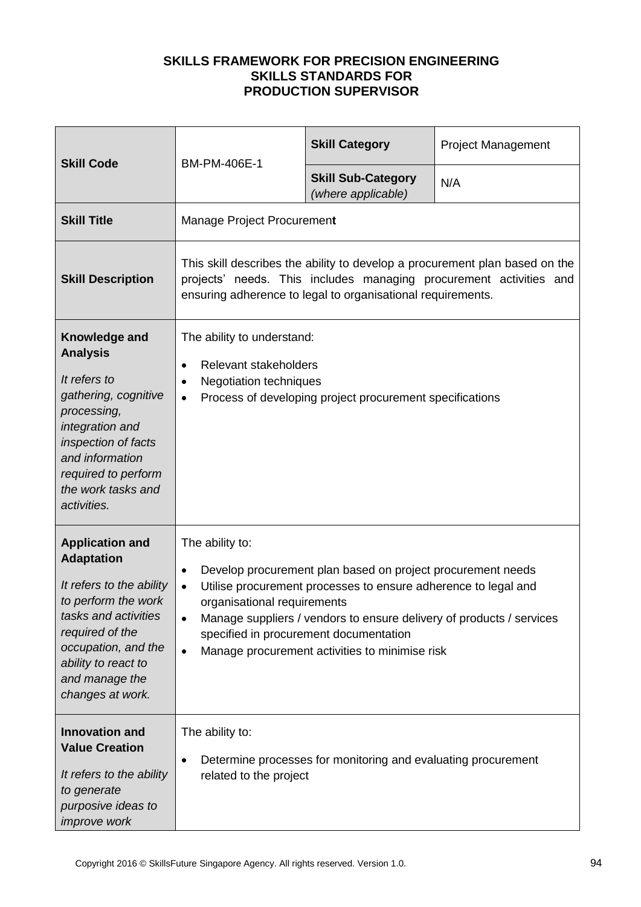**SKILLS FRAMEWORK FOR PRECISION ENGINEERING**
**SKILLS STANDARDS FOR**
**PRODUCTION SUPERVISOR**

| **Skill Code** | BM-PM-406E-1 | **Skill Category** | Project Management |
|---|---|---|---|
| | | **Skill Sub-Category** *(where applicable)* | N/A |
| **Skill Title** | Manage Project Procurement | | |
| **Skill Description** | This skill describes the ability to develop a procurement plan based on the projects' needs. This includes managing procurement activities and ensuring adherence to legal to organisational requirements. | | |
| **Knowledge and Analysis** *It refers to gathering, cognitive processing, integration and inspection of facts and information required to perform the work tasks and activities.* | The ability to understand: <br>• Relevant stakeholders <br>• Negotiation techniques <br>• Process of developing project procurement specifications | | |
| **Application and Adaptation** *It refers to the ability to perform the work tasks and activities required of the occupation, and the ability to react to and manage the changes at work.* | The ability to: <br>• Develop procurement plan based on project procurement needs <br>• Utilise procurement processes to ensure adherence to legal and organisational requirements <br>• Manage suppliers / vendors to ensure delivery of products / services specified in procurement documentation <br>• Manage procurement activities to minimise risk | | |
| **Innovation and Value Creation** *It refers to the ability to generate purposive ideas to improve work* | The ability to: <br>• Determine processes for monitoring and evaluating procurement related to the project | | |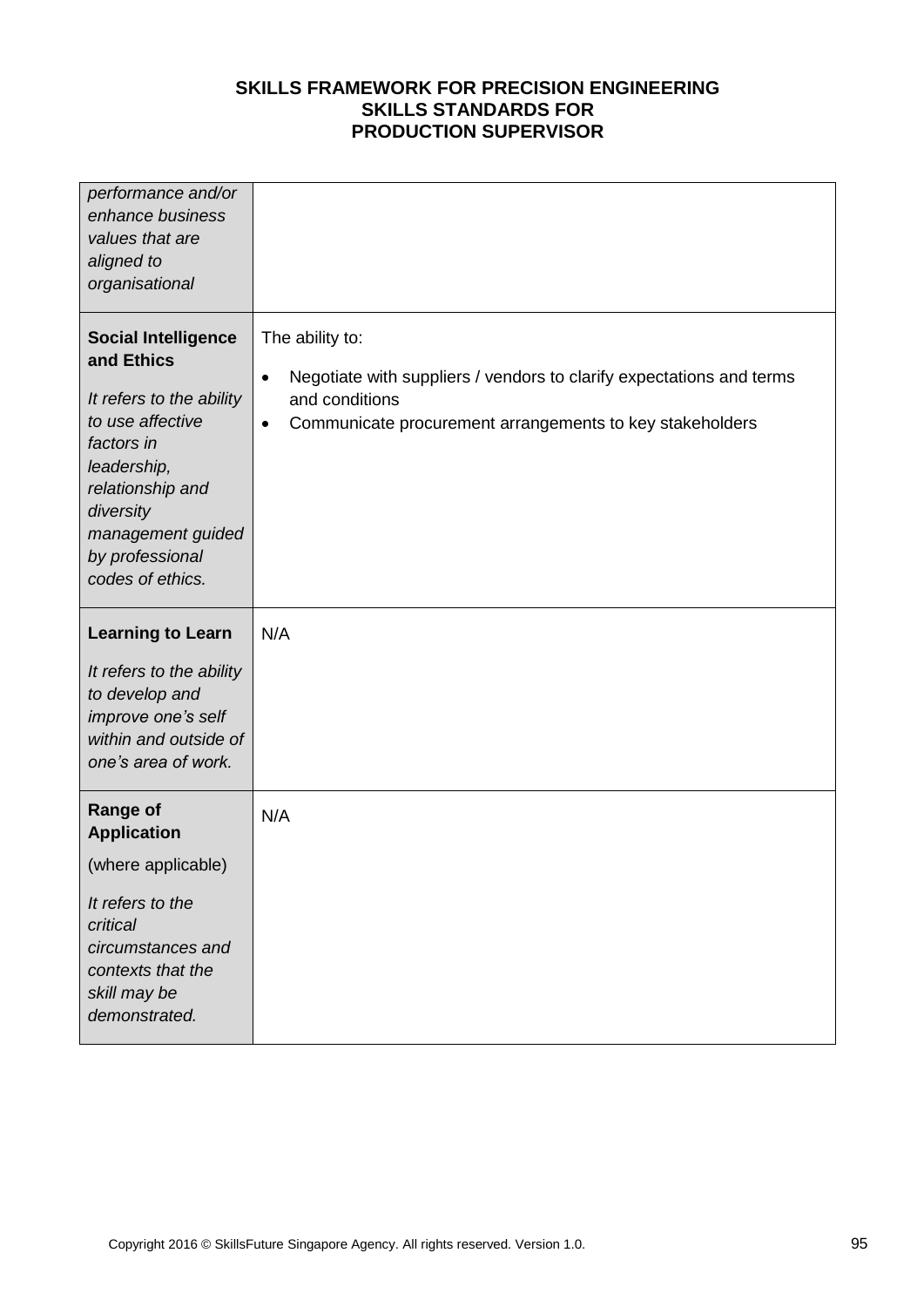| | |
|---|---|
| *performance and/or enhance business values that are aligned to organisational* | |
| **Social Intelligence and Ethics**<br><br>*It refers to the ability to use affective factors in leadership, relationship and diversity management guided by professional codes of ethics.* | The ability to:<br><br>• Negotiate with suppliers / vendors to clarify expectations and terms and conditions<br>• Communicate procurement arrangements to key stakeholders |
| **Learning to Learn**<br><br>*It refers to the ability to develop and improve one's self within and outside of one's area of work.* | N/A |
| **Range of Application**<br><br>(where applicable)<br><br>*It refers to the critical circumstances and contexts that the skill may be demonstrated.* | N/A |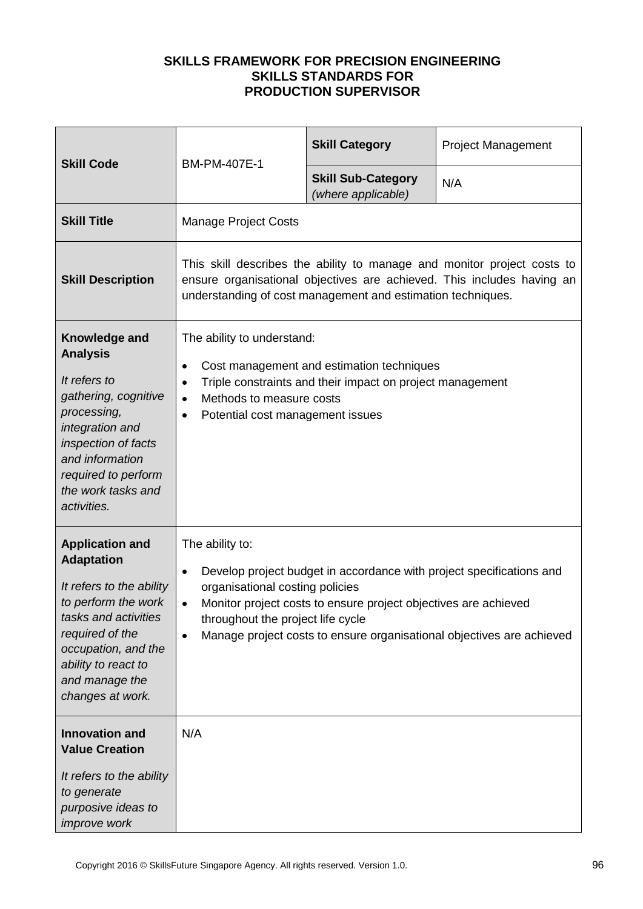**SKILLS FRAMEWORK FOR PRECISION ENGINEERING**
**SKILLS STANDARDS FOR**
**PRODUCTION SUPERVISOR**

| **Skill Code** | BM-PM-407E-1 | **Skill Category** | Project Management |
|---|---|---|---|
| | | **Skill Sub-Category** *(where applicable)* | N/A |
| **Skill Title** | Manage Project Costs | | |
| **Skill Description** | This skill describes the ability to manage and monitor project costs to ensure organisational objectives are achieved. This includes having an understanding of cost management and estimation techniques. | | |
| **Knowledge and Analysis**<br><br>*It refers to gathering, cognitive processing, integration and inspection of facts and information required to perform the work tasks and activities.* | The ability to understand:<br><br>• Cost management and estimation techniques<br>• Triple constraints and their impact on project management<br>• Methods to measure costs<br>• Potential cost management issues | | |
| **Application and Adaptation**<br><br>*It refers to the ability to perform the work tasks and activities required of the occupation, and the ability to react to and manage the changes at work.* | The ability to:<br><br>• Develop project budget in accordance with project specifications and organisational costing policies<br>• Monitor project costs to ensure project objectives are achieved throughout the project life cycle<br>• Manage project costs to ensure organisational objectives are achieved | | |
| **Innovation and Value Creation**<br><br>*It refers to the ability to generate purposive ideas to improve work* | N/A | | |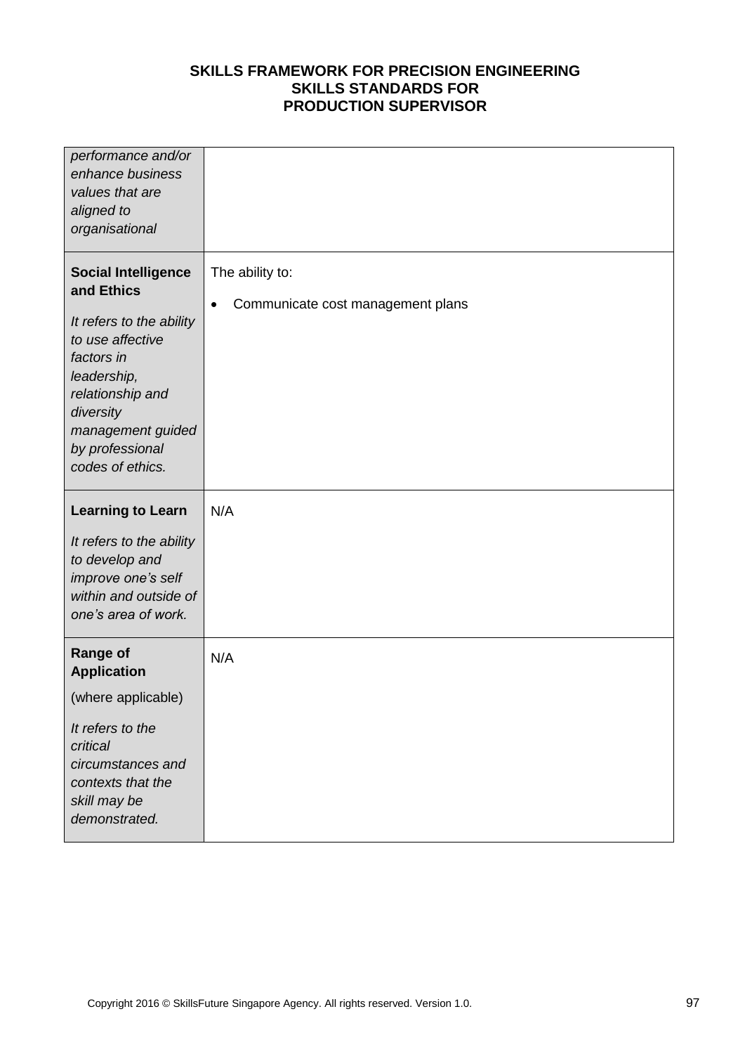| | |
|---|---|
| *performance and/or enhance business values that are aligned to organisational* | |
| **Social Intelligence and Ethics**<br><br>*It refers to the ability to use affective factors in leadership, relationship and diversity management guided by professional codes of ethics.* | The ability to:<br><br>• Communicate cost management plans |
| **Learning to Learn**<br><br>*It refers to the ability to develop and improve one's self within and outside of one's area of work.* | N/A |
| **Range of Application**<br><br>(where applicable)<br><br>*It refers to the critical circumstances and contexts that the skill may be demonstrated.* | N/A |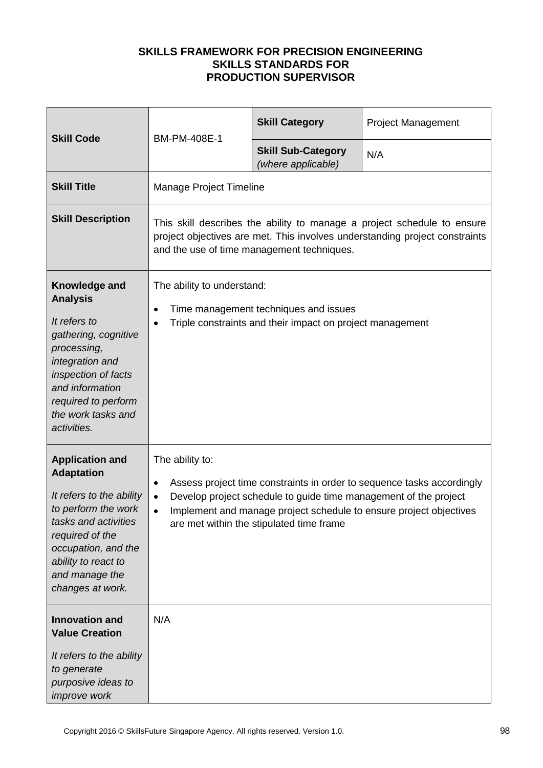**SKILLS FRAMEWORK FOR PRECISION ENGINEERING**
**SKILLS STANDARDS FOR**
**PRODUCTION SUPERVISOR**

| **Skill Code** | BM-PM-408E-1 | **Skill Category** | Project Management |
|---|---|---|---|
| | | **Skill Sub-Category** *(where applicable)* | N/A |
| **Skill Title** | Manage Project Timeline | | |
| **Skill Description** | This skill describes the ability to manage a project schedule to ensure project objectives are met. This involves understanding project constraints and the use of time management techniques. | | |
| **Knowledge and Analysis** *It refers to gathering, cognitive processing, integration and inspection of facts and information required to perform the work tasks and activities.* | The ability to understand: <br>• Time management techniques and issues <br>• Triple constraints and their impact on project management | | |
| **Application and Adaptation** *It refers to the ability to perform the work tasks and activities required of the occupation, and the ability to react to and manage the changes at work.* | The ability to: <br>• Assess project time constraints in order to sequence tasks accordingly <br>• Develop project schedule to guide time management of the project <br>• Implement and manage project schedule to ensure project objectives are met within the stipulated time frame | | |
| **Innovation and Value Creation** *It refers to the ability to generate purposive ideas to improve work* | N/A | | |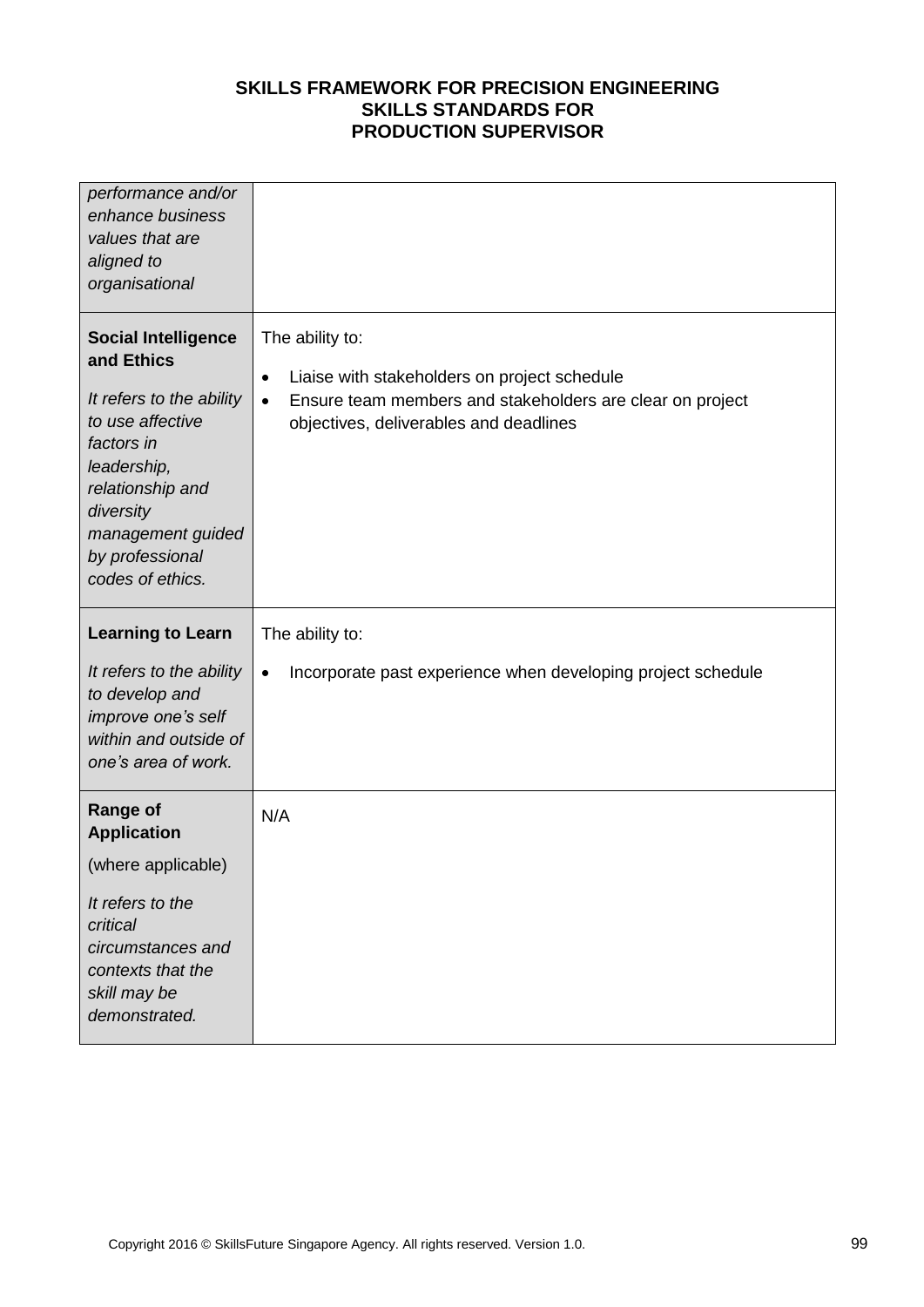| | |
|---|---|
| *performance and/or enhance business values that are aligned to organisational* | |
| **Social Intelligence and Ethics**<br><br>*It refers to the ability to use affective factors in leadership, relationship and diversity management guided by professional codes of ethics.* | The ability to:<br><br>• Liaise with stakeholders on project schedule<br>• Ensure team members and stakeholders are clear on project objectives, deliverables and deadlines |
| **Learning to Learn**<br><br>*It refers to the ability to develop and improve one's self within and outside of one's area of work.* | The ability to:<br><br>• Incorporate past experience when developing project schedule |
| **Range of Application**<br><br>(where applicable)<br><br>*It refers to the critical circumstances and contexts that the skill may be demonstrated.* | N/A |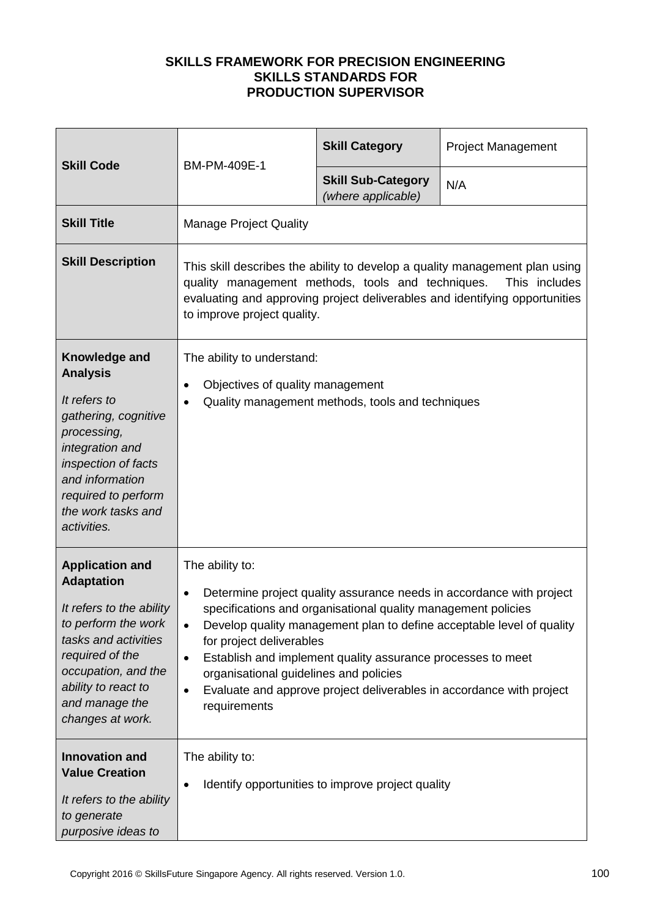**SKILLS FRAMEWORK FOR PRECISION ENGINEERING**
**SKILLS STANDARDS FOR**
**PRODUCTION SUPERVISOR**

| **Skill Code** | BM-PM-409E-1 | **Skill Category** | Project Management |
|---|---|---|---|
| | | **Skill Sub-Category** *(where applicable)* | N/A |
| **Skill Title** | Manage Project Quality | | |
| **Skill Description** | This skill describes the ability to develop a quality management plan using quality management methods, tools and techniques. This includes evaluating and approving project deliverables and identifying opportunities to improve project quality. | | |
| **Knowledge and Analysis** *It refers to gathering, cognitive processing, integration and inspection of facts and information required to perform the work tasks and activities.* | The ability to understand:<br>• Objectives of quality management<br>• Quality management methods, tools and techniques | | |
| **Application and Adaptation** *It refers to the ability to perform the work tasks and activities required of the occupation, and the ability to react to and manage the changes at work.* | The ability to:<br>• Determine project quality assurance needs in accordance with project specifications and organisational quality management policies<br>• Develop quality management plan to define acceptable level of quality for project deliverables<br>• Establish and implement quality assurance processes to meet organisational guidelines and policies<br>• Evaluate and approve project deliverables in accordance with project requirements | | |
| **Innovation and Value Creation** *It refers to the ability to generate purposive ideas to* | The ability to:<br>• Identify opportunities to improve project quality | | |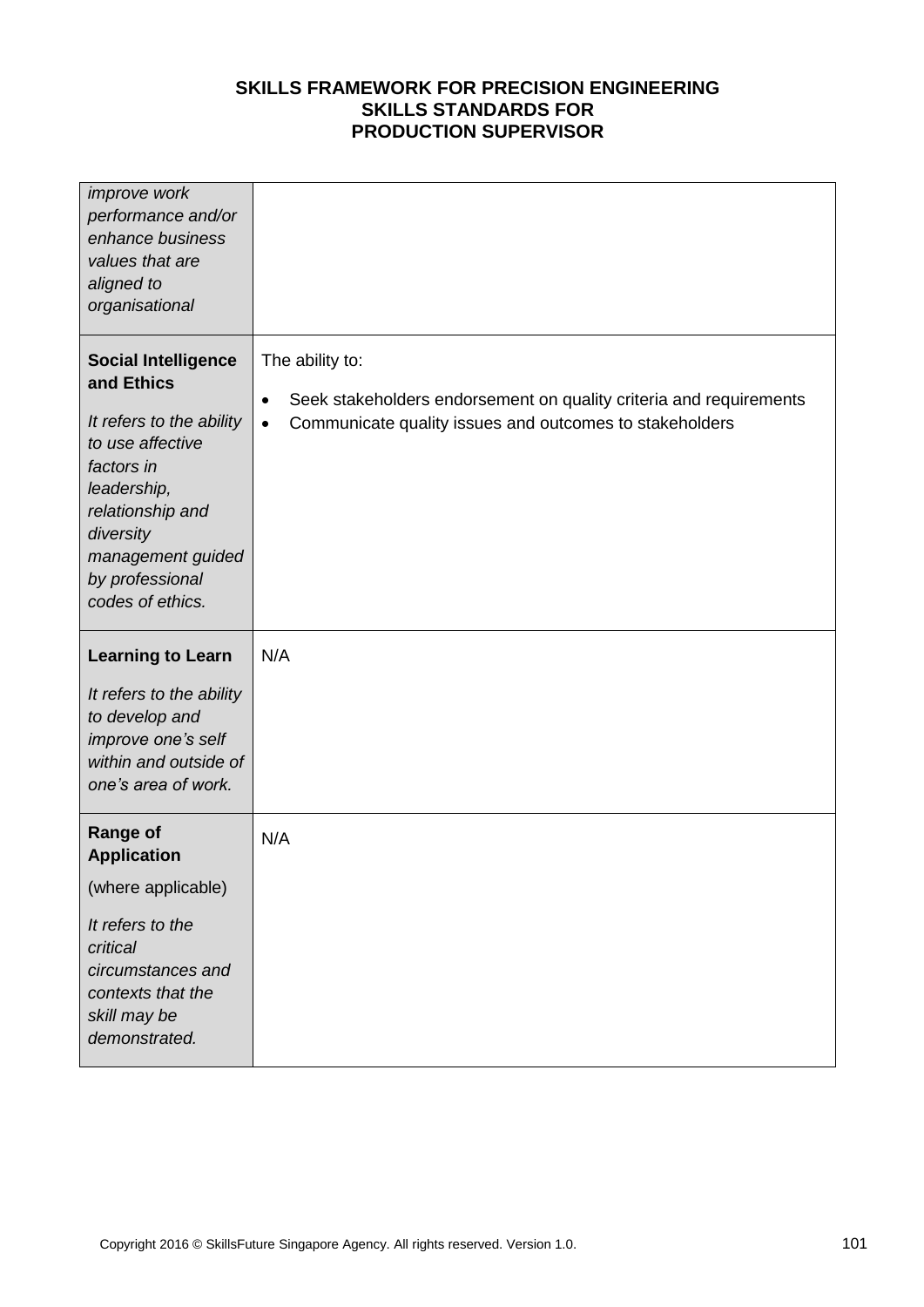| | |
|---|---|
| *improve work performance and/or enhance business values that are aligned to organisational* | |
| **Social Intelligence and Ethics**<br><br>*It refers to the ability to use affective factors in leadership, relationship and diversity management guided by professional codes of ethics.* | The ability to:<br><br>• Seek stakeholders endorsement on quality criteria and requirements<br>• Communicate quality issues and outcomes to stakeholders |
| **Learning to Learn**<br><br>*It refers to the ability to develop and improve one's self within and outside of one's area of work.* | N/A |
| **Range of Application**<br><br>(where applicable)<br><br>*It refers to the critical circumstances and contexts that the skill may be demonstrated.* | N/A |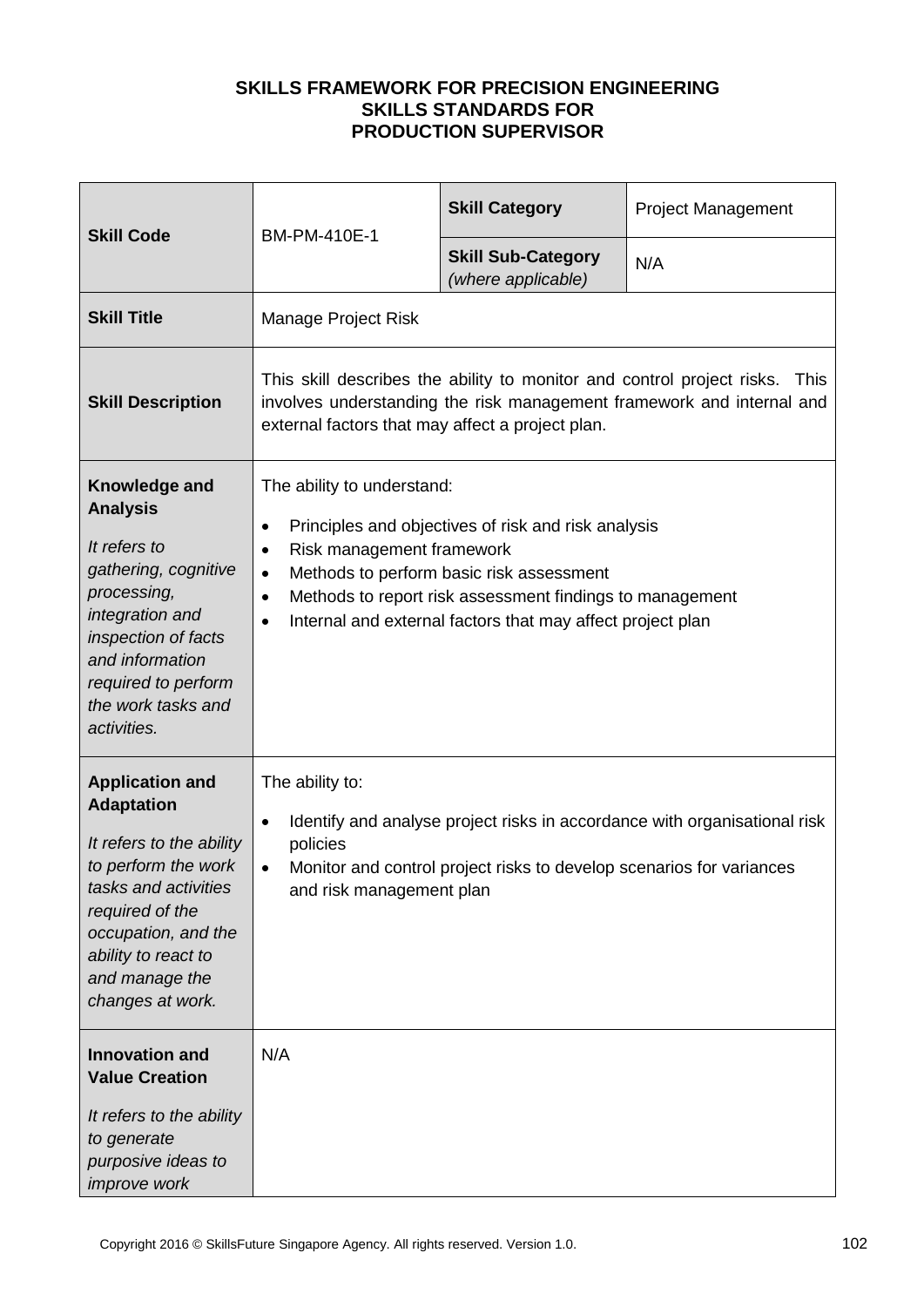**SKILLS FRAMEWORK FOR PRECISION ENGINEERING**
**SKILLS STANDARDS FOR**
**PRODUCTION SUPERVISOR**

| **Skill Code** | BM-PM-410E-1 | **Skill Category** | Project Management |
|---|---|---|---|
| | | **Skill Sub-Category** *(where applicable)* | N/A |
| **Skill Title** | Manage Project Risk | | |
| **Skill Description** | This skill describes the ability to monitor and control project risks. This involves understanding the risk management framework and internal and external factors that may affect a project plan. | | |
| **Knowledge and Analysis**<br><br>*It refers to gathering, cognitive processing, integration and inspection of facts and information required to perform the work tasks and activities.* | The ability to understand:<br><br>• Principles and objectives of risk and risk analysis<br>• Risk management framework<br>• Methods to perform basic risk assessment<br>• Methods to report risk assessment findings to management<br>• Internal and external factors that may affect project plan | | |
| **Application and Adaptation**<br><br>*It refers to the ability to perform the work tasks and activities required of the occupation, and the ability to react to and manage the changes at work.* | The ability to:<br><br>• Identify and analyse project risks in accordance with organisational risk policies<br>• Monitor and control project risks to develop scenarios for variances and risk management plan | | |
| **Innovation and Value Creation**<br><br>*It refers to the ability to generate purposive ideas to improve work* | N/A | | |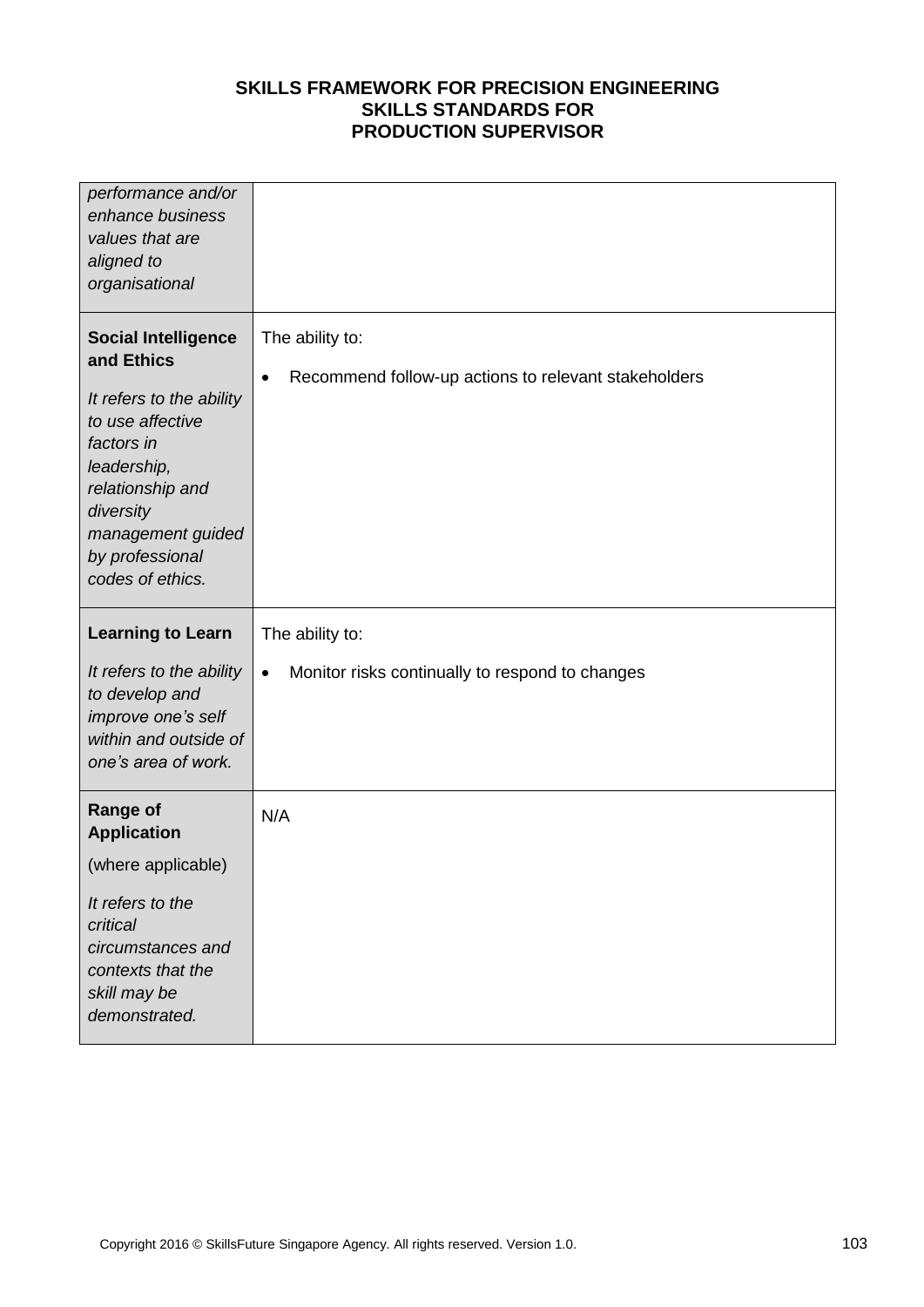| | |
|---|---|
| *performance and/or enhance business values that are aligned to organisational* | |
| **Social Intelligence and Ethics**<br><br>*It refers to the ability to use affective factors in leadership, relationship and diversity management guided by professional codes of ethics.* | The ability to:<br><br>• Recommend follow-up actions to relevant stakeholders |
| **Learning to Learn**<br><br>*It refers to the ability to develop and improve one's self within and outside of one's area of work.* | The ability to:<br><br>• Monitor risks continually to respond to changes |
| **Range of Application**<br><br>(where applicable)<br><br>*It refers to the critical circumstances and contexts that the skill may be demonstrated.* | N/A |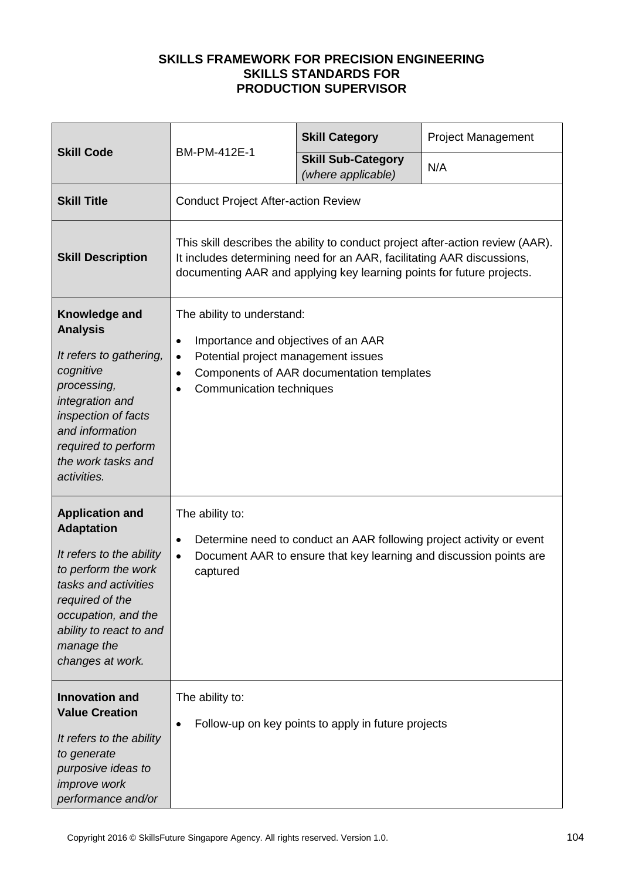**SKILLS FRAMEWORK FOR PRECISION ENGINEERING**
**SKILLS STANDARDS FOR**
**PRODUCTION SUPERVISOR**

| **Skill Code** | BM-PM-412E-1 | **Skill Category** | Project Management |
|---|---|---|---|
| | | **Skill Sub-Category** *(where applicable)* | N/A |
| **Skill Title** | Conduct Project After-action Review | | |
| **Skill Description** | This skill describes the ability to conduct project after-action review (AAR). It includes determining need for an AAR, facilitating AAR discussions, documenting AAR and applying key learning points for future projects. | | |
| **Knowledge and Analysis**<br><br>*It refers to gathering, cognitive processing, integration and inspection of facts and information required to perform the work tasks and activities.* | The ability to understand:<br><br>• Importance and objectives of an AAR<br>• Potential project management issues<br>• Components of AAR documentation templates<br>• Communication techniques | | |
| **Application and Adaptation**<br><br>*It refers to the ability to perform the work tasks and activities required of the occupation, and the ability to react to and manage the changes at work.* | The ability to:<br><br>• Determine need to conduct an AAR following project activity or event<br>• Document AAR to ensure that key learning and discussion points are captured | | |
| **Innovation and Value Creation**<br><br>*It refers to the ability to generate purposive ideas to improve work performance and/or* | The ability to:<br><br>• Follow-up on key points to apply in future projects | | |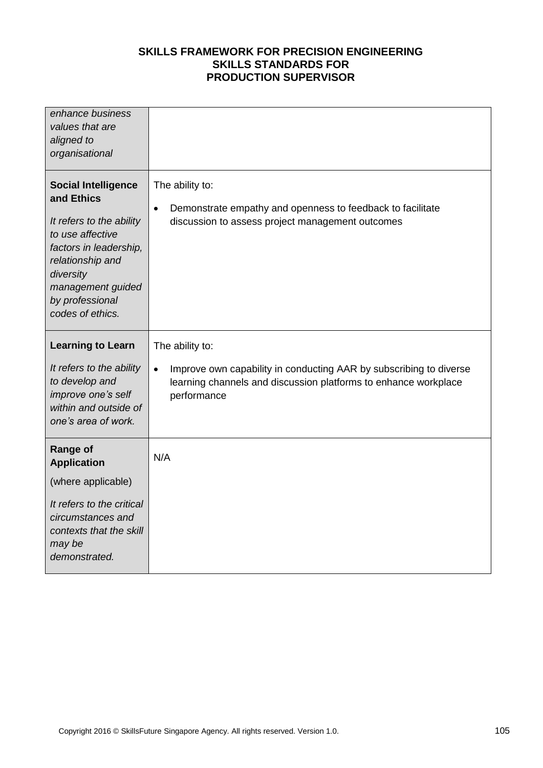| | |
|---|---|
| *enhance business values that are aligned to organisational* | |
| **Social Intelligence and Ethics**<br><br>*It refers to the ability to use affective factors in leadership, relationship and diversity management guided by professional codes of ethics.* | The ability to:<br><br>• Demonstrate empathy and openness to feedback to facilitate discussion to assess project management outcomes |
| **Learning to Learn**<br><br>*It refers to the ability to develop and improve one's self within and outside of one's area of work.* | The ability to:<br><br>• Improve own capability in conducting AAR by subscribing to diverse learning channels and discussion platforms to enhance workplace performance |
| **Range of Application**<br><br>(where applicable)<br><br>*It refers to the critical circumstances and contexts that the skill may be demonstrated.* | N/A |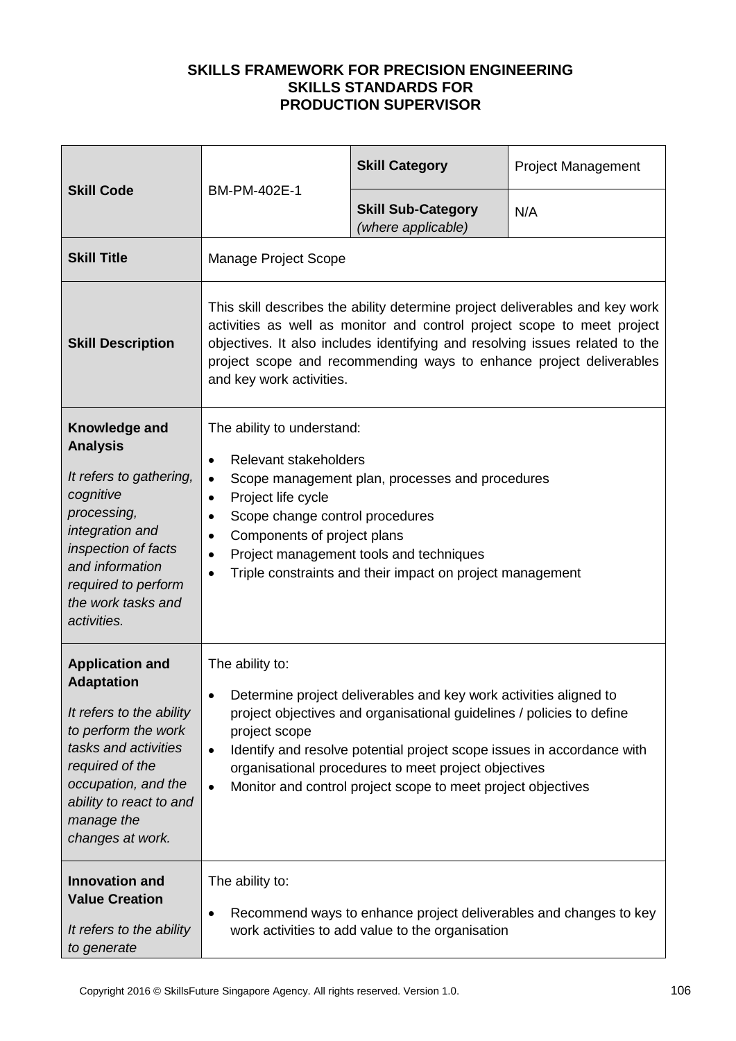**SKILLS FRAMEWORK FOR PRECISION ENGINEERING**
**SKILLS STANDARDS FOR**
**PRODUCTION SUPERVISOR**

| **Skill Code** | BM-PM-402E-1 | **Skill Category** | Project Management |
|---|---|---|---|
| | | **Skill Sub-Category** *(where applicable)* | N/A |
| **Skill Title** | Manage Project Scope | | |
| **Skill Description** | This skill describes the ability determine project deliverables and key work activities as well as monitor and control project scope to meet project objectives. It also includes identifying and resolving issues related to the project scope and recommending ways to enhance project deliverables and key work activities. | | |
| **Knowledge and Analysis**<br><br>*It refers to gathering, cognitive processing, integration and inspection of facts and information required to perform the work tasks and activities.* | The ability to understand:<br><br>• Relevant stakeholders<br>• Scope management plan, processes and procedures<br>• Project life cycle<br>• Scope change control procedures<br>• Components of project plans<br>• Project management tools and techniques<br>• Triple constraints and their impact on project management | | |
| **Application and Adaptation**<br><br>*It refers to the ability to perform the work tasks and activities required of the occupation, and the ability to react to and manage the changes at work.* | The ability to:<br><br>• Determine project deliverables and key work activities aligned to project objectives and organisational guidelines / policies to define project scope<br>• Identify and resolve potential project scope issues in accordance with organisational procedures to meet project objectives<br>• Monitor and control project scope to meet project objectives | | |
| **Innovation and Value Creation**<br><br>*It refers to the ability to generate* | The ability to:<br><br>• Recommend ways to enhance project deliverables and changes to key work activities to add value to the organisation | | |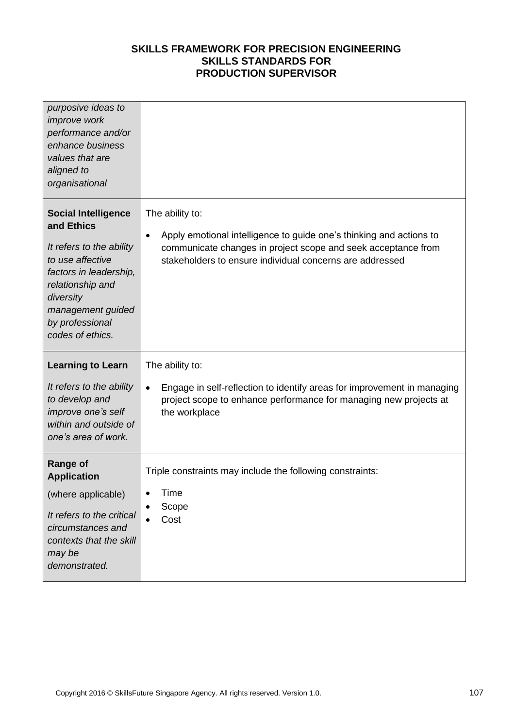| | |
|---|---|
| *purposive ideas to improve work performance and/or enhance business values that are aligned to organisational* | |
| **Social Intelligence and Ethics**<br><br>*It refers to the ability to use affective factors in leadership, relationship and diversity management guided by professional codes of ethics.* | The ability to:<br><br>• Apply emotional intelligence to guide one's thinking and actions to communicate changes in project scope and seek acceptance from stakeholders to ensure individual concerns are addressed |
| **Learning to Learn**<br><br>*It refers to the ability to develop and improve one's self within and outside of one's area of work.* | The ability to:<br><br>• Engage in self-reflection to identify areas for improvement in managing project scope to enhance performance for managing new projects at the workplace |
| **Range of Application**<br><br>(where applicable)<br><br>*It refers to the critical circumstances and contexts that the skill may be demonstrated.* | Triple constraints may include the following constraints:<br><br>• Time<br>• Scope<br>• Cost |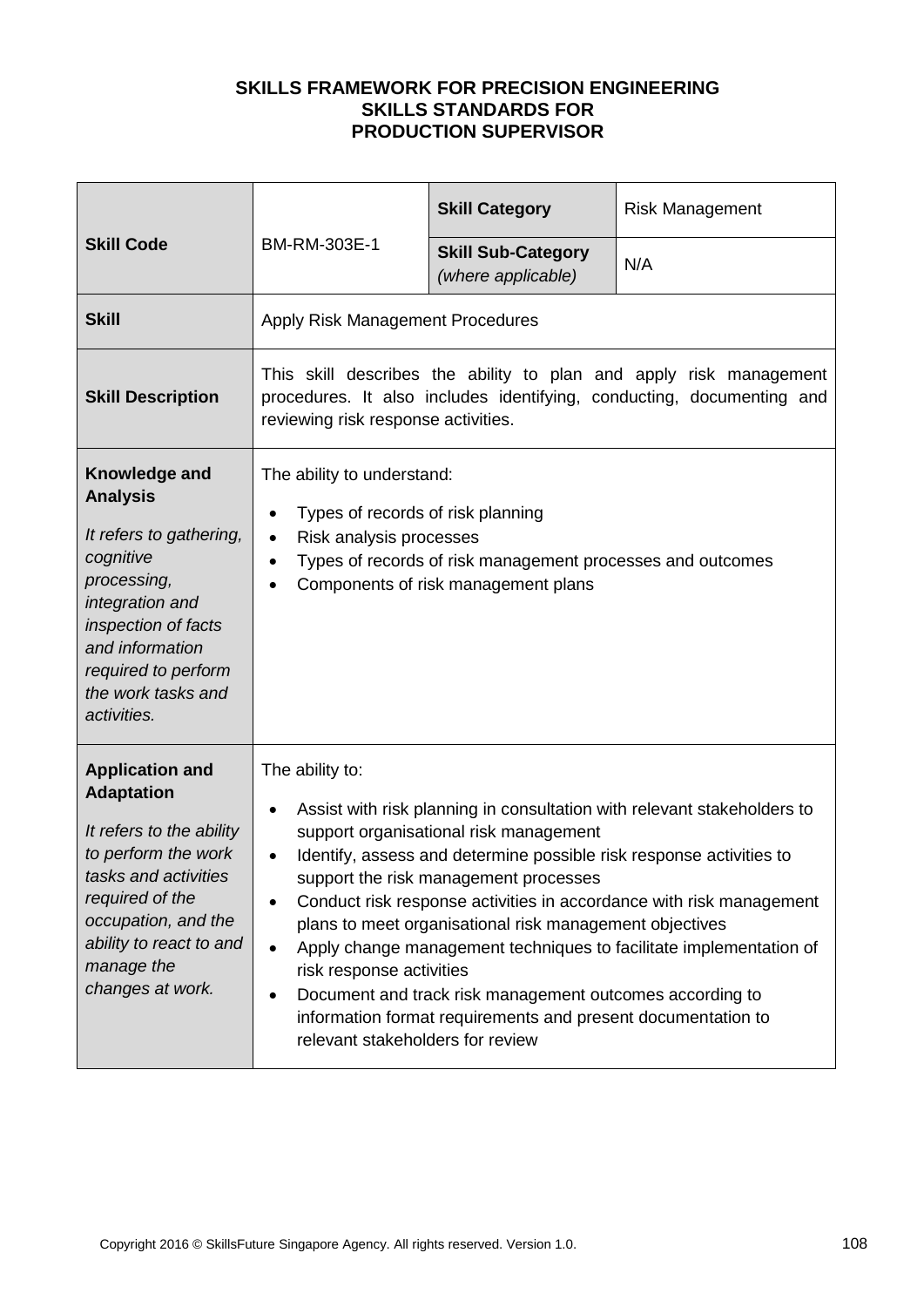**SKILLS FRAMEWORK FOR PRECISION ENGINEERING**
**SKILLS STANDARDS FOR**
**PRODUCTION SUPERVISOR**

| | | | |
|---|---|---|---|
| **Skill Code** | BM-RM-303E-1 | **Skill Category** | Risk Management |
| | | **Skill Sub-Category** *(where applicable)* | N/A |
| **Skill** | Apply Risk Management Procedures | | |
| **Skill Description** | This skill describes the ability to plan and apply risk management procedures. It also includes identifying, conducting, documenting and reviewing risk response activities. | | |
| **Knowledge and Analysis** *It refers to gathering, cognitive processing, integration and inspection of facts and information required to perform the work tasks and activities.* | The ability to understand:<br>• Types of records of risk planning<br>• Risk analysis processes<br>• Types of records of risk management processes and outcomes<br>• Components of risk management plans | | |
| **Application and Adaptation** *It refers to the ability to perform the work tasks and activities required of the occupation, and the ability to react to and manage the changes at work.* | The ability to:<br>• Assist with risk planning in consultation with relevant stakeholders to support organisational risk management<br>• Identify, assess and determine possible risk response activities to support the risk management processes<br>• Conduct risk response activities in accordance with risk management plans to meet organisational risk management objectives<br>• Apply change management techniques to facilitate implementation of risk response activities<br>• Document and track risk management outcomes according to information format requirements and present documentation to relevant stakeholders for review | | |

Copyright 2016 © SkillsFuture Singapore Agency. All rights reserved. Version 1.0.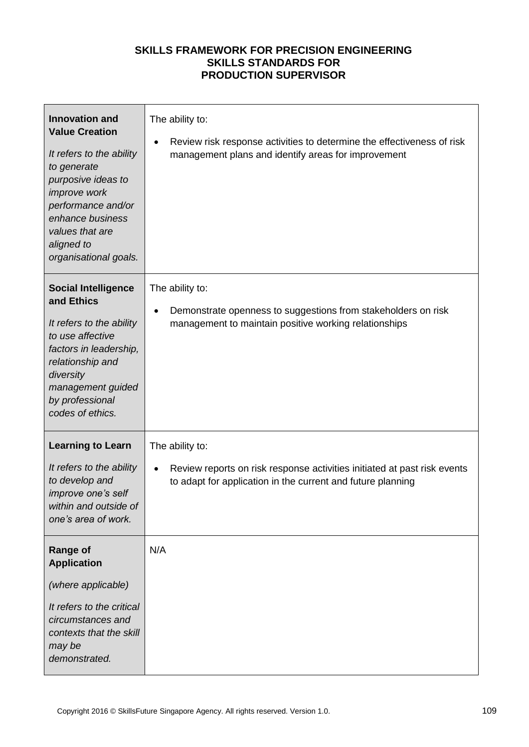**SKILLS FRAMEWORK FOR PRECISION ENGINEERING**
**SKILLS STANDARDS FOR**
**PRODUCTION SUPERVISOR**

| | |
|---|---|
| **Innovation and Value Creation**<br><br>*It refers to the ability to generate purposive ideas to improve work performance and/or enhance business values that are aligned to organisational goals.* | The ability to:<br><br>• Review risk response activities to determine the effectiveness of risk management plans and identify areas for improvement |
| **Social Intelligence and Ethics**<br><br>*It refers to the ability to use affective factors in leadership, relationship and diversity management guided by professional codes of ethics.* | The ability to:<br><br>• Demonstrate openness to suggestions from stakeholders on risk management to maintain positive working relationships |
| **Learning to Learn**<br><br>*It refers to the ability to develop and improve one's self within and outside of one's area of work.* | The ability to:<br><br>• Review reports on risk response activities initiated at past risk events to adapt for application in the current and future planning |
| **Range of Application**<br><br>*(where applicable)*<br><br>*It refers to the critical circumstances and contexts that the skill may be demonstrated.* | N/A |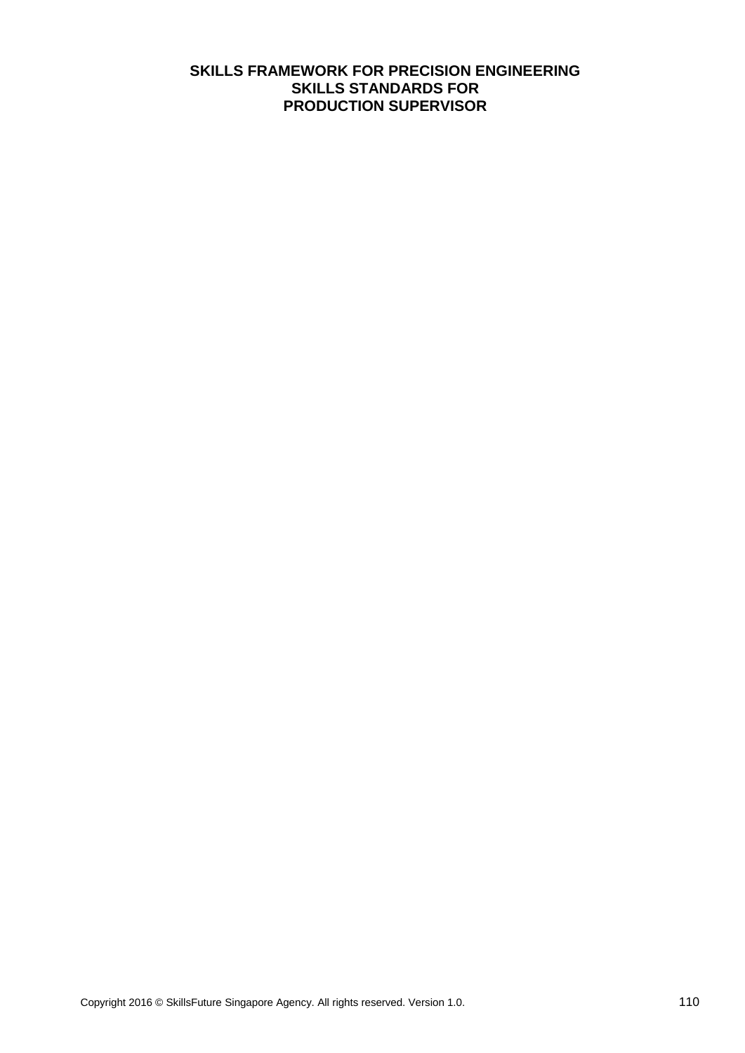# SKILLS FRAMEWORK FOR PRECISION ENGINEERING
## SKILLS STANDARDS FOR
## PRODUCTION SUPERVISOR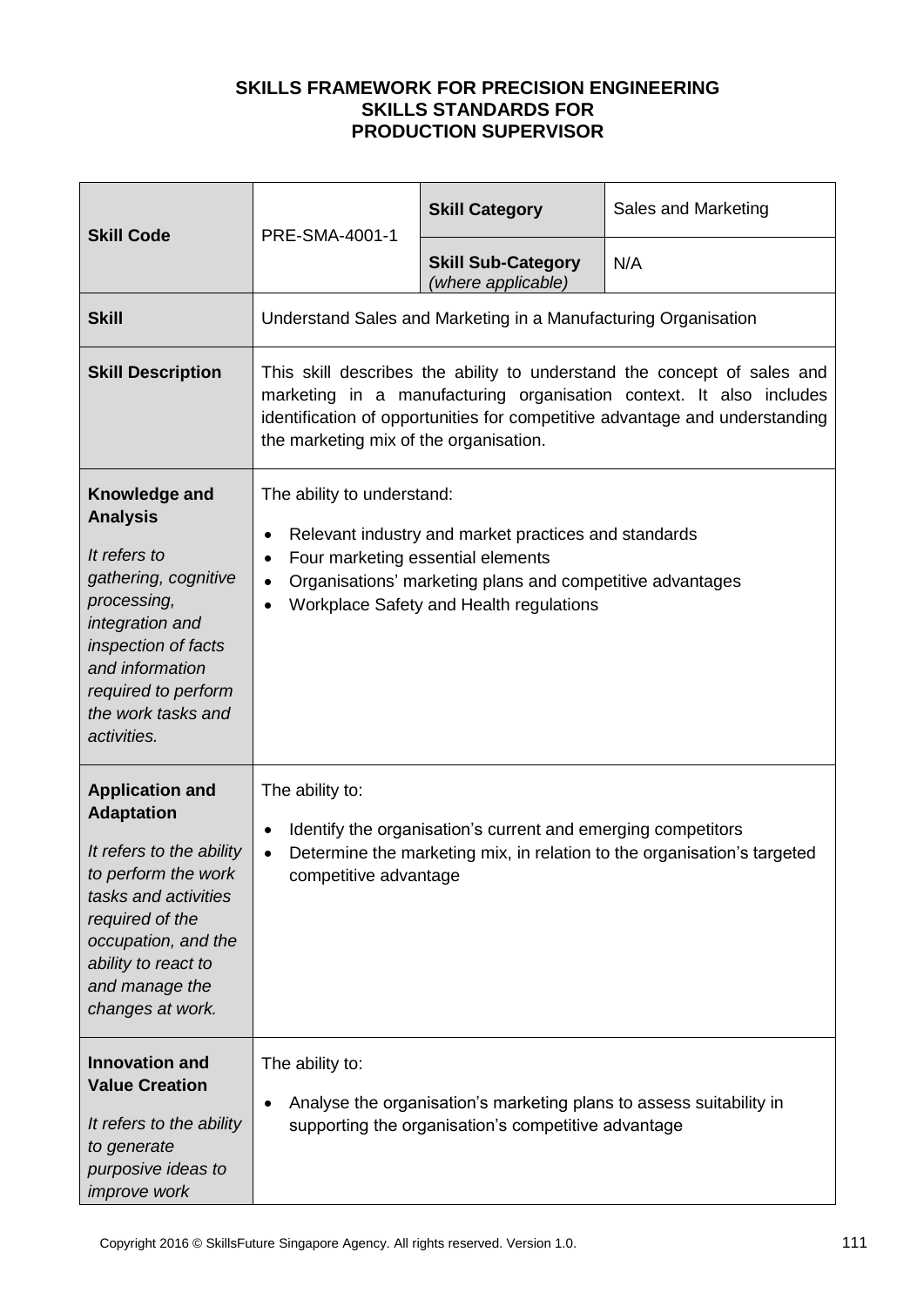**SKILLS FRAMEWORK FOR PRECISION ENGINEERING**
**SKILLS STANDARDS FOR**
**PRODUCTION SUPERVISOR**

| **Skill Code** | PRE-SMA-4001-1 | **Skill Category** | Sales and Marketing |
|---|---|---|---|
| | | **Skill Sub-Category** *(where applicable)* | N/A |
| **Skill** | Understand Sales and Marketing in a Manufacturing Organisation | | |
| **Skill Description** | This skill describes the ability to understand the concept of sales and marketing in a manufacturing organisation context. It also includes identification of opportunities for competitive advantage and understanding the marketing mix of the organisation. | | |
| **Knowledge and Analysis** *It refers to gathering, cognitive processing, integration and inspection of facts and information required to perform the work tasks and activities.* | The ability to understand:<br>• Relevant industry and market practices and standards<br>• Four marketing essential elements<br>• Organisations' marketing plans and competitive advantages<br>• Workplace Safety and Health regulations | | |
| **Application and Adaptation** *It refers to the ability to perform the work tasks and activities required of the occupation, and the ability to react to and manage the changes at work.* | The ability to:<br>• Identify the organisation's current and emerging competitors<br>• Determine the marketing mix, in relation to the organisation's targeted competitive advantage | | |
| **Innovation and Value Creation** *It refers to the ability to generate purposive ideas to improve work* | The ability to:<br>• Analyse the organisation's marketing plans to assess suitability in supporting the organisation's competitive advantage | | |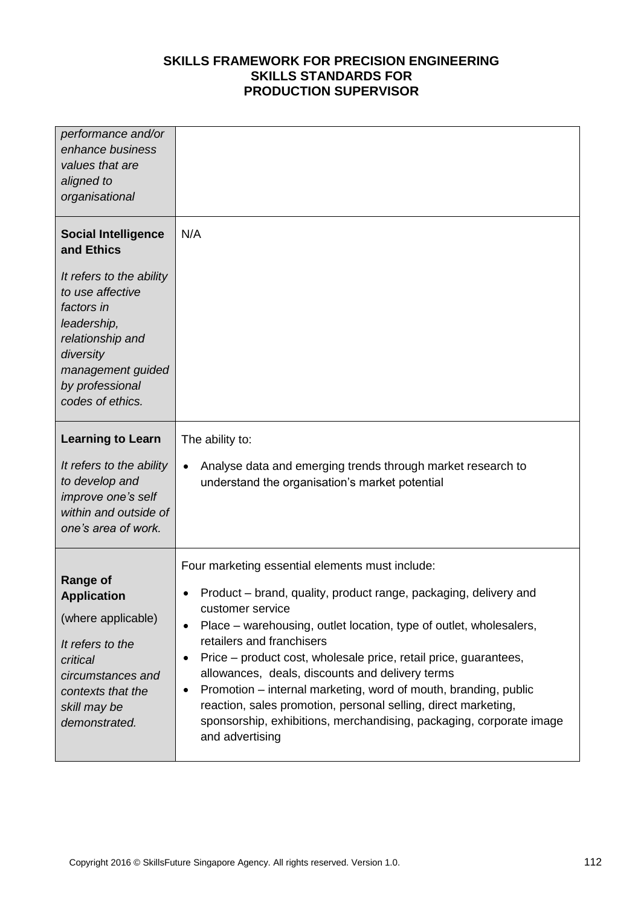| | |
|---|---|
| *performance and/or enhance business values that are aligned to organisational* | |
| **Social Intelligence and Ethics**<br><br>*It refers to the ability to use affective factors in leadership, relationship and diversity management guided by professional codes of ethics.* | N/A |
| **Learning to Learn**<br><br>*It refers to the ability to develop and improve one's self within and outside of one's area of work.* | The ability to:<br><br>• Analyse data and emerging trends through market research to understand the organisation's market potential |
| **Range of Application**<br><br>(where applicable)<br><br>*It refers to the critical circumstances and contexts that the skill may be demonstrated.* | Four marketing essential elements must include:<br><br>• Product – brand, quality, product range, packaging, delivery and customer service<br>• Place – warehousing, outlet location, type of outlet, wholesalers, retailers and franchisers<br>• Price – product cost, wholesale price, retail price, guarantees, allowances, deals, discounts and delivery terms<br>• Promotion – internal marketing, word of mouth, branding, public reaction, sales promotion, personal selling, direct marketing, sponsorship, exhibitions, merchandising, packaging, corporate image and advertising |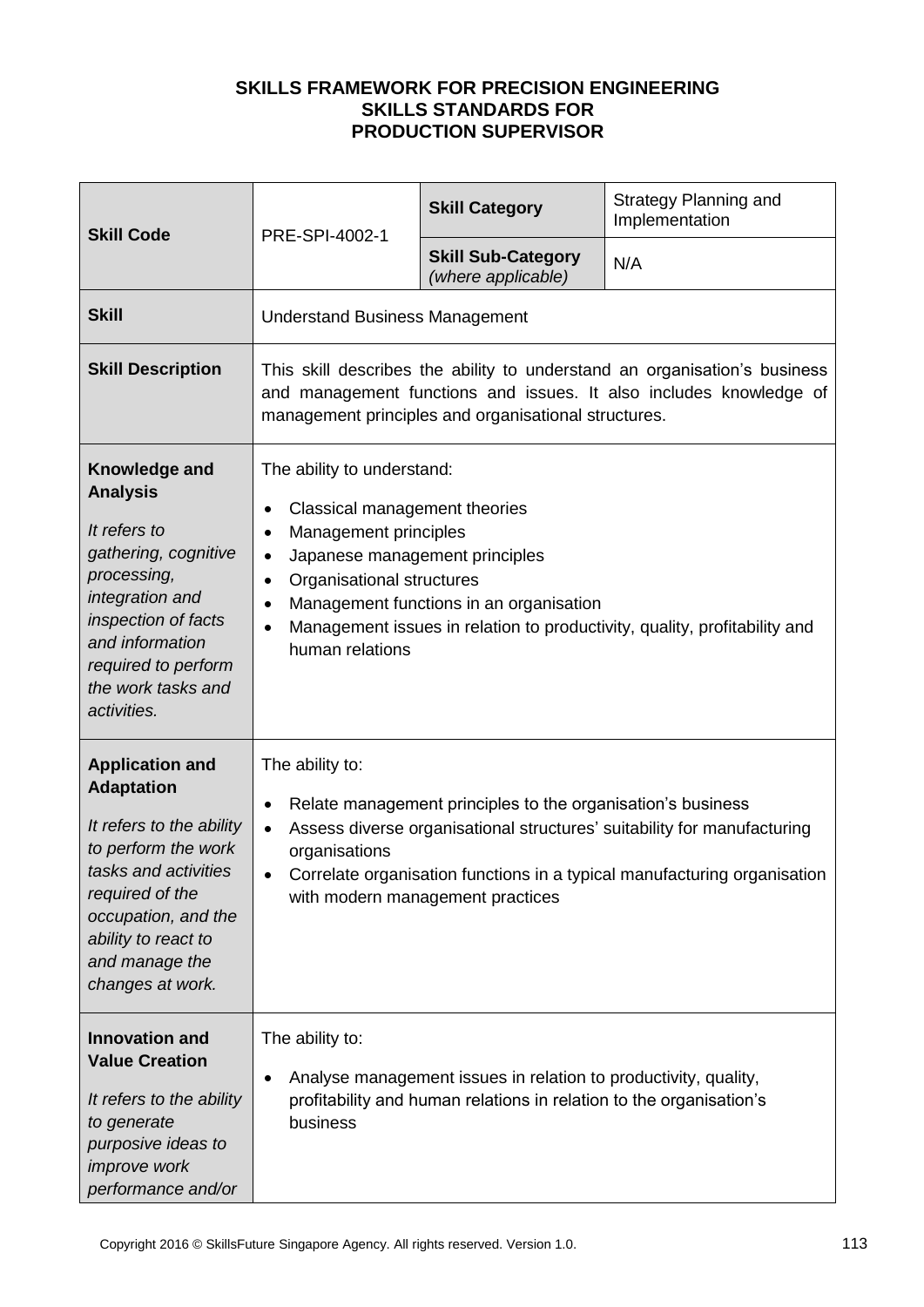**SKILLS FRAMEWORK FOR PRECISION ENGINEERING**
**SKILLS STANDARDS FOR**
**PRODUCTION SUPERVISOR**

| **Skill Code** | PRE-SPI-4002-1 | **Skill Category** | Strategy Planning and Implementation |
|---|---|---|---|
| | | **Skill Sub-Category** *(where applicable)* | N/A |
| **Skill** | Understand Business Management | | |
| **Skill Description** | This skill describes the ability to understand an organisation's business and management functions and issues. It also includes knowledge of management principles and organisational structures. | | |
| **Knowledge and Analysis**<br><br>*It refers to gathering, cognitive processing, integration and inspection of facts and information required to perform the work tasks and activities.* | The ability to understand:<br>• Classical management theories<br>• Management principles<br>• Japanese management principles<br>• Organisational structures<br>• Management functions in an organisation<br>• Management issues in relation to productivity, quality, profitability and human relations | | |
| **Application and Adaptation**<br><br>*It refers to the ability to perform the work tasks and activities required of the occupation, and the ability to react to and manage the changes at work.* | The ability to:<br>• Relate management principles to the organisation's business<br>• Assess diverse organisational structures' suitability for manufacturing organisations<br>• Correlate organisation functions in a typical manufacturing organisation with modern management practices | | |
| **Innovation and Value Creation**<br><br>*It refers to the ability to generate purposive ideas to improve work performance and/or* | The ability to:<br>• Analyse management issues in relation to productivity, quality, profitability and human relations in relation to the organisation's business | | |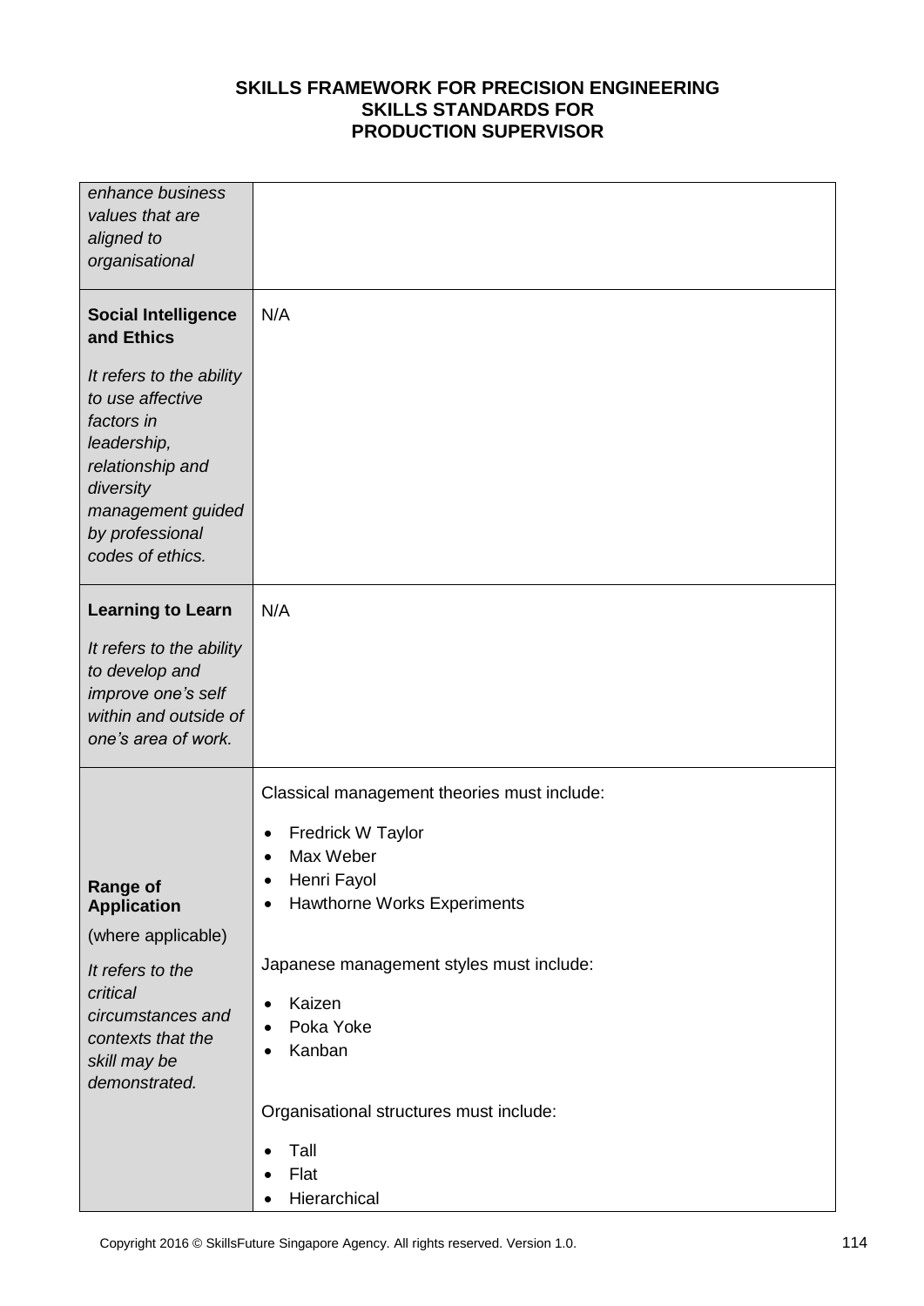| | |
|---|---|
| *enhance business values that are aligned to organisational* | |
| **Social Intelligence and Ethics**<br><br>*It refers to the ability to use affective factors in leadership, relationship and diversity management guided by professional codes of ethics.* | N/A |
| **Learning to Learn**<br><br>*It refers to the ability to develop and improve one's self within and outside of one's area of work.* | N/A |
| **Range of Application**<br><br>(where applicable)<br><br>*It refers to the critical circumstances and contexts that the skill may be demonstrated.* | Classical management theories must include:<br><br>• Fredrick W Taylor<br>• Max Weber<br>• Henri Fayol<br>• Hawthorne Works Experiments<br><br>Japanese management styles must include:<br><br>• Kaizen<br>• Poka Yoke<br>• Kanban<br><br>Organisational structures must include:<br><br>• Tall<br>• Flat<br>• Hierarchical |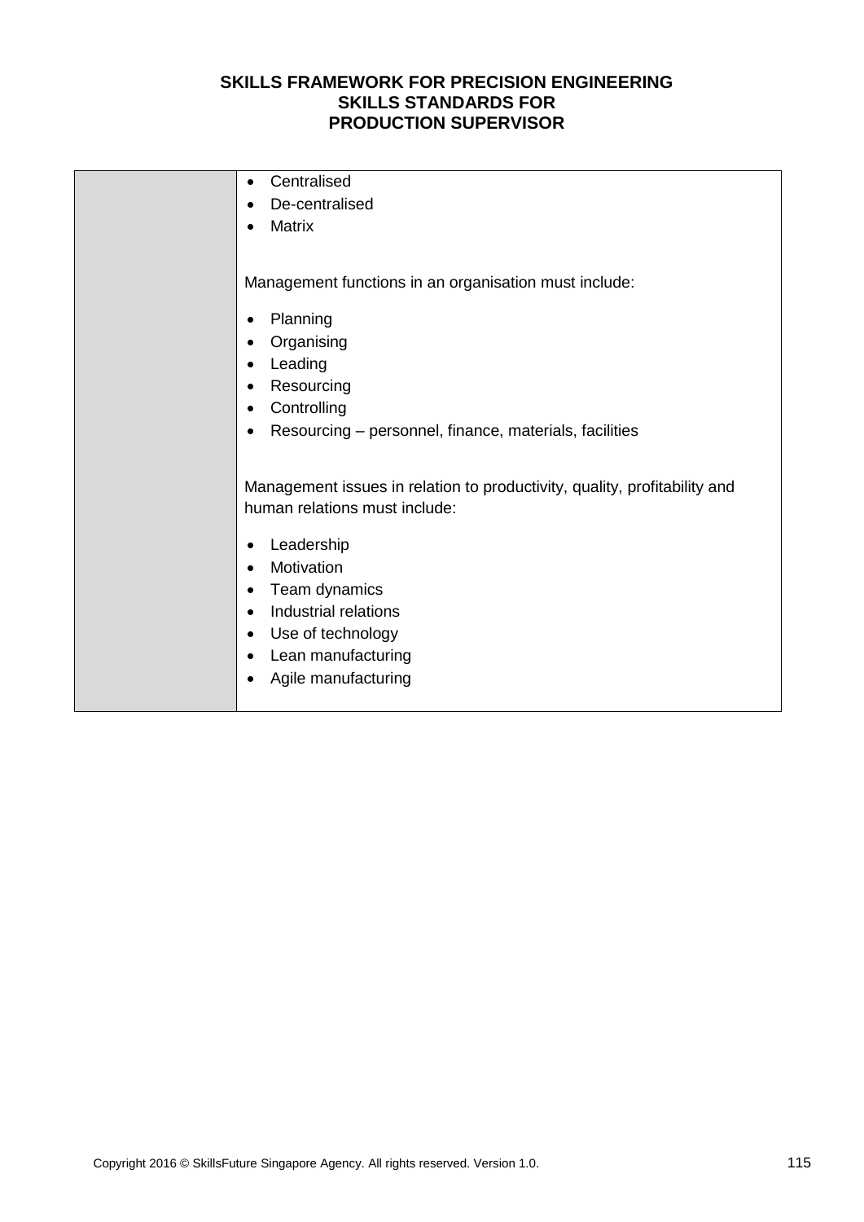| | • Centralised<br>• De-centralised<br>• Matrix<br><br>Management functions in an organisation must include:<br><br>• Planning<br>• Organising<br>• Leading<br>• Resourcing<br>• Controlling<br>• Resourcing – personnel, finance, materials, facilities<br><br>Management issues in relation to productivity, quality, profitability and human relations must include:<br><br>• Leadership<br>• Motivation<br>• Team dynamics<br>• Industrial relations<br>• Use of technology<br>• Lean manufacturing<br>• Agile manufacturing |
|---|---|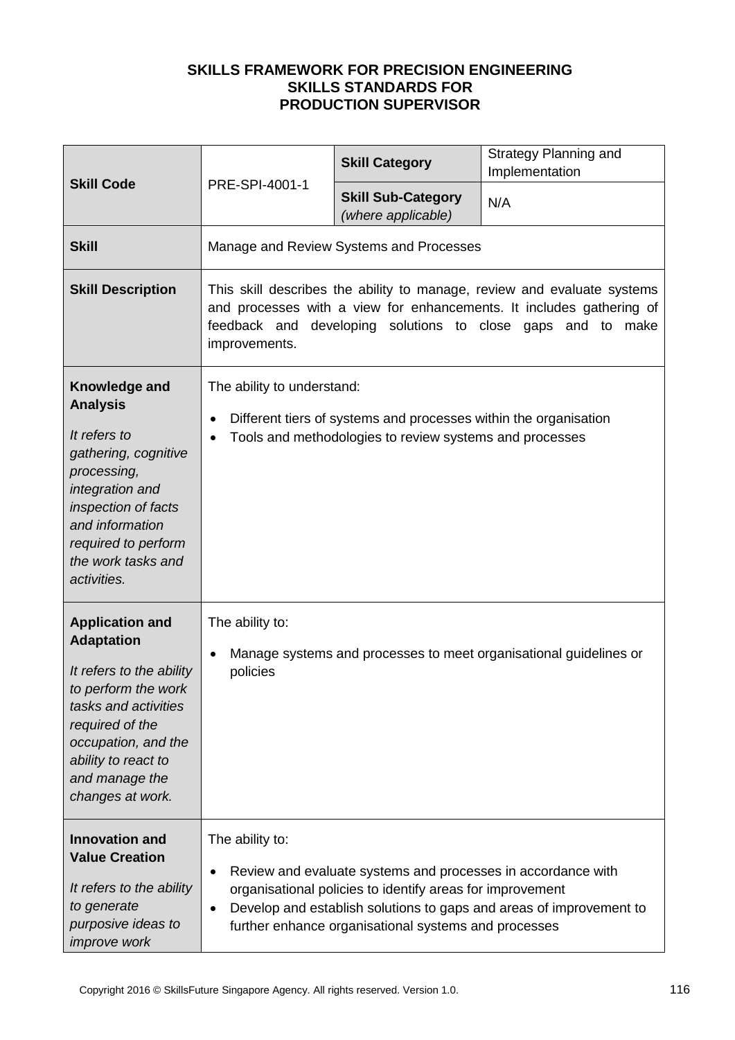**SKILLS FRAMEWORK FOR PRECISION ENGINEERING**
**SKILLS STANDARDS FOR**
**PRODUCTION SUPERVISOR**

| **Skill Code** | PRE-SPI-4001-1 | **Skill Category** | Strategy Planning and Implementation |
|---|---|---|---|
| | | **Skill Sub-Category** *(where applicable)* | N/A |
| **Skill** | Manage and Review Systems and Processes | | |
| **Skill Description** | This skill describes the ability to manage, review and evaluate systems and processes with a view for enhancements. It includes gathering of feedback and developing solutions to close gaps and to make improvements. | | |
| **Knowledge and Analysis** *It refers to gathering, cognitive processing, integration and inspection of facts and information required to perform the work tasks and activities.* | The ability to understand: <br>• Different tiers of systems and processes within the organisation <br>• Tools and methodologies to review systems and processes | | |
| **Application and Adaptation** *It refers to the ability to perform the work tasks and activities required of the occupation, and the ability to react to and manage the changes at work.* | The ability to: <br>• Manage systems and processes to meet organisational guidelines or policies | | |
| **Innovation and Value Creation** *It refers to the ability to generate purposive ideas to improve work* | The ability to: <br>• Review and evaluate systems and processes in accordance with organisational policies to identify areas for improvement <br>• Develop and establish solutions to gaps and areas of improvement to further enhance organisational systems and processes | | |

Copyright 2016 © SkillsFuture Singapore Agency. All rights reserved. Version 1.0.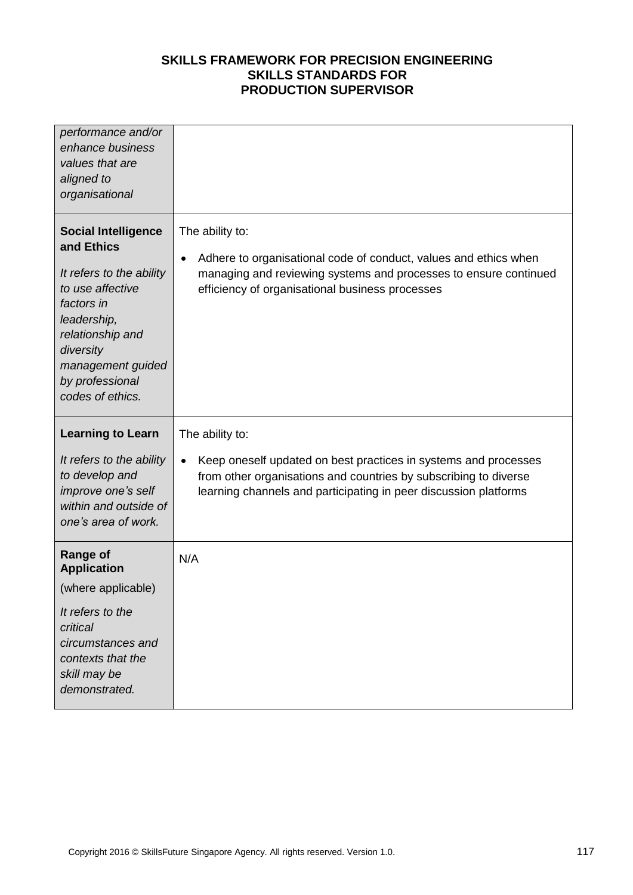| | |
|---|---|
| *performance and/or enhance business values that are aligned to organisational* | |
| **Social Intelligence and Ethics**<br><br>*It refers to the ability to use affective factors in leadership, relationship and diversity management guided by professional codes of ethics.* | The ability to:<br><br>• Adhere to organisational code of conduct, values and ethics when managing and reviewing systems and processes to ensure continued efficiency of organisational business processes |
| **Learning to Learn**<br><br>*It refers to the ability to develop and improve one's self within and outside of one's area of work.* | The ability to:<br><br>• Keep oneself updated on best practices in systems and processes from other organisations and countries by subscribing to diverse learning channels and participating in peer discussion platforms |
| **Range of Application**<br>(where applicable)<br><br>*It refers to the critical circumstances and contexts that the skill may be demonstrated.* | N/A |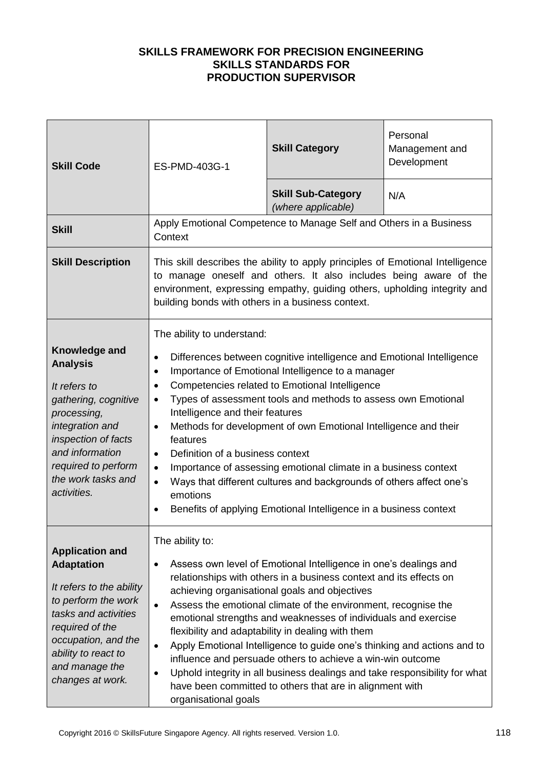**SKILLS FRAMEWORK FOR PRECISION ENGINEERING**
**SKILLS STANDARDS FOR**
**PRODUCTION SUPERVISOR**

| **Skill Code** | ES-PMD-403G-1 | **Skill Category** | Personal Management and Development |
|---|---|---|---|
| | | **Skill Sub-Category** *(where applicable)* | N/A |
| **Skill** | Apply Emotional Competence to Manage Self and Others in a Business Context | | |
| **Skill Description** | This skill describes the ability to apply principles of Emotional Intelligence to manage oneself and others. It also includes being aware of the environment, expressing empathy, guiding others, upholding integrity and building bonds with others in a business context. | | |
| **Knowledge and Analysis**<br><br>*It refers to gathering, cognitive processing, integration and inspection of facts and information required to perform the work tasks and activities.* | The ability to understand:<br>• Differences between cognitive intelligence and Emotional Intelligence<br>• Importance of Emotional Intelligence to a manager<br>• Competencies related to Emotional Intelligence<br>• Types of assessment tools and methods to assess own Emotional Intelligence and their features<br>• Methods for development of own Emotional Intelligence and their features<br>• Definition of a business context<br>• Importance of assessing emotional climate in a business context<br>• Ways that different cultures and backgrounds of others affect one's emotions<br>• Benefits of applying Emotional Intelligence in a business context | | |
| **Application and Adaptation**<br><br>*It refers to the ability to perform the work tasks and activities required of the occupation, and the ability to react to and manage the changes at work.* | The ability to:<br>• Assess own level of Emotional Intelligence in one's dealings and relationships with others in a business context and its effects on achieving organisational goals and objectives<br>• Assess the emotional climate of the environment, recognise the emotional strengths and weaknesses of individuals and exercise flexibility and adaptability in dealing with them<br>• Apply Emotional Intelligence to guide one's thinking and actions and to influence and persuade others to achieve a win-win outcome<br>• Uphold integrity in all business dealings and take responsibility for what have been committed to others that are in alignment with organisational goals | | |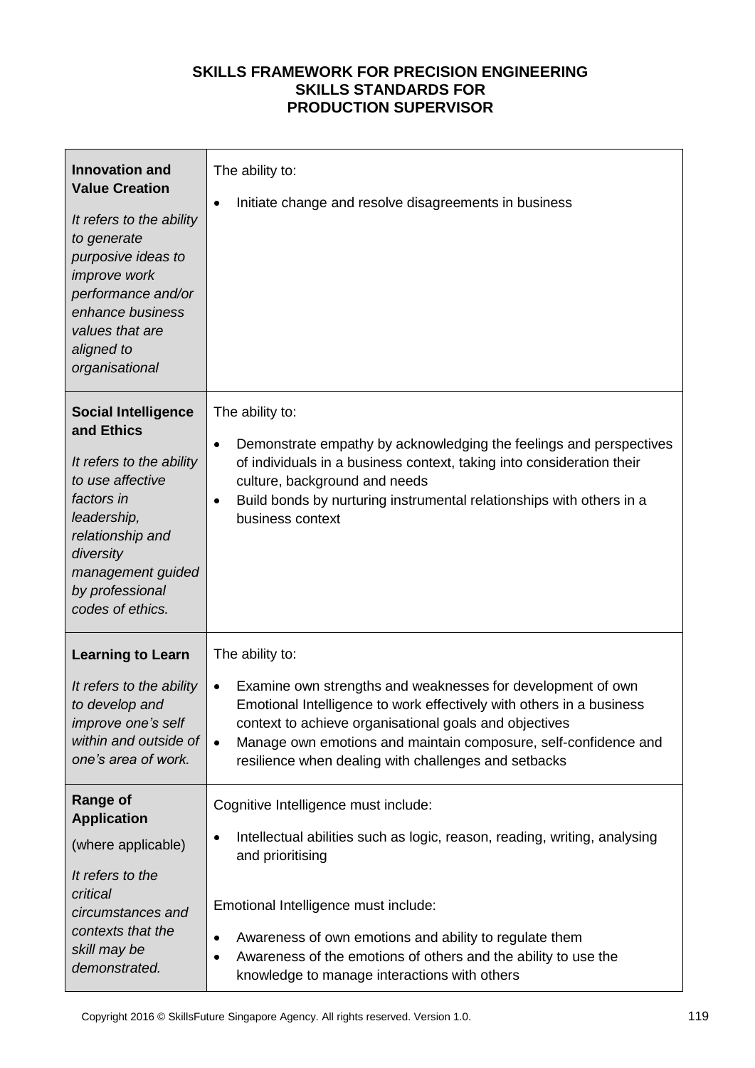**SKILLS FRAMEWORK FOR PRECISION ENGINEERING**
**SKILLS STANDARDS FOR**
**PRODUCTION SUPERVISOR**

| | |
|---|---|
| **Innovation and Value Creation**<br><br>*It refers to the ability to generate purposive ideas to improve work performance and/or enhance business values that are aligned to organisational* | The ability to:<br><br>• Initiate change and resolve disagreements in business |
| **Social Intelligence and Ethics**<br><br>*It refers to the ability to use affective factors in leadership, relationship and diversity management guided by professional codes of ethics.* | The ability to:<br><br>• Demonstrate empathy by acknowledging the feelings and perspectives of individuals in a business context, taking into consideration their culture, background and needs<br>• Build bonds by nurturing instrumental relationships with others in a business context |
| **Learning to Learn**<br><br>*It refers to the ability to develop and improve one's self within and outside of one's area of work.* | The ability to:<br><br>• Examine own strengths and weaknesses for development of own Emotional Intelligence to work effectively with others in a business context to achieve organisational goals and objectives<br>• Manage own emotions and maintain composure, self-confidence and resilience when dealing with challenges and setbacks |
| **Range of Application**<br><br>(where applicable)<br><br>*It refers to the critical circumstances and contexts that the skill may be demonstrated.* | Cognitive Intelligence must include:<br><br>• Intellectual abilities such as logic, reason, reading, writing, analysing and prioritising<br><br>Emotional Intelligence must include:<br><br>• Awareness of own emotions and ability to regulate them<br>• Awareness of the emotions of others and the ability to use the knowledge to manage interactions with others |

Copyright 2016 © SkillsFuture Singapore Agency. All rights reserved. Version 1.0.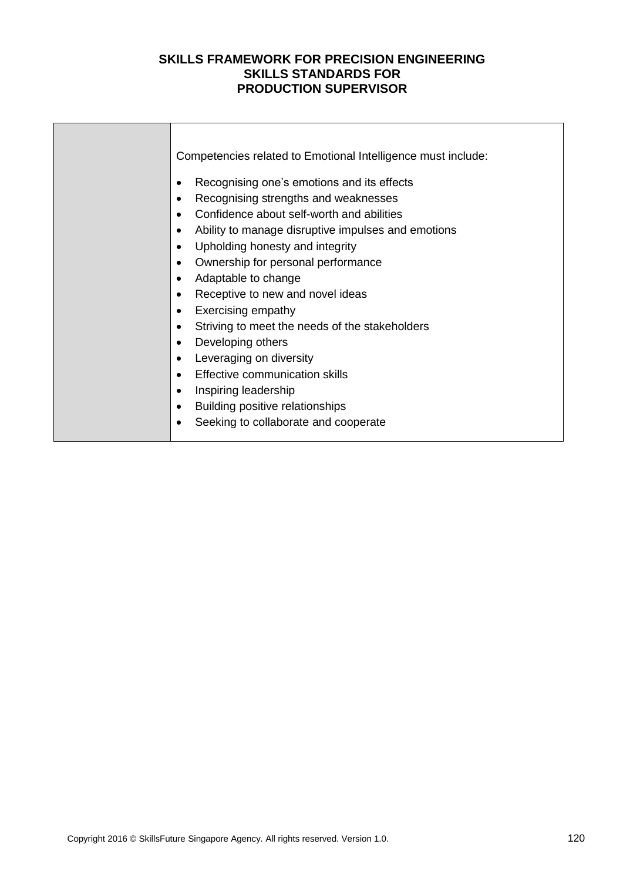| | Competencies related to Emotional Intelligence must include:<br><br>• Recognising one's emotions and its effects<br>• Recognising strengths and weaknesses<br>• Confidence about self-worth and abilities<br>• Ability to manage disruptive impulses and emotions<br>• Upholding honesty and integrity<br>• Ownership for personal performance<br>• Adaptable to change<br>• Receptive to new and novel ideas<br>• Exercising empathy<br>• Striving to meet the needs of the stakeholders<br>• Developing others<br>• Leveraging on diversity<br>• Effective communication skills<br>• Inspiring leadership<br>• Building positive relationships<br>• Seeking to collaborate and cooperate |
|---|---|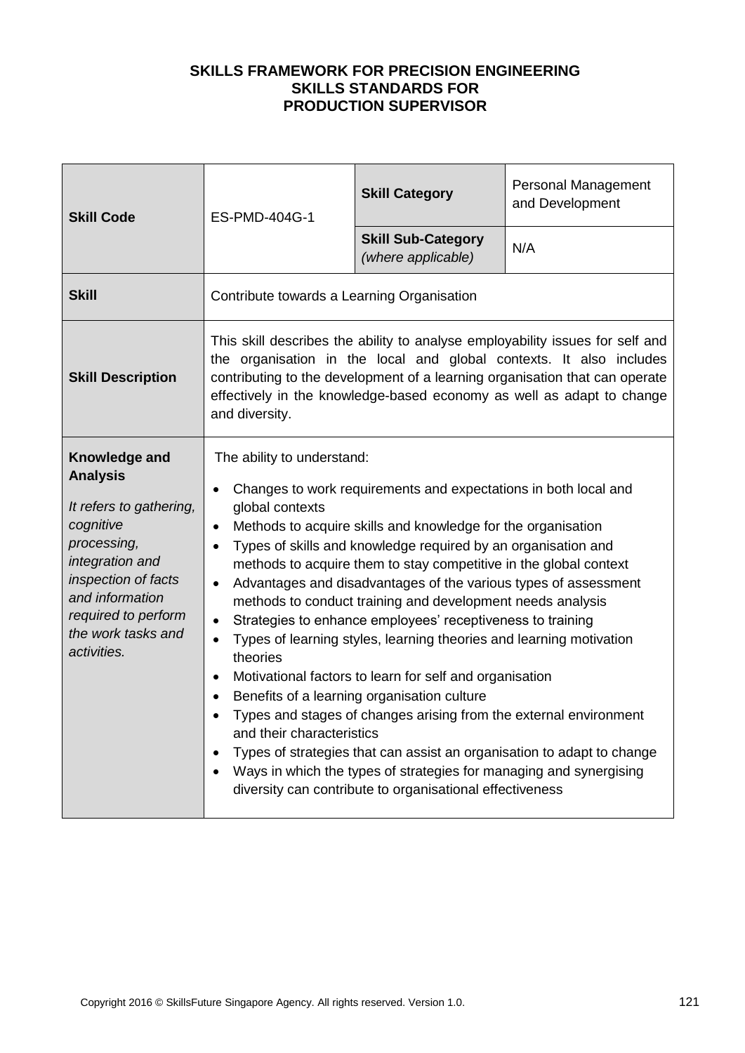**SKILLS FRAMEWORK FOR PRECISION ENGINEERING**
**SKILLS STANDARDS FOR**
**PRODUCTION SUPERVISOR**

| **Skill Code** | ES-PMD-404G-1 | **Skill Category** | Personal Management and Development |
|---|---|---|---|
| | | **Skill Sub-Category** *(where applicable)* | N/A |
| **Skill** | Contribute towards a Learning Organisation | | |
| **Skill Description** | This skill describes the ability to analyse employability issues for self and the organisation in the local and global contexts. It also includes contributing to the development of a learning organisation that can operate effectively in the knowledge-based economy as well as adapt to change and diversity. | | |
| **Knowledge and Analysis**<br><br>*It refers to gathering, cognitive processing, integration and inspection of facts and information required to perform the work tasks and activities.* | The ability to understand:<br><br>• Changes to work requirements and expectations in both local and global contexts<br>• Methods to acquire skills and knowledge for the organisation<br>• Types of skills and knowledge required by an organisation and methods to acquire them to stay competitive in the global context<br>• Advantages and disadvantages of the various types of assessment methods to conduct training and development needs analysis<br>• Strategies to enhance employees' receptiveness to training<br>• Types of learning styles, learning theories and learning motivation theories<br>• Motivational factors to learn for self and organisation<br>• Benefits of a learning organisation culture<br>• Types and stages of changes arising from the external environment and their characteristics<br>• Types of strategies that can assist an organisation to adapt to change<br>• Ways in which the types of strategies for managing and synergising diversity can contribute to organisational effectiveness | | |

Copyright 2016 © SkillsFuture Singapore Agency. All rights reserved. Version 1.0.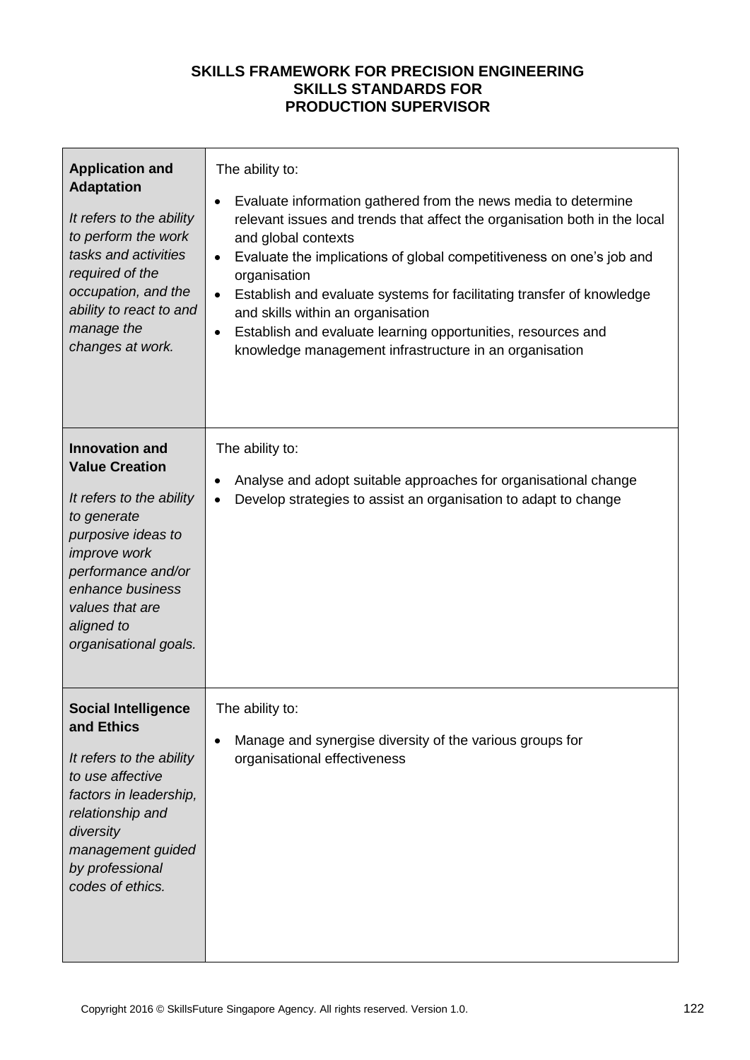**SKILLS FRAMEWORK FOR PRECISION ENGINEERING**
**SKILLS STANDARDS FOR**
**PRODUCTION SUPERVISOR**

| | |
|---|---|
| **Application and Adaptation**<br><br>*It refers to the ability to perform the work tasks and activities required of the occupation, and the ability to react to and manage the changes at work.* | The ability to:<br><br>• Evaluate information gathered from the news media to determine relevant issues and trends that affect the organisation both in the local and global contexts<br>• Evaluate the implications of global competitiveness on one's job and organisation<br>• Establish and evaluate systems for facilitating transfer of knowledge and skills within an organisation<br>• Establish and evaluate learning opportunities, resources and knowledge management infrastructure in an organisation |
| **Innovation and Value Creation**<br><br>*It refers to the ability to generate purposive ideas to improve work performance and/or enhance business values that are aligned to organisational goals.* | The ability to:<br><br>• Analyse and adopt suitable approaches for organisational change<br>• Develop strategies to assist an organisation to adapt to change |
| **Social Intelligence and Ethics**<br><br>*It refers to the ability to use affective factors in leadership, relationship and diversity management guided by professional codes of ethics.* | The ability to:<br><br>• Manage and synergise diversity of the various groups for organisational effectiveness |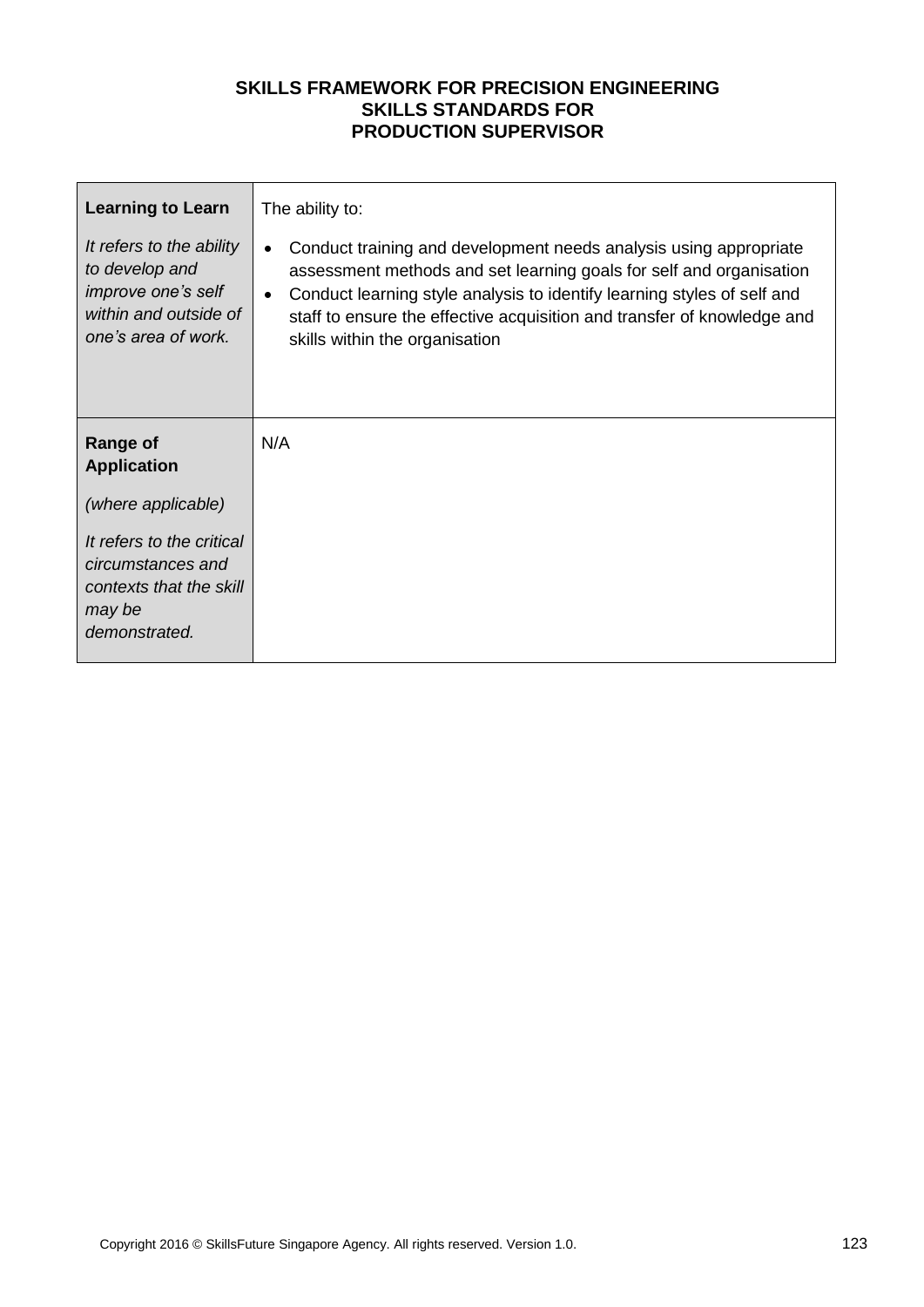**SKILLS FRAMEWORK FOR PRECISION ENGINEERING**
**SKILLS STANDARDS FOR**
**PRODUCTION SUPERVISOR**

| | |
|---|---|
| **Learning to Learn**<br><br>*It refers to the ability to develop and improve one's self within and outside of one's area of work.* | The ability to:<br><br>• Conduct training and development needs analysis using appropriate assessment methods and set learning goals for self and organisation<br>• Conduct learning style analysis to identify learning styles of self and staff to ensure the effective acquisition and transfer of knowledge and skills within the organisation |
| **Range of Application**<br><br>*(where applicable)*<br><br>*It refers to the critical circumstances and contexts that the skill may be demonstrated.* | N/A |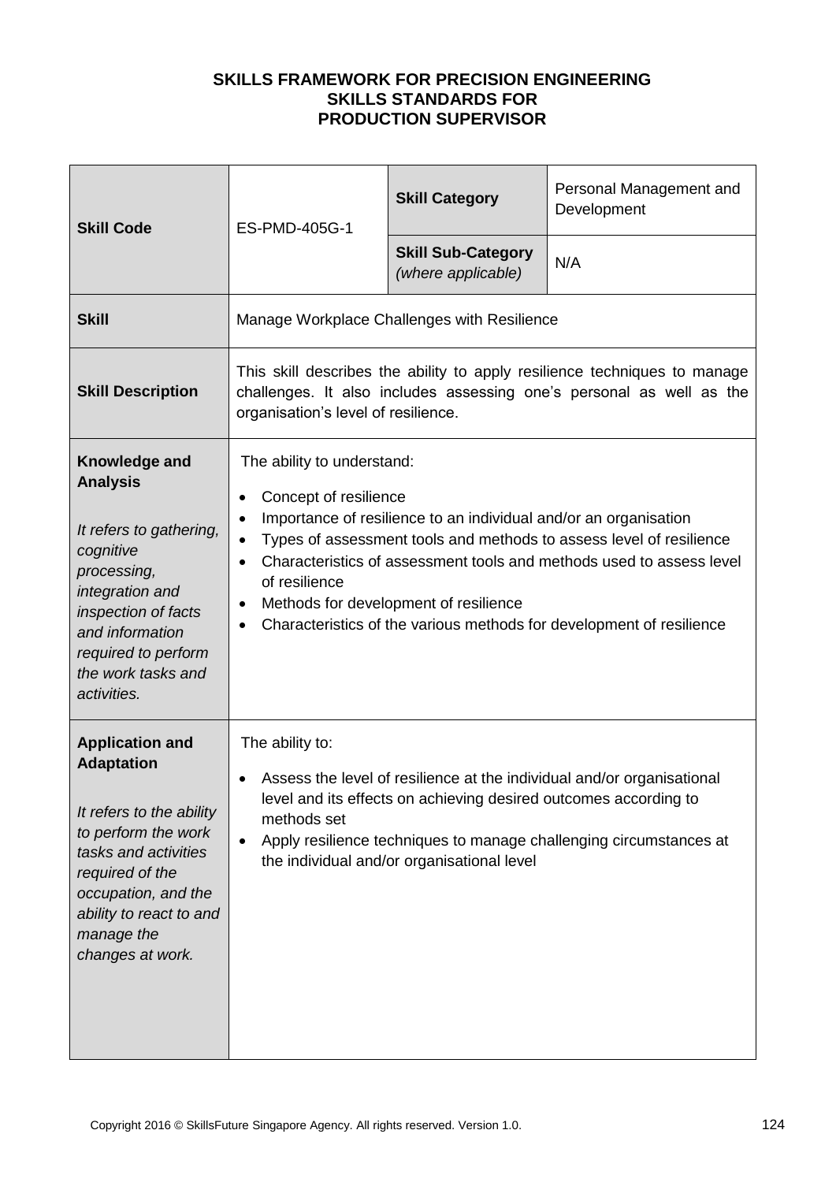**SKILLS FRAMEWORK FOR PRECISION ENGINEERING**
**SKILLS STANDARDS FOR**
**PRODUCTION SUPERVISOR**

| **Skill Code** | ES-PMD-405G-1 | **Skill Category** | Personal Management and Development |
|---|---|---|---|
| | | **Skill Sub-Category** *(where applicable)* | N/A |
| **Skill** | Manage Workplace Challenges with Resilience | | |
| **Skill Description** | This skill describes the ability to apply resilience techniques to manage challenges. It also includes assessing one's personal as well as the organisation's level of resilience. | | |
| **Knowledge and Analysis**<br><br>*It refers to gathering, cognitive processing, integration and inspection of facts and information required to perform the work tasks and activities.* | The ability to understand:<br>• Concept of resilience<br>• Importance of resilience to an individual and/or an organisation<br>• Types of assessment tools and methods to assess level of resilience<br>• Characteristics of assessment tools and methods used to assess level of resilience<br>• Methods for development of resilience<br>• Characteristics of the various methods for development of resilience | | |
| **Application and Adaptation**<br><br>*It refers to the ability to perform the work tasks and activities required of the occupation, and the ability to react to and manage the changes at work.* | The ability to:<br>• Assess the level of resilience at the individual and/or organisational level and its effects on achieving desired outcomes according to methods set<br>• Apply resilience techniques to manage challenging circumstances at the individual and/or organisational level | | |

Copyright 2016 © SkillsFuture Singapore Agency. All rights reserved. Version 1.0.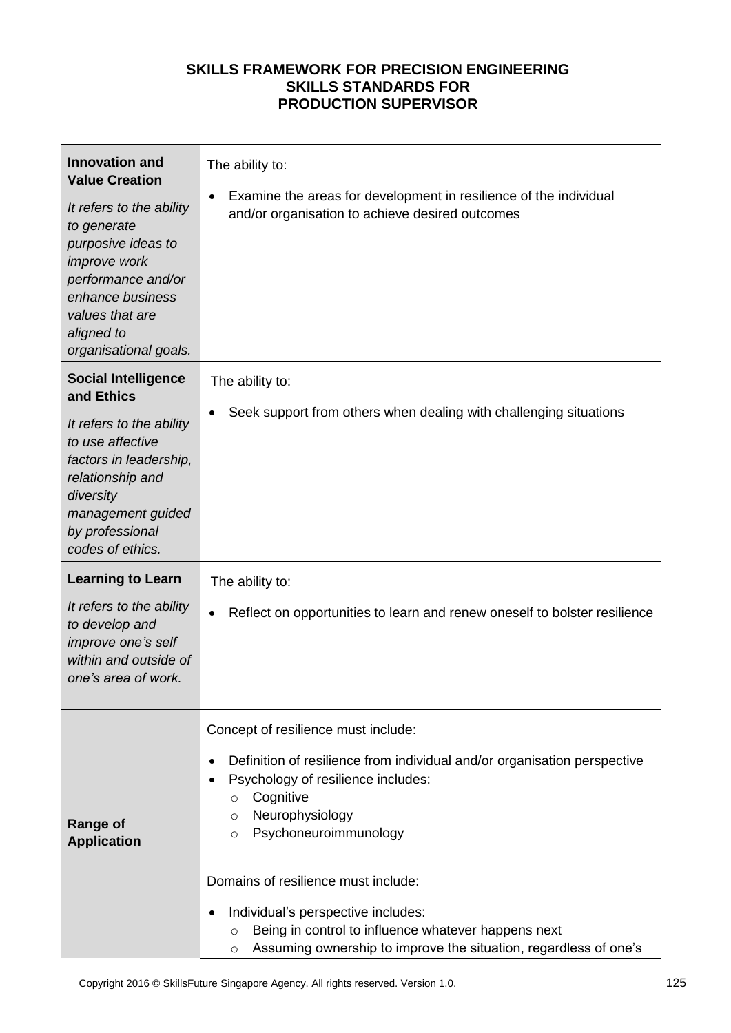**SKILLS FRAMEWORK FOR PRECISION ENGINEERING**
**SKILLS STANDARDS FOR**
**PRODUCTION SUPERVISOR**

| | |
|---|---|
| **Innovation and Value Creation**<br><br>*It refers to the ability to generate purposive ideas to improve work performance and/or enhance business values that are aligned to organisational goals.* | The ability to:<br><br>• Examine the areas for development in resilience of the individual and/or organisation to achieve desired outcomes |
| **Social Intelligence and Ethics**<br><br>*It refers to the ability to use affective factors in leadership, relationship and diversity management guided by professional codes of ethics.* | The ability to:<br><br>• Seek support from others when dealing with challenging situations |
| **Learning to Learn**<br><br>*It refers to the ability to develop and improve one's self within and outside of one's area of work.* | The ability to:<br><br>• Reflect on opportunities to learn and renew oneself to bolster resilience |
| **Range of Application** | Concept of resilience must include:<br><br>• Definition of resilience from individual and/or organisation perspective<br>• Psychology of resilience includes:<br>&nbsp;&nbsp;&nbsp;&nbsp;○ Cognitive<br>&nbsp;&nbsp;&nbsp;&nbsp;○ Neurophysiology<br>&nbsp;&nbsp;&nbsp;&nbsp;○ Psychoneuroimmunology<br><br>Domains of resilience must include:<br><br>• Individual's perspective includes:<br>&nbsp;&nbsp;&nbsp;&nbsp;○ Being in control to influence whatever happens next<br>&nbsp;&nbsp;&nbsp;&nbsp;○ Assuming ownership to improve the situation, regardless of one's |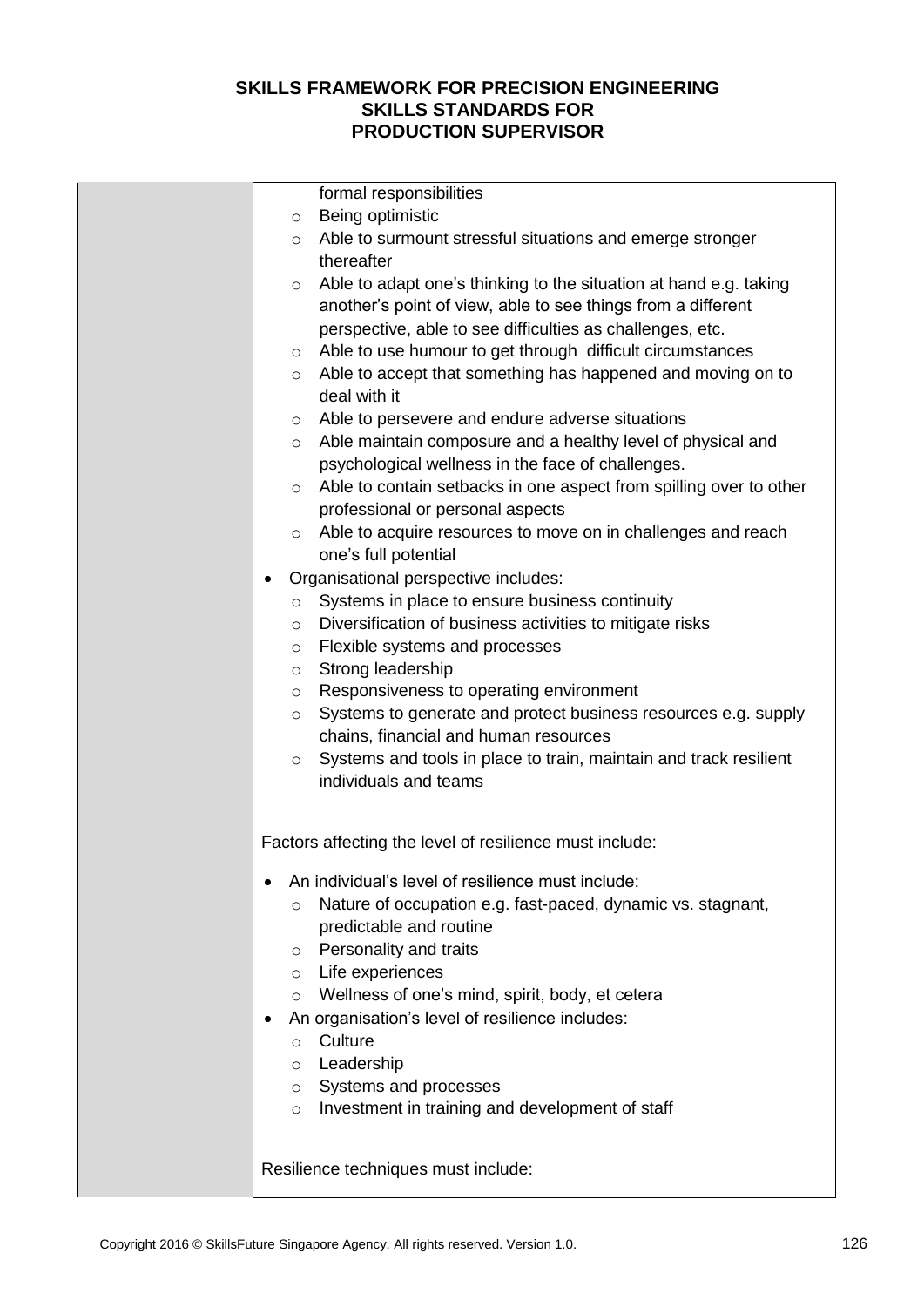formal responsibilities

- Being optimistic
- Able to surmount stressful situations and emerge stronger thereafter
- Able to adapt one's thinking to the situation at hand e.g. taking another's point of view, able to see things from a different perspective, able to see difficulties as challenges, etc.
- Able to use humour to get through difficult circumstances
- Able to accept that something has happened and moving on to deal with it
- Able to persevere and endure adverse situations
- Able maintain composure and a healthy level of physical and psychological wellness in the face of challenges.
- Able to contain setbacks in one aspect from spilling over to other professional or personal aspects
- Able to acquire resources to move on in challenges and reach one's full potential

- Organisational perspective includes:
  - Systems in place to ensure business continuity
  - Diversification of business activities to mitigate risks
  - Flexible systems and processes
  - Strong leadership
  - Responsiveness to operating environment
  - Systems to generate and protect business resources e.g. supply chains, financial and human resources
  - Systems and tools in place to train, maintain and track resilient individuals and teams

Factors affecting the level of resilience must include:

- An individual's level of resilience must include:
  - Nature of occupation e.g. fast-paced, dynamic vs. stagnant, predictable and routine
  - Personality and traits
  - Life experiences
  - Wellness of one's mind, spirit, body, et cetera
- An organisation's level of resilience includes:
  - Culture
  - Leadership
  - Systems and processes
  - Investment in training and development of staff

Resilience techniques must include: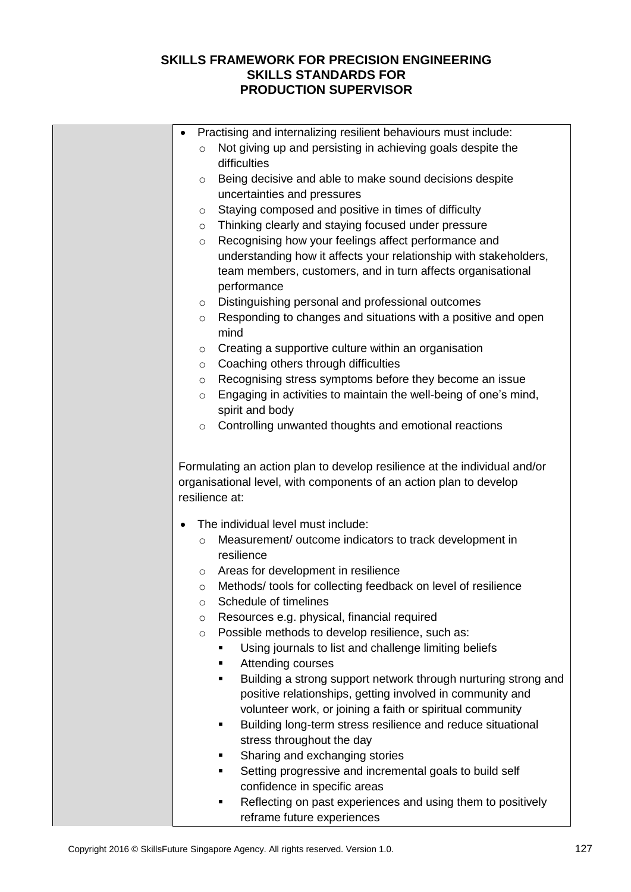# SKILLS FRAMEWORK FOR PRECISION ENGINEERING
## SKILLS STANDARDS FOR
## PRODUCTION SUPERVISOR

| | |
|---|---|
| | • Practising and internalizing resilient behaviours must include:<br>&nbsp;&nbsp;&nbsp;&nbsp;○ Not giving up and persisting in achieving goals despite the difficulties<br>&nbsp;&nbsp;&nbsp;&nbsp;○ Being decisive and able to make sound decisions despite uncertainties and pressures<br>&nbsp;&nbsp;&nbsp;&nbsp;○ Staying composed and positive in times of difficulty<br>&nbsp;&nbsp;&nbsp;&nbsp;○ Thinking clearly and staying focused under pressure<br>&nbsp;&nbsp;&nbsp;&nbsp;○ Recognising how your feelings affect performance and understanding how it affects your relationship with stakeholders, team members, customers, and in turn affects organisational performance<br>&nbsp;&nbsp;&nbsp;&nbsp;○ Distinguishing personal and professional outcomes<br>&nbsp;&nbsp;&nbsp;&nbsp;○ Responding to changes and situations with a positive and open mind<br>&nbsp;&nbsp;&nbsp;&nbsp;○ Creating a supportive culture within an organisation<br>&nbsp;&nbsp;&nbsp;&nbsp;○ Coaching others through difficulties<br>&nbsp;&nbsp;&nbsp;&nbsp;○ Recognising stress symptoms before they become an issue<br>&nbsp;&nbsp;&nbsp;&nbsp;○ Engaging in activities to maintain the well-being of one's mind, spirit and body<br>&nbsp;&nbsp;&nbsp;&nbsp;○ Controlling unwanted thoughts and emotional reactions<br><br>Formulating an action plan to develop resilience at the individual and/or organisational level, with components of an action plan to develop resilience at:<br><br>• The individual level must include:<br>&nbsp;&nbsp;&nbsp;&nbsp;○ Measurement/ outcome indicators to track development in resilience<br>&nbsp;&nbsp;&nbsp;&nbsp;○ Areas for development in resilience<br>&nbsp;&nbsp;&nbsp;&nbsp;○ Methods/ tools for collecting feedback on level of resilience<br>&nbsp;&nbsp;&nbsp;&nbsp;○ Schedule of timelines<br>&nbsp;&nbsp;&nbsp;&nbsp;○ Resources e.g. physical, financial required<br>&nbsp;&nbsp;&nbsp;&nbsp;○ Possible methods to develop resilience, such as:<br>&nbsp;&nbsp;&nbsp;&nbsp;&nbsp;&nbsp;&nbsp;&nbsp;▪ Using journals to list and challenge limiting beliefs<br>&nbsp;&nbsp;&nbsp;&nbsp;&nbsp;&nbsp;&nbsp;&nbsp;▪ Attending courses<br>&nbsp;&nbsp;&nbsp;&nbsp;&nbsp;&nbsp;&nbsp;&nbsp;▪ Building a strong support network through nurturing strong and positive relationships, getting involved in community and volunteer work, or joining a faith or spiritual community<br>&nbsp;&nbsp;&nbsp;&nbsp;&nbsp;&nbsp;&nbsp;&nbsp;▪ Building long-term stress resilience and reduce situational stress throughout the day<br>&nbsp;&nbsp;&nbsp;&nbsp;&nbsp;&nbsp;&nbsp;&nbsp;▪ Sharing and exchanging stories<br>&nbsp;&nbsp;&nbsp;&nbsp;&nbsp;&nbsp;&nbsp;&nbsp;▪ Setting progressive and incremental goals to build self confidence in specific areas<br>&nbsp;&nbsp;&nbsp;&nbsp;&nbsp;&nbsp;&nbsp;&nbsp;▪ Reflecting on past experiences and using them to positively reframe future experiences |

Copyright 2016 © SkillsFuture Singapore Agency. All rights reserved. Version 1.0.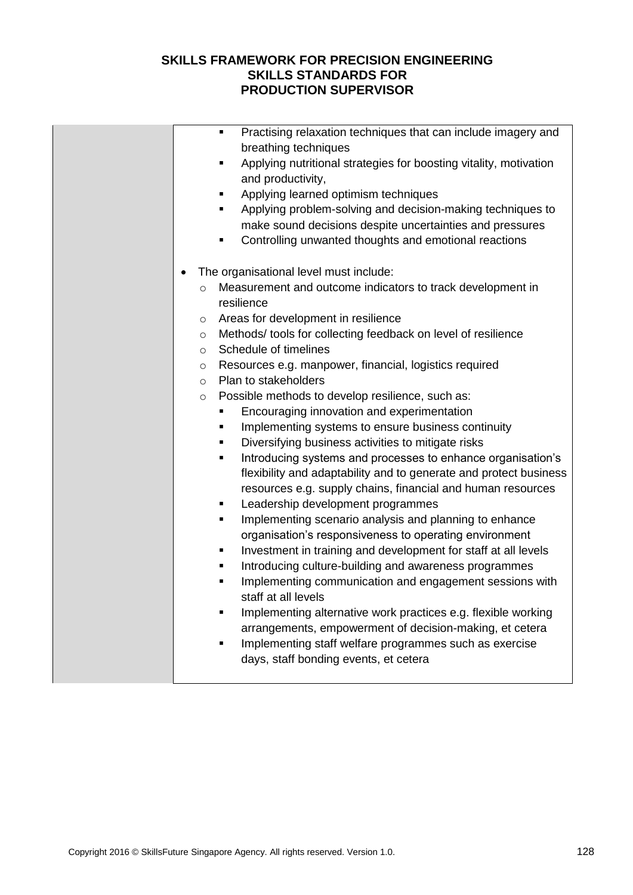| | |
|---|---|
| | - Practising relaxation techniques that can include imagery and breathing techniques<br>- Applying nutritional strategies for boosting vitality, motivation and productivity,<br>- Applying learned optimism techniques<br>- Applying problem-solving and decision-making techniques to make sound decisions despite uncertainties and pressures<br>- Controlling unwanted thoughts and emotional reactions<br><br>• The organisational level must include:<br>  ○ Measurement and outcome indicators to track development in resilience<br>  ○ Areas for development in resilience<br>  ○ Methods/ tools for collecting feedback on level of resilience<br>  ○ Schedule of timelines<br>  ○ Resources e.g. manpower, financial, logistics required<br>  ○ Plan to stakeholders<br>  ○ Possible methods to develop resilience, such as:<br>    - Encouraging innovation and experimentation<br>    - Implementing systems to ensure business continuity<br>    - Diversifying business activities to mitigate risks<br>    - Introducing systems and processes to enhance organisation's flexibility and adaptability and to generate and protect business resources e.g. supply chains, financial and human resources<br>    - Leadership development programmes<br>    - Implementing scenario analysis and planning to enhance organisation's responsiveness to operating environment<br>    - Investment in training and development for staff at all levels<br>    - Introducing culture-building and awareness programmes<br>    - Implementing communication and engagement sessions with staff at all levels<br>    - Implementing alternative work practices e.g. flexible working arrangements, empowerment of decision-making, et cetera<br>    - Implementing staff welfare programmes such as exercise days, staff bonding events, et cetera |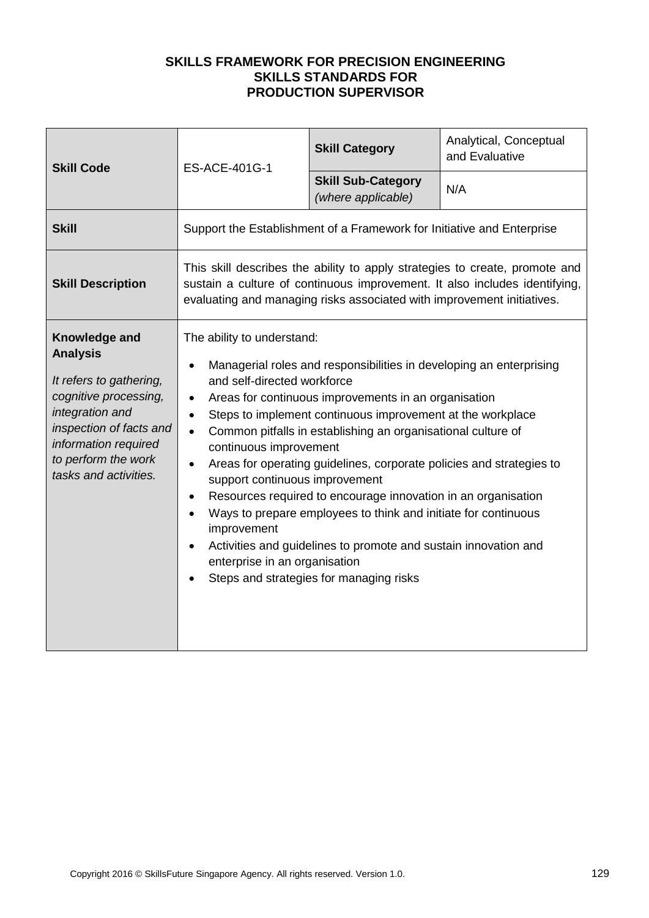# SKILLS FRAMEWORK FOR PRECISION ENGINEERING
## SKILLS STANDARDS FOR
## PRODUCTION SUPERVISOR

| **Skill Code** | ES-ACE-401G-1 | **Skill Category** | Analytical, Conceptual and Evaluative |
|---|---|---|---|
| | | **Skill Sub-Category** *(where applicable)* | N/A |
| **Skill** | Support the Establishment of a Framework for Initiative and Enterprise | | |
| **Skill Description** | This skill describes the ability to apply strategies to create, promote and sustain a culture of continuous improvement. It also includes identifying, evaluating and managing risks associated with improvement initiatives. | | |
| **Knowledge and Analysis** *It refers to gathering, cognitive processing, integration and inspection of facts and information required to perform the work tasks and activities.* | The ability to understand: <br>• Managerial roles and responsibilities in developing an enterprising and self-directed workforce <br>• Areas for continuous improvements in an organisation <br>• Steps to implement continuous improvement at the workplace <br>• Common pitfalls in establishing an organisational culture of continuous improvement <br>• Areas for operating guidelines, corporate policies and strategies to support continuous improvement <br>• Resources required to encourage innovation in an organisation <br>• Ways to prepare employees to think and initiate for continuous improvement <br>• Activities and guidelines to promote and sustain innovation and enterprise in an organisation <br>• Steps and strategies for managing risks | | |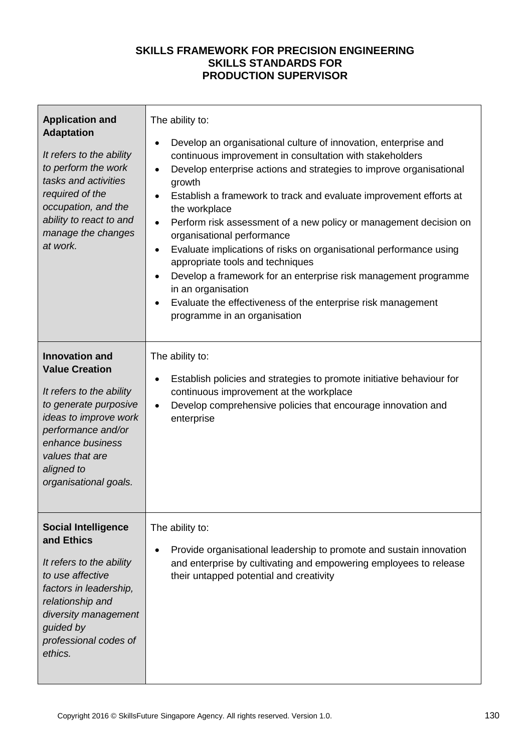**SKILLS FRAMEWORK FOR PRECISION ENGINEERING**
**SKILLS STANDARDS FOR**
**PRODUCTION SUPERVISOR**

| | |
|---|---|
| **Application and Adaptation**<br><br>*It refers to the ability to perform the work tasks and activities required of the occupation, and the ability to react to and manage the changes at work.* | The ability to:<br><br>• Develop an organisational culture of innovation, enterprise and continuous improvement in consultation with stakeholders<br>• Develop enterprise actions and strategies to improve organisational growth<br>• Establish a framework to track and evaluate improvement efforts at the workplace<br>• Perform risk assessment of a new policy or management decision on organisational performance<br>• Evaluate implications of risks on organisational performance using appropriate tools and techniques<br>• Develop a framework for an enterprise risk management programme in an organisation<br>• Evaluate the effectiveness of the enterprise risk management programme in an organisation |
| **Innovation and Value Creation**<br><br>*It refers to the ability to generate purposive ideas to improve work performance and/or enhance business values that are aligned to organisational goals.* | The ability to:<br><br>• Establish policies and strategies to promote initiative behaviour for continuous improvement at the workplace<br>• Develop comprehensive policies that encourage innovation and enterprise |
| **Social Intelligence and Ethics**<br><br>*It refers to the ability to use affective factors in leadership, relationship and diversity management guided by professional codes of ethics.* | The ability to:<br><br>• Provide organisational leadership to promote and sustain innovation and enterprise by cultivating and empowering employees to release their untapped potential and creativity |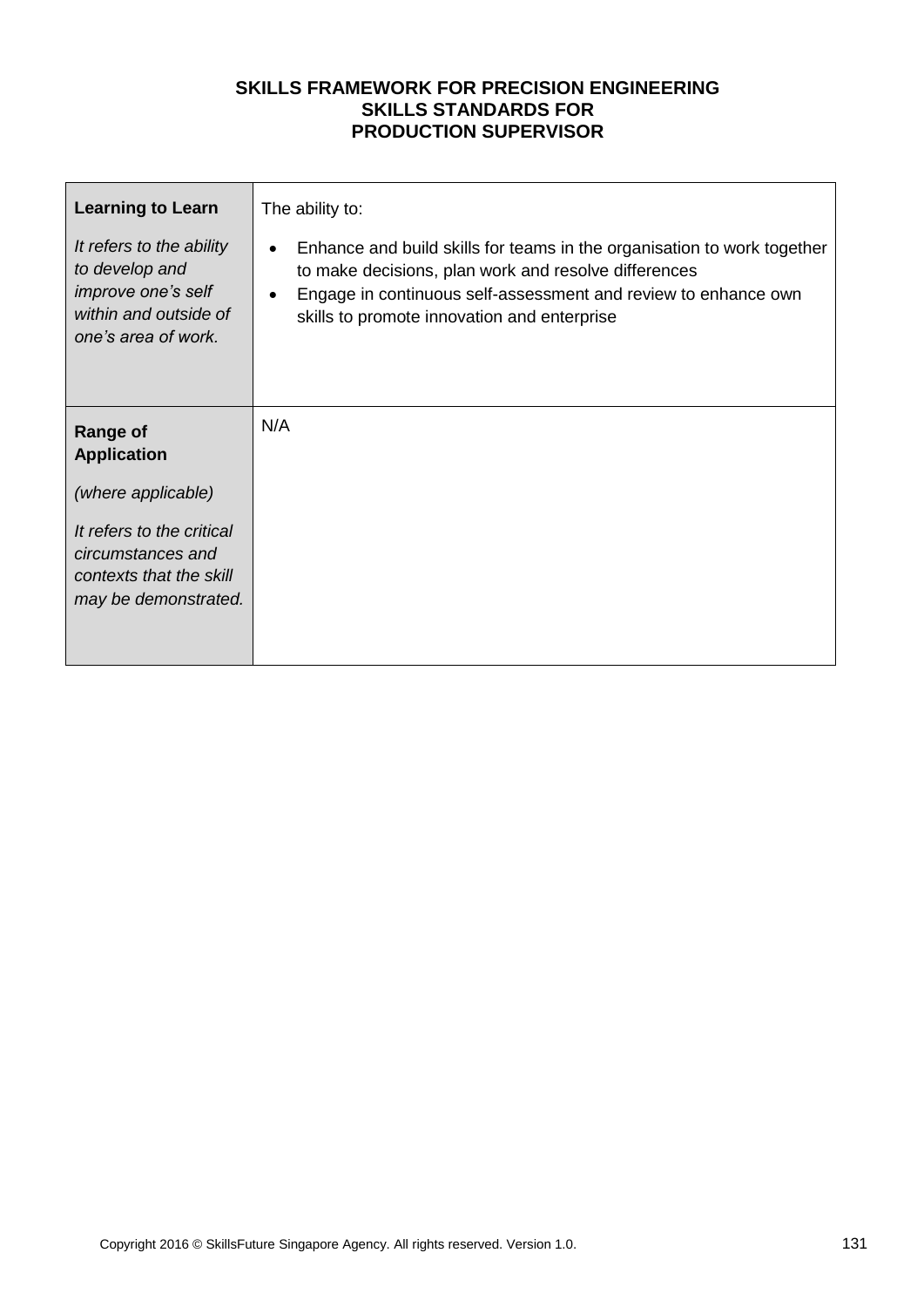**SKILLS FRAMEWORK FOR PRECISION ENGINEERING**
**SKILLS STANDARDS FOR**
**PRODUCTION SUPERVISOR**

| | |
|---|---|
| **Learning to Learn**<br><br>*It refers to the ability to develop and improve one's self within and outside of one's area of work.* | The ability to:<br><ul><li>Enhance and build skills for teams in the organisation to work together to make decisions, plan work and resolve differences</li><li>Engage in continuous self-assessment and review to enhance own skills to promote innovation and enterprise</li></ul> |
| **Range of Application**<br><br>*(where applicable)*<br><br>*It refers to the critical circumstances and contexts that the skill may be demonstrated.* | N/A |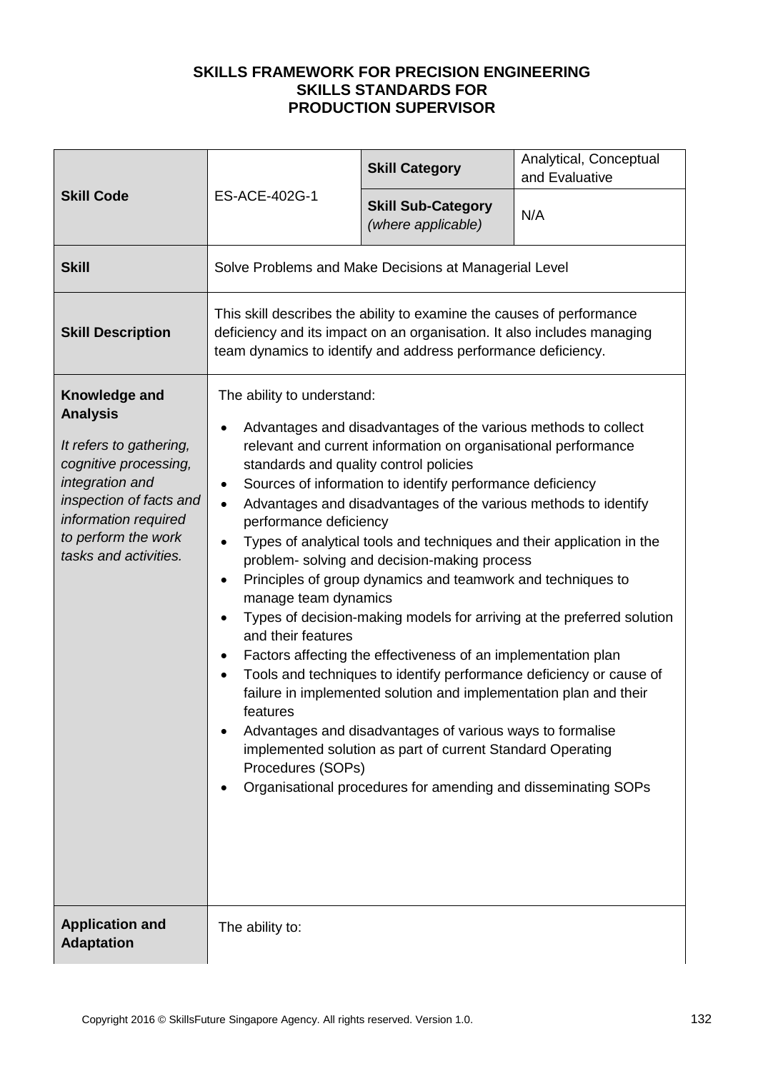**SKILLS FRAMEWORK FOR PRECISION ENGINEERING**
**SKILLS STANDARDS FOR**
**PRODUCTION SUPERVISOR**

| **Skill Code** | ES-ACE-402G-1 | **Skill Category** | Analytical, Conceptual and Evaluative |
|---|---|---|---|
| | | **Skill Sub-Category** *(where applicable)* | N/A |
| **Skill** | Solve Problems and Make Decisions at Managerial Level | | |
| **Skill Description** | This skill describes the ability to examine the causes of performance deficiency and its impact on an organisation. It also includes managing team dynamics to identify and address performance deficiency. | | |
| **Knowledge and Analysis** *It refers to gathering, cognitive processing, integration and inspection of facts and information required to perform the work tasks and activities.* | The ability to understand: <br>• Advantages and disadvantages of the various methods to collect relevant and current information on organisational performance standards and quality control policies <br>• Sources of information to identify performance deficiency <br>• Advantages and disadvantages of the various methods to identify performance deficiency <br>• Types of analytical tools and techniques and their application in the problem- solving and decision-making process <br>• Principles of group dynamics and teamwork and techniques to manage team dynamics <br>• Types of decision-making models for arriving at the preferred solution and their features <br>• Factors affecting the effectiveness of an implementation plan <br>• Tools and techniques to identify performance deficiency or cause of failure in implemented solution and implementation plan and their features <br>• Advantages and disadvantages of various ways to formalise implemented solution as part of current Standard Operating Procedures (SOPs) <br>• Organisational procedures for amending and disseminating SOPs | | |
| **Application and Adaptation** | The ability to: | | |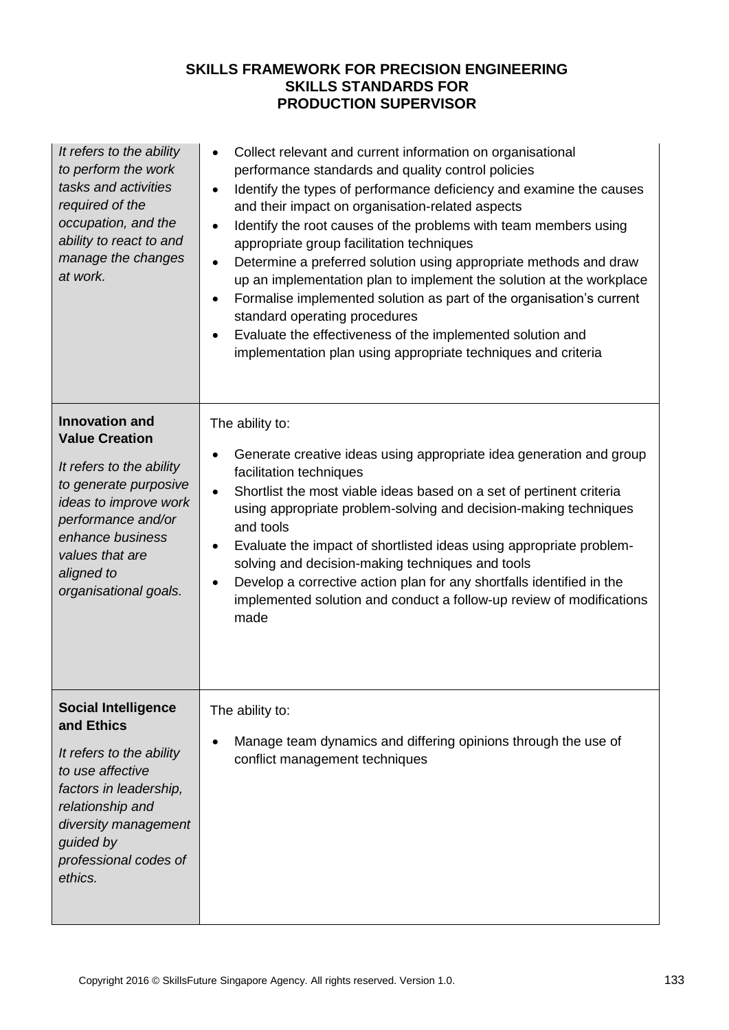| | |
|---|---|
| *It refers to the ability to perform the work tasks and activities required of the occupation, and the ability to react to and manage the changes at work.* | • Collect relevant and current information on organisational performance standards and quality control policies<br>• Identify the types of performance deficiency and examine the causes and their impact on organisation-related aspects<br>• Identify the root causes of the problems with team members using appropriate group facilitation techniques<br>• Determine a preferred solution using appropriate methods and draw up an implementation plan to implement the solution at the workplace<br>• Formalise implemented solution as part of the organisation's current standard operating procedures<br>• Evaluate the effectiveness of the implemented solution and implementation plan using appropriate techniques and criteria |
| **Innovation and Value Creation**<br><br>*It refers to the ability to generate purposive ideas to improve work performance and/or enhance business values that are aligned to organisational goals.* | The ability to:<br><br>• Generate creative ideas using appropriate idea generation and group facilitation techniques<br>• Shortlist the most viable ideas based on a set of pertinent criteria using appropriate problem-solving and decision-making techniques and tools<br>• Evaluate the impact of shortlisted ideas using appropriate problem-solving and decision-making techniques and tools<br>• Develop a corrective action plan for any shortfalls identified in the implemented solution and conduct a follow-up review of modifications made |
| **Social Intelligence and Ethics**<br><br>*It refers to the ability to use affective factors in leadership, relationship and diversity management guided by professional codes of ethics.* | The ability to:<br><br>• Manage team dynamics and differing opinions through the use of conflict management techniques |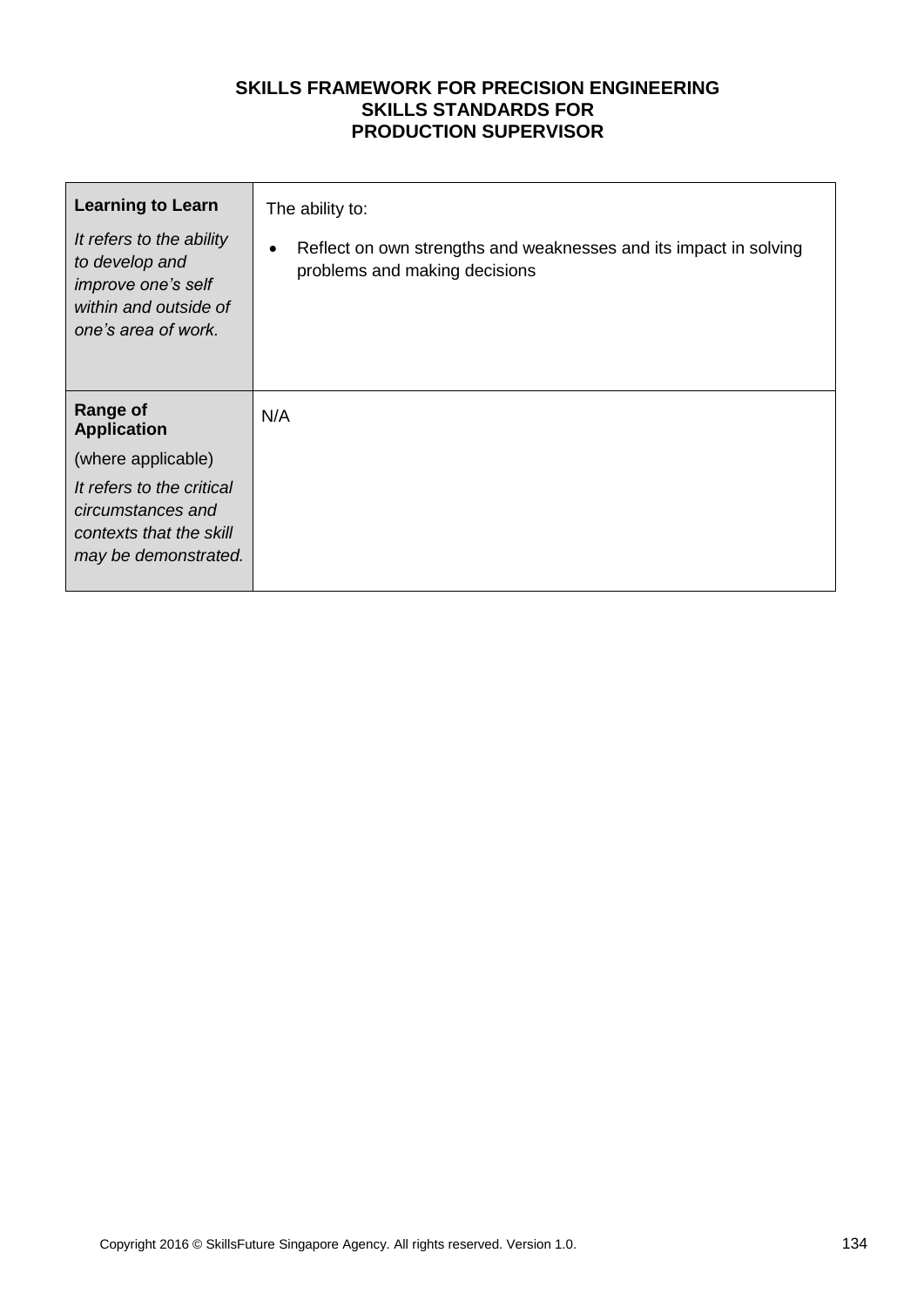| **Learning to Learn**<br><br>*It refers to the ability to develop and improve one's self within and outside of one's area of work.* | The ability to:<br><br>• Reflect on own strengths and weaknesses and its impact in solving problems and making decisions |
|---|---|
| **Range of Application**<br><br>(where applicable)<br><br>*It refers to the critical circumstances and contexts that the skill may be demonstrated.* | N/A |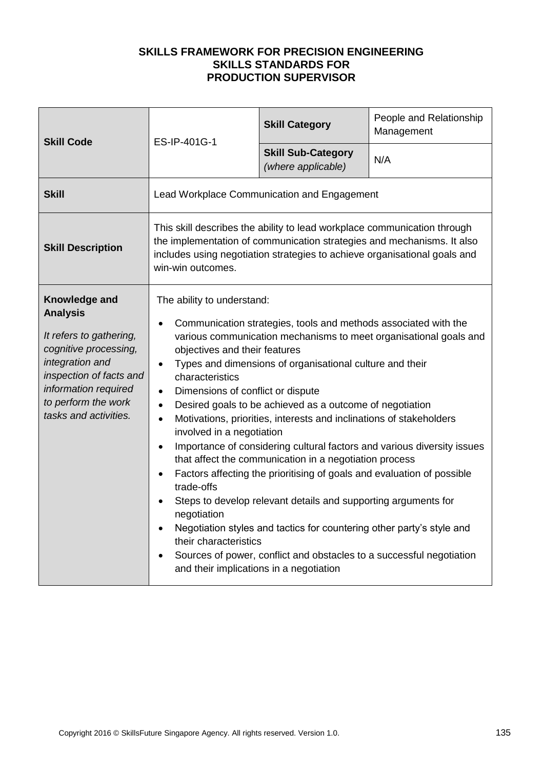**SKILLS FRAMEWORK FOR PRECISION ENGINEERING**
**SKILLS STANDARDS FOR**
**PRODUCTION SUPERVISOR**

| **Skill Code** | ES-IP-401G-1 | **Skill Category** | People and Relationship Management |
|---|---|---|---|
| | | **Skill Sub-Category** *(where applicable)* | N/A |
| **Skill** | Lead Workplace Communication and Engagement | | |
| **Skill Description** | This skill describes the ability to lead workplace communication through the implementation of communication strategies and mechanisms. It also includes using negotiation strategies to achieve organisational goals and win-win outcomes. | | |
| **Knowledge and Analysis**<br><br>*It refers to gathering, cognitive processing, integration and inspection of facts and information required to perform the work tasks and activities.* | The ability to understand:<br>• Communication strategies, tools and methods associated with the various communication mechanisms to meet organisational goals and objectives and their features<br>• Types and dimensions of organisational culture and their characteristics<br>• Dimensions of conflict or dispute<br>• Desired goals to be achieved as a outcome of negotiation<br>• Motivations, priorities, interests and inclinations of stakeholders involved in a negotiation<br>• Importance of considering cultural factors and various diversity issues that affect the communication in a negotiation process<br>• Factors affecting the prioritising of goals and evaluation of possible trade-offs<br>• Steps to develop relevant details and supporting arguments for negotiation<br>• Negotiation styles and tactics for countering other party's style and their characteristics<br>• Sources of power, conflict and obstacles to a successful negotiation and their implications in a negotiation | | |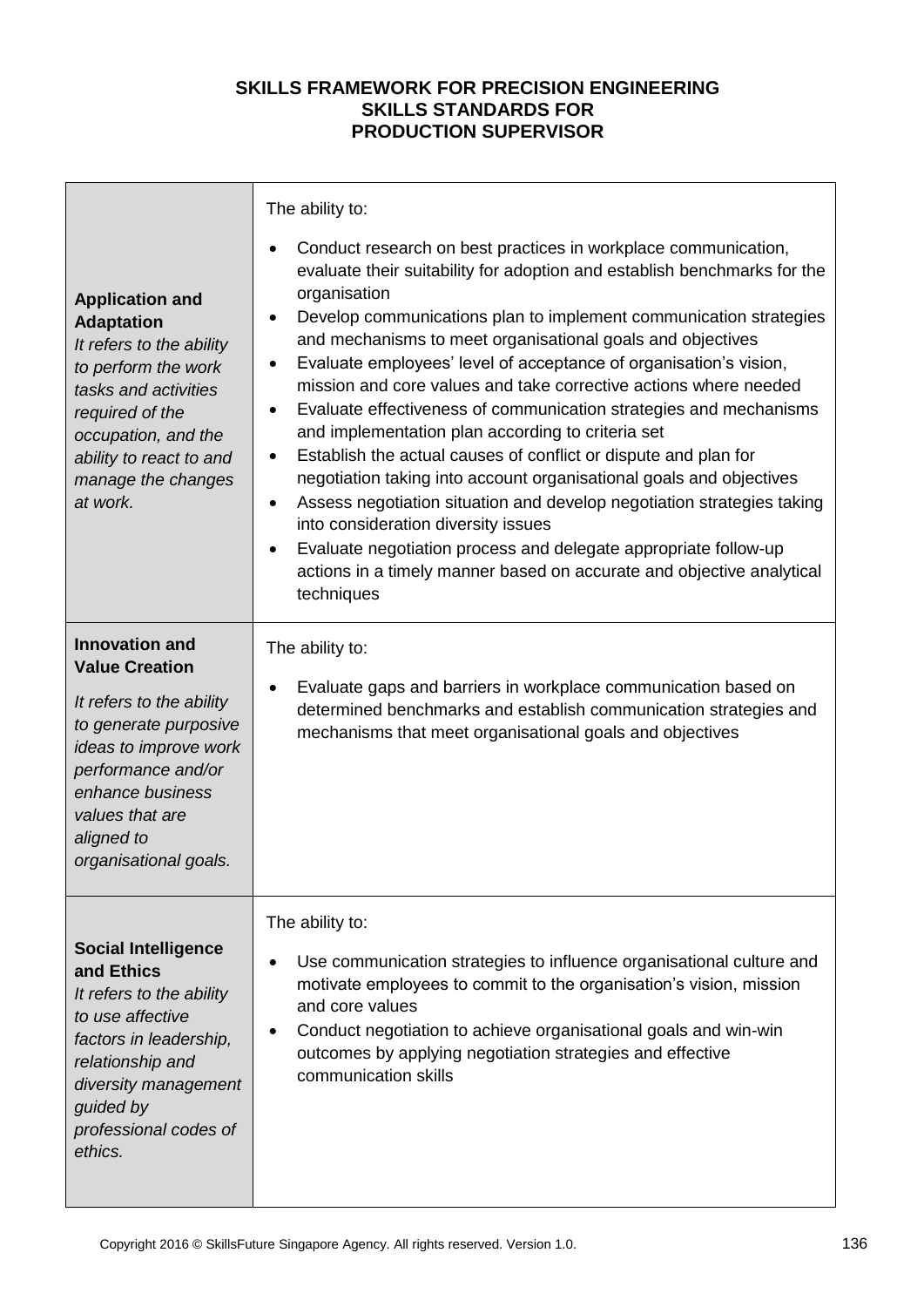**SKILLS FRAMEWORK FOR PRECISION ENGINEERING**
**SKILLS STANDARDS FOR**
**PRODUCTION SUPERVISOR**

| | |
|---|---|
| **Application and Adaptation**<br>*It refers to the ability to perform the work tasks and activities required of the occupation, and the ability to react to and manage the changes at work.* | The ability to:<br>• Conduct research on best practices in workplace communication, evaluate their suitability for adoption and establish benchmarks for the organisation<br>• Develop communications plan to implement communication strategies and mechanisms to meet organisational goals and objectives<br>• Evaluate employees' level of acceptance of organisation's vision, mission and core values and take corrective actions where needed<br>• Evaluate effectiveness of communication strategies and mechanisms and implementation plan according to criteria set<br>• Establish the actual causes of conflict or dispute and plan for negotiation taking into account organisational goals and objectives<br>• Assess negotiation situation and develop negotiation strategies taking into consideration diversity issues<br>• Evaluate negotiation process and delegate appropriate follow-up actions in a timely manner based on accurate and objective analytical techniques |
| **Innovation and Value Creation**<br>*It refers to the ability to generate purposive ideas to improve work performance and/or enhance business values that are aligned to organisational goals.* | The ability to:<br>• Evaluate gaps and barriers in workplace communication based on determined benchmarks and establish communication strategies and mechanisms that meet organisational goals and objectives |
| **Social Intelligence and Ethics**<br>*It refers to the ability to use affective factors in leadership, relationship and diversity management guided by professional codes of ethics.* | The ability to:<br>• Use communication strategies to influence organisational culture and motivate employees to commit to the organisation's vision, mission and core values<br>• Conduct negotiation to achieve organisational goals and win-win outcomes by applying negotiation strategies and effective communication skills |

Copyright 2016 © SkillsFuture Singapore Agency. All rights reserved. Version 1.0.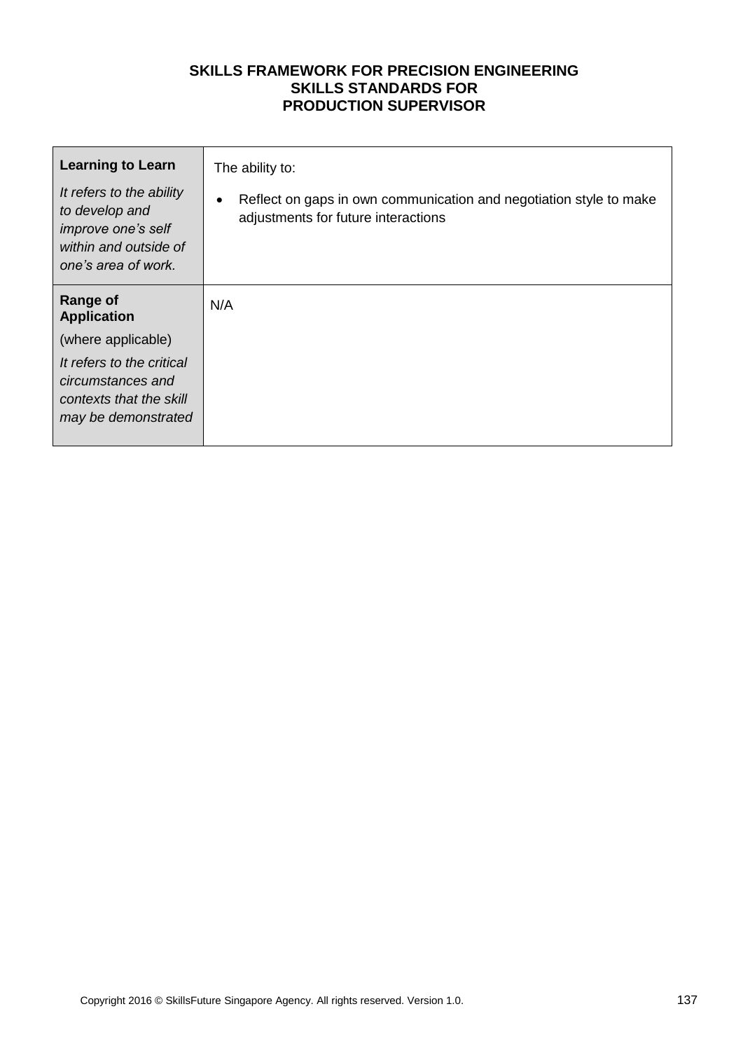| **Learning to Learn**<br><br>*It refers to the ability to develop and improve one's self within and outside of one's area of work.* | The ability to:<br><br>• Reflect on gaps in own communication and negotiation style to make adjustments for future interactions |
|---|---|
| **Range of Application**<br><br>(where applicable)<br><br>*It refers to the critical circumstances and contexts that the skill may be demonstrated* | N/A |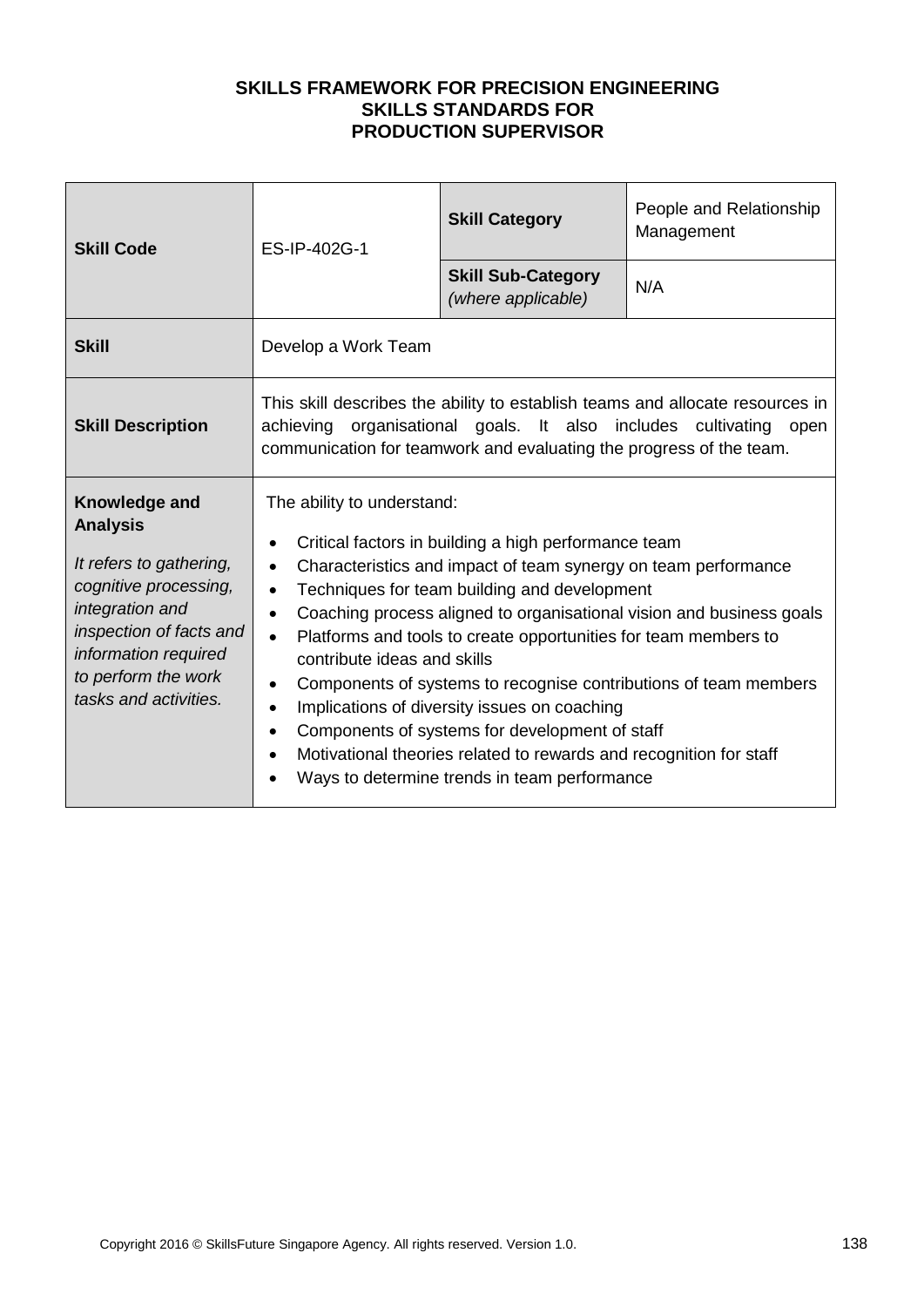**SKILLS FRAMEWORK FOR PRECISION ENGINEERING**
**SKILLS STANDARDS FOR**
**PRODUCTION SUPERVISOR**

| **Skill Code** | ES-IP-402G-1 | **Skill Category** | People and Relationship Management |
|---|---|---|---|
| | | **Skill Sub-Category** *(where applicable)* | N/A |
| **Skill** | Develop a Work Team | | |
| **Skill Description** | This skill describes the ability to establish teams and allocate resources in achieving organisational goals. It also includes cultivating open communication for teamwork and evaluating the progress of the team. | | |
| **Knowledge and Analysis** *It refers to gathering, cognitive processing, integration and inspection of facts and information required to perform the work tasks and activities.* | The ability to understand: <br>• Critical factors in building a high performance team <br>• Characteristics and impact of team synergy on team performance <br>• Techniques for team building and development <br>• Coaching process aligned to organisational vision and business goals <br>• Platforms and tools to create opportunities for team members to contribute ideas and skills <br>• Components of systems to recognise contributions of team members <br>• Implications of diversity issues on coaching <br>• Components of systems for development of staff <br>• Motivational theories related to rewards and recognition for staff <br>• Ways to determine trends in team performance | | |

Copyright 2016 © SkillsFuture Singapore Agency. All rights reserved. Version 1.0.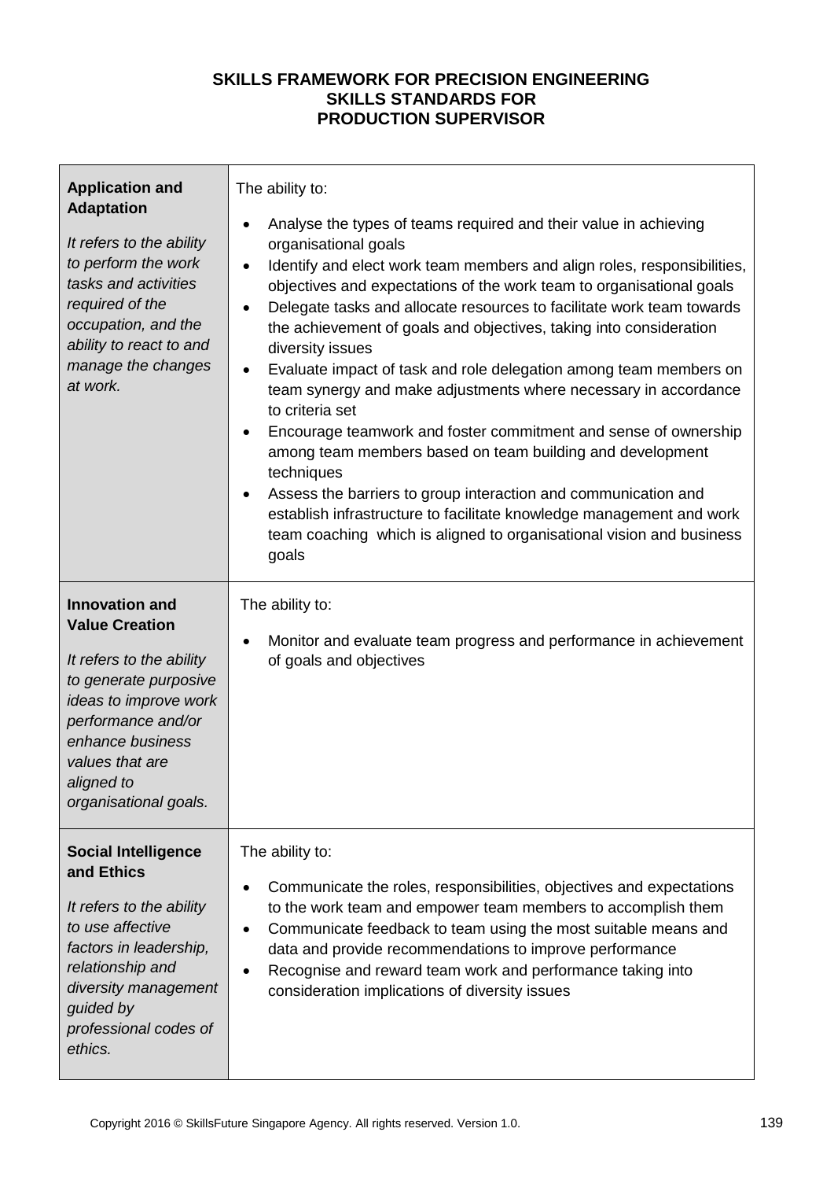**SKILLS FRAMEWORK FOR PRECISION ENGINEERING**
**SKILLS STANDARDS FOR**
**PRODUCTION SUPERVISOR**

| | |
|---|---|
| **Application and Adaptation**<br><br>*It refers to the ability to perform the work tasks and activities required of the occupation, and the ability to react to and manage the changes at work.* | The ability to:<br><br>• Analyse the types of teams required and their value in achieving organisational goals<br>• Identify and elect work team members and align roles, responsibilities, objectives and expectations of the work team to organisational goals<br>• Delegate tasks and allocate resources to facilitate work team towards the achievement of goals and objectives, taking into consideration diversity issues<br>• Evaluate impact of task and role delegation among team members on team synergy and make adjustments where necessary in accordance to criteria set<br>• Encourage teamwork and foster commitment and sense of ownership among team members based on team building and development techniques<br>• Assess the barriers to group interaction and communication and establish infrastructure to facilitate knowledge management and work team coaching which is aligned to organisational vision and business goals |
| **Innovation and Value Creation**<br><br>*It refers to the ability to generate purposive ideas to improve work performance and/or enhance business values that are aligned to organisational goals.* | The ability to:<br><br>• Monitor and evaluate team progress and performance in achievement of goals and objectives |
| **Social Intelligence and Ethics**<br><br>*It refers to the ability to use affective factors in leadership, relationship and diversity management guided by professional codes of ethics.* | The ability to:<br><br>• Communicate the roles, responsibilities, objectives and expectations to the work team and empower team members to accomplish them<br>• Communicate feedback to team using the most suitable means and data and provide recommendations to improve performance<br>• Recognise and reward team work and performance taking into consideration implications of diversity issues |

Copyright 2016 © SkillsFuture Singapore Agency. All rights reserved. Version 1.0.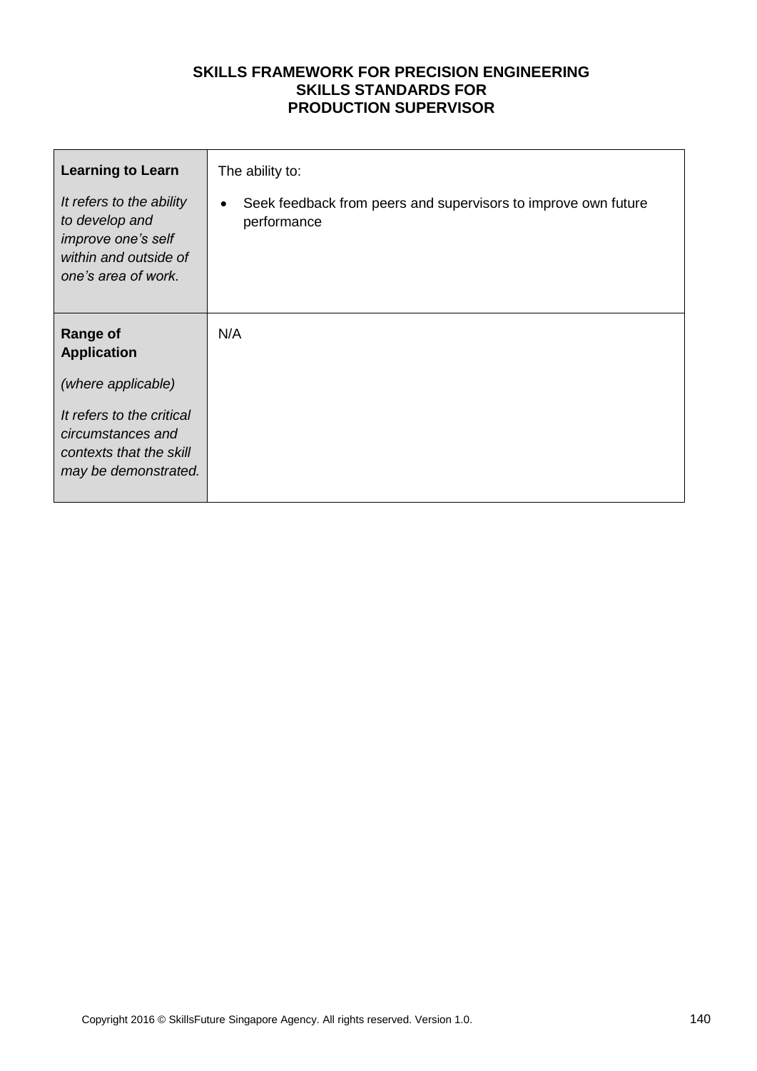**SKILLS FRAMEWORK FOR PRECISION ENGINEERING**
**SKILLS STANDARDS FOR**
**PRODUCTION SUPERVISOR**

| | |
|---|---|
| **Learning to Learn**<br><br>*It refers to the ability to develop and improve one's self within and outside of one's area of work.* | The ability to:<br><br>• Seek feedback from peers and supervisors to improve own future performance |
| **Range of Application**<br><br>*(where applicable)*<br><br>*It refers to the critical circumstances and contexts that the skill may be demonstrated.* | N/A |

Copyright 2016 © SkillsFuture Singapore Agency. All rights reserved. Version 1.0.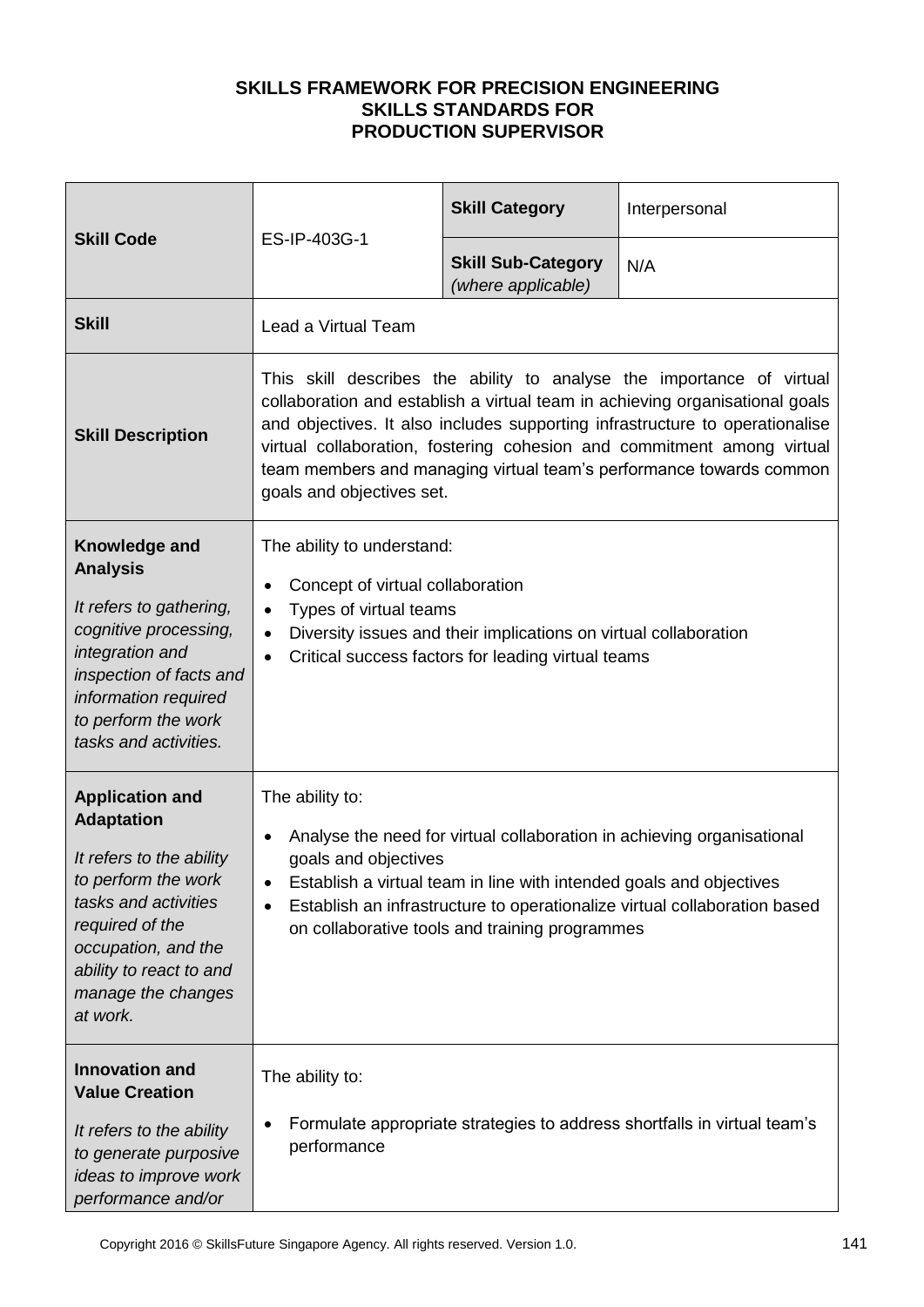**SKILLS FRAMEWORK FOR PRECISION ENGINEERING**
**SKILLS STANDARDS FOR**
**PRODUCTION SUPERVISOR**

| **Skill Code** | ES-IP-403G-1 | **Skill Category** | Interpersonal |
|---|---|---|---|
| | | **Skill Sub-Category** *(where applicable)* | N/A |
| **Skill** | Lead a Virtual Team | | |
| **Skill Description** | This skill describes the ability to analyse the importance of virtual collaboration and establish a virtual team in achieving organisational goals and objectives. It also includes supporting infrastructure to operationalise virtual collaboration, fostering cohesion and commitment among virtual team members and managing virtual team's performance towards common goals and objectives set. | | |
| **Knowledge and Analysis** *It refers to gathering, cognitive processing, integration and inspection of facts and information required to perform the work tasks and activities.* | The ability to understand: <br>• Concept of virtual collaboration <br>• Types of virtual teams <br>• Diversity issues and their implications on virtual collaboration <br>• Critical success factors for leading virtual teams | | |
| **Application and Adaptation** *It refers to the ability to perform the work tasks and activities required of the occupation, and the ability to react to and manage the changes at work.* | The ability to: <br>• Analyse the need for virtual collaboration in achieving organisational goals and objectives <br>• Establish a virtual team in line with intended goals and objectives <br>• Establish an infrastructure to operationalize virtual collaboration based on collaborative tools and training programmes | | |
| **Innovation and Value Creation** *It refers to the ability to generate purposive ideas to improve work performance and/or* | The ability to: <br>• Formulate appropriate strategies to address shortfalls in virtual team's performance | | |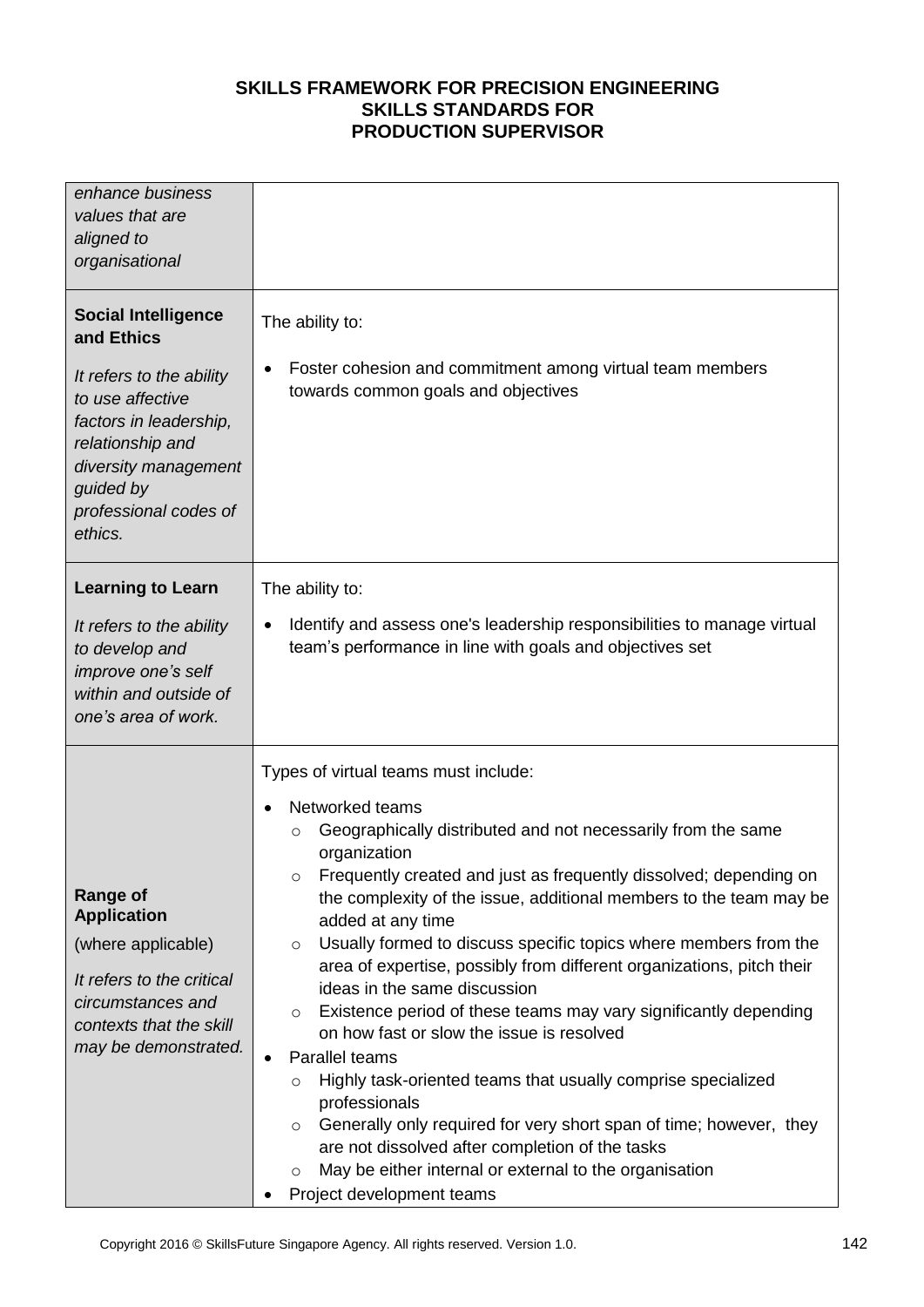| | |
|---|---|
| *enhance business values that are aligned to organisational* | |
| **Social Intelligence and Ethics**<br><br>*It refers to the ability to use affective factors in leadership, relationship and diversity management guided by professional codes of ethics.* | The ability to:<br><br>• Foster cohesion and commitment among virtual team members towards common goals and objectives |
| **Learning to Learn**<br><br>*It refers to the ability to develop and improve one's self within and outside of one's area of work.* | The ability to:<br><br>• Identify and assess one's leadership responsibilities to manage virtual team's performance in line with goals and objectives set |
| **Range of Application**<br><br>(where applicable)<br><br>*It refers to the critical circumstances and contexts that the skill may be demonstrated.* | Types of virtual teams must include:<br><br>• Networked teams<br>  ○ Geographically distributed and not necessarily from the same organization<br>  ○ Frequently created and just as frequently dissolved; depending on the complexity of the issue, additional members to the team may be added at any time<br>  ○ Usually formed to discuss specific topics where members from the area of expertise, possibly from different organizations, pitch their ideas in the same discussion<br>  ○ Existence period of these teams may vary significantly depending on how fast or slow the issue is resolved<br>• Parallel teams<br>  ○ Highly task-oriented teams that usually comprise specialized professionals<br>  ○ Generally only required for very short span of time; however, they are not dissolved after completion of the tasks<br>  ○ May be either internal or external to the organisation<br>• Project development teams |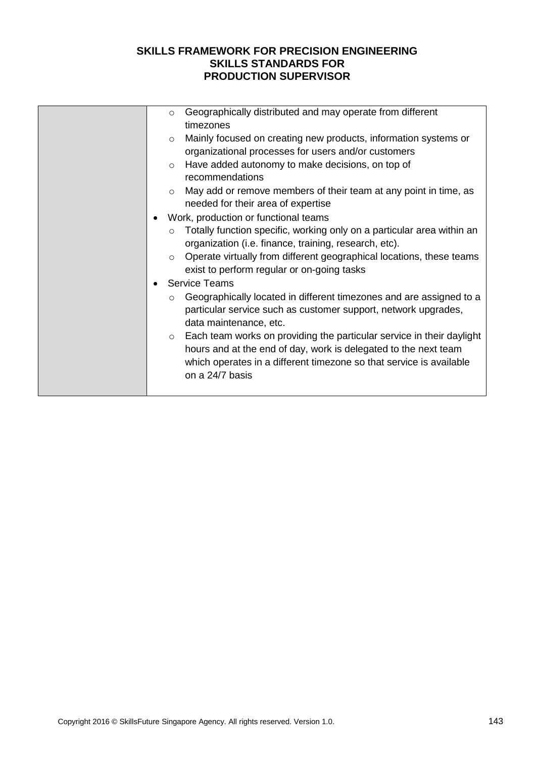| | |
|---|---|
| | <ul><li>Geographically distributed and may operate from different timezones</li><li>Mainly focused on creating new products, information systems or organizational processes for users and/or customers</li><li>Have added autonomy to make decisions, on top of recommendations</li><li>May add or remove members of their team at any point in time, as needed for their area of expertise</li></ul><ul><li>Work, production or functional teams<ul><li>Totally function specific, working only on a particular area within an organization (i.e. finance, training, research, etc).</li><li>Operate virtually from different geographical locations, these teams exist to perform regular or on-going tasks</li></ul></li><li>Service Teams<ul><li>Geographically located in different timezones and are assigned to a particular service such as customer support, network upgrades, data maintenance, etc.</li><li>Each team works on providing the particular service in their daylight hours and at the end of day, work is delegated to the next team which operates in a different timezone so that service is available on a 24/7 basis</li></ul></li></ul> |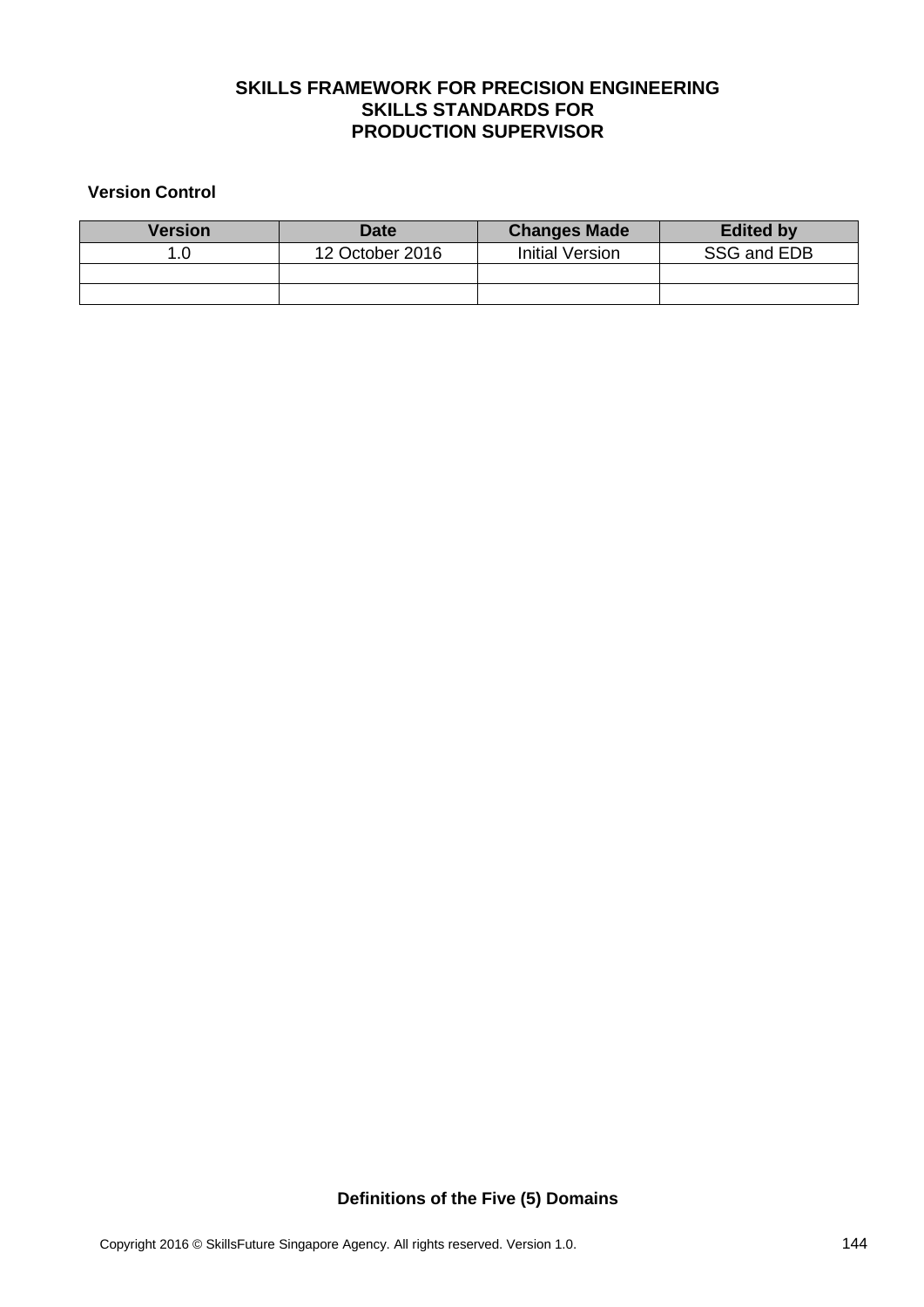# SKILLS FRAMEWORK FOR PRECISION ENGINEERING
# SKILLS STANDARDS FOR
# PRODUCTION SUPERVISOR

**Version Control**

| Version | Date | Changes Made | Edited by |
|---|---|---|---|
| 1.0 | 12 October 2016 | Initial Version | SSG and EDB |
| | | | |
| | | | |

**Definitions of the Five (5) Domains**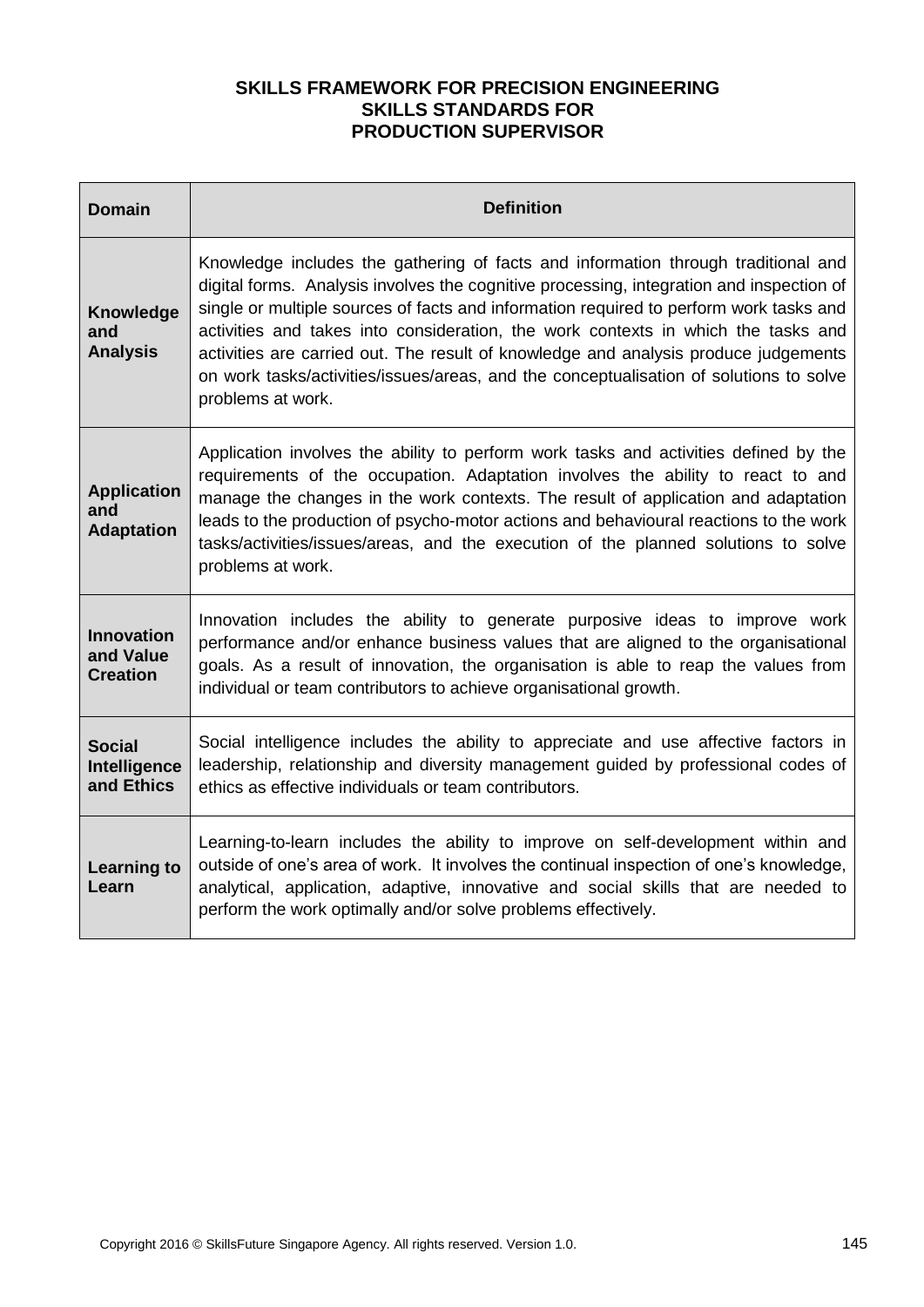**SKILLS FRAMEWORK FOR PRECISION ENGINEERING**
**SKILLS STANDARDS FOR**
**PRODUCTION SUPERVISOR**

| Domain | Definition |
|---|---|
| **Knowledge and Analysis** | Knowledge includes the gathering of facts and information through traditional and digital forms. Analysis involves the cognitive processing, integration and inspection of single or multiple sources of facts and information required to perform work tasks and activities and takes into consideration, the work contexts in which the tasks and activities are carried out. The result of knowledge and analysis produce judgements on work tasks/activities/issues/areas, and the conceptualisation of solutions to solve problems at work. |
| **Application and Adaptation** | Application involves the ability to perform work tasks and activities defined by the requirements of the occupation. Adaptation involves the ability to react to and manage the changes in the work contexts. The result of application and adaptation leads to the production of psycho-motor actions and behavioural reactions to the work tasks/activities/issues/areas, and the execution of the planned solutions to solve problems at work. |
| **Innovation and Value Creation** | Innovation includes the ability to generate purposive ideas to improve work performance and/or enhance business values that are aligned to the organisational goals. As a result of innovation, the organisation is able to reap the values from individual or team contributors to achieve organisational growth. |
| **Social Intelligence and Ethics** | Social intelligence includes the ability to appreciate and use affective factors in leadership, relationship and diversity management guided by professional codes of ethics as effective individuals or team contributors. |
| **Learning to Learn** | Learning-to-learn includes the ability to improve on self-development within and outside of one's area of work. It involves the continual inspection of one's knowledge, analytical, application, adaptive, innovative and social skills that are needed to perform the work optimally and/or solve problems effectively. |

Copyright 2016 © SkillsFuture Singapore Agency. All rights reserved. Version 1.0.